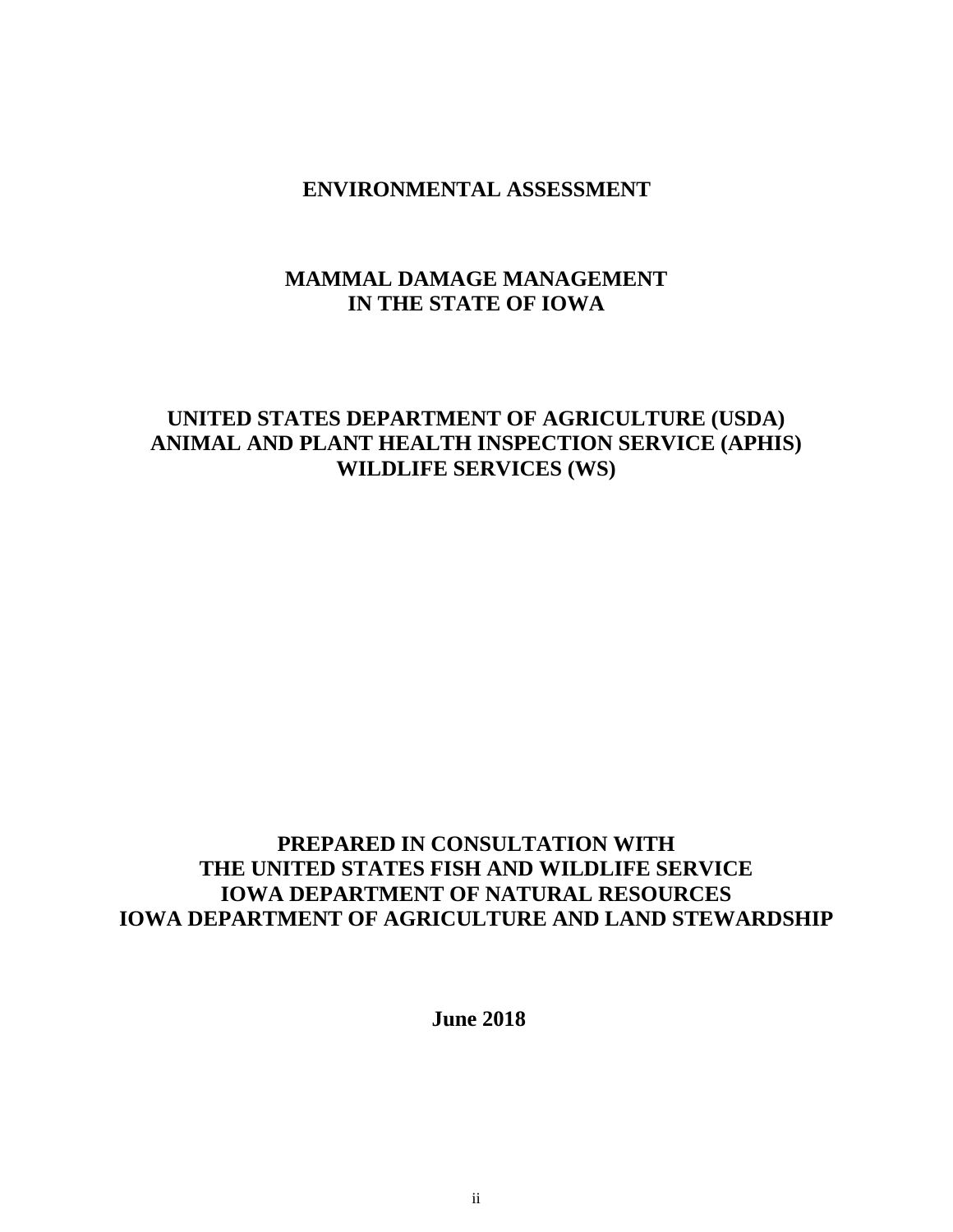# ENVIRONMENTAL ASSESSMENT

## MAMMAL DAMAGE MANAGEMENT IN THE STATE OF IOWA

## UNITED STATES DEPARTMENT OF AGRICULTURE (USDA) ANIMAL AND PLANT HEALTH INSPECTION SERVICE (APHIS) WILDLIFE SERVICES (WS)

**PREPARED IN CONSULTATION WITH**
**THE UNITED STATES FISH AND WILDLIFE SERVICE**
**IOWA DEPARTMENT OF NATURAL RESOURCES**
**IOWA DEPARTMENT OF AGRICULTURE AND LAND STEWARDSHIP**

**June 2018**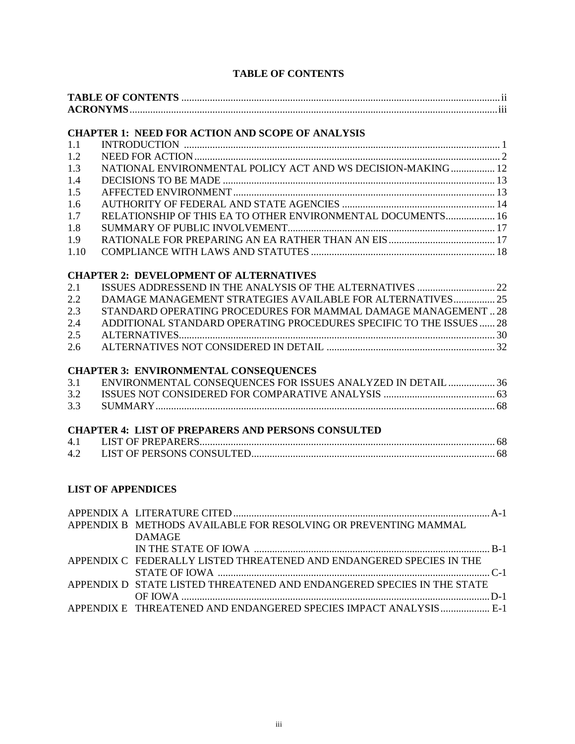## TABLE OF CONTENTS

**TABLE OF CONTENTS** ........................................................... ii
**ACRONYMS** ........................................................... iii

**CHAPTER 1: NEED FOR ACTION AND SCOPE OF ANALYSIS**

| | | |
|---|---|---|
| 1.1 | INTRODUCTION | 1 |
| 1.2 | NEED FOR ACTION | 2 |
| 1.3 | NATIONAL ENVIRONMENTAL POLICY ACT AND WS DECISION-MAKING | 12 |
| 1.4 | DECISIONS TO BE MADE | 13 |
| 1.5 | AFFECTED ENVIRONMENT | 13 |
| 1.6 | AUTHORITY OF FEDERAL AND STATE AGENCIES | 14 |
| 1.7 | RELATIONSHIP OF THIS EA TO OTHER ENVIRONMENTAL DOCUMENTS | 16 |
| 1.8 | SUMMARY OF PUBLIC INVOLVEMENT | 17 |
| 1.9 | RATIONALE FOR PREPARING AN EA RATHER THAN AN EIS | 17 |
| 1.10 | COMPLIANCE WITH LAWS AND STATUTES | 18 |

**CHAPTER 2: DEVELOPMENT OF ALTERNATIVES**

| | | |
|---|---|---|
| 2.1 | ISSUES ADDRESSEND IN THE ANALYSIS OF THE ALTERNATIVES | 22 |
| 2.2 | DAMAGE MANAGEMENT STRATEGIES AVAILABLE FOR ALTERNATIVES | 25 |
| 2.3 | STANDARD OPERATING PROCEDURES FOR MAMMAL DAMAGE MANAGEMENT | 28 |
| 2.4 | ADDITIONAL STANDARD OPERATING PROCEDURES SPECIFIC TO THE ISSUES | 28 |
| 2.5 | ALTERNATIVES | 30 |
| 2.6 | ALTERNATIVES NOT CONSIDERED IN DETAIL | 32 |

**CHAPTER 3: ENVIRONMENTAL CONSEQUENCES**

| | | |
|---|---|---|
| 3.1 | ENVIRONMENTAL CONSEQUENCES FOR ISSUES ANALYZED IN DETAIL | 36 |
| 3.2 | ISSUES NOT CONSIDERED FOR COMPARATIVE ANALYSIS | 63 |
| 3.3 | SUMMARY | 68 |

**CHAPTER 4: LIST OF PREPARERS AND PERSONS CONSULTED**

| | | |
|---|---|---|
| 4.1 | LIST OF PREPARERS | 68 |
| 4.2 | LIST OF PERSONS CONSULTED | 68 |

**LIST OF APPENDICES**

| | | |
|---|---|---|
| APPENDIX A | LITERATURE CITED | A-1 |
| APPENDIX B | METHODS AVAILABLE FOR RESOLVING OR PREVENTING MAMMAL DAMAGE IN THE STATE OF IOWA | B-1 |
| APPENDIX C | FEDERALLY LISTED THREATENED AND ENDANGERED SPECIES IN THE STATE OF IOWA | C-1 |
| APPENDIX D | STATE LISTED THREATENED AND ENDANGERED SPECIES IN THE STATE OF IOWA | D-1 |
| APPENDIX E | THREATENED AND ENDANGERED SPECIES IMPACT ANALYSIS | E-1 |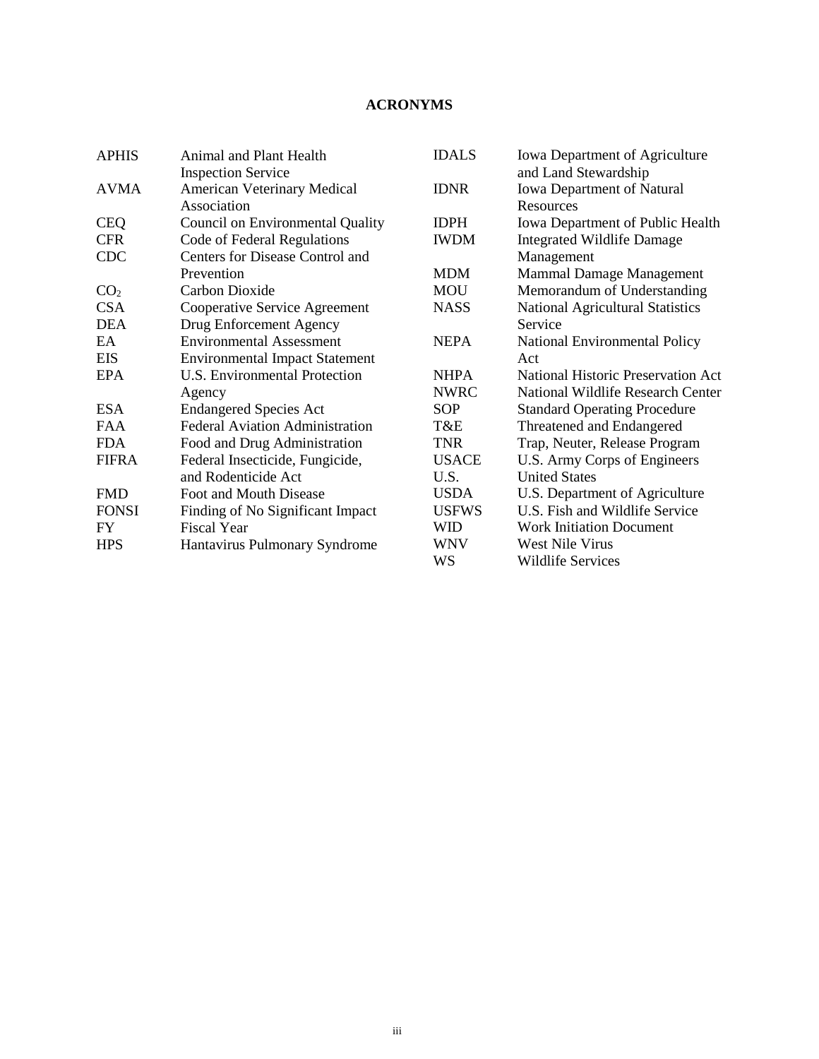# ACRONYMS

| | |
|---|---|
| APHIS | Animal and Plant Health Inspection Service |
| AVMA | American Veterinary Medical Association |
| CEQ | Council on Environmental Quality |
| CFR | Code of Federal Regulations |
| CDC | Centers for Disease Control and Prevention |
| $CO_2$ | Carbon Dioxide |
| CSA | Cooperative Service Agreement |
| DEA | Drug Enforcement Agency |
| EA | Environmental Assessment |
| EIS | Environmental Impact Statement |
| EPA | U.S. Environmental Protection Agency |
| ESA | Endangered Species Act |
| FAA | Federal Aviation Administration |
| FDA | Food and Drug Administration |
| FIFRA | Federal Insecticide, Fungicide, and Rodenticide Act |
| FMD | Foot and Mouth Disease |
| FONSI | Finding of No Significant Impact |
| FY | Fiscal Year |
| HPS | Hantavirus Pulmonary Syndrome |
| IDALS | Iowa Department of Agriculture and Land Stewardship |
| IDNR | Iowa Department of Natural Resources |
| IDPH | Iowa Department of Public Health |
| IWDM | Integrated Wildlife Damage Management |
| MDM | Mammal Damage Management |
| MOU | Memorandum of Understanding |
| NASS | National Agricultural Statistics Service |
| NEPA | National Environmental Policy Act |
| NHPA | National Historic Preservation Act |
| NWRC | National Wildlife Research Center |
| SOP | Standard Operating Procedure |
| T&E | Threatened and Endangered |
| TNR | Trap, Neuter, Release Program |
| USACE | U.S. Army Corps of Engineers |
| U.S. | United States |
| USDA | U.S. Department of Agriculture |
| USFWS | U.S. Fish and Wildlife Service |
| WID | Work Initiation Document |
| WNV | West Nile Virus |
| WS | Wildlife Services |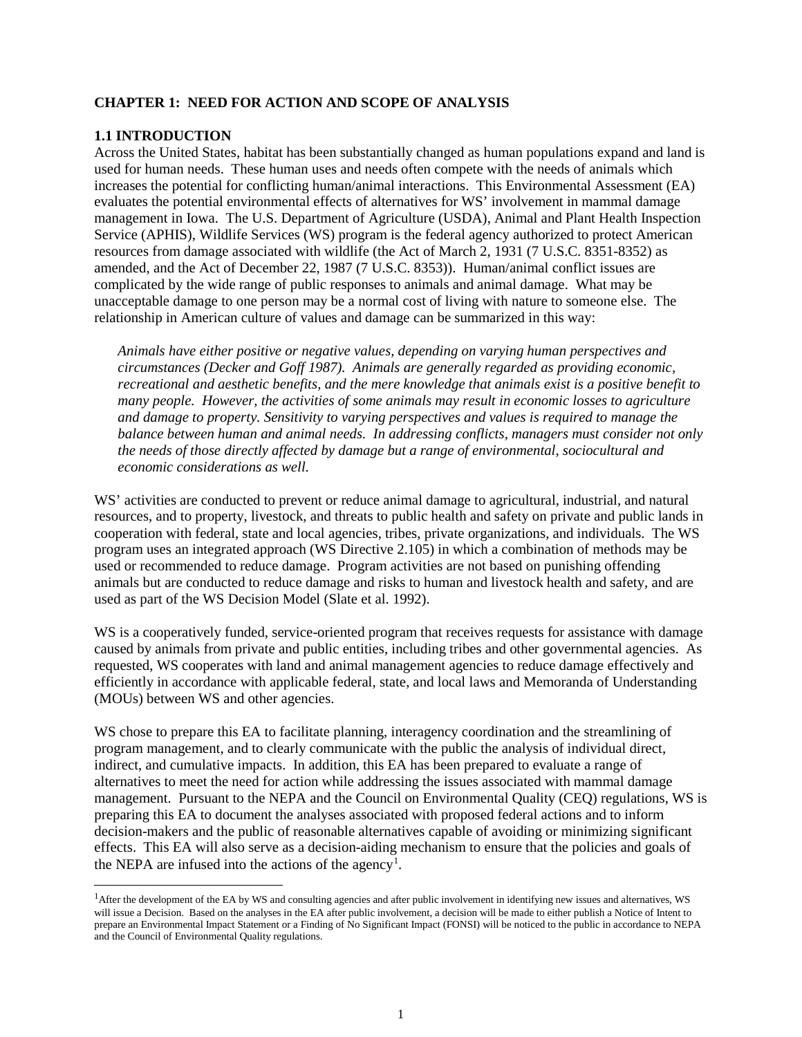**CHAPTER 1: NEED FOR ACTION AND SCOPE OF ANALYSIS**

**1.1 INTRODUCTION**

Across the United States, habitat has been substantially changed as human populations expand and land is used for human needs. These human uses and needs often compete with the needs of animals which increases the potential for conflicting human/animal interactions. This Environmental Assessment (EA) evaluates the potential environmental effects of alternatives for WS' involvement in mammal damage management in Iowa. The U.S. Department of Agriculture (USDA), Animal and Plant Health Inspection Service (APHIS), Wildlife Services (WS) program is the federal agency authorized to protect American resources from damage associated with wildlife (the Act of March 2, 1931 (7 U.S.C. 8351-8352) as amended, and the Act of December 22, 1987 (7 U.S.C. 8353)). Human/animal conflict issues are complicated by the wide range of public responses to animals and animal damage. What may be unacceptable damage to one person may be a normal cost of living with nature to someone else. The relationship in American culture of values and damage can be summarized in this way:

> *Animals have either positive or negative values, depending on varying human perspectives and circumstances (Decker and Goff 1987). Animals are generally regarded as providing economic, recreational and aesthetic benefits, and the mere knowledge that animals exist is a positive benefit to many people. However, the activities of some animals may result in economic losses to agriculture and damage to property. Sensitivity to varying perspectives and values is required to manage the balance between human and animal needs. In addressing conflicts, managers must consider not only the needs of those directly affected by damage but a range of environmental, sociocultural and economic considerations as well.*

WS' activities are conducted to prevent or reduce animal damage to agricultural, industrial, and natural resources, and to property, livestock, and threats to public health and safety on private and public lands in cooperation with federal, state and local agencies, tribes, private organizations, and individuals. The WS program uses an integrated approach (WS Directive 2.105) in which a combination of methods may be used or recommended to reduce damage. Program activities are not based on punishing offending animals but are conducted to reduce damage and risks to human and livestock health and safety, and are used as part of the WS Decision Model (Slate et al. 1992).

WS is a cooperatively funded, service-oriented program that receives requests for assistance with damage caused by animals from private and public entities, including tribes and other governmental agencies. As requested, WS cooperates with land and animal management agencies to reduce damage effectively and efficiently in accordance with applicable federal, state, and local laws and Memoranda of Understanding (MOUs) between WS and other agencies.

WS chose to prepare this EA to facilitate planning, interagency coordination and the streamlining of program management, and to clearly communicate with the public the analysis of individual direct, indirect, and cumulative impacts. In addition, this EA has been prepared to evaluate a range of alternatives to meet the need for action while addressing the issues associated with mammal damage management. Pursuant to the NEPA and the Council on Environmental Quality (CEQ) regulations, WS is preparing this EA to document the analyses associated with proposed federal actions and to inform decision-makers and the public of reasonable alternatives capable of avoiding or minimizing significant effects. This EA will also serve as a decision-aiding mechanism to ensure that the policies and goals of the NEPA are infused into the actions of the agency[1].

[1] After the development of the EA by WS and consulting agencies and after public involvement in identifying new issues and alternatives, WS will issue a Decision. Based on the analyses in the EA after public involvement, a decision will be made to either publish a Notice of Intent to prepare an Environmental Impact Statement or a Finding of No Significant Impact (FONSI) will be noticed to the public in accordance to NEPA and the Council of Environmental Quality regulations.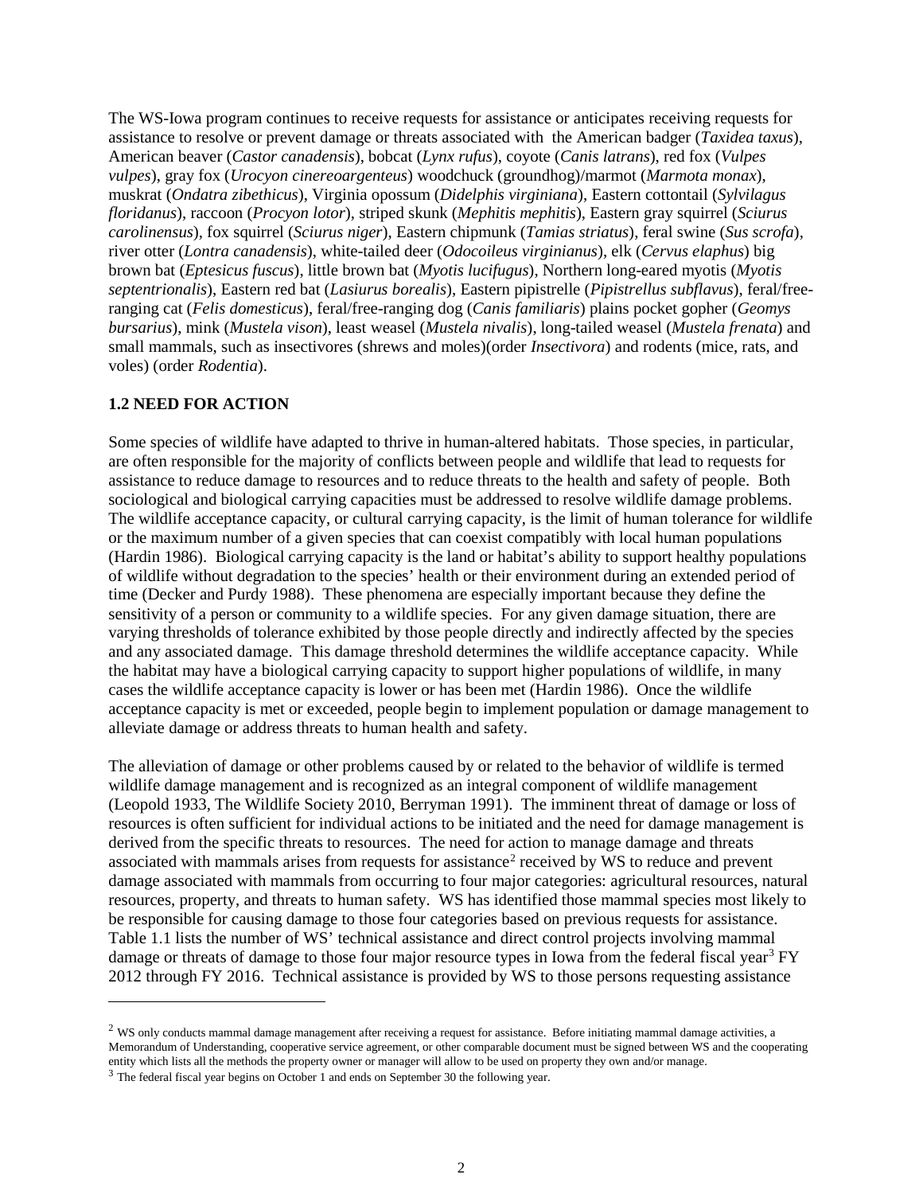The WS-Iowa program continues to receive requests for assistance or anticipates receiving requests for assistance to resolve or prevent damage or threats associated with the American badger (*Taxidea taxus*), American beaver (*Castor canadensis*), bobcat (*Lynx rufus*), coyote (*Canis latrans*), red fox (*Vulpes vulpes*), gray fox (*Urocyon cinereoargenteus*) woodchuck (groundhog)/marmot (*Marmota monax*), muskrat (*Ondatra zibethicus*), Virginia opossum (*Didelphis virginiana*), Eastern cottontail (*Sylvilagus floridanus*), raccoon (*Procyon lotor*), striped skunk (*Mephitis mephitis*), Eastern gray squirrel (*Sciurus carolinensus*), fox squirrel (*Sciurus niger*), Eastern chipmunk (*Tamias striatus*), feral swine (*Sus scrofa*), river otter (*Lontra canadensis*), white-tailed deer (*Odocoileus virginianus*), elk (*Cervus elaphus*) big brown bat (*Eptesicus fuscus*), little brown bat (*Myotis lucifugus*), Northern long-eared myotis (*Myotis septentrionalis*), Eastern red bat (*Lasiurus borealis*), Eastern pipistrelle (*Pipistrellus subflavus*), feral/free-ranging cat (*Felis domesticus*), feral/free-ranging dog (*Canis familiaris*) plains pocket gopher (*Geomys bursarius*), mink (*Mustela vison*), least weasel (*Mustela nivalis*), long-tailed weasel (*Mustela frenata*) and small mammals, such as insectivores (shrews and moles)(order *Insectivora*) and rodents (mice, rats, and voles) (order *Rodentia*).

## 1.2 NEED FOR ACTION

Some species of wildlife have adapted to thrive in human-altered habitats. Those species, in particular, are often responsible for the majority of conflicts between people and wildlife that lead to requests for assistance to reduce damage to resources and to reduce threats to the health and safety of people. Both sociological and biological carrying capacities must be addressed to resolve wildlife damage problems. The wildlife acceptance capacity, or cultural carrying capacity, is the limit of human tolerance for wildlife or the maximum number of a given species that can coexist compatibly with local human populations (Hardin 1986). Biological carrying capacity is the land or habitat's ability to support healthy populations of wildlife without degradation to the species' health or their environment during an extended period of time (Decker and Purdy 1988). These phenomena are especially important because they define the sensitivity of a person or community to a wildlife species. For any given damage situation, there are varying thresholds of tolerance exhibited by those people directly and indirectly affected by the species and any associated damage. This damage threshold determines the wildlife acceptance capacity. While the habitat may have a biological carrying capacity to support higher populations of wildlife, in many cases the wildlife acceptance capacity is lower or has been met (Hardin 1986). Once the wildlife acceptance capacity is met or exceeded, people begin to implement population or damage management to alleviate damage or address threats to human health and safety.

The alleviation of damage or other problems caused by or related to the behavior of wildlife is termed wildlife damage management and is recognized as an integral component of wildlife management (Leopold 1933, The Wildlife Society 2010, Berryman 1991). The imminent threat of damage or loss of resources is often sufficient for individual actions to be initiated and the need for damage management is derived from the specific threats to resources. The need for action to manage damage and threats associated with mammals arises from requests for assistance[2] received by WS to reduce and prevent damage associated with mammals from occurring to four major categories: agricultural resources, natural resources, property, and threats to human safety. WS has identified those mammal species most likely to be responsible for causing damage to those four categories based on previous requests for assistance. Table 1.1 lists the number of WS' technical assistance and direct control projects involving mammal damage or threats of damage to those four major resource types in Iowa from the federal fiscal year[3] FY 2012 through FY 2016. Technical assistance is provided by WS to those persons requesting assistance

[2] WS only conducts mammal damage management after receiving a request for assistance. Before initiating mammal damage activities, a Memorandum of Understanding, cooperative service agreement, or other comparable document must be signed between WS and the cooperating entity which lists all the methods the property owner or manager will allow to be used on property they own and/or manage.

[3] The federal fiscal year begins on October 1 and ends on September 30 the following year.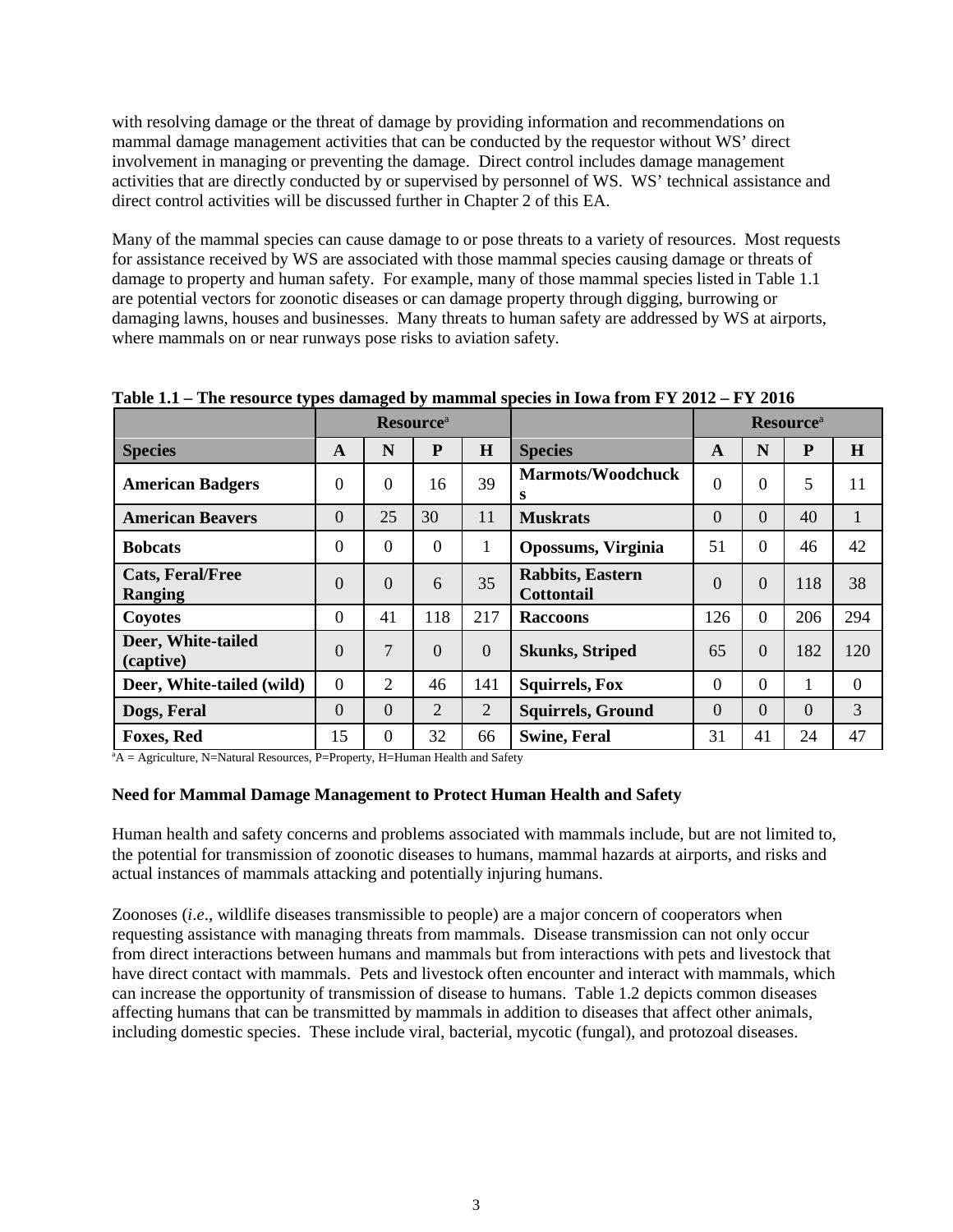with resolving damage or the threat of damage by providing information and recommendations on mammal damage management activities that can be conducted by the requestor without WS' direct involvement in managing or preventing the damage. Direct control includes damage management activities that are directly conducted by or supervised by personnel of WS. WS' technical assistance and direct control activities will be discussed further in Chapter 2 of this EA.

Many of the mammal species can cause damage to or pose threats to a variety of resources. Most requests for assistance received by WS are associated with those mammal species causing damage or threats of damage to property and human safety. For example, many of those mammal species listed in Table 1.1 are potential vectors for zoonotic diseases or can damage property through digging, burrowing or damaging lawns, houses and businesses. Many threats to human safety are addressed by WS at airports, where mammals on or near runways pose risks to aviation safety.

**Table 1.1 – The resource types damaged by mammal species in Iowa from FY 2012 – FY 2016**

| | Resource[a] | | | | | Resource[a] | | | |
|---|---|---|---|---|---|---|---|---|---|
| **Species** | **A** | **N** | **P** | **H** | **Species** | **A** | **N** | **P** | **H** |
| **American Badgers** | 0 | 0 | 16 | 39 | **Marmots/Woodchucks** | 0 | 0 | 5 | 11 |
| **American Beavers** | 0 | 25 | 30 | 11 | **Muskrats** | 0 | 0 | 40 | 1 |
| **Bobcats** | 0 | 0 | 0 | 1 | **Opossums, Virginia** | 51 | 0 | 46 | 42 |
| **Cats, Feral/Free Ranging** | 0 | 0 | 6 | 35 | **Rabbits, Eastern Cottontail** | 0 | 0 | 118 | 38 |
| **Coyotes** | 0 | 41 | 118 | 217 | **Raccoons** | 126 | 0 | 206 | 294 |
| **Deer, White-tailed (captive)** | 0 | 7 | 0 | 0 | **Skunks, Striped** | 65 | 0 | 182 | 120 |
| **Deer, White-tailed (wild)** | 0 | 2 | 46 | 141 | **Squirrels, Fox** | 0 | 0 | 1 | 0 |
| **Dogs, Feral** | 0 | 0 | 2 | 2 | **Squirrels, Ground** | 0 | 0 | 0 | 3 |
| **Foxes, Red** | 15 | 0 | 32 | 66 | **Swine, Feral** | 31 | 41 | 24 | 47 |

[a]A = Agriculture, N=Natural Resources, P=Property, H=Human Health and Safety

**Need for Mammal Damage Management to Protect Human Health and Safety**

Human health and safety concerns and problems associated with mammals include, but are not limited to, the potential for transmission of zoonotic diseases to humans, mammal hazards at airports, and risks and actual instances of mammals attacking and potentially injuring humans.

Zoonoses (*i.e*., wildlife diseases transmissible to people) are a major concern of cooperators when requesting assistance with managing threats from mammals. Disease transmission can not only occur from direct interactions between humans and mammals but from interactions with pets and livestock that have direct contact with mammals. Pets and livestock often encounter and interact with mammals, which can increase the opportunity of transmission of disease to humans. Table 1.2 depicts common diseases affecting humans that can be transmitted by mammals in addition to diseases that affect other animals, including domestic species. These include viral, bacterial, mycotic (fungal), and protozoal diseases.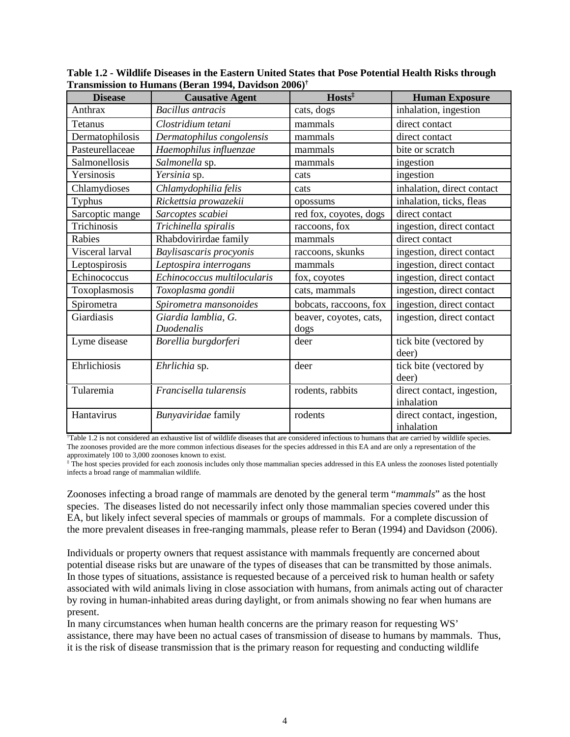**Table 1.2 - Wildlife Diseases in the Eastern United States that Pose Potential Health Risks through Transmission to Humans (Beran 1994, Davidson 2006)[†]**

| Disease | Causative Agent | Hosts[‡] | Human Exposure |
|---|---|---|---|
| Anthrax | *Bacillus antracis* | cats, dogs | inhalation, ingestion |
| Tetanus | *Clostridium tetani* | mammals | direct contact |
| Dermatophilosis | *Dermatophilus congolensis* | mammals | direct contact |
| Pasteurellaceae | *Haemophilus influenzae* | mammals | bite or scratch |
| Salmonellosis | *Salmonella* sp. | mammals | ingestion |
| Yersinosis | *Yersinia* sp. | cats | ingestion |
| Chlamydioses | *Chlamydophilia felis* | cats | inhalation, direct contact |
| Typhus | *Rickettsia prowazekii* | opossums | inhalation, ticks, fleas |
| Sarcoptic mange | *Sarcoptes scabiei* | red fox, coyotes, dogs | direct contact |
| Trichinosis | *Trichinella spiralis* | raccoons, fox | ingestion, direct contact |
| Rabies | Rhabdovirirdae family | mammals | direct contact |
| Visceral larval | *Baylisascaris procyonis* | raccoons, skunks | ingestion, direct contact |
| Leptospirosis | *Leptospira interrogans* | mammals | ingestion, direct contact |
| Echinococcus | *Echinococcus multilocularis* | fox, coyotes | ingestion, direct contact |
| Toxoplasmosis | *Toxoplasma gondii* | cats, mammals | ingestion, direct contact |
| Spirometra | *Spirometra mansonoides* | bobcats, raccoons, fox | ingestion, direct contact |
| Giardiasis | *Giardia lamblia, G. Duodenalis* | beaver, coyotes, cats, dogs | ingestion, direct contact |
| Lyme disease | *Borellia burgdorferi* | deer | tick bite (vectored by deer) |
| Ehrlichiosis | *Ehrlichia* sp. | deer | tick bite (vectored by deer) |
| Tularemia | *Francisella tularensis* | rodents, rabbits | direct contact, ingestion, inhalation |
| Hantavirus | *Bunyaviridae* family | rodents | direct contact, ingestion, inhalation |

[†]Table 1.2 is not considered an exhaustive list of wildlife diseases that are considered infectious to humans that are carried by wildlife species. The zoonoses provided are the more common infectious diseases for the species addressed in this EA and are only a representation of the approximately 100 to 3,000 zoonoses known to exist.
[‡] The host species provided for each zoonosis includes only those mammalian species addressed in this EA unless the zoonoses listed potentially infects a broad range of mammalian wildlife.

Zoonoses infecting a broad range of mammals are denoted by the general term "*mammals*" as the host species. The diseases listed do not necessarily infect only those mammalian species covered under this EA, but likely infect several species of mammals or groups of mammals. For a complete discussion of the more prevalent diseases in free-ranging mammals, please refer to Beran (1994) and Davidson (2006).

Individuals or property owners that request assistance with mammals frequently are concerned about potential disease risks but are unaware of the types of diseases that can be transmitted by those animals. In those types of situations, assistance is requested because of a perceived risk to human health or safety associated with wild animals living in close association with humans, from animals acting out of character by roving in human-inhabited areas during daylight, or from animals showing no fear when humans are present.

In many circumstances when human health concerns are the primary reason for requesting WS' assistance, there may have been no actual cases of transmission of disease to humans by mammals. Thus, it is the risk of disease transmission that is the primary reason for requesting and conducting wildlife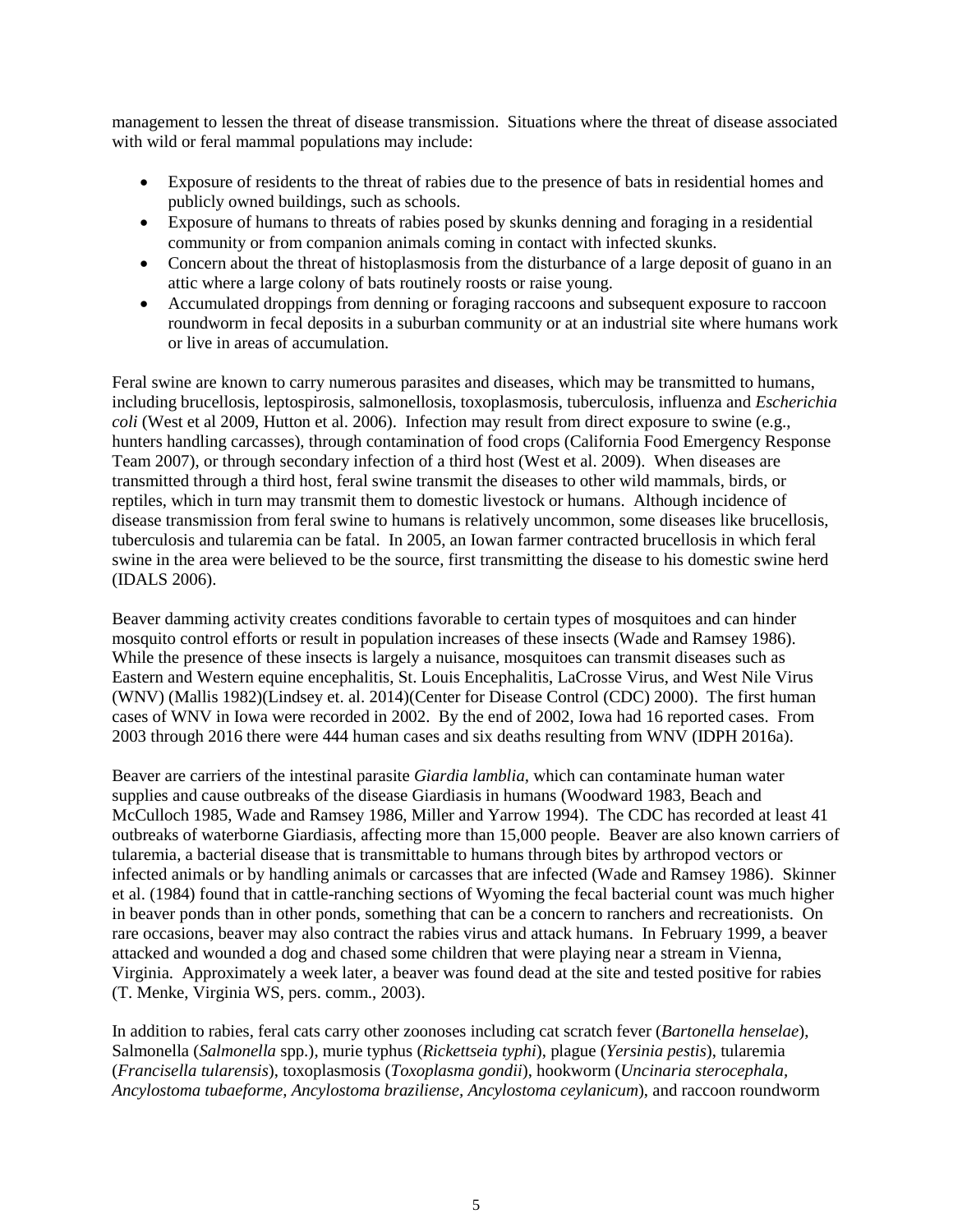management to lessen the threat of disease transmission. Situations where the threat of disease associated with wild or feral mammal populations may include:

- Exposure of residents to the threat of rabies due to the presence of bats in residential homes and publicly owned buildings, such as schools.
- Exposure of humans to threats of rabies posed by skunks denning and foraging in a residential community or from companion animals coming in contact with infected skunks.
- Concern about the threat of histoplasmosis from the disturbance of a large deposit of guano in an attic where a large colony of bats routinely roosts or raise young.
- Accumulated droppings from denning or foraging raccoons and subsequent exposure to raccoon roundworm in fecal deposits in a suburban community or at an industrial site where humans work or live in areas of accumulation.

Feral swine are known to carry numerous parasites and diseases, which may be transmitted to humans, including brucellosis, leptospirosis, salmonellosis, toxoplasmosis, tuberculosis, influenza and *Escherichia coli* (West et al 2009, Hutton et al. 2006). Infection may result from direct exposure to swine (e.g., hunters handling carcasses), through contamination of food crops (California Food Emergency Response Team 2007), or through secondary infection of a third host (West et al. 2009). When diseases are transmitted through a third host, feral swine transmit the diseases to other wild mammals, birds, or reptiles, which in turn may transmit them to domestic livestock or humans. Although incidence of disease transmission from feral swine to humans is relatively uncommon, some diseases like brucellosis, tuberculosis and tularemia can be fatal. In 2005, an Iowan farmer contracted brucellosis in which feral swine in the area were believed to be the source, first transmitting the disease to his domestic swine herd (IDALS 2006).

Beaver damming activity creates conditions favorable to certain types of mosquitoes and can hinder mosquito control efforts or result in population increases of these insects (Wade and Ramsey 1986). While the presence of these insects is largely a nuisance, mosquitoes can transmit diseases such as Eastern and Western equine encephalitis, St. Louis Encephalitis, LaCrosse Virus, and West Nile Virus (WNV) (Mallis 1982)(Lindsey et. al. 2014)(Center for Disease Control (CDC) 2000). The first human cases of WNV in Iowa were recorded in 2002. By the end of 2002, Iowa had 16 reported cases. From 2003 through 2016 there were 444 human cases and six deaths resulting from WNV (IDPH 2016a).

Beaver are carriers of the intestinal parasite *Giardia lamblia,* which can contaminate human water supplies and cause outbreaks of the disease Giardiasis in humans (Woodward 1983, Beach and McCulloch 1985, Wade and Ramsey 1986, Miller and Yarrow 1994). The CDC has recorded at least 41 outbreaks of waterborne Giardiasis, affecting more than 15,000 people. Beaver are also known carriers of tularemia, a bacterial disease that is transmittable to humans through bites by arthropod vectors or infected animals or by handling animals or carcasses that are infected (Wade and Ramsey 1986). Skinner et al. (1984) found that in cattle-ranching sections of Wyoming the fecal bacterial count was much higher in beaver ponds than in other ponds, something that can be a concern to ranchers and recreationists. On rare occasions, beaver may also contract the rabies virus and attack humans. In February 1999, a beaver attacked and wounded a dog and chased some children that were playing near a stream in Vienna, Virginia. Approximately a week later, a beaver was found dead at the site and tested positive for rabies (T. Menke, Virginia WS, pers. comm., 2003).

In addition to rabies, feral cats carry other zoonoses including cat scratch fever (*Bartonella henselae*), Salmonella (*Salmonella* spp.), murie typhus (*Rickettseia typhi*), plague (*Yersinia pestis*), tularemia (*Francisella tularensis*), toxoplasmosis (*Toxoplasma gondii*), hookworm (*Uncinaria sterocephala, Ancylostoma tubaeforme, Ancylostoma braziliense, Ancylostoma ceylanicum*), and raccoon roundworm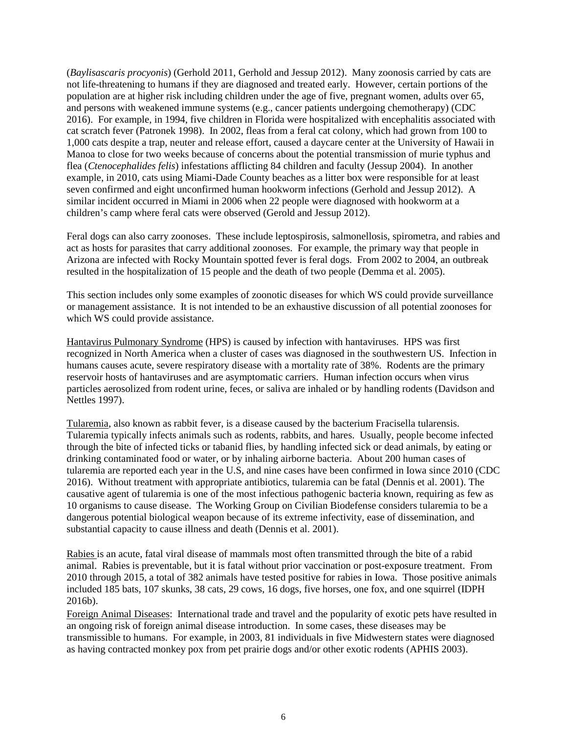(*Baylisascaris procyonis*) (Gerhold 2011, Gerhold and Jessup 2012). Many zoonosis carried by cats are not life-threatening to humans if they are diagnosed and treated early. However, certain portions of the population are at higher risk including children under the age of five, pregnant women, adults over 65, and persons with weakened immune systems (e.g., cancer patients undergoing chemotherapy) (CDC 2016). For example, in 1994, five children in Florida were hospitalized with encephalitis associated with cat scratch fever (Patronek 1998). In 2002, fleas from a feral cat colony, which had grown from 100 to 1,000 cats despite a trap, neuter and release effort, caused a daycare center at the University of Hawaii in Manoa to close for two weeks because of concerns about the potential transmission of murie typhus and flea (*Ctenocephalides felis*) infestations afflicting 84 children and faculty (Jessup 2004). In another example, in 2010, cats using Miami-Dade County beaches as a litter box were responsible for at least seven confirmed and eight unconfirmed human hookworm infections (Gerhold and Jessup 2012). A similar incident occurred in Miami in 2006 when 22 people were diagnosed with hookworm at a children's camp where feral cats were observed (Gerold and Jessup 2012).

Feral dogs can also carry zoonoses. These include leptospirosis, salmonellosis, spirometra, and rabies and act as hosts for parasites that carry additional zoonoses. For example, the primary way that people in Arizona are infected with Rocky Mountain spotted fever is feral dogs. From 2002 to 2004, an outbreak resulted in the hospitalization of 15 people and the death of two people (Demma et al. 2005).

This section includes only some examples of zoonotic diseases for which WS could provide surveillance or management assistance. It is not intended to be an exhaustive discussion of all potential zoonoses for which WS could provide assistance.

Hantavirus Pulmonary Syndrome (HPS) is caused by infection with hantaviruses. HPS was first recognized in North America when a cluster of cases was diagnosed in the southwestern US. Infection in humans causes acute, severe respiratory disease with a mortality rate of 38%. Rodents are the primary reservoir hosts of hantaviruses and are asymptomatic carriers. Human infection occurs when virus particles aerosolized from rodent urine, feces, or saliva are inhaled or by handling rodents (Davidson and Nettles 1997).

Tularemia, also known as rabbit fever, is a disease caused by the bacterium Fracisella tularensis. Tularemia typically infects animals such as rodents, rabbits, and hares. Usually, people become infected through the bite of infected ticks or tabanid flies, by handling infected sick or dead animals, by eating or drinking contaminated food or water, or by inhaling airborne bacteria. About 200 human cases of tularemia are reported each year in the U.S, and nine cases have been confirmed in Iowa since 2010 (CDC 2016). Without treatment with appropriate antibiotics, tularemia can be fatal (Dennis et al. 2001). The causative agent of tularemia is one of the most infectious pathogenic bacteria known, requiring as few as 10 organisms to cause disease. The Working Group on Civilian Biodefense considers tularemia to be a dangerous potential biological weapon because of its extreme infectivity, ease of dissemination, and substantial capacity to cause illness and death (Dennis et al. 2001).

Rabies is an acute, fatal viral disease of mammals most often transmitted through the bite of a rabid animal. Rabies is preventable, but it is fatal without prior vaccination or post-exposure treatment. From 2010 through 2015, a total of 382 animals have tested positive for rabies in Iowa. Those positive animals included 185 bats, 107 skunks, 38 cats, 29 cows, 16 dogs, five horses, one fox, and one squirrel (IDPH 2016b).

Foreign Animal Diseases: International trade and travel and the popularity of exotic pets have resulted in an ongoing risk of foreign animal disease introduction. In some cases, these diseases may be transmissible to humans. For example, in 2003, 81 individuals in five Midwestern states were diagnosed as having contracted monkey pox from pet prairie dogs and/or other exotic rodents (APHIS 2003).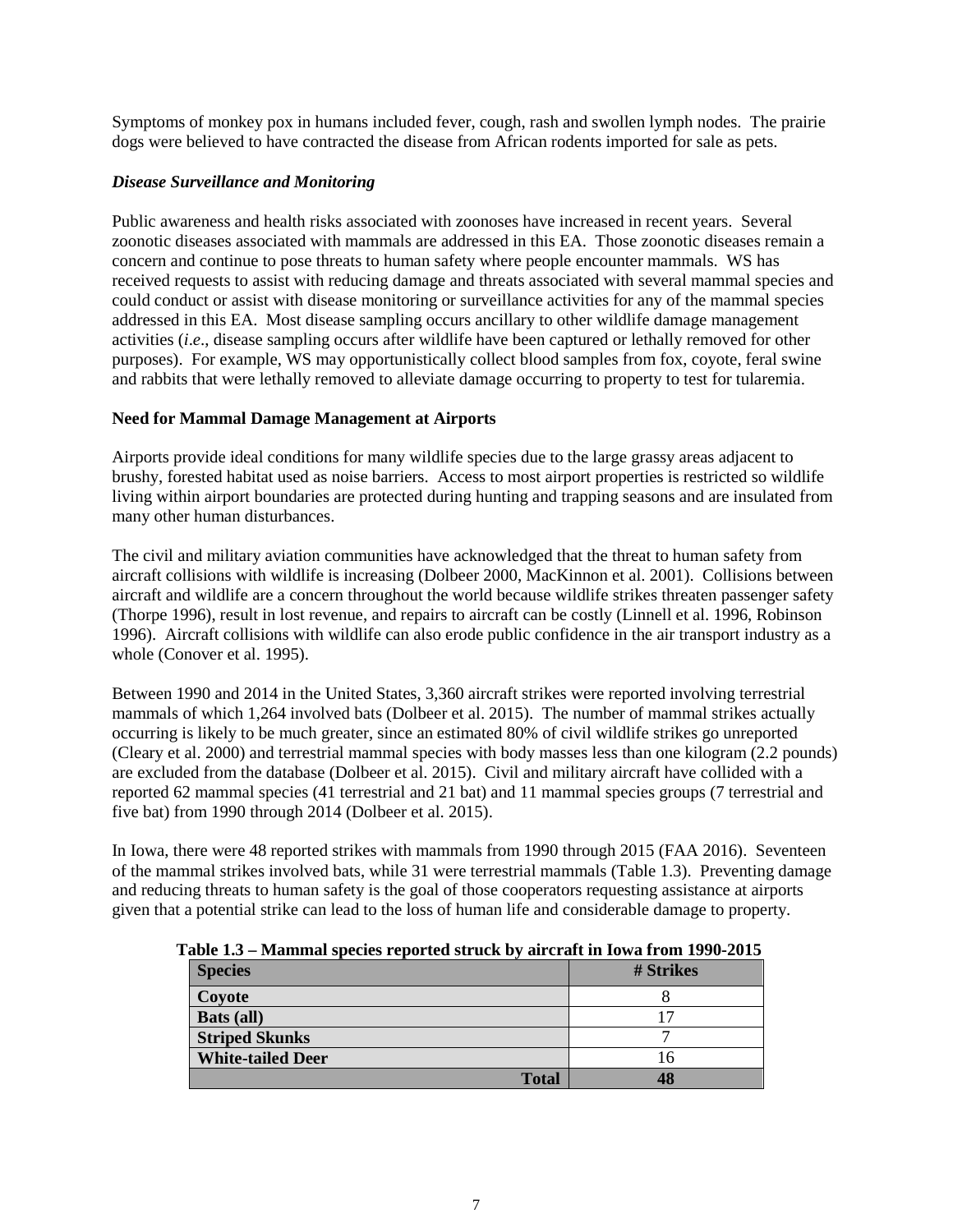Symptoms of monkey pox in humans included fever, cough, rash and swollen lymph nodes. The prairie dogs were believed to have contracted the disease from African rodents imported for sale as pets.

***Disease Surveillance and Monitoring***

Public awareness and health risks associated with zoonoses have increased in recent years. Several zoonotic diseases associated with mammals are addressed in this EA. Those zoonotic diseases remain a concern and continue to pose threats to human safety where people encounter mammals. WS has received requests to assist with reducing damage and threats associated with several mammal species and could conduct or assist with disease monitoring or surveillance activities for any of the mammal species addressed in this EA. Most disease sampling occurs ancillary to other wildlife damage management activities (*i.e*., disease sampling occurs after wildlife have been captured or lethally removed for other purposes). For example, WS may opportunistically collect blood samples from fox, coyote, feral swine and rabbits that were lethally removed to alleviate damage occurring to property to test for tularemia.

**Need for Mammal Damage Management at Airports**

Airports provide ideal conditions for many wildlife species due to the large grassy areas adjacent to brushy, forested habitat used as noise barriers. Access to most airport properties is restricted so wildlife living within airport boundaries are protected during hunting and trapping seasons and are insulated from many other human disturbances.

The civil and military aviation communities have acknowledged that the threat to human safety from aircraft collisions with wildlife is increasing (Dolbeer 2000, MacKinnon et al. 2001). Collisions between aircraft and wildlife are a concern throughout the world because wildlife strikes threaten passenger safety (Thorpe 1996), result in lost revenue, and repairs to aircraft can be costly (Linnell et al. 1996, Robinson 1996). Aircraft collisions with wildlife can also erode public confidence in the air transport industry as a whole (Conover et al. 1995).

Between 1990 and 2014 in the United States, 3,360 aircraft strikes were reported involving terrestrial mammals of which 1,264 involved bats (Dolbeer et al. 2015). The number of mammal strikes actually occurring is likely to be much greater, since an estimated 80% of civil wildlife strikes go unreported (Cleary et al. 2000) and terrestrial mammal species with body masses less than one kilogram (2.2 pounds) are excluded from the database (Dolbeer et al. 2015). Civil and military aircraft have collided with a reported 62 mammal species (41 terrestrial and 21 bat) and 11 mammal species groups (7 terrestrial and five bat) from 1990 through 2014 (Dolbeer et al. 2015).

In Iowa, there were 48 reported strikes with mammals from 1990 through 2015 (FAA 2016). Seventeen of the mammal strikes involved bats, while 31 were terrestrial mammals (Table 1.3). Preventing damage and reducing threats to human safety is the goal of those cooperators requesting assistance at airports given that a potential strike can lead to the loss of human life and considerable damage to property.

**Table 1.3 – Mammal species reported struck by aircraft in Iowa from 1990-2015**

| Species | # Strikes |
|---|---|
| **Coyote** | 8 |
| **Bats (all)** | 17 |
| **Striped Skunks** | 7 |
| **White-tailed Deer** | 16 |
| **Total** | **48** |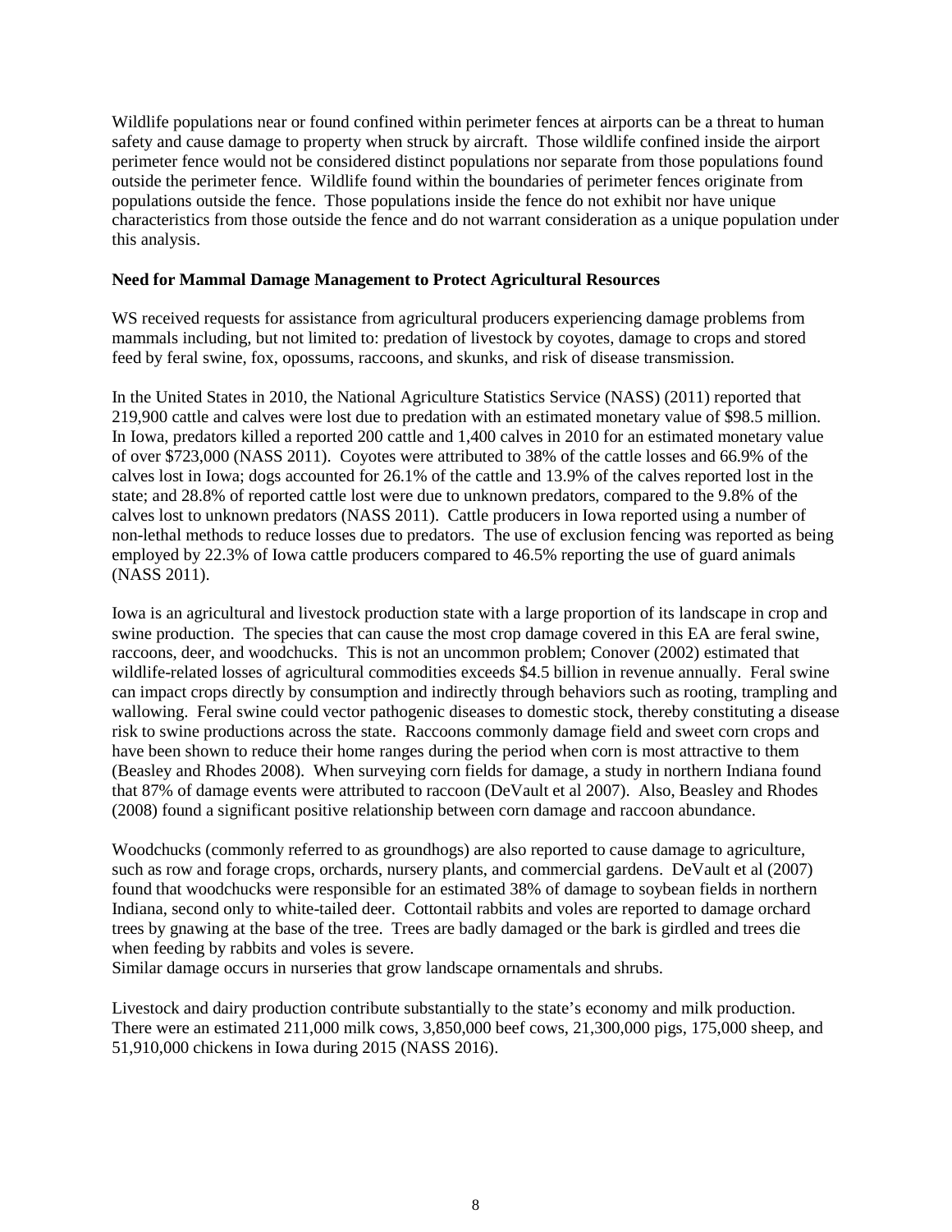Wildlife populations near or found confined within perimeter fences at airports can be a threat to human safety and cause damage to property when struck by aircraft. Those wildlife confined inside the airport perimeter fence would not be considered distinct populations nor separate from those populations found outside the perimeter fence. Wildlife found within the boundaries of perimeter fences originate from populations outside the fence. Those populations inside the fence do not exhibit nor have unique characteristics from those outside the fence and do not warrant consideration as a unique population under this analysis.

**Need for Mammal Damage Management to Protect Agricultural Resources**

WS received requests for assistance from agricultural producers experiencing damage problems from mammals including, but not limited to: predation of livestock by coyotes, damage to crops and stored feed by feral swine, fox, opossums, raccoons, and skunks, and risk of disease transmission.

In the United States in 2010, the National Agriculture Statistics Service (NASS) (2011) reported that 219,900 cattle and calves were lost due to predation with an estimated monetary value of $98.5 million. In Iowa, predators killed a reported 200 cattle and 1,400 calves in 2010 for an estimated monetary value of over $723,000 (NASS 2011). Coyotes were attributed to 38% of the cattle losses and 66.9% of the calves lost in Iowa; dogs accounted for 26.1% of the cattle and 13.9% of the calves reported lost in the state; and 28.8% of reported cattle lost were due to unknown predators, compared to the 9.8% of the calves lost to unknown predators (NASS 2011). Cattle producers in Iowa reported using a number of non-lethal methods to reduce losses due to predators. The use of exclusion fencing was reported as being employed by 22.3% of Iowa cattle producers compared to 46.5% reporting the use of guard animals (NASS 2011).

Iowa is an agricultural and livestock production state with a large proportion of its landscape in crop and swine production. The species that can cause the most crop damage covered in this EA are feral swine, raccoons, deer, and woodchucks. This is not an uncommon problem; Conover (2002) estimated that wildlife-related losses of agricultural commodities exceeds $4.5 billion in revenue annually. Feral swine can impact crops directly by consumption and indirectly through behaviors such as rooting, trampling and wallowing. Feral swine could vector pathogenic diseases to domestic stock, thereby constituting a disease risk to swine productions across the state. Raccoons commonly damage field and sweet corn crops and have been shown to reduce their home ranges during the period when corn is most attractive to them (Beasley and Rhodes 2008). When surveying corn fields for damage, a study in northern Indiana found that 87% of damage events were attributed to raccoon (DeVault et al 2007). Also, Beasley and Rhodes (2008) found a significant positive relationship between corn damage and raccoon abundance.

Woodchucks (commonly referred to as groundhogs) are also reported to cause damage to agriculture, such as row and forage crops, orchards, nursery plants, and commercial gardens. DeVault et al (2007) found that woodchucks were responsible for an estimated 38% of damage to soybean fields in northern Indiana, second only to white-tailed deer. Cottontail rabbits and voles are reported to damage orchard trees by gnawing at the base of the tree. Trees are badly damaged or the bark is girdled and trees die when feeding by rabbits and voles is severe.
Similar damage occurs in nurseries that grow landscape ornamentals and shrubs.

Livestock and dairy production contribute substantially to the state's economy and milk production. There were an estimated 211,000 milk cows, 3,850,000 beef cows, 21,300,000 pigs, 175,000 sheep, and 51,910,000 chickens in Iowa during 2015 (NASS 2016).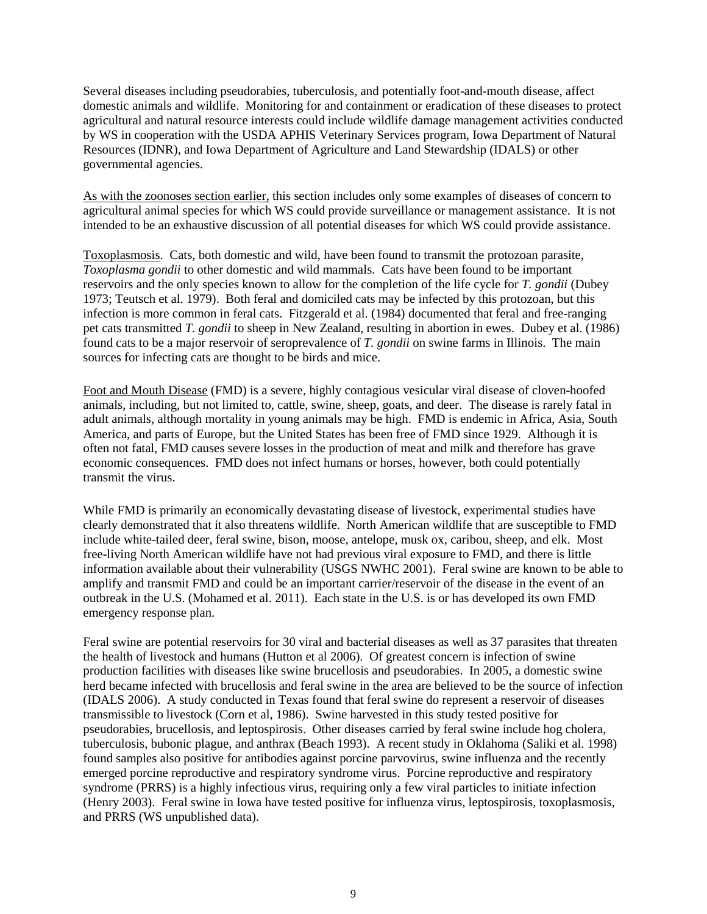Several diseases including pseudorabies, tuberculosis, and potentially foot-and-mouth disease, affect domestic animals and wildlife. Monitoring for and containment or eradication of these diseases to protect agricultural and natural resource interests could include wildlife damage management activities conducted by WS in cooperation with the USDA APHIS Veterinary Services program, Iowa Department of Natural Resources (IDNR), and Iowa Department of Agriculture and Land Stewardship (IDALS) or other governmental agencies.

As with the zoonoses section earlier, this section includes only some examples of diseases of concern to agricultural animal species for which WS could provide surveillance or management assistance. It is not intended to be an exhaustive discussion of all potential diseases for which WS could provide assistance.

Toxoplasmosis. Cats, both domestic and wild, have been found to transmit the protozoan parasite, *Toxoplasma gondii* to other domestic and wild mammals. Cats have been found to be important reservoirs and the only species known to allow for the completion of the life cycle for *T. gondii* (Dubey 1973; Teutsch et al. 1979). Both feral and domiciled cats may be infected by this protozoan, but this infection is more common in feral cats. Fitzgerald et al. (1984) documented that feral and free-ranging pet cats transmitted *T. gondii* to sheep in New Zealand, resulting in abortion in ewes. Dubey et al. (1986) found cats to be a major reservoir of seroprevalence of *T. gondii* on swine farms in Illinois. The main sources for infecting cats are thought to be birds and mice.

Foot and Mouth Disease (FMD) is a severe, highly contagious vesicular viral disease of cloven-hoofed animals, including, but not limited to, cattle, swine, sheep, goats, and deer. The disease is rarely fatal in adult animals, although mortality in young animals may be high. FMD is endemic in Africa, Asia, South America, and parts of Europe, but the United States has been free of FMD since 1929. Although it is often not fatal, FMD causes severe losses in the production of meat and milk and therefore has grave economic consequences. FMD does not infect humans or horses, however, both could potentially transmit the virus.

While FMD is primarily an economically devastating disease of livestock, experimental studies have clearly demonstrated that it also threatens wildlife. North American wildlife that are susceptible to FMD include white-tailed deer, feral swine, bison, moose, antelope, musk ox, caribou, sheep, and elk. Most free-living North American wildlife have not had previous viral exposure to FMD, and there is little information available about their vulnerability (USGS NWHC 2001). Feral swine are known to be able to amplify and transmit FMD and could be an important carrier/reservoir of the disease in the event of an outbreak in the U.S. (Mohamed et al. 2011). Each state in the U.S. is or has developed its own FMD emergency response plan.

Feral swine are potential reservoirs for 30 viral and bacterial diseases as well as 37 parasites that threaten the health of livestock and humans (Hutton et al 2006). Of greatest concern is infection of swine production facilities with diseases like swine brucellosis and pseudorabies. In 2005, a domestic swine herd became infected with brucellosis and feral swine in the area are believed to be the source of infection (IDALS 2006). A study conducted in Texas found that feral swine do represent a reservoir of diseases transmissible to livestock (Corn et al, 1986). Swine harvested in this study tested positive for pseudorabies, brucellosis, and leptospirosis. Other diseases carried by feral swine include hog cholera, tuberculosis, bubonic plague, and anthrax (Beach 1993). A recent study in Oklahoma (Saliki et al. 1998) found samples also positive for antibodies against porcine parvovirus, swine influenza and the recently emerged porcine reproductive and respiratory syndrome virus. Porcine reproductive and respiratory syndrome (PRRS) is a highly infectious virus, requiring only a few viral particles to initiate infection (Henry 2003). Feral swine in Iowa have tested positive for influenza virus, leptospirosis, toxoplasmosis, and PRRS (WS unpublished data).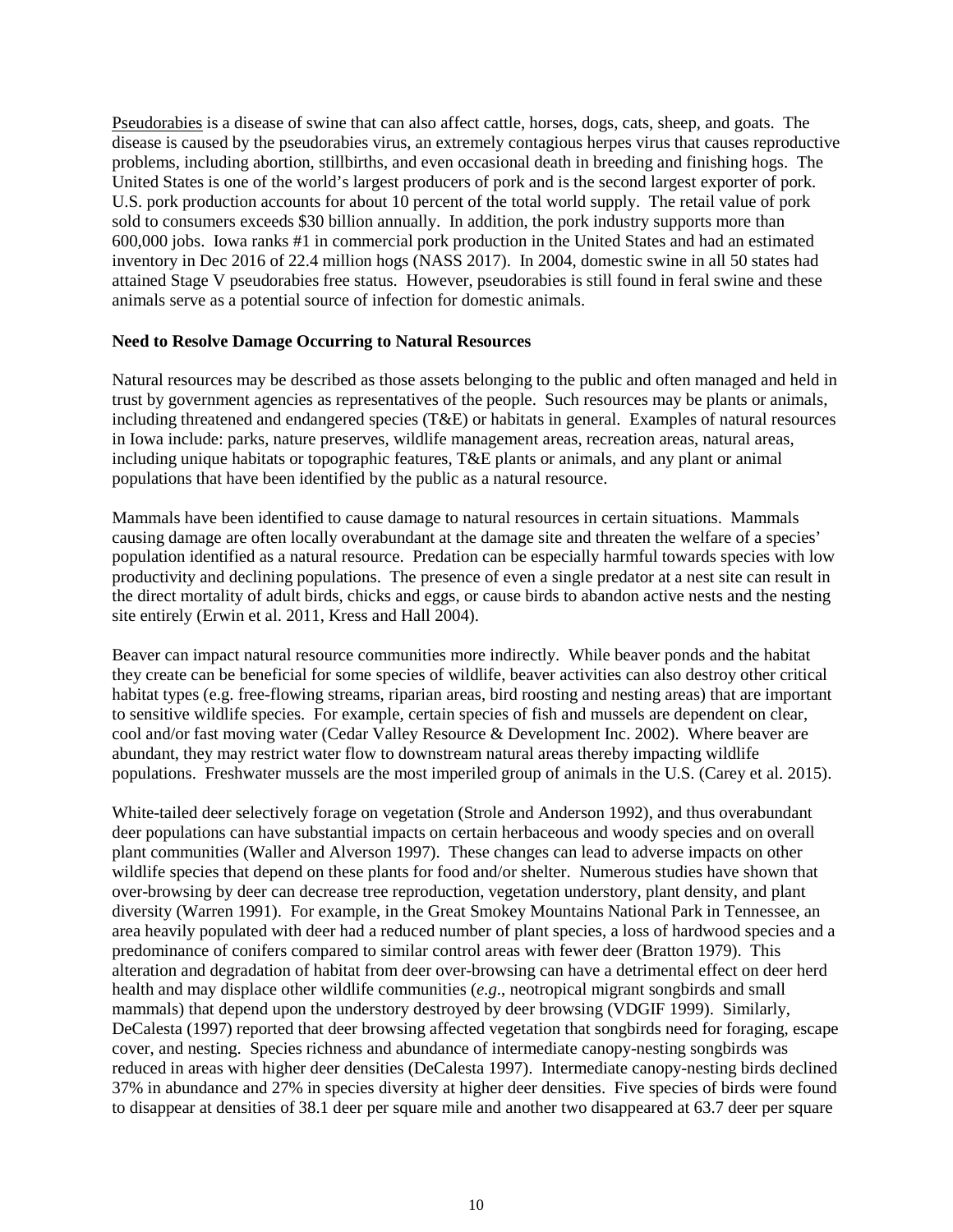Pseudorabies is a disease of swine that can also affect cattle, horses, dogs, cats, sheep, and goats. The disease is caused by the pseudorabies virus, an extremely contagious herpes virus that causes reproductive problems, including abortion, stillbirths, and even occasional death in breeding and finishing hogs. The United States is one of the world's largest producers of pork and is the second largest exporter of pork. U.S. pork production accounts for about 10 percent of the total world supply. The retail value of pork sold to consumers exceeds $30 billion annually. In addition, the pork industry supports more than 600,000 jobs. Iowa ranks #1 in commercial pork production in the United States and had an estimated inventory in Dec 2016 of 22.4 million hogs (NASS 2017). In 2004, domestic swine in all 50 states had attained Stage V pseudorabies free status. However, pseudorabies is still found in feral swine and these animals serve as a potential source of infection for domestic animals.

**Need to Resolve Damage Occurring to Natural Resources**

Natural resources may be described as those assets belonging to the public and often managed and held in trust by government agencies as representatives of the people. Such resources may be plants or animals, including threatened and endangered species (T&E) or habitats in general. Examples of natural resources in Iowa include: parks, nature preserves, wildlife management areas, recreation areas, natural areas, including unique habitats or topographic features, T&E plants or animals, and any plant or animal populations that have been identified by the public as a natural resource.

Mammals have been identified to cause damage to natural resources in certain situations. Mammals causing damage are often locally overabundant at the damage site and threaten the welfare of a species' population identified as a natural resource. Predation can be especially harmful towards species with low productivity and declining populations. The presence of even a single predator at a nest site can result in the direct mortality of adult birds, chicks and eggs, or cause birds to abandon active nests and the nesting site entirely (Erwin et al. 2011, Kress and Hall 2004).

Beaver can impact natural resource communities more indirectly. While beaver ponds and the habitat they create can be beneficial for some species of wildlife, beaver activities can also destroy other critical habitat types (e.g. free-flowing streams, riparian areas, bird roosting and nesting areas) that are important to sensitive wildlife species. For example, certain species of fish and mussels are dependent on clear, cool and/or fast moving water (Cedar Valley Resource & Development Inc. 2002). Where beaver are abundant, they may restrict water flow to downstream natural areas thereby impacting wildlife populations. Freshwater mussels are the most imperiled group of animals in the U.S. (Carey et al. 2015).

White-tailed deer selectively forage on vegetation (Strole and Anderson 1992), and thus overabundant deer populations can have substantial impacts on certain herbaceous and woody species and on overall plant communities (Waller and Alverson 1997). These changes can lead to adverse impacts on other wildlife species that depend on these plants for food and/or shelter. Numerous studies have shown that over-browsing by deer can decrease tree reproduction, vegetation understory, plant density, and plant diversity (Warren 1991). For example, in the Great Smokey Mountains National Park in Tennessee, an area heavily populated with deer had a reduced number of plant species, a loss of hardwood species and a predominance of conifers compared to similar control areas with fewer deer (Bratton 1979). This alteration and degradation of habitat from deer over-browsing can have a detrimental effect on deer herd health and may displace other wildlife communities (*e.g*., neotropical migrant songbirds and small mammals) that depend upon the understory destroyed by deer browsing (VDGIF 1999). Similarly, DeCalesta (1997) reported that deer browsing affected vegetation that songbirds need for foraging, escape cover, and nesting. Species richness and abundance of intermediate canopy-nesting songbirds was reduced in areas with higher deer densities (DeCalesta 1997). Intermediate canopy-nesting birds declined 37% in abundance and 27% in species diversity at higher deer densities. Five species of birds were found to disappear at densities of 38.1 deer per square mile and another two disappeared at 63.7 deer per square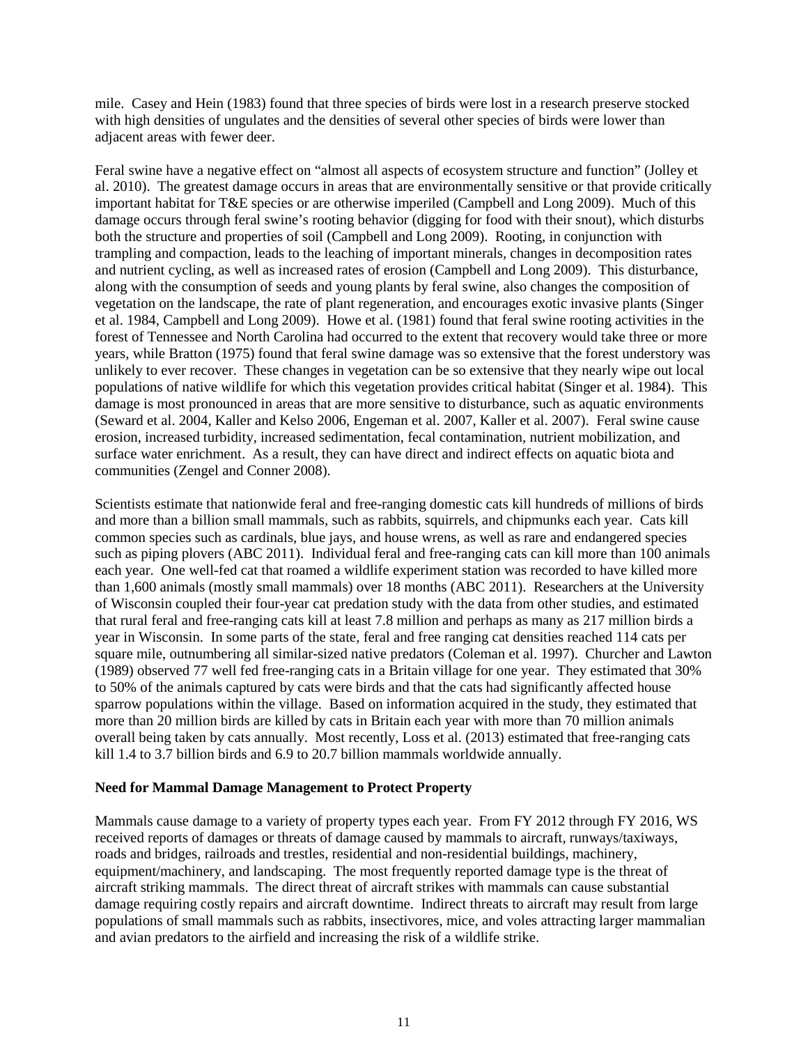mile. Casey and Hein (1983) found that three species of birds were lost in a research preserve stocked with high densities of ungulates and the densities of several other species of birds were lower than adjacent areas with fewer deer.

Feral swine have a negative effect on "almost all aspects of ecosystem structure and function" (Jolley et al. 2010). The greatest damage occurs in areas that are environmentally sensitive or that provide critically important habitat for T&E species or are otherwise imperiled (Campbell and Long 2009). Much of this damage occurs through feral swine's rooting behavior (digging for food with their snout), which disturbs both the structure and properties of soil (Campbell and Long 2009). Rooting, in conjunction with trampling and compaction, leads to the leaching of important minerals, changes in decomposition rates and nutrient cycling, as well as increased rates of erosion (Campbell and Long 2009). This disturbance, along with the consumption of seeds and young plants by feral swine, also changes the composition of vegetation on the landscape, the rate of plant regeneration, and encourages exotic invasive plants (Singer et al. 1984, Campbell and Long 2009). Howe et al. (1981) found that feral swine rooting activities in the forest of Tennessee and North Carolina had occurred to the extent that recovery would take three or more years, while Bratton (1975) found that feral swine damage was so extensive that the forest understory was unlikely to ever recover. These changes in vegetation can be so extensive that they nearly wipe out local populations of native wildlife for which this vegetation provides critical habitat (Singer et al. 1984). This damage is most pronounced in areas that are more sensitive to disturbance, such as aquatic environments (Seward et al. 2004, Kaller and Kelso 2006, Engeman et al. 2007, Kaller et al. 2007). Feral swine cause erosion, increased turbidity, increased sedimentation, fecal contamination, nutrient mobilization, and surface water enrichment. As a result, they can have direct and indirect effects on aquatic biota and communities (Zengel and Conner 2008).

Scientists estimate that nationwide feral and free-ranging domestic cats kill hundreds of millions of birds and more than a billion small mammals, such as rabbits, squirrels, and chipmunks each year. Cats kill common species such as cardinals, blue jays, and house wrens, as well as rare and endangered species such as piping plovers (ABC 2011). Individual feral and free-ranging cats can kill more than 100 animals each year. One well-fed cat that roamed a wildlife experiment station was recorded to have killed more than 1,600 animals (mostly small mammals) over 18 months (ABC 2011). Researchers at the University of Wisconsin coupled their four-year cat predation study with the data from other studies, and estimated that rural feral and free-ranging cats kill at least 7.8 million and perhaps as many as 217 million birds a year in Wisconsin. In some parts of the state, feral and free ranging cat densities reached 114 cats per square mile, outnumbering all similar-sized native predators (Coleman et al. 1997). Churcher and Lawton (1989) observed 77 well fed free-ranging cats in a Britain village for one year. They estimated that 30% to 50% of the animals captured by cats were birds and that the cats had significantly affected house sparrow populations within the village. Based on information acquired in the study, they estimated that more than 20 million birds are killed by cats in Britain each year with more than 70 million animals overall being taken by cats annually. Most recently, Loss et al. (2013) estimated that free-ranging cats kill 1.4 to 3.7 billion birds and 6.9 to 20.7 billion mammals worldwide annually.

**Need for Mammal Damage Management to Protect Property**

Mammals cause damage to a variety of property types each year. From FY 2012 through FY 2016, WS received reports of damages or threats of damage caused by mammals to aircraft, runways/taxiways, roads and bridges, railroads and trestles, residential and non-residential buildings, machinery, equipment/machinery, and landscaping. The most frequently reported damage type is the threat of aircraft striking mammals. The direct threat of aircraft strikes with mammals can cause substantial damage requiring costly repairs and aircraft downtime. Indirect threats to aircraft may result from large populations of small mammals such as rabbits, insectivores, mice, and voles attracting larger mammalian and avian predators to the airfield and increasing the risk of a wildlife strike.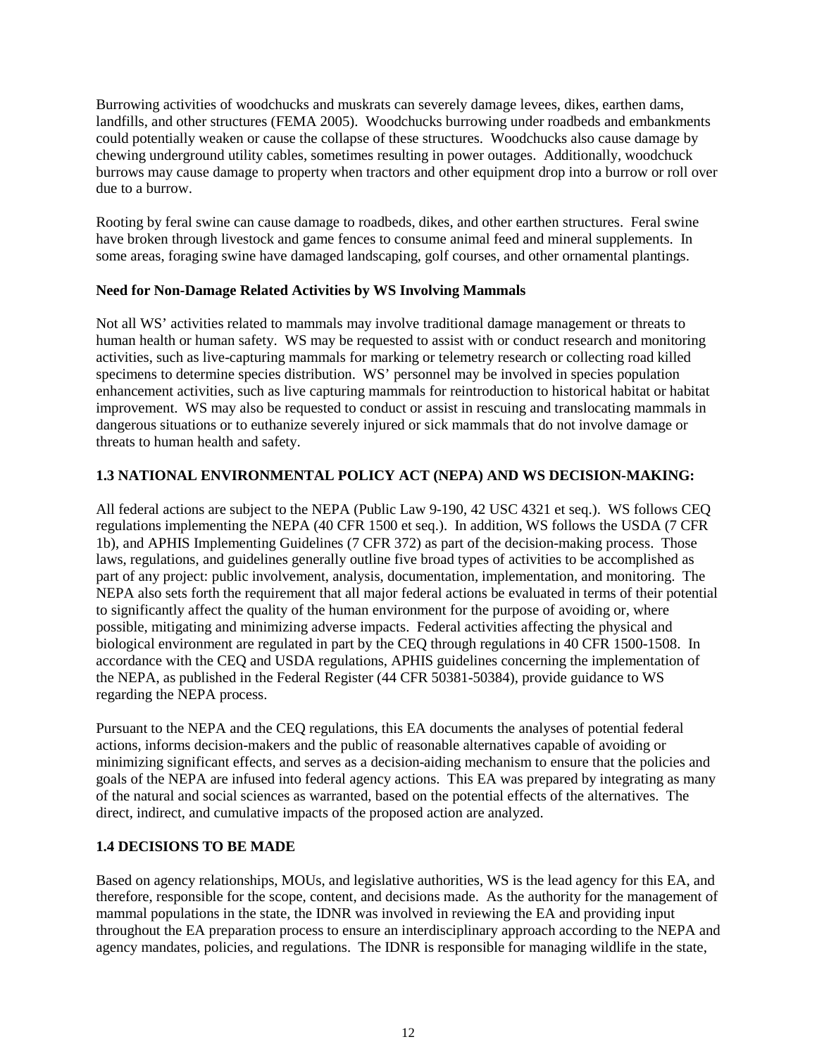Burrowing activities of woodchucks and muskrats can severely damage levees, dikes, earthen dams, landfills, and other structures (FEMA 2005). Woodchucks burrowing under roadbeds and embankments could potentially weaken or cause the collapse of these structures. Woodchucks also cause damage by chewing underground utility cables, sometimes resulting in power outages. Additionally, woodchuck burrows may cause damage to property when tractors and other equipment drop into a burrow or roll over due to a burrow.

Rooting by feral swine can cause damage to roadbeds, dikes, and other earthen structures. Feral swine have broken through livestock and game fences to consume animal feed and mineral supplements. In some areas, foraging swine have damaged landscaping, golf courses, and other ornamental plantings.

**Need for Non-Damage Related Activities by WS Involving Mammals**

Not all WS' activities related to mammals may involve traditional damage management or threats to human health or human safety. WS may be requested to assist with or conduct research and monitoring activities, such as live-capturing mammals for marking or telemetry research or collecting road killed specimens to determine species distribution. WS' personnel may be involved in species population enhancement activities, such as live capturing mammals for reintroduction to historical habitat or habitat improvement. WS may also be requested to conduct or assist in rescuing and translocating mammals in dangerous situations or to euthanize severely injured or sick mammals that do not involve damage or threats to human health and safety.

## 1.3 NATIONAL ENVIRONMENTAL POLICY ACT (NEPA) AND WS DECISION-MAKING:

All federal actions are subject to the NEPA (Public Law 9-190, 42 USC 4321 et seq.). WS follows CEQ regulations implementing the NEPA (40 CFR 1500 et seq.). In addition, WS follows the USDA (7 CFR 1b), and APHIS Implementing Guidelines (7 CFR 372) as part of the decision-making process. Those laws, regulations, and guidelines generally outline five broad types of activities to be accomplished as part of any project: public involvement, analysis, documentation, implementation, and monitoring. The NEPA also sets forth the requirement that all major federal actions be evaluated in terms of their potential to significantly affect the quality of the human environment for the purpose of avoiding or, where possible, mitigating and minimizing adverse impacts. Federal activities affecting the physical and biological environment are regulated in part by the CEQ through regulations in 40 CFR 1500-1508. In accordance with the CEQ and USDA regulations, APHIS guidelines concerning the implementation of the NEPA, as published in the Federal Register (44 CFR 50381-50384), provide guidance to WS regarding the NEPA process.

Pursuant to the NEPA and the CEQ regulations, this EA documents the analyses of potential federal actions, informs decision-makers and the public of reasonable alternatives capable of avoiding or minimizing significant effects, and serves as a decision-aiding mechanism to ensure that the policies and goals of the NEPA are infused into federal agency actions. This EA was prepared by integrating as many of the natural and social sciences as warranted, based on the potential effects of the alternatives. The direct, indirect, and cumulative impacts of the proposed action are analyzed.

## 1.4 DECISIONS TO BE MADE

Based on agency relationships, MOUs, and legislative authorities, WS is the lead agency for this EA, and therefore, responsible for the scope, content, and decisions made. As the authority for the management of mammal populations in the state, the IDNR was involved in reviewing the EA and providing input throughout the EA preparation process to ensure an interdisciplinary approach according to the NEPA and agency mandates, policies, and regulations. The IDNR is responsible for managing wildlife in the state,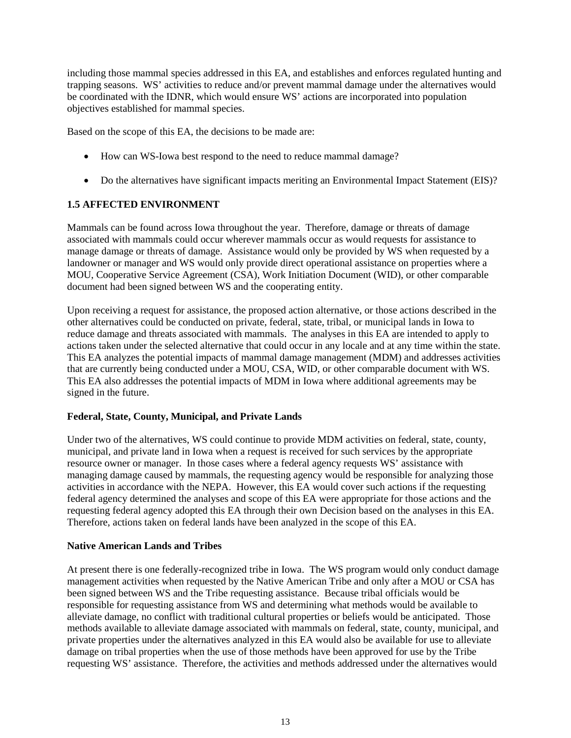including those mammal species addressed in this EA, and establishes and enforces regulated hunting and trapping seasons. WS' activities to reduce and/or prevent mammal damage under the alternatives would be coordinated with the IDNR, which would ensure WS' actions are incorporated into population objectives established for mammal species.

Based on the scope of this EA, the decisions to be made are:

- How can WS-Iowa best respond to the need to reduce mammal damage?
- Do the alternatives have significant impacts meriting an Environmental Impact Statement (EIS)?

## 1.5 AFFECTED ENVIRONMENT

Mammals can be found across Iowa throughout the year. Therefore, damage or threats of damage associated with mammals could occur wherever mammals occur as would requests for assistance to manage damage or threats of damage. Assistance would only be provided by WS when requested by a landowner or manager and WS would only provide direct operational assistance on properties where a MOU, Cooperative Service Agreement (CSA), Work Initiation Document (WID), or other comparable document had been signed between WS and the cooperating entity.

Upon receiving a request for assistance, the proposed action alternative, or those actions described in the other alternatives could be conducted on private, federal, state, tribal, or municipal lands in Iowa to reduce damage and threats associated with mammals. The analyses in this EA are intended to apply to actions taken under the selected alternative that could occur in any locale and at any time within the state. This EA analyzes the potential impacts of mammal damage management (MDM) and addresses activities that are currently being conducted under a MOU, CSA, WID, or other comparable document with WS. This EA also addresses the potential impacts of MDM in Iowa where additional agreements may be signed in the future.

### Federal, State, County, Municipal, and Private Lands

Under two of the alternatives, WS could continue to provide MDM activities on federal, state, county, municipal, and private land in Iowa when a request is received for such services by the appropriate resource owner or manager. In those cases where a federal agency requests WS' assistance with managing damage caused by mammals, the requesting agency would be responsible for analyzing those activities in accordance with the NEPA. However, this EA would cover such actions if the requesting federal agency determined the analyses and scope of this EA were appropriate for those actions and the requesting federal agency adopted this EA through their own Decision based on the analyses in this EA. Therefore, actions taken on federal lands have been analyzed in the scope of this EA.

### Native American Lands and Tribes

At present there is one federally-recognized tribe in Iowa. The WS program would only conduct damage management activities when requested by the Native American Tribe and only after a MOU or CSA has been signed between WS and the Tribe requesting assistance. Because tribal officials would be responsible for requesting assistance from WS and determining what methods would be available to alleviate damage, no conflict with traditional cultural properties or beliefs would be anticipated. Those methods available to alleviate damage associated with mammals on federal, state, county, municipal, and private properties under the alternatives analyzed in this EA would also be available for use to alleviate damage on tribal properties when the use of those methods have been approved for use by the Tribe requesting WS' assistance. Therefore, the activities and methods addressed under the alternatives would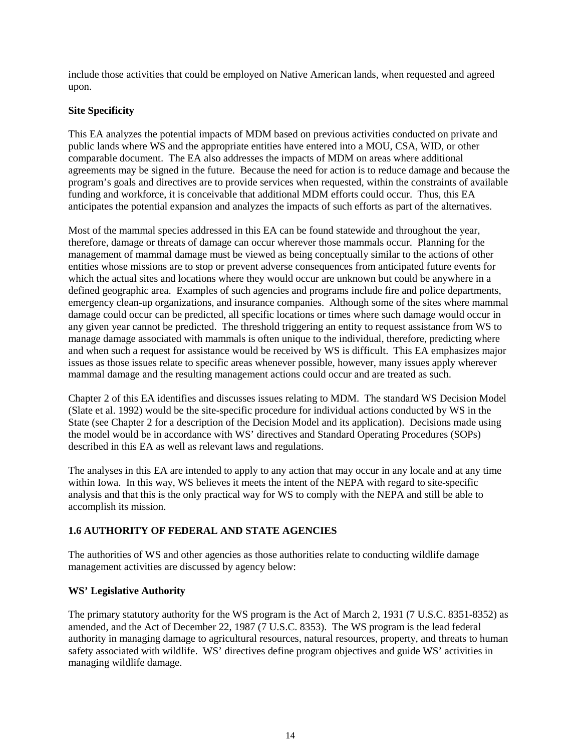include those activities that could be employed on Native American lands, when requested and agreed upon.

**Site Specificity**

This EA analyzes the potential impacts of MDM based on previous activities conducted on private and public lands where WS and the appropriate entities have entered into a MOU, CSA, WID, or other comparable document. The EA also addresses the impacts of MDM on areas where additional agreements may be signed in the future. Because the need for action is to reduce damage and because the program's goals and directives are to provide services when requested, within the constraints of available funding and workforce, it is conceivable that additional MDM efforts could occur. Thus, this EA anticipates the potential expansion and analyzes the impacts of such efforts as part of the alternatives.

Most of the mammal species addressed in this EA can be found statewide and throughout the year, therefore, damage or threats of damage can occur wherever those mammals occur. Planning for the management of mammal damage must be viewed as being conceptually similar to the actions of other entities whose missions are to stop or prevent adverse consequences from anticipated future events for which the actual sites and locations where they would occur are unknown but could be anywhere in a defined geographic area. Examples of such agencies and programs include fire and police departments, emergency clean-up organizations, and insurance companies. Although some of the sites where mammal damage could occur can be predicted, all specific locations or times where such damage would occur in any given year cannot be predicted. The threshold triggering an entity to request assistance from WS to manage damage associated with mammals is often unique to the individual, therefore, predicting where and when such a request for assistance would be received by WS is difficult. This EA emphasizes major issues as those issues relate to specific areas whenever possible, however, many issues apply wherever mammal damage and the resulting management actions could occur and are treated as such.

Chapter 2 of this EA identifies and discusses issues relating to MDM. The standard WS Decision Model (Slate et al. 1992) would be the site-specific procedure for individual actions conducted by WS in the State (see Chapter 2 for a description of the Decision Model and its application). Decisions made using the model would be in accordance with WS' directives and Standard Operating Procedures (SOPs) described in this EA as well as relevant laws and regulations.

The analyses in this EA are intended to apply to any action that may occur in any locale and at any time within Iowa. In this way, WS believes it meets the intent of the NEPA with regard to site-specific analysis and that this is the only practical way for WS to comply with the NEPA and still be able to accomplish its mission.

## 1.6 AUTHORITY OF FEDERAL AND STATE AGENCIES

The authorities of WS and other agencies as those authorities relate to conducting wildlife damage management activities are discussed by agency below:

**WS' Legislative Authority**

The primary statutory authority for the WS program is the Act of March 2, 1931 (7 U.S.C. 8351-8352) as amended, and the Act of December 22, 1987 (7 U.S.C. 8353). The WS program is the lead federal authority in managing damage to agricultural resources, natural resources, property, and threats to human safety associated with wildlife. WS' directives define program objectives and guide WS' activities in managing wildlife damage.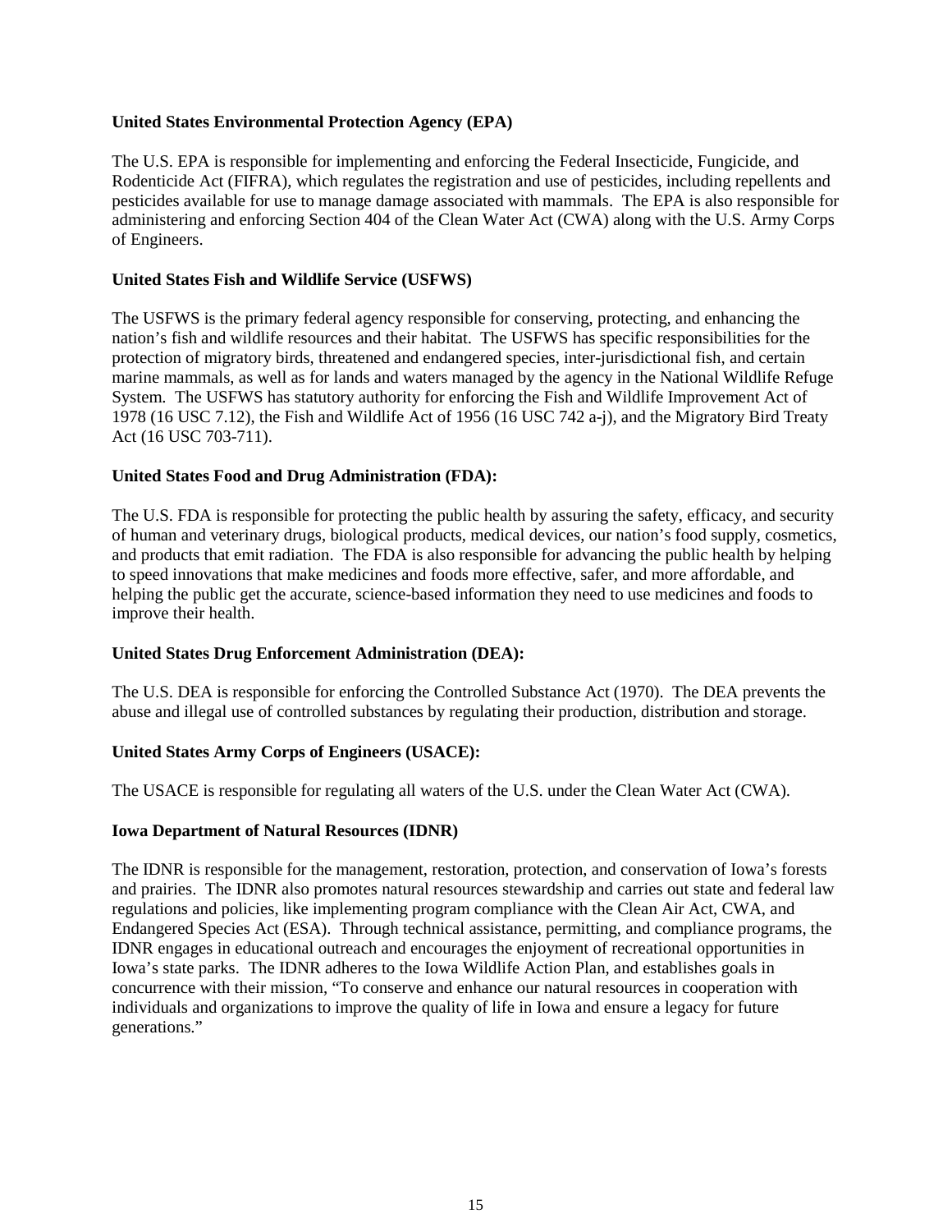**United States Environmental Protection Agency (EPA)**

The U.S. EPA is responsible for implementing and enforcing the Federal Insecticide, Fungicide, and Rodenticide Act (FIFRA), which regulates the registration and use of pesticides, including repellents and pesticides available for use to manage damage associated with mammals. The EPA is also responsible for administering and enforcing Section 404 of the Clean Water Act (CWA) along with the U.S. Army Corps of Engineers.

**United States Fish and Wildlife Service (USFWS)**

The USFWS is the primary federal agency responsible for conserving, protecting, and enhancing the nation's fish and wildlife resources and their habitat. The USFWS has specific responsibilities for the protection of migratory birds, threatened and endangered species, inter-jurisdictional fish, and certain marine mammals, as well as for lands and waters managed by the agency in the National Wildlife Refuge System. The USFWS has statutory authority for enforcing the Fish and Wildlife Improvement Act of 1978 (16 USC 7.12), the Fish and Wildlife Act of 1956 (16 USC 742 a-j), and the Migratory Bird Treaty Act (16 USC 703-711).

**United States Food and Drug Administration (FDA):**

The U.S. FDA is responsible for protecting the public health by assuring the safety, efficacy, and security of human and veterinary drugs, biological products, medical devices, our nation's food supply, cosmetics, and products that emit radiation. The FDA is also responsible for advancing the public health by helping to speed innovations that make medicines and foods more effective, safer, and more affordable, and helping the public get the accurate, science-based information they need to use medicines and foods to improve their health.

**United States Drug Enforcement Administration (DEA):**

The U.S. DEA is responsible for enforcing the Controlled Substance Act (1970). The DEA prevents the abuse and illegal use of controlled substances by regulating their production, distribution and storage.

**United States Army Corps of Engineers (USACE):**

The USACE is responsible for regulating all waters of the U.S. under the Clean Water Act (CWA).

**Iowa Department of Natural Resources (IDNR)**

The IDNR is responsible for the management, restoration, protection, and conservation of Iowa's forests and prairies. The IDNR also promotes natural resources stewardship and carries out state and federal law regulations and policies, like implementing program compliance with the Clean Air Act, CWA, and Endangered Species Act (ESA). Through technical assistance, permitting, and compliance programs, the IDNR engages in educational outreach and encourages the enjoyment of recreational opportunities in Iowa's state parks. The IDNR adheres to the Iowa Wildlife Action Plan, and establishes goals in concurrence with their mission, "To conserve and enhance our natural resources in cooperation with individuals and organizations to improve the quality of life in Iowa and ensure a legacy for future generations."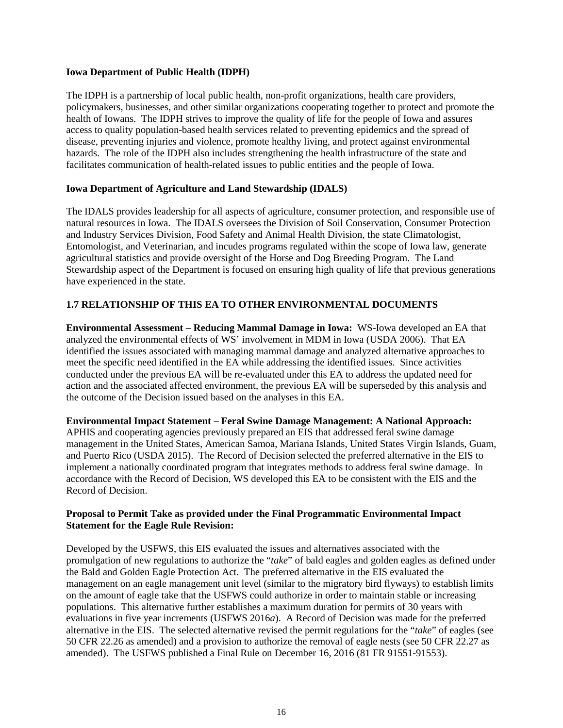**Iowa Department of Public Health (IDPH)**

The IDPH is a partnership of local public health, non-profit organizations, health care providers, policymakers, businesses, and other similar organizations cooperating together to protect and promote the health of Iowans. The IDPH strives to improve the quality of life for the people of Iowa and assures access to quality population-based health services related to preventing epidemics and the spread of disease, preventing injuries and violence, promote healthy living, and protect against environmental hazards. The role of the IDPH also includes strengthening the health infrastructure of the state and facilitates communication of health-related issues to public entities and the people of Iowa.

**Iowa Department of Agriculture and Land Stewardship (IDALS)**

The IDALS provides leadership for all aspects of agriculture, consumer protection, and responsible use of natural resources in Iowa. The IDALS oversees the Division of Soil Conservation, Consumer Protection and Industry Services Division, Food Safety and Animal Health Division, the state Climatologist, Entomologist, and Veterinarian, and incudes programs regulated within the scope of Iowa law, generate agricultural statistics and provide oversight of the Horse and Dog Breeding Program. The Land Stewardship aspect of the Department is focused on ensuring high quality of life that previous generations have experienced in the state.

## 1.7 RELATIONSHIP OF THIS EA TO OTHER ENVIRONMENTAL DOCUMENTS

**Environmental Assessment – Reducing Mammal Damage in Iowa:** WS-Iowa developed an EA that analyzed the environmental effects of WS' involvement in MDM in Iowa (USDA 2006). That EA identified the issues associated with managing mammal damage and analyzed alternative approaches to meet the specific need identified in the EA while addressing the identified issues. Since activities conducted under the previous EA will be re-evaluated under this EA to address the updated need for action and the associated affected environment, the previous EA will be superseded by this analysis and the outcome of the Decision issued based on the analyses in this EA.

**Environmental Impact Statement – Feral Swine Damage Management: A National Approach:** APHIS and cooperating agencies previously prepared an EIS that addressed feral swine damage management in the United States, American Samoa, Mariana Islands, United States Virgin Islands, Guam, and Puerto Rico (USDA 2015). The Record of Decision selected the preferred alternative in the EIS to implement a nationally coordinated program that integrates methods to address feral swine damage. In accordance with the Record of Decision, WS developed this EA to be consistent with the EIS and the Record of Decision.

**Proposal to Permit Take as provided under the Final Programmatic Environmental Impact Statement for the Eagle Rule Revision:**

Developed by the USFWS, this EIS evaluated the issues and alternatives associated with the promulgation of new regulations to authorize the "*take*" of bald eagles and golden eagles as defined under the Bald and Golden Eagle Protection Act. The preferred alternative in the EIS evaluated the management on an eagle management unit level (similar to the migratory bird flyways) to establish limits on the amount of eagle take that the USFWS could authorize in order to maintain stable or increasing populations. This alternative further establishes a maximum duration for permits of 30 years with evaluations in five year increments (USFWS 2016*a*). A Record of Decision was made for the preferred alternative in the EIS. The selected alternative revised the permit regulations for the "*take*" of eagles (see 50 CFR 22.26 as amended) and a provision to authorize the removal of eagle nests (see 50 CFR 22.27 as amended). The USFWS published a Final Rule on December 16, 2016 (81 FR 91551-91553).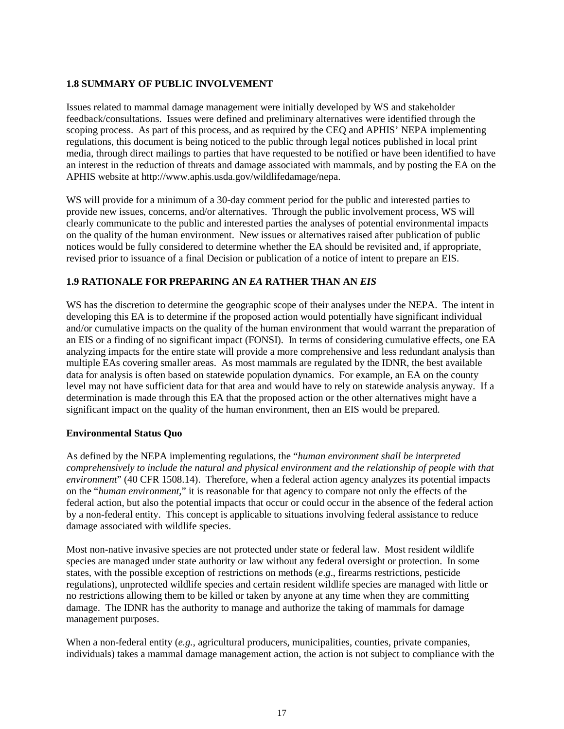## 1.8 SUMMARY OF PUBLIC INVOLVEMENT

Issues related to mammal damage management were initially developed by WS and stakeholder feedback/consultations. Issues were defined and preliminary alternatives were identified through the scoping process. As part of this process, and as required by the CEQ and APHIS' NEPA implementing regulations, this document is being noticed to the public through legal notices published in local print media, through direct mailings to parties that have requested to be notified or have been identified to have an interest in the reduction of threats and damage associated with mammals, and by posting the EA on the APHIS website at http://www.aphis.usda.gov/wildlifedamage/nepa.

WS will provide for a minimum of a 30-day comment period for the public and interested parties to provide new issues, concerns, and/or alternatives. Through the public involvement process, WS will clearly communicate to the public and interested parties the analyses of potential environmental impacts on the quality of the human environment. New issues or alternatives raised after publication of public notices would be fully considered to determine whether the EA should be revisited and, if appropriate, revised prior to issuance of a final Decision or publication of a notice of intent to prepare an EIS.

## 1.9 RATIONALE FOR PREPARING AN *EA* RATHER THAN AN *EIS*

WS has the discretion to determine the geographic scope of their analyses under the NEPA. The intent in developing this EA is to determine if the proposed action would potentially have significant individual and/or cumulative impacts on the quality of the human environment that would warrant the preparation of an EIS or a finding of no significant impact (FONSI). In terms of considering cumulative effects, one EA analyzing impacts for the entire state will provide a more comprehensive and less redundant analysis than multiple EAs covering smaller areas. As most mammals are regulated by the IDNR, the best available data for analysis is often based on statewide population dynamics. For example, an EA on the county level may not have sufficient data for that area and would have to rely on statewide analysis anyway. If a determination is made through this EA that the proposed action or the other alternatives might have a significant impact on the quality of the human environment, then an EIS would be prepared.

### Environmental Status Quo

As defined by the NEPA implementing regulations, the "*human environment shall be interpreted comprehensively to include the natural and physical environment and the relationship of people with that environment*" (40 CFR 1508.14). Therefore, when a federal action agency analyzes its potential impacts on the "*human environment*," it is reasonable for that agency to compare not only the effects of the federal action, but also the potential impacts that occur or could occur in the absence of the federal action by a non-federal entity. This concept is applicable to situations involving federal assistance to reduce damage associated with wildlife species.

Most non-native invasive species are not protected under state or federal law. Most resident wildlife species are managed under state authority or law without any federal oversight or protection. In some states, with the possible exception of restrictions on methods (*e.g*., firearms restrictions, pesticide regulations), unprotected wildlife species and certain resident wildlife species are managed with little or no restrictions allowing them to be killed or taken by anyone at any time when they are committing damage. The IDNR has the authority to manage and authorize the taking of mammals for damage management purposes.

When a non-federal entity (*e.g.*, agricultural producers, municipalities, counties, private companies, individuals) takes a mammal damage management action, the action is not subject to compliance with the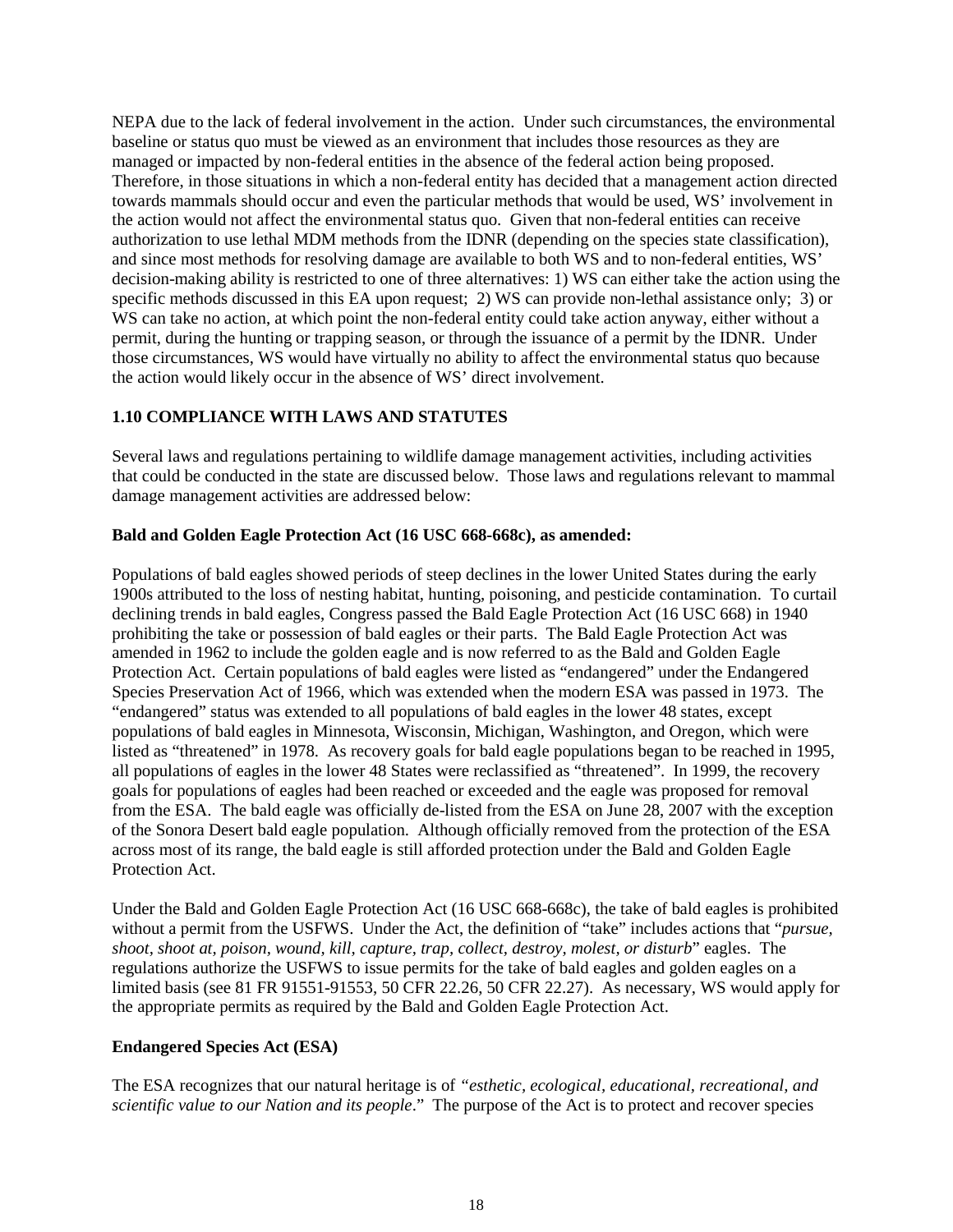NEPA due to the lack of federal involvement in the action. Under such circumstances, the environmental baseline or status quo must be viewed as an environment that includes those resources as they are managed or impacted by non-federal entities in the absence of the federal action being proposed. Therefore, in those situations in which a non-federal entity has decided that a management action directed towards mammals should occur and even the particular methods that would be used, WS' involvement in the action would not affect the environmental status quo. Given that non-federal entities can receive authorization to use lethal MDM methods from the IDNR (depending on the species state classification), and since most methods for resolving damage are available to both WS and to non-federal entities, WS' decision-making ability is restricted to one of three alternatives: 1) WS can either take the action using the specific methods discussed in this EA upon request; 2) WS can provide non-lethal assistance only; 3) or WS can take no action, at which point the non-federal entity could take action anyway, either without a permit, during the hunting or trapping season, or through the issuance of a permit by the IDNR. Under those circumstances, WS would have virtually no ability to affect the environmental status quo because the action would likely occur in the absence of WS' direct involvement.

## 1.10 COMPLIANCE WITH LAWS AND STATUTES

Several laws and regulations pertaining to wildlife damage management activities, including activities that could be conducted in the state are discussed below. Those laws and regulations relevant to mammal damage management activities are addressed below:

### Bald and Golden Eagle Protection Act (16 USC 668-668c), as amended:

Populations of bald eagles showed periods of steep declines in the lower United States during the early 1900s attributed to the loss of nesting habitat, hunting, poisoning, and pesticide contamination. To curtail declining trends in bald eagles, Congress passed the Bald Eagle Protection Act (16 USC 668) in 1940 prohibiting the take or possession of bald eagles or their parts. The Bald Eagle Protection Act was amended in 1962 to include the golden eagle and is now referred to as the Bald and Golden Eagle Protection Act. Certain populations of bald eagles were listed as "endangered" under the Endangered Species Preservation Act of 1966, which was extended when the modern ESA was passed in 1973. The "endangered" status was extended to all populations of bald eagles in the lower 48 states, except populations of bald eagles in Minnesota, Wisconsin, Michigan, Washington, and Oregon, which were listed as "threatened" in 1978. As recovery goals for bald eagle populations began to be reached in 1995, all populations of eagles in the lower 48 States were reclassified as "threatened". In 1999, the recovery goals for populations of eagles had been reached or exceeded and the eagle was proposed for removal from the ESA. The bald eagle was officially de-listed from the ESA on June 28, 2007 with the exception of the Sonora Desert bald eagle population. Although officially removed from the protection of the ESA across most of its range, the bald eagle is still afforded protection under the Bald and Golden Eagle Protection Act.

Under the Bald and Golden Eagle Protection Act (16 USC 668-668c), the take of bald eagles is prohibited without a permit from the USFWS. Under the Act, the definition of "take" includes actions that "*pursue, shoot, shoot at, poison, wound, kill, capture, trap, collect, destroy, molest, or disturb*" eagles. The regulations authorize the USFWS to issue permits for the take of bald eagles and golden eagles on a limited basis (see 81 FR 91551-91553, 50 CFR 22.26, 50 CFR 22.27). As necessary, WS would apply for the appropriate permits as required by the Bald and Golden Eagle Protection Act.

### Endangered Species Act (ESA)

The ESA recognizes that our natural heritage is of *"esthetic, ecological, educational, recreational, and scientific value to our Nation and its people*." The purpose of the Act is to protect and recover species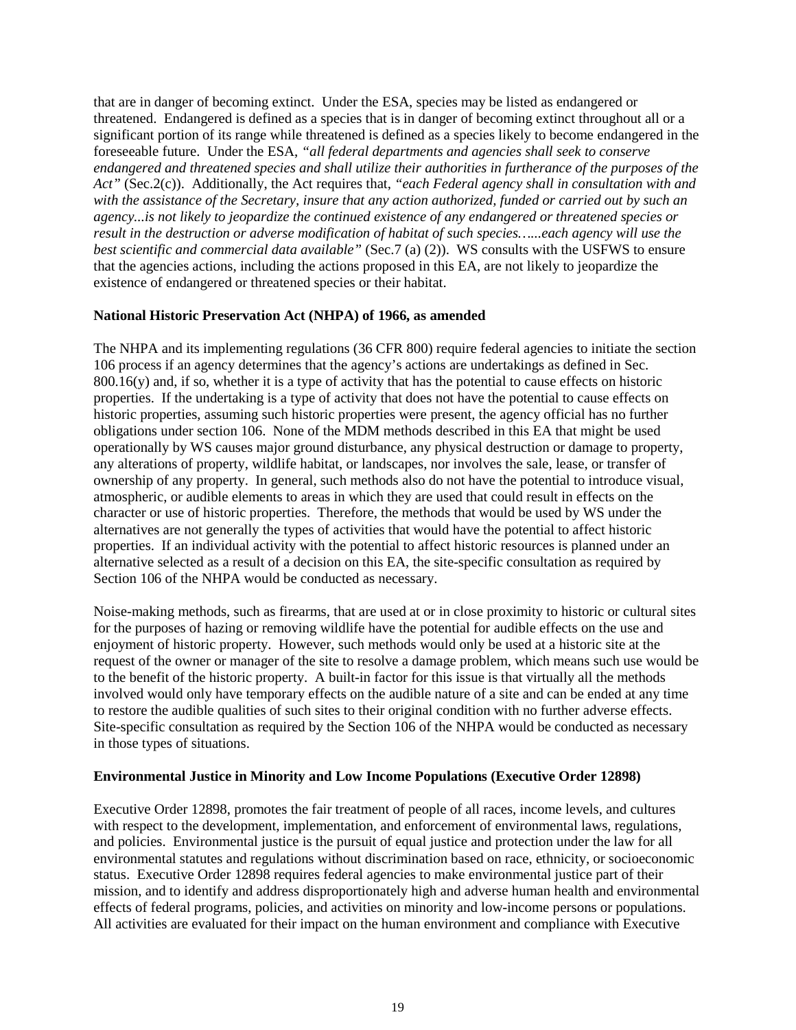that are in danger of becoming extinct. Under the ESA, species may be listed as endangered or threatened. Endangered is defined as a species that is in danger of becoming extinct throughout all or a significant portion of its range while threatened is defined as a species likely to become endangered in the foreseeable future. Under the ESA, *"all federal departments and agencies shall seek to conserve endangered and threatened species and shall utilize their authorities in furtherance of the purposes of the Act"* (Sec.2(c)). Additionally, the Act requires that, *"each Federal agency shall in consultation with and with the assistance of the Secretary, insure that any action authorized, funded or carried out by such an agency...is not likely to jeopardize the continued existence of any endangered or threatened species or result in the destruction or adverse modification of habitat of such species…...each agency will use the best scientific and commercial data available"* (Sec.7 (a) (2)). WS consults with the USFWS to ensure that the agencies actions, including the actions proposed in this EA, are not likely to jeopardize the existence of endangered or threatened species or their habitat.

**National Historic Preservation Act (NHPA) of 1966, as amended**

The NHPA and its implementing regulations (36 CFR 800) require federal agencies to initiate the section 106 process if an agency determines that the agency's actions are undertakings as defined in Sec. 800.16(y) and, if so, whether it is a type of activity that has the potential to cause effects on historic properties. If the undertaking is a type of activity that does not have the potential to cause effects on historic properties, assuming such historic properties were present, the agency official has no further obligations under section 106. None of the MDM methods described in this EA that might be used operationally by WS causes major ground disturbance, any physical destruction or damage to property, any alterations of property, wildlife habitat, or landscapes, nor involves the sale, lease, or transfer of ownership of any property. In general, such methods also do not have the potential to introduce visual, atmospheric, or audible elements to areas in which they are used that could result in effects on the character or use of historic properties. Therefore, the methods that would be used by WS under the alternatives are not generally the types of activities that would have the potential to affect historic properties. If an individual activity with the potential to affect historic resources is planned under an alternative selected as a result of a decision on this EA, the site-specific consultation as required by Section 106 of the NHPA would be conducted as necessary.

Noise-making methods, such as firearms, that are used at or in close proximity to historic or cultural sites for the purposes of hazing or removing wildlife have the potential for audible effects on the use and enjoyment of historic property. However, such methods would only be used at a historic site at the request of the owner or manager of the site to resolve a damage problem, which means such use would be to the benefit of the historic property. A built-in factor for this issue is that virtually all the methods involved would only have temporary effects on the audible nature of a site and can be ended at any time to restore the audible qualities of such sites to their original condition with no further adverse effects. Site-specific consultation as required by the Section 106 of the NHPA would be conducted as necessary in those types of situations.

**Environmental Justice in Minority and Low Income Populations (Executive Order 12898)**

Executive Order 12898, promotes the fair treatment of people of all races, income levels, and cultures with respect to the development, implementation, and enforcement of environmental laws, regulations, and policies. Environmental justice is the pursuit of equal justice and protection under the law for all environmental statutes and regulations without discrimination based on race, ethnicity, or socioeconomic status. Executive Order 12898 requires federal agencies to make environmental justice part of their mission, and to identify and address disproportionately high and adverse human health and environmental effects of federal programs, policies, and activities on minority and low-income persons or populations. All activities are evaluated for their impact on the human environment and compliance with Executive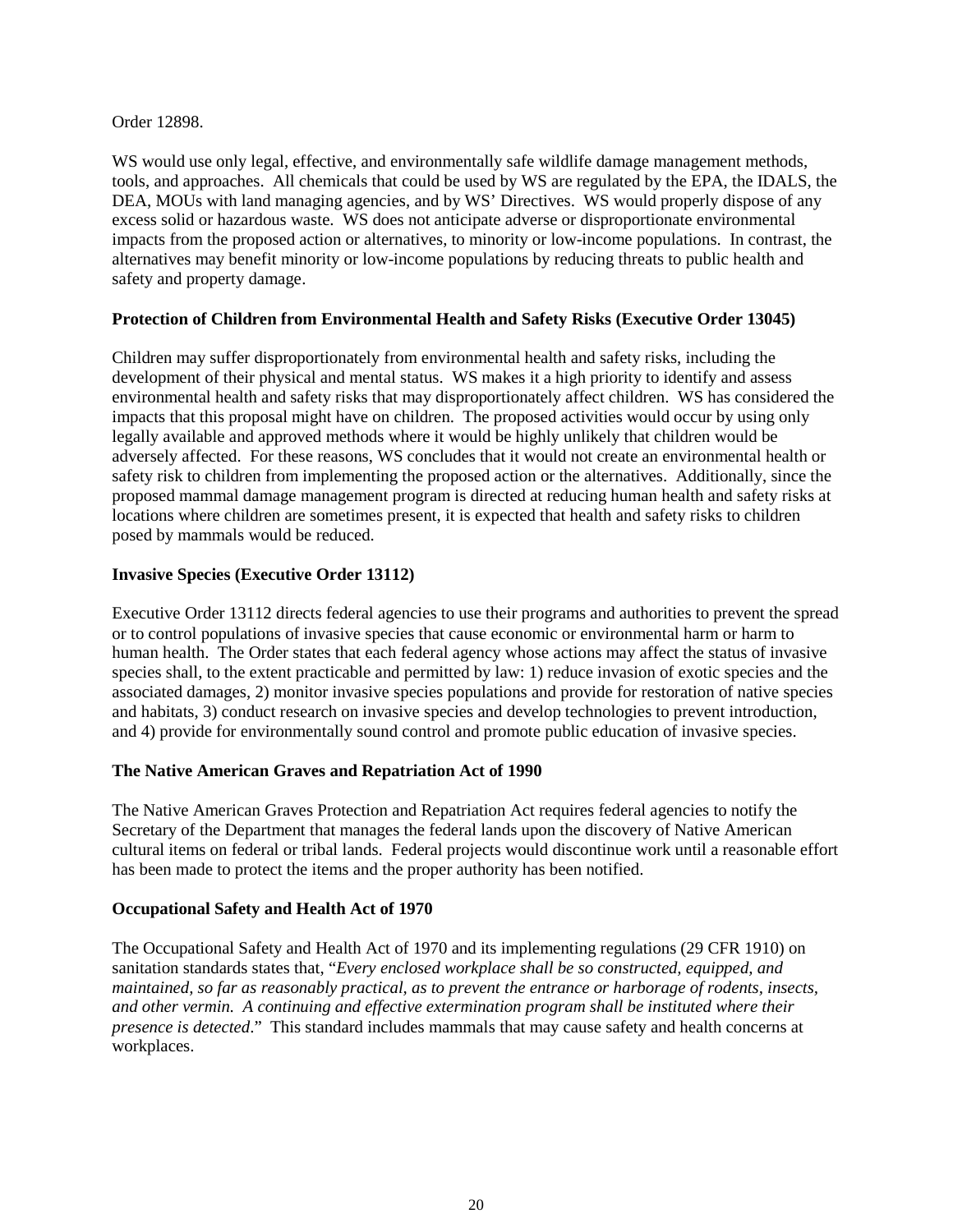Order 12898.

WS would use only legal, effective, and environmentally safe wildlife damage management methods, tools, and approaches. All chemicals that could be used by WS are regulated by the EPA, the IDALS, the DEA, MOUs with land managing agencies, and by WS' Directives. WS would properly dispose of any excess solid or hazardous waste. WS does not anticipate adverse or disproportionate environmental impacts from the proposed action or alternatives, to minority or low-income populations. In contrast, the alternatives may benefit minority or low-income populations by reducing threats to public health and safety and property damage.

**Protection of Children from Environmental Health and Safety Risks (Executive Order 13045)**

Children may suffer disproportionately from environmental health and safety risks, including the development of their physical and mental status. WS makes it a high priority to identify and assess environmental health and safety risks that may disproportionately affect children. WS has considered the impacts that this proposal might have on children. The proposed activities would occur by using only legally available and approved methods where it would be highly unlikely that children would be adversely affected. For these reasons, WS concludes that it would not create an environmental health or safety risk to children from implementing the proposed action or the alternatives. Additionally, since the proposed mammal damage management program is directed at reducing human health and safety risks at locations where children are sometimes present, it is expected that health and safety risks to children posed by mammals would be reduced.

**Invasive Species (Executive Order 13112)**

Executive Order 13112 directs federal agencies to use their programs and authorities to prevent the spread or to control populations of invasive species that cause economic or environmental harm or harm to human health. The Order states that each federal agency whose actions may affect the status of invasive species shall, to the extent practicable and permitted by law: 1) reduce invasion of exotic species and the associated damages, 2) monitor invasive species populations and provide for restoration of native species and habitats, 3) conduct research on invasive species and develop technologies to prevent introduction, and 4) provide for environmentally sound control and promote public education of invasive species.

**The Native American Graves and Repatriation Act of 1990**

The Native American Graves Protection and Repatriation Act requires federal agencies to notify the Secretary of the Department that manages the federal lands upon the discovery of Native American cultural items on federal or tribal lands. Federal projects would discontinue work until a reasonable effort has been made to protect the items and the proper authority has been notified.

**Occupational Safety and Health Act of 1970**

The Occupational Safety and Health Act of 1970 and its implementing regulations (29 CFR 1910) on sanitation standards states that, "*Every enclosed workplace shall be so constructed, equipped, and maintained, so far as reasonably practical, as to prevent the entrance or harborage of rodents, insects, and other vermin. A continuing and effective extermination program shall be instituted where their presence is detected*." This standard includes mammals that may cause safety and health concerns at workplaces.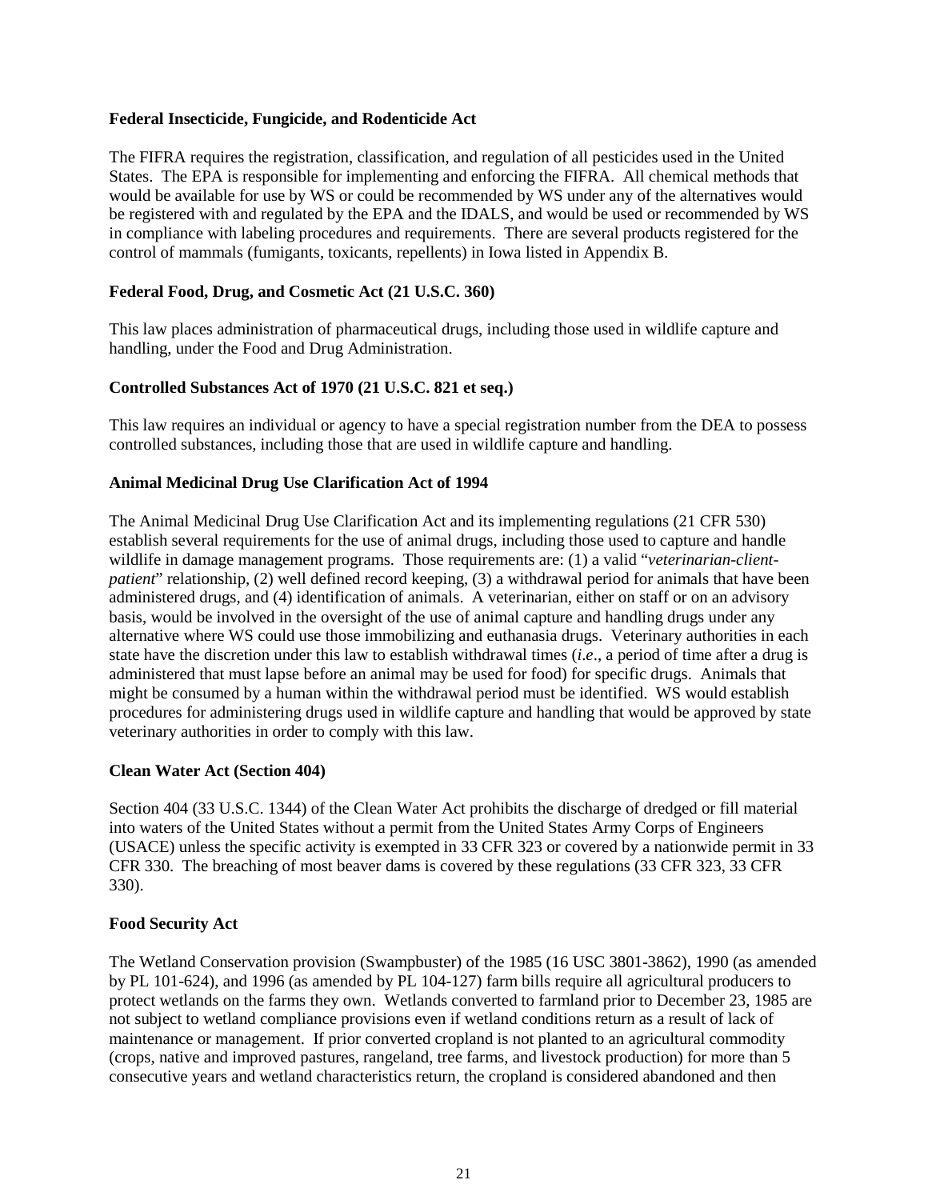**Federal Insecticide, Fungicide, and Rodenticide Act**

The FIFRA requires the registration, classification, and regulation of all pesticides used in the United States. The EPA is responsible for implementing and enforcing the FIFRA. All chemical methods that would be available for use by WS or could be recommended by WS under any of the alternatives would be registered with and regulated by the EPA and the IDALS, and would be used or recommended by WS in compliance with labeling procedures and requirements. There are several products registered for the control of mammals (fumigants, toxicants, repellents) in Iowa listed in Appendix B.

**Federal Food, Drug, and Cosmetic Act (21 U.S.C. 360)**

This law places administration of pharmaceutical drugs, including those used in wildlife capture and handling, under the Food and Drug Administration.

**Controlled Substances Act of 1970 (21 U.S.C. 821 et seq.)**

This law requires an individual or agency to have a special registration number from the DEA to possess controlled substances, including those that are used in wildlife capture and handling.

**Animal Medicinal Drug Use Clarification Act of 1994**

The Animal Medicinal Drug Use Clarification Act and its implementing regulations (21 CFR 530) establish several requirements for the use of animal drugs, including those used to capture and handle wildlife in damage management programs. Those requirements are: (1) a valid "*veterinarian-client-patient*" relationship, (2) well defined record keeping, (3) a withdrawal period for animals that have been administered drugs, and (4) identification of animals. A veterinarian, either on staff or on an advisory basis, would be involved in the oversight of the use of animal capture and handling drugs under any alternative where WS could use those immobilizing and euthanasia drugs. Veterinary authorities in each state have the discretion under this law to establish withdrawal times (*i.e*., a period of time after a drug is administered that must lapse before an animal may be used for food) for specific drugs. Animals that might be consumed by a human within the withdrawal period must be identified. WS would establish procedures for administering drugs used in wildlife capture and handling that would be approved by state veterinary authorities in order to comply with this law.

**Clean Water Act (Section 404)**

Section 404 (33 U.S.C. 1344) of the Clean Water Act prohibits the discharge of dredged or fill material into waters of the United States without a permit from the United States Army Corps of Engineers (USACE) unless the specific activity is exempted in 33 CFR 323 or covered by a nationwide permit in 33 CFR 330. The breaching of most beaver dams is covered by these regulations (33 CFR 323, 33 CFR 330).

**Food Security Act**

The Wetland Conservation provision (Swampbuster) of the 1985 (16 USC 3801-3862), 1990 (as amended by PL 101-624), and 1996 (as amended by PL 104-127) farm bills require all agricultural producers to protect wetlands on the farms they own. Wetlands converted to farmland prior to December 23, 1985 are not subject to wetland compliance provisions even if wetland conditions return as a result of lack of maintenance or management. If prior converted cropland is not planted to an agricultural commodity (crops, native and improved pastures, rangeland, tree farms, and livestock production) for more than 5 consecutive years and wetland characteristics return, the cropland is considered abandoned and then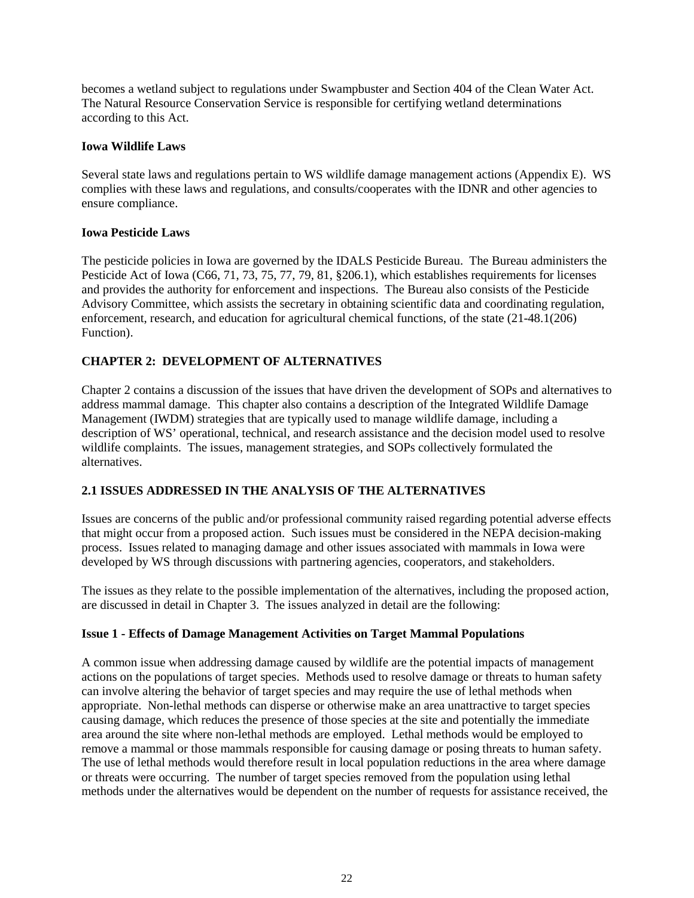becomes a wetland subject to regulations under Swampbuster and Section 404 of the Clean Water Act. The Natural Resource Conservation Service is responsible for certifying wetland determinations according to this Act.

**Iowa Wildlife Laws**

Several state laws and regulations pertain to WS wildlife damage management actions (Appendix E). WS complies with these laws and regulations, and consults/cooperates with the IDNR and other agencies to ensure compliance.

**Iowa Pesticide Laws**

The pesticide policies in Iowa are governed by the IDALS Pesticide Bureau. The Bureau administers the Pesticide Act of Iowa (C66, 71, 73, 75, 77, 79, 81, §206.1), which establishes requirements for licenses and provides the authority for enforcement and inspections. The Bureau also consists of the Pesticide Advisory Committee, which assists the secretary in obtaining scientific data and coordinating regulation, enforcement, research, and education for agricultural chemical functions, of the state (21-48.1(206) Function).

# CHAPTER 2: DEVELOPMENT OF ALTERNATIVES

Chapter 2 contains a discussion of the issues that have driven the development of SOPs and alternatives to address mammal damage. This chapter also contains a description of the Integrated Wildlife Damage Management (IWDM) strategies that are typically used to manage wildlife damage, including a description of WS' operational, technical, and research assistance and the decision model used to resolve wildlife complaints. The issues, management strategies, and SOPs collectively formulated the alternatives.

## 2.1 ISSUES ADDRESSED IN THE ANALYSIS OF THE ALTERNATIVES

Issues are concerns of the public and/or professional community raised regarding potential adverse effects that might occur from a proposed action. Such issues must be considered in the NEPA decision-making process. Issues related to managing damage and other issues associated with mammals in Iowa were developed by WS through discussions with partnering agencies, cooperators, and stakeholders.

The issues as they relate to the possible implementation of the alternatives, including the proposed action, are discussed in detail in Chapter 3. The issues analyzed in detail are the following:

**Issue 1 - Effects of Damage Management Activities on Target Mammal Populations**

A common issue when addressing damage caused by wildlife are the potential impacts of management actions on the populations of target species. Methods used to resolve damage or threats to human safety can involve altering the behavior of target species and may require the use of lethal methods when appropriate. Non-lethal methods can disperse or otherwise make an area unattractive to target species causing damage, which reduces the presence of those species at the site and potentially the immediate area around the site where non-lethal methods are employed. Lethal methods would be employed to remove a mammal or those mammals responsible for causing damage or posing threats to human safety. The use of lethal methods would therefore result in local population reductions in the area where damage or threats were occurring. The number of target species removed from the population using lethal methods under the alternatives would be dependent on the number of requests for assistance received, the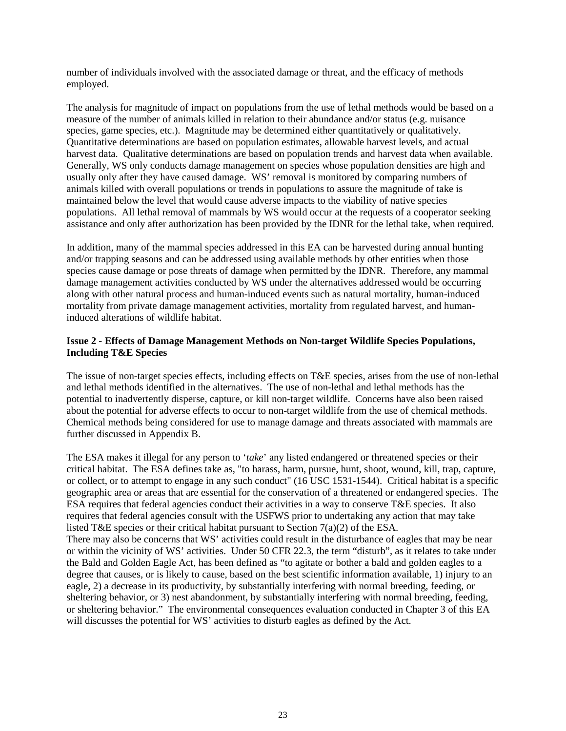number of individuals involved with the associated damage or threat, and the efficacy of methods employed.

The analysis for magnitude of impact on populations from the use of lethal methods would be based on a measure of the number of animals killed in relation to their abundance and/or status (e.g. nuisance species, game species, etc.). Magnitude may be determined either quantitatively or qualitatively. Quantitative determinations are based on population estimates, allowable harvest levels, and actual harvest data. Qualitative determinations are based on population trends and harvest data when available. Generally, WS only conducts damage management on species whose population densities are high and usually only after they have caused damage. WS' removal is monitored by comparing numbers of animals killed with overall populations or trends in populations to assure the magnitude of take is maintained below the level that would cause adverse impacts to the viability of native species populations. All lethal removal of mammals by WS would occur at the requests of a cooperator seeking assistance and only after authorization has been provided by the IDNR for the lethal take, when required.

In addition, many of the mammal species addressed in this EA can be harvested during annual hunting and/or trapping seasons and can be addressed using available methods by other entities when those species cause damage or pose threats of damage when permitted by the IDNR. Therefore, any mammal damage management activities conducted by WS under the alternatives addressed would be occurring along with other natural process and human-induced events such as natural mortality, human-induced mortality from private damage management activities, mortality from regulated harvest, and human-induced alterations of wildlife habitat.

**Issue 2 - Effects of Damage Management Methods on Non-target Wildlife Species Populations, Including T&E Species**

The issue of non-target species effects, including effects on T&E species, arises from the use of non-lethal and lethal methods identified in the alternatives. The use of non-lethal and lethal methods has the potential to inadvertently disperse, capture, or kill non-target wildlife. Concerns have also been raised about the potential for adverse effects to occur to non-target wildlife from the use of chemical methods. Chemical methods being considered for use to manage damage and threats associated with mammals are further discussed in Appendix B.

The ESA makes it illegal for any person to '*take*' any listed endangered or threatened species or their critical habitat. The ESA defines take as, "to harass, harm, pursue, hunt, shoot, wound, kill, trap, capture, or collect, or to attempt to engage in any such conduct" (16 USC 1531-1544). Critical habitat is a specific geographic area or areas that are essential for the conservation of a threatened or endangered species. The ESA requires that federal agencies conduct their activities in a way to conserve T&E species. It also requires that federal agencies consult with the USFWS prior to undertaking any action that may take listed T&E species or their critical habitat pursuant to Section 7(a)(2) of the ESA.
There may also be concerns that WS' activities could result in the disturbance of eagles that may be near or within the vicinity of WS' activities. Under 50 CFR 22.3, the term "disturb", as it relates to take under the Bald and Golden Eagle Act, has been defined as "to agitate or bother a bald and golden eagles to a degree that causes, or is likely to cause, based on the best scientific information available, 1) injury to an eagle, 2) a decrease in its productivity, by substantially interfering with normal breeding, feeding, or sheltering behavior, or 3) nest abandonment, by substantially interfering with normal breeding, feeding, or sheltering behavior." The environmental consequences evaluation conducted in Chapter 3 of this EA will discusses the potential for WS' activities to disturb eagles as defined by the Act.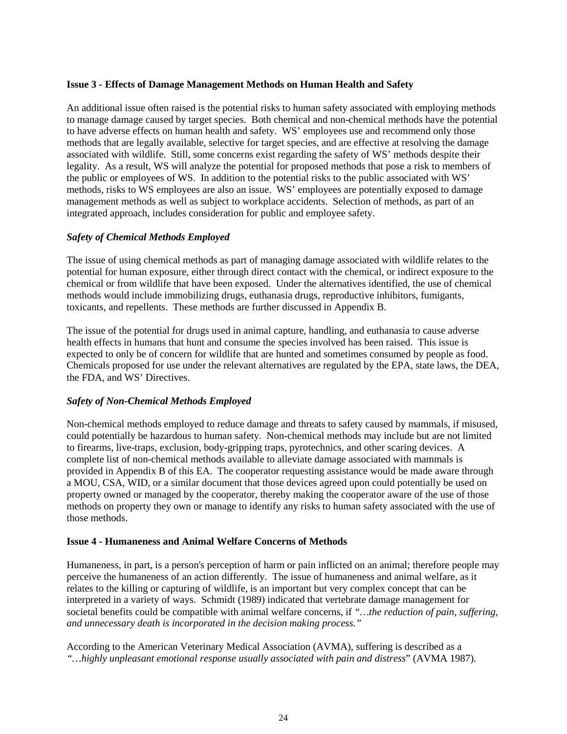**Issue 3 - Effects of Damage Management Methods on Human Health and Safety**

An additional issue often raised is the potential risks to human safety associated with employing methods to manage damage caused by target species. Both chemical and non-chemical methods have the potential to have adverse effects on human health and safety. WS' employees use and recommend only those methods that are legally available, selective for target species, and are effective at resolving the damage associated with wildlife. Still, some concerns exist regarding the safety of WS' methods despite their legality. As a result, WS will analyze the potential for proposed methods that pose a risk to members of the public or employees of WS. In addition to the potential risks to the public associated with WS' methods, risks to WS employees are also an issue. WS' employees are potentially exposed to damage management methods as well as subject to workplace accidents. Selection of methods, as part of an integrated approach, includes consideration for public and employee safety.

***Safety of Chemical Methods Employed***

The issue of using chemical methods as part of managing damage associated with wildlife relates to the potential for human exposure, either through direct contact with the chemical, or indirect exposure to the chemical or from wildlife that have been exposed. Under the alternatives identified, the use of chemical methods would include immobilizing drugs, euthanasia drugs, reproductive inhibitors, fumigants, toxicants, and repellents. These methods are further discussed in Appendix B.

The issue of the potential for drugs used in animal capture, handling, and euthanasia to cause adverse health effects in humans that hunt and consume the species involved has been raised. This issue is expected to only be of concern for wildlife that are hunted and sometimes consumed by people as food. Chemicals proposed for use under the relevant alternatives are regulated by the EPA, state laws, the DEA, the FDA, and WS' Directives.

***Safety of Non-Chemical Methods Employed***

Non-chemical methods employed to reduce damage and threats to safety caused by mammals, if misused, could potentially be hazardous to human safety. Non-chemical methods may include but are not limited to firearms, live-traps, exclusion, body-gripping traps, pyrotechnics, and other scaring devices. A complete list of non-chemical methods available to alleviate damage associated with mammals is provided in Appendix B of this EA. The cooperator requesting assistance would be made aware through a MOU, CSA, WID, or a similar document that those devices agreed upon could potentially be used on property owned or managed by the cooperator, thereby making the cooperator aware of the use of those methods on property they own or manage to identify any risks to human safety associated with the use of those methods.

**Issue 4 - Humaneness and Animal Welfare Concerns of Methods**

Humaneness, in part, is a person's perception of harm or pain inflicted on an animal; therefore people may perceive the humaneness of an action differently. The issue of humaneness and animal welfare, as it relates to the killing or capturing of wildlife, is an important but very complex concept that can be interpreted in a variety of ways. Schmidt (1989) indicated that vertebrate damage management for societal benefits could be compatible with animal welfare concerns, if *"…the reduction of pain, suffering, and unnecessary death is incorporated in the decision making process."*

According to the American Veterinary Medical Association (AVMA), suffering is described as a *"…highly unpleasant emotional response usually associated with pain and distress*" (AVMA 1987).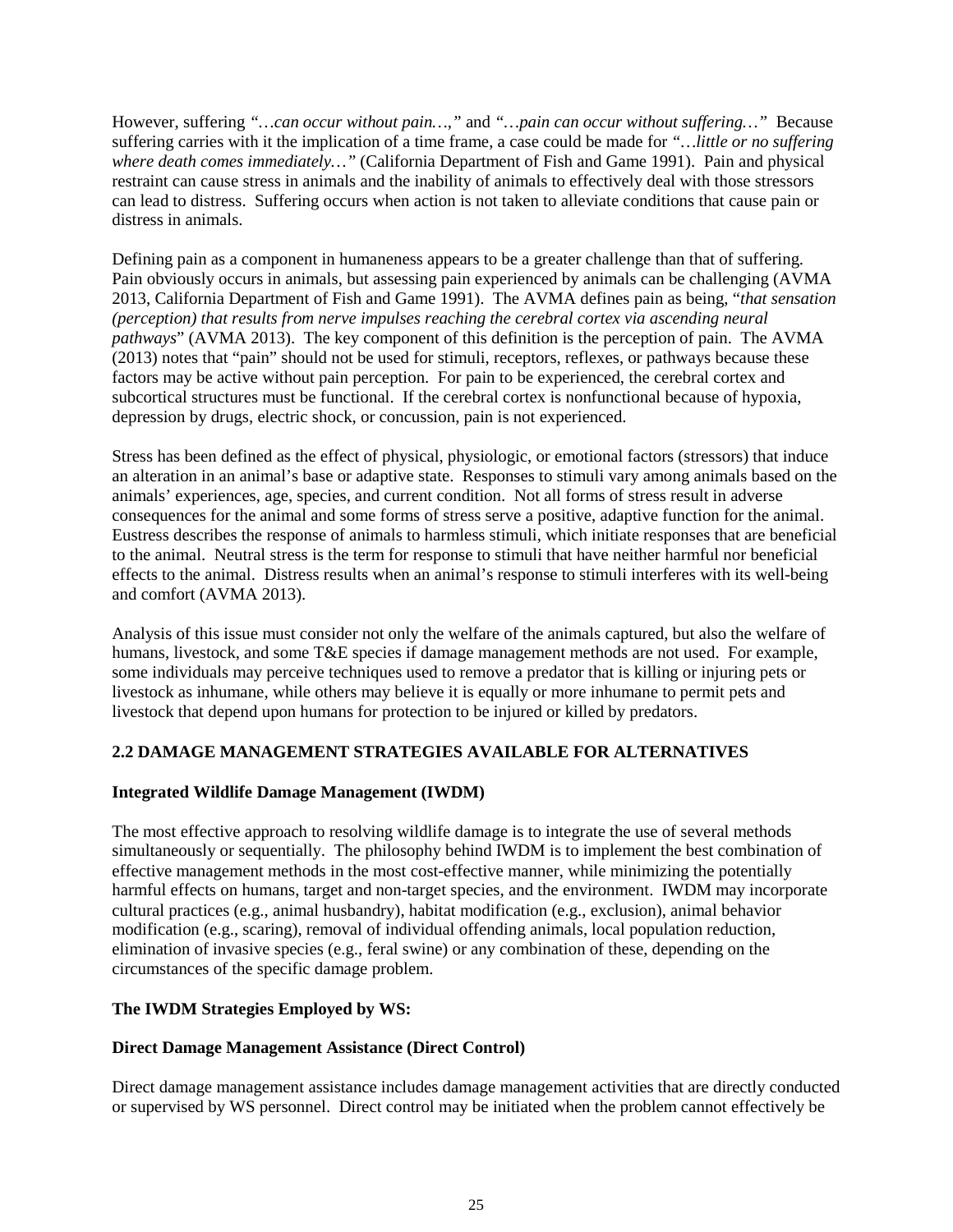However, suffering *"…can occur without pain…,"* and *"…pain can occur without suffering…"* Because suffering carries with it the implication of a time frame, a case could be made for *"…little or no suffering where death comes immediately…"* (California Department of Fish and Game 1991). Pain and physical restraint can cause stress in animals and the inability of animals to effectively deal with those stressors can lead to distress. Suffering occurs when action is not taken to alleviate conditions that cause pain or distress in animals.

Defining pain as a component in humaneness appears to be a greater challenge than that of suffering. Pain obviously occurs in animals, but assessing pain experienced by animals can be challenging (AVMA 2013, California Department of Fish and Game 1991). The AVMA defines pain as being, "*that sensation (perception) that results from nerve impulses reaching the cerebral cortex via ascending neural pathways*" (AVMA 2013). The key component of this definition is the perception of pain. The AVMA (2013) notes that "pain" should not be used for stimuli, receptors, reflexes, or pathways because these factors may be active without pain perception. For pain to be experienced, the cerebral cortex and subcortical structures must be functional. If the cerebral cortex is nonfunctional because of hypoxia, depression by drugs, electric shock, or concussion, pain is not experienced.

Stress has been defined as the effect of physical, physiologic, or emotional factors (stressors) that induce an alteration in an animal's base or adaptive state. Responses to stimuli vary among animals based on the animals' experiences, age, species, and current condition. Not all forms of stress result in adverse consequences for the animal and some forms of stress serve a positive, adaptive function for the animal. Eustress describes the response of animals to harmless stimuli, which initiate responses that are beneficial to the animal. Neutral stress is the term for response to stimuli that have neither harmful nor beneficial effects to the animal. Distress results when an animal's response to stimuli interferes with its well-being and comfort (AVMA 2013).

Analysis of this issue must consider not only the welfare of the animals captured, but also the welfare of humans, livestock, and some T&E species if damage management methods are not used. For example, some individuals may perceive techniques used to remove a predator that is killing or injuring pets or livestock as inhumane, while others may believe it is equally or more inhumane to permit pets and livestock that depend upon humans for protection to be injured or killed by predators.

## 2.2 DAMAGE MANAGEMENT STRATEGIES AVAILABLE FOR ALTERNATIVES

### Integrated Wildlife Damage Management (IWDM)

The most effective approach to resolving wildlife damage is to integrate the use of several methods simultaneously or sequentially. The philosophy behind IWDM is to implement the best combination of effective management methods in the most cost-effective manner, while minimizing the potentially harmful effects on humans, target and non-target species, and the environment. IWDM may incorporate cultural practices (e.g., animal husbandry), habitat modification (e.g., exclusion), animal behavior modification (e.g., scaring), removal of individual offending animals, local population reduction, elimination of invasive species (e.g., feral swine) or any combination of these, depending on the circumstances of the specific damage problem.

### The IWDM Strategies Employed by WS:

### Direct Damage Management Assistance (Direct Control)

Direct damage management assistance includes damage management activities that are directly conducted or supervised by WS personnel. Direct control may be initiated when the problem cannot effectively be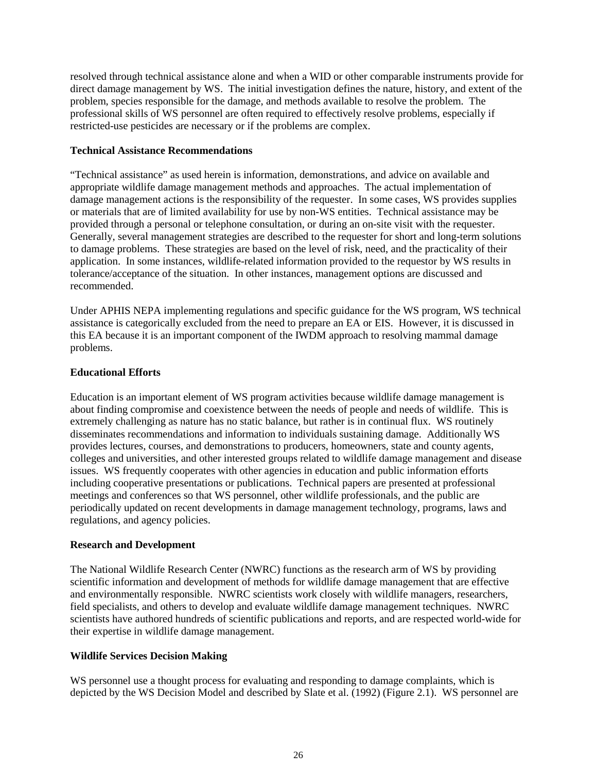resolved through technical assistance alone and when a WID or other comparable instruments provide for direct damage management by WS. The initial investigation defines the nature, history, and extent of the problem, species responsible for the damage, and methods available to resolve the problem. The professional skills of WS personnel are often required to effectively resolve problems, especially if restricted-use pesticides are necessary or if the problems are complex.

**Technical Assistance Recommendations**

"Technical assistance" as used herein is information, demonstrations, and advice on available and appropriate wildlife damage management methods and approaches. The actual implementation of damage management actions is the responsibility of the requester. In some cases, WS provides supplies or materials that are of limited availability for use by non-WS entities. Technical assistance may be provided through a personal or telephone consultation, or during an on-site visit with the requester. Generally, several management strategies are described to the requester for short and long-term solutions to damage problems. These strategies are based on the level of risk, need, and the practicality of their application. In some instances, wildlife-related information provided to the requestor by WS results in tolerance/acceptance of the situation. In other instances, management options are discussed and recommended.

Under APHIS NEPA implementing regulations and specific guidance for the WS program, WS technical assistance is categorically excluded from the need to prepare an EA or EIS. However, it is discussed in this EA because it is an important component of the IWDM approach to resolving mammal damage problems.

**Educational Efforts**

Education is an important element of WS program activities because wildlife damage management is about finding compromise and coexistence between the needs of people and needs of wildlife. This is extremely challenging as nature has no static balance, but rather is in continual flux. WS routinely disseminates recommendations and information to individuals sustaining damage. Additionally WS provides lectures, courses, and demonstrations to producers, homeowners, state and county agents, colleges and universities, and other interested groups related to wildlife damage management and disease issues. WS frequently cooperates with other agencies in education and public information efforts including cooperative presentations or publications. Technical papers are presented at professional meetings and conferences so that WS personnel, other wildlife professionals, and the public are periodically updated on recent developments in damage management technology, programs, laws and regulations, and agency policies.

**Research and Development**

The National Wildlife Research Center (NWRC) functions as the research arm of WS by providing scientific information and development of methods for wildlife damage management that are effective and environmentally responsible. NWRC scientists work closely with wildlife managers, researchers, field specialists, and others to develop and evaluate wildlife damage management techniques. NWRC scientists have authored hundreds of scientific publications and reports, and are respected world-wide for their expertise in wildlife damage management.

**Wildlife Services Decision Making**

WS personnel use a thought process for evaluating and responding to damage complaints, which is depicted by the WS Decision Model and described by Slate et al. (1992) (Figure 2.1). WS personnel are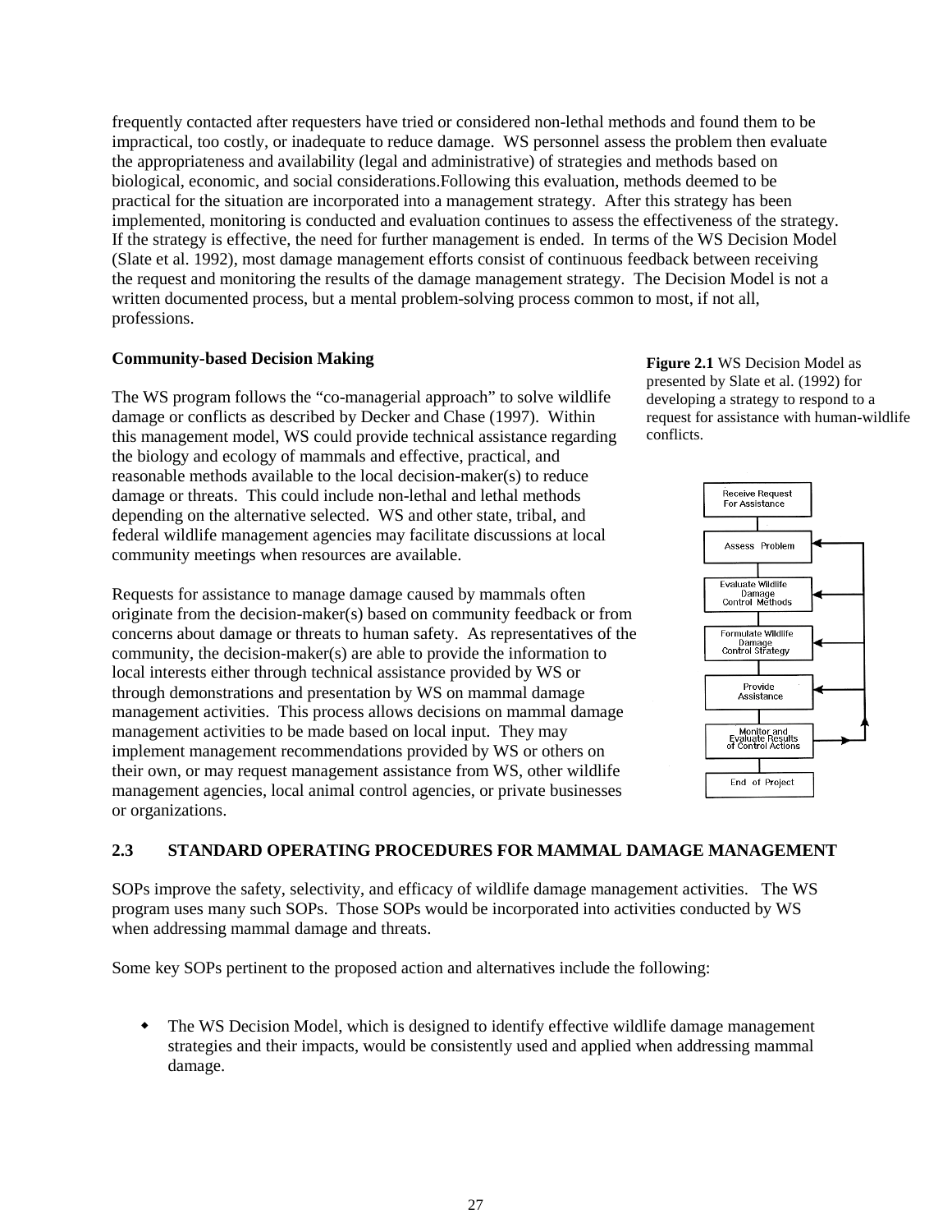frequently contacted after requesters have tried or considered non-lethal methods and found them to be impractical, too costly, or inadequate to reduce damage. WS personnel assess the problem then evaluate the appropriateness and availability (legal and administrative) of strategies and methods based on biological, economic, and social considerations.Following this evaluation, methods deemed to be practical for the situation are incorporated into a management strategy. After this strategy has been implemented, monitoring is conducted and evaluation continues to assess the effectiveness of the strategy. If the strategy is effective, the need for further management is ended. In terms of the WS Decision Model (Slate et al. 1992), most damage management efforts consist of continuous feedback between receiving the request and monitoring the results of the damage management strategy. The Decision Model is not a written documented process, but a mental problem-solving process common to most, if not all, professions.

**Community-based Decision Making**

The WS program follows the "co-managerial approach" to solve wildlife damage or conflicts as described by Decker and Chase (1997). Within this management model, WS could provide technical assistance regarding the biology and ecology of mammals and effective, practical, and reasonable methods available to the local decision-maker(s) to reduce damage or threats. This could include non-lethal and lethal methods depending on the alternative selected. WS and other state, tribal, and federal wildlife management agencies may facilitate discussions at local community meetings when resources are available.

Requests for assistance to manage damage caused by mammals often originate from the decision-maker(s) based on community feedback or from concerns about damage or threats to human safety. As representatives of the community, the decision-maker(s) are able to provide the information to local interests either through technical assistance provided by WS or through demonstrations and presentation by WS on mammal damage management activities. This process allows decisions on mammal damage management activities to be made based on local input. They may implement management recommendations provided by WS or others on their own, or may request management assistance from WS, other wildlife management agencies, local animal control agencies, or private businesses or organizations.

**Figure 2.1** WS Decision Model as presented by Slate et al. (1992) for developing a strategy to respond to a request for assistance with human-wildlife conflicts.

Receive Request For Assistance → Assess Problem → Evaluate Wildlife Damage Control Methods → Formulate Wildlife Damage Control Strategy → Provide Assistance → Monitor and Evaluate Results of Control Actions → End of Project

## 2.3 STANDARD OPERATING PROCEDURES FOR MAMMAL DAMAGE MANAGEMENT

SOPs improve the safety, selectivity, and efficacy of wildlife damage management activities. The WS program uses many such SOPs. Those SOPs would be incorporated into activities conducted by WS when addressing mammal damage and threats.

Some key SOPs pertinent to the proposed action and alternatives include the following:

- The WS Decision Model, which is designed to identify effective wildlife damage management strategies and their impacts, would be consistently used and applied when addressing mammal damage.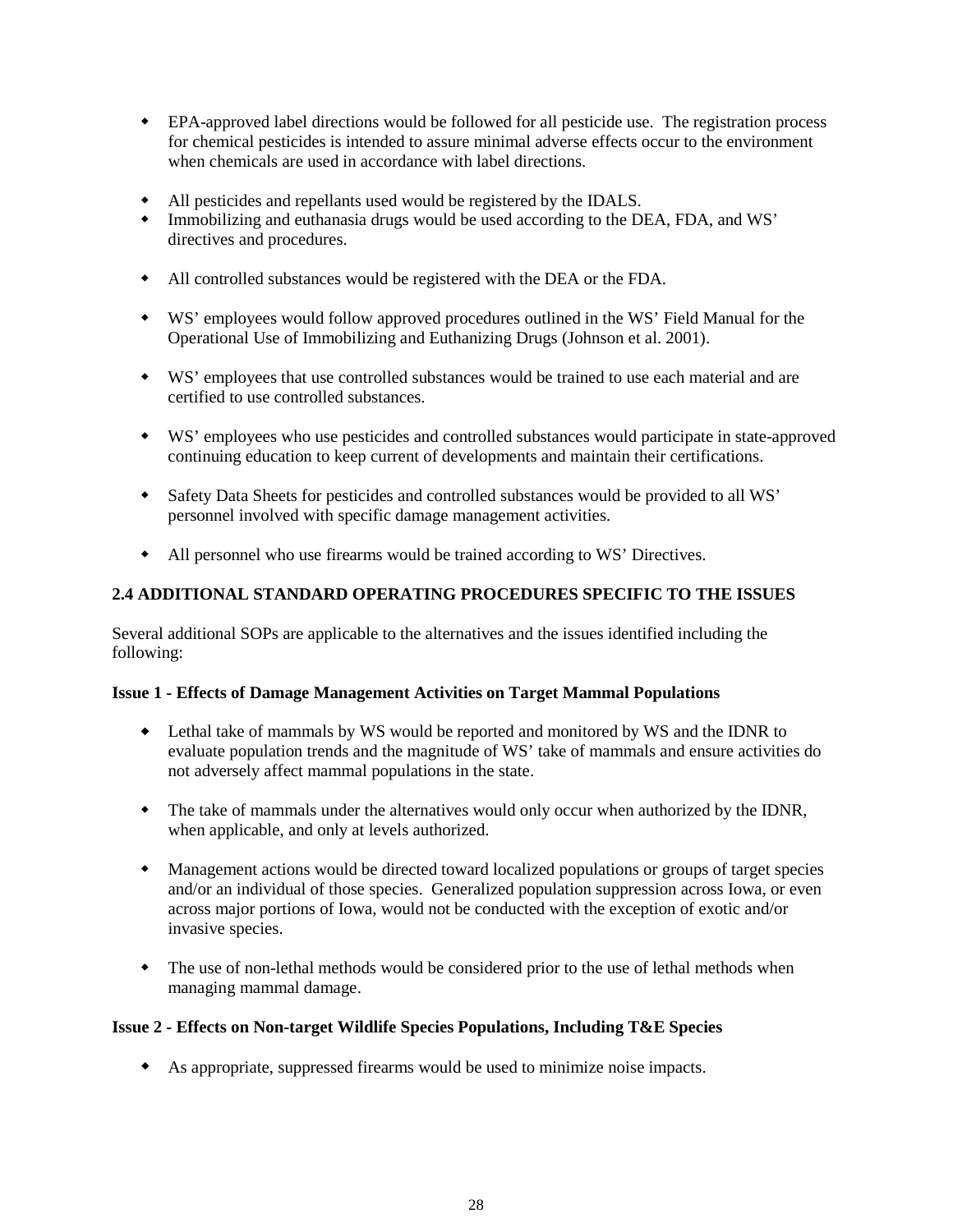- EPA-approved label directions would be followed for all pesticide use. The registration process for chemical pesticides is intended to assure minimal adverse effects occur to the environment when chemicals are used in accordance with label directions.

- All pesticides and repellants used would be registered by the IDALS.
- Immobilizing and euthanasia drugs would be used according to the DEA, FDA, and WS' directives and procedures.

- All controlled substances would be registered with the DEA or the FDA.

- WS' employees would follow approved procedures outlined in the WS' Field Manual for the Operational Use of Immobilizing and Euthanizing Drugs (Johnson et al. 2001).

- WS' employees that use controlled substances would be trained to use each material and are certified to use controlled substances.

- WS' employees who use pesticides and controlled substances would participate in state-approved continuing education to keep current of developments and maintain their certifications.

- Safety Data Sheets for pesticides and controlled substances would be provided to all WS' personnel involved with specific damage management activities.

- All personnel who use firearms would be trained according to WS' Directives.

## 2.4 ADDITIONAL STANDARD OPERATING PROCEDURES SPECIFIC TO THE ISSUES

Several additional SOPs are applicable to the alternatives and the issues identified including the following:

**Issue 1 - Effects of Damage Management Activities on Target Mammal Populations**

- Lethal take of mammals by WS would be reported and monitored by WS and the IDNR to evaluate population trends and the magnitude of WS' take of mammals and ensure activities do not adversely affect mammal populations in the state.

- The take of mammals under the alternatives would only occur when authorized by the IDNR, when applicable, and only at levels authorized.

- Management actions would be directed toward localized populations or groups of target species and/or an individual of those species. Generalized population suppression across Iowa, or even across major portions of Iowa, would not be conducted with the exception of exotic and/or invasive species.

- The use of non-lethal methods would be considered prior to the use of lethal methods when managing mammal damage.

**Issue 2 - Effects on Non-target Wildlife Species Populations, Including T&E Species**

- As appropriate, suppressed firearms would be used to minimize noise impacts.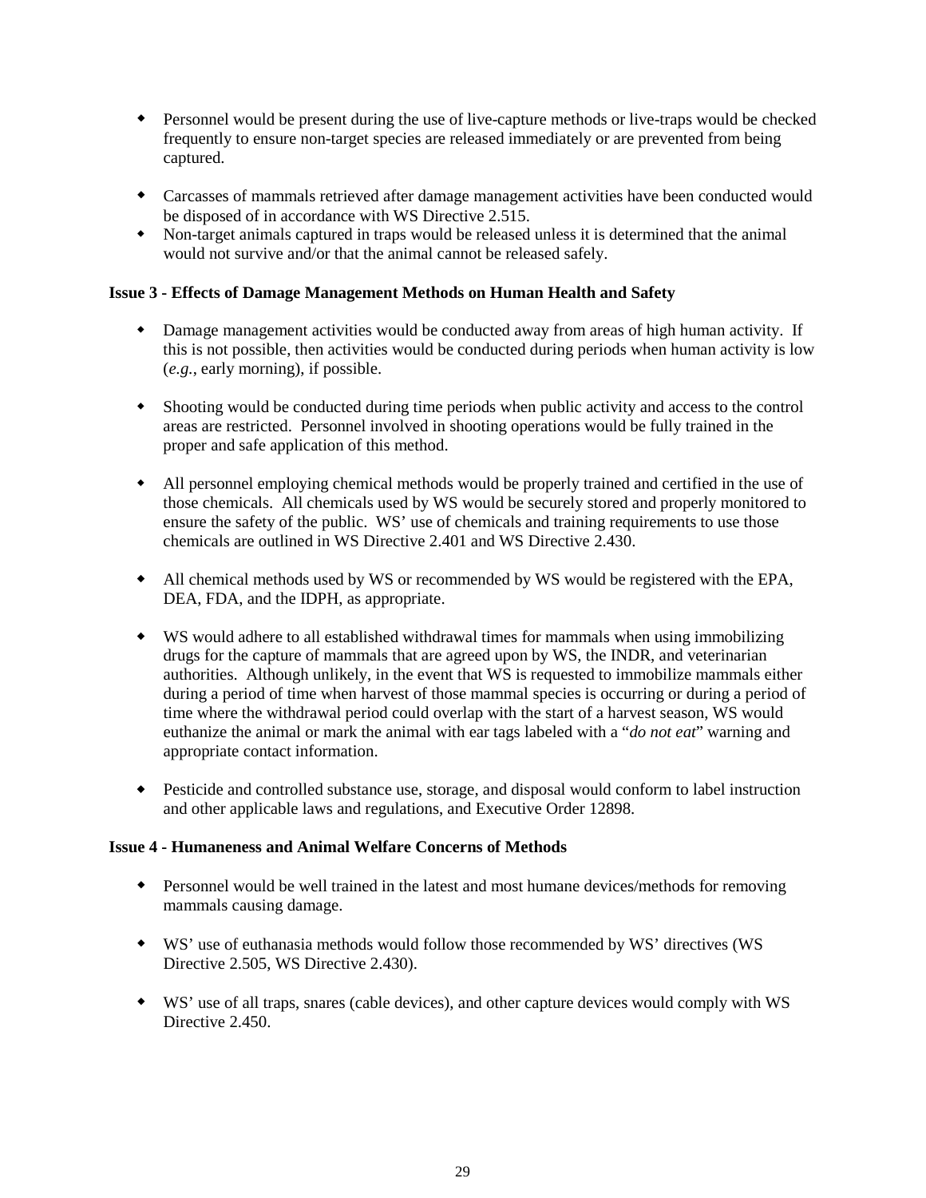- Personnel would be present during the use of live-capture methods or live-traps would be checked frequently to ensure non-target species are released immediately or are prevented from being captured.

- Carcasses of mammals retrieved after damage management activities have been conducted would be disposed of in accordance with WS Directive 2.515.
- Non-target animals captured in traps would be released unless it is determined that the animal would not survive and/or that the animal cannot be released safely.

**Issue 3 - Effects of Damage Management Methods on Human Health and Safety**

- Damage management activities would be conducted away from areas of high human activity. If this is not possible, then activities would be conducted during periods when human activity is low (*e.g.*, early morning), if possible.

- Shooting would be conducted during time periods when public activity and access to the control areas are restricted. Personnel involved in shooting operations would be fully trained in the proper and safe application of this method.

- All personnel employing chemical methods would be properly trained and certified in the use of those chemicals. All chemicals used by WS would be securely stored and properly monitored to ensure the safety of the public. WS' use of chemicals and training requirements to use those chemicals are outlined in WS Directive 2.401 and WS Directive 2.430.

- All chemical methods used by WS or recommended by WS would be registered with the EPA, DEA, FDA, and the IDPH, as appropriate.

- WS would adhere to all established withdrawal times for mammals when using immobilizing drugs for the capture of mammals that are agreed upon by WS, the INDR, and veterinarian authorities. Although unlikely, in the event that WS is requested to immobilize mammals either during a period of time when harvest of those mammal species is occurring or during a period of time where the withdrawal period could overlap with the start of a harvest season, WS would euthanize the animal or mark the animal with ear tags labeled with a "*do not eat*" warning and appropriate contact information.

- Pesticide and controlled substance use, storage, and disposal would conform to label instruction and other applicable laws and regulations, and Executive Order 12898.

**Issue 4 - Humaneness and Animal Welfare Concerns of Methods**

- Personnel would be well trained in the latest and most humane devices/methods for removing mammals causing damage.

- WS' use of euthanasia methods would follow those recommended by WS' directives (WS Directive 2.505, WS Directive 2.430).

- WS' use of all traps, snares (cable devices), and other capture devices would comply with WS Directive 2.450.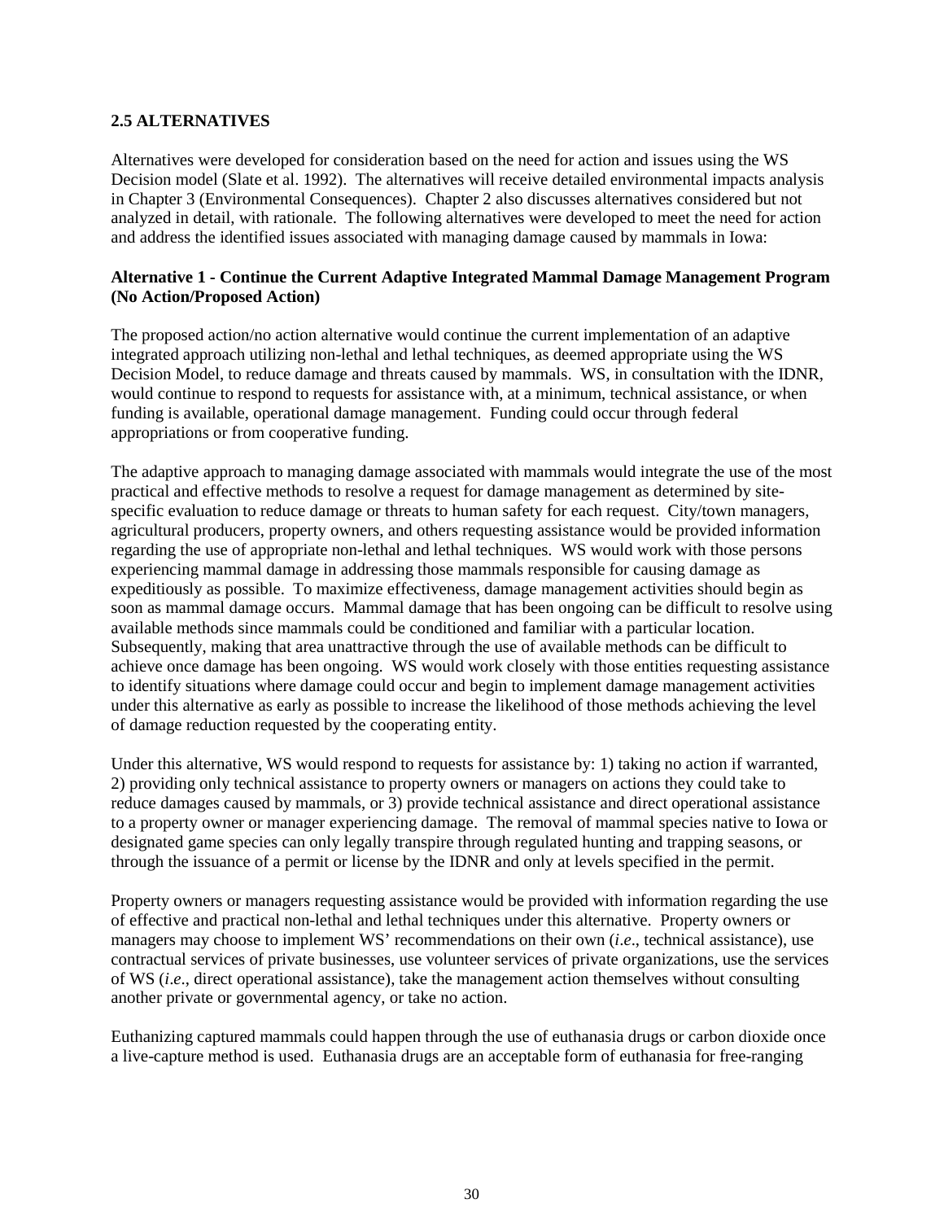## 2.5 ALTERNATIVES

Alternatives were developed for consideration based on the need for action and issues using the WS Decision model (Slate et al. 1992). The alternatives will receive detailed environmental impacts analysis in Chapter 3 (Environmental Consequences). Chapter 2 also discusses alternatives considered but not analyzed in detail, with rationale. The following alternatives were developed to meet the need for action and address the identified issues associated with managing damage caused by mammals in Iowa:

**Alternative 1 - Continue the Current Adaptive Integrated Mammal Damage Management Program (No Action/Proposed Action)**

The proposed action/no action alternative would continue the current implementation of an adaptive integrated approach utilizing non-lethal and lethal techniques, as deemed appropriate using the WS Decision Model, to reduce damage and threats caused by mammals. WS, in consultation with the IDNR, would continue to respond to requests for assistance with, at a minimum, technical assistance, or when funding is available, operational damage management. Funding could occur through federal appropriations or from cooperative funding.

The adaptive approach to managing damage associated with mammals would integrate the use of the most practical and effective methods to resolve a request for damage management as determined by site-specific evaluation to reduce damage or threats to human safety for each request. City/town managers, agricultural producers, property owners, and others requesting assistance would be provided information regarding the use of appropriate non-lethal and lethal techniques. WS would work with those persons experiencing mammal damage in addressing those mammals responsible for causing damage as expeditiously as possible. To maximize effectiveness, damage management activities should begin as soon as mammal damage occurs. Mammal damage that has been ongoing can be difficult to resolve using available methods since mammals could be conditioned and familiar with a particular location. Subsequently, making that area unattractive through the use of available methods can be difficult to achieve once damage has been ongoing. WS would work closely with those entities requesting assistance to identify situations where damage could occur and begin to implement damage management activities under this alternative as early as possible to increase the likelihood of those methods achieving the level of damage reduction requested by the cooperating entity.

Under this alternative, WS would respond to requests for assistance by: 1) taking no action if warranted, 2) providing only technical assistance to property owners or managers on actions they could take to reduce damages caused by mammals, or 3) provide technical assistance and direct operational assistance to a property owner or manager experiencing damage. The removal of mammal species native to Iowa or designated game species can only legally transpire through regulated hunting and trapping seasons, or through the issuance of a permit or license by the IDNR and only at levels specified in the permit.

Property owners or managers requesting assistance would be provided with information regarding the use of effective and practical non-lethal and lethal techniques under this alternative. Property owners or managers may choose to implement WS' recommendations on their own (*i.e*., technical assistance), use contractual services of private businesses, use volunteer services of private organizations, use the services of WS (*i.e*., direct operational assistance), take the management action themselves without consulting another private or governmental agency, or take no action.

Euthanizing captured mammals could happen through the use of euthanasia drugs or carbon dioxide once a live-capture method is used. Euthanasia drugs are an acceptable form of euthanasia for free-ranging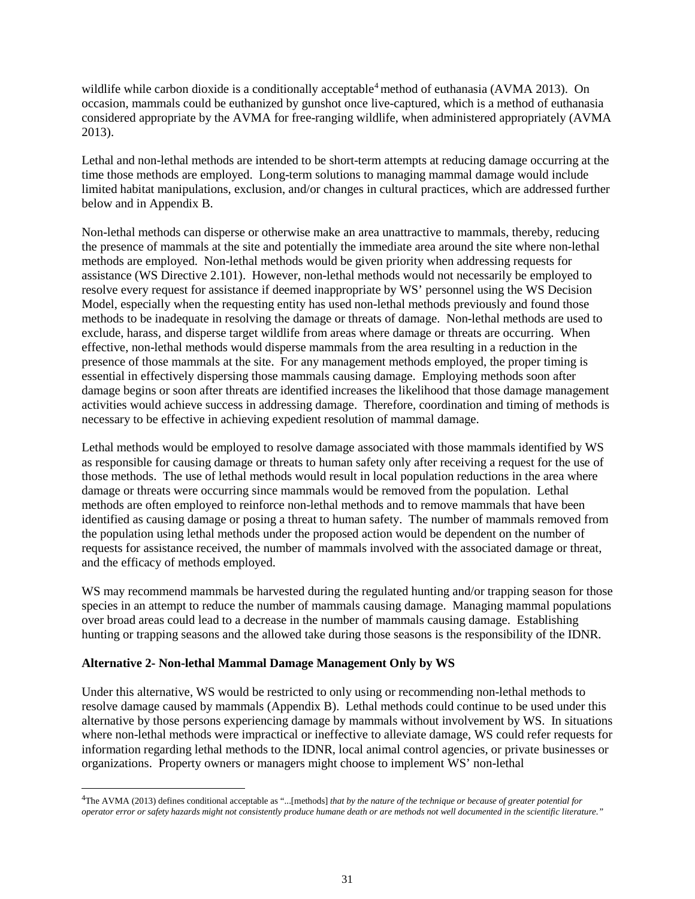wildlife while carbon dioxide is a conditionally acceptable[4] method of euthanasia (AVMA 2013). On occasion, mammals could be euthanized by gunshot once live-captured, which is a method of euthanasia considered appropriate by the AVMA for free-ranging wildlife, when administered appropriately (AVMA 2013).

Lethal and non-lethal methods are intended to be short-term attempts at reducing damage occurring at the time those methods are employed. Long-term solutions to managing mammal damage would include limited habitat manipulations, exclusion, and/or changes in cultural practices, which are addressed further below and in Appendix B.

Non-lethal methods can disperse or otherwise make an area unattractive to mammals, thereby, reducing the presence of mammals at the site and potentially the immediate area around the site where non-lethal methods are employed. Non-lethal methods would be given priority when addressing requests for assistance (WS Directive 2.101). However, non-lethal methods would not necessarily be employed to resolve every request for assistance if deemed inappropriate by WS' personnel using the WS Decision Model, especially when the requesting entity has used non-lethal methods previously and found those methods to be inadequate in resolving the damage or threats of damage. Non-lethal methods are used to exclude, harass, and disperse target wildlife from areas where damage or threats are occurring. When effective, non-lethal methods would disperse mammals from the area resulting in a reduction in the presence of those mammals at the site. For any management methods employed, the proper timing is essential in effectively dispersing those mammals causing damage. Employing methods soon after damage begins or soon after threats are identified increases the likelihood that those damage management activities would achieve success in addressing damage. Therefore, coordination and timing of methods is necessary to be effective in achieving expedient resolution of mammal damage.

Lethal methods would be employed to resolve damage associated with those mammals identified by WS as responsible for causing damage or threats to human safety only after receiving a request for the use of those methods. The use of lethal methods would result in local population reductions in the area where damage or threats were occurring since mammals would be removed from the population. Lethal methods are often employed to reinforce non-lethal methods and to remove mammals that have been identified as causing damage or posing a threat to human safety. The number of mammals removed from the population using lethal methods under the proposed action would be dependent on the number of requests for assistance received, the number of mammals involved with the associated damage or threat, and the efficacy of methods employed.

WS may recommend mammals be harvested during the regulated hunting and/or trapping season for those species in an attempt to reduce the number of mammals causing damage. Managing mammal populations over broad areas could lead to a decrease in the number of mammals causing damage. Establishing hunting or trapping seasons and the allowed take during those seasons is the responsibility of the IDNR.

**Alternative 2- Non-lethal Mammal Damage Management Only by WS**

Under this alternative, WS would be restricted to only using or recommending non-lethal methods to resolve damage caused by mammals (Appendix B). Lethal methods could continue to be used under this alternative by those persons experiencing damage by mammals without involvement by WS. In situations where non-lethal methods were impractical or ineffective to alleviate damage, WS could refer requests for information regarding lethal methods to the IDNR, local animal control agencies, or private businesses or organizations. Property owners or managers might choose to implement WS' non-lethal

---

[4]The AVMA (2013) defines conditional acceptable as "...[methods] *that by the nature of the technique or because of greater potential for operator error or safety hazards might not consistently produce humane death or are methods not well documented in the scientific literature."*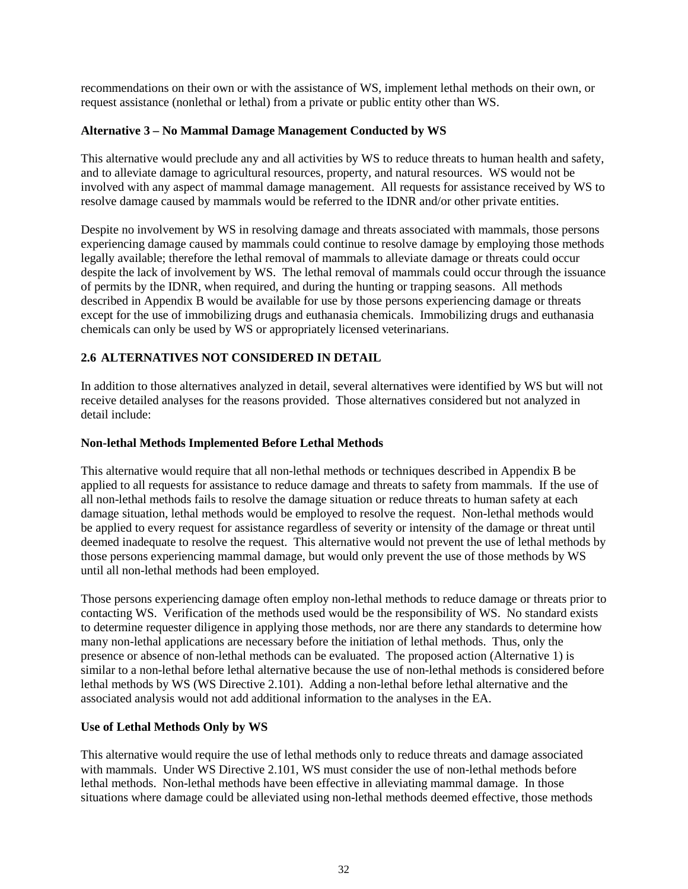recommendations on their own or with the assistance of WS, implement lethal methods on their own, or request assistance (nonlethal or lethal) from a private or public entity other than WS.

**Alternative 3 – No Mammal Damage Management Conducted by WS**

This alternative would preclude any and all activities by WS to reduce threats to human health and safety, and to alleviate damage to agricultural resources, property, and natural resources. WS would not be involved with any aspect of mammal damage management. All requests for assistance received by WS to resolve damage caused by mammals would be referred to the IDNR and/or other private entities.

Despite no involvement by WS in resolving damage and threats associated with mammals, those persons experiencing damage caused by mammals could continue to resolve damage by employing those methods legally available; therefore the lethal removal of mammals to alleviate damage or threats could occur despite the lack of involvement by WS. The lethal removal of mammals could occur through the issuance of permits by the IDNR, when required, and during the hunting or trapping seasons. All methods described in Appendix B would be available for use by those persons experiencing damage or threats except for the use of immobilizing drugs and euthanasia chemicals. Immobilizing drugs and euthanasia chemicals can only be used by WS or appropriately licensed veterinarians.

## 2.6 ALTERNATIVES NOT CONSIDERED IN DETAIL

In addition to those alternatives analyzed in detail, several alternatives were identified by WS but will not receive detailed analyses for the reasons provided. Those alternatives considered but not analyzed in detail include:

**Non-lethal Methods Implemented Before Lethal Methods**

This alternative would require that all non-lethal methods or techniques described in Appendix B be applied to all requests for assistance to reduce damage and threats to safety from mammals. If the use of all non-lethal methods fails to resolve the damage situation or reduce threats to human safety at each damage situation, lethal methods would be employed to resolve the request. Non-lethal methods would be applied to every request for assistance regardless of severity or intensity of the damage or threat until deemed inadequate to resolve the request. This alternative would not prevent the use of lethal methods by those persons experiencing mammal damage, but would only prevent the use of those methods by WS until all non-lethal methods had been employed.

Those persons experiencing damage often employ non-lethal methods to reduce damage or threats prior to contacting WS. Verification of the methods used would be the responsibility of WS. No standard exists to determine requester diligence in applying those methods, nor are there any standards to determine how many non-lethal applications are necessary before the initiation of lethal methods. Thus, only the presence or absence of non-lethal methods can be evaluated. The proposed action (Alternative 1) is similar to a non-lethal before lethal alternative because the use of non-lethal methods is considered before lethal methods by WS (WS Directive 2.101). Adding a non-lethal before lethal alternative and the associated analysis would not add additional information to the analyses in the EA.

**Use of Lethal Methods Only by WS**

This alternative would require the use of lethal methods only to reduce threats and damage associated with mammals. Under WS Directive 2.101, WS must consider the use of non-lethal methods before lethal methods. Non-lethal methods have been effective in alleviating mammal damage. In those situations where damage could be alleviated using non-lethal methods deemed effective, those methods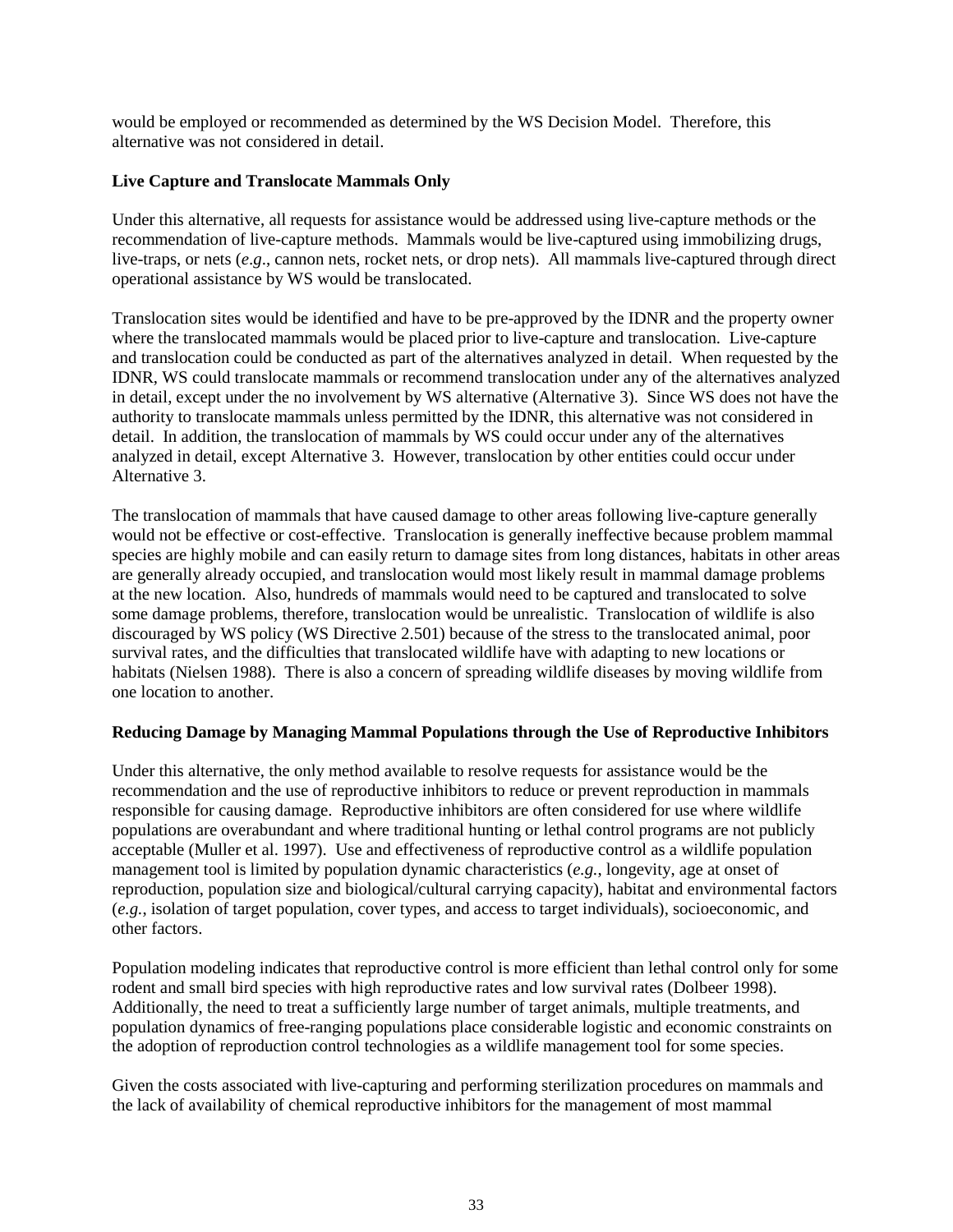would be employed or recommended as determined by the WS Decision Model. Therefore, this alternative was not considered in detail.

**Live Capture and Translocate Mammals Only**

Under this alternative, all requests for assistance would be addressed using live-capture methods or the recommendation of live-capture methods. Mammals would be live-captured using immobilizing drugs, live-traps, or nets (*e.g*., cannon nets, rocket nets, or drop nets). All mammals live-captured through direct operational assistance by WS would be translocated.

Translocation sites would be identified and have to be pre-approved by the IDNR and the property owner where the translocated mammals would be placed prior to live-capture and translocation. Live-capture and translocation could be conducted as part of the alternatives analyzed in detail. When requested by the IDNR, WS could translocate mammals or recommend translocation under any of the alternatives analyzed in detail, except under the no involvement by WS alternative (Alternative 3). Since WS does not have the authority to translocate mammals unless permitted by the IDNR, this alternative was not considered in detail. In addition, the translocation of mammals by WS could occur under any of the alternatives analyzed in detail, except Alternative 3. However, translocation by other entities could occur under Alternative 3.

The translocation of mammals that have caused damage to other areas following live-capture generally would not be effective or cost-effective. Translocation is generally ineffective because problem mammal species are highly mobile and can easily return to damage sites from long distances, habitats in other areas are generally already occupied, and translocation would most likely result in mammal damage problems at the new location. Also, hundreds of mammals would need to be captured and translocated to solve some damage problems, therefore, translocation would be unrealistic. Translocation of wildlife is also discouraged by WS policy (WS Directive 2.501) because of the stress to the translocated animal, poor survival rates, and the difficulties that translocated wildlife have with adapting to new locations or habitats (Nielsen 1988). There is also a concern of spreading wildlife diseases by moving wildlife from one location to another.

**Reducing Damage by Managing Mammal Populations through the Use of Reproductive Inhibitors**

Under this alternative, the only method available to resolve requests for assistance would be the recommendation and the use of reproductive inhibitors to reduce or prevent reproduction in mammals responsible for causing damage. Reproductive inhibitors are often considered for use where wildlife populations are overabundant and where traditional hunting or lethal control programs are not publicly acceptable (Muller et al. 1997). Use and effectiveness of reproductive control as a wildlife population management tool is limited by population dynamic characteristics (*e.g.*, longevity, age at onset of reproduction, population size and biological/cultural carrying capacity), habitat and environmental factors (*e.g.*, isolation of target population, cover types, and access to target individuals), socioeconomic, and other factors.

Population modeling indicates that reproductive control is more efficient than lethal control only for some rodent and small bird species with high reproductive rates and low survival rates (Dolbeer 1998). Additionally, the need to treat a sufficiently large number of target animals, multiple treatments, and population dynamics of free-ranging populations place considerable logistic and economic constraints on the adoption of reproduction control technologies as a wildlife management tool for some species.

Given the costs associated with live-capturing and performing sterilization procedures on mammals and the lack of availability of chemical reproductive inhibitors for the management of most mammal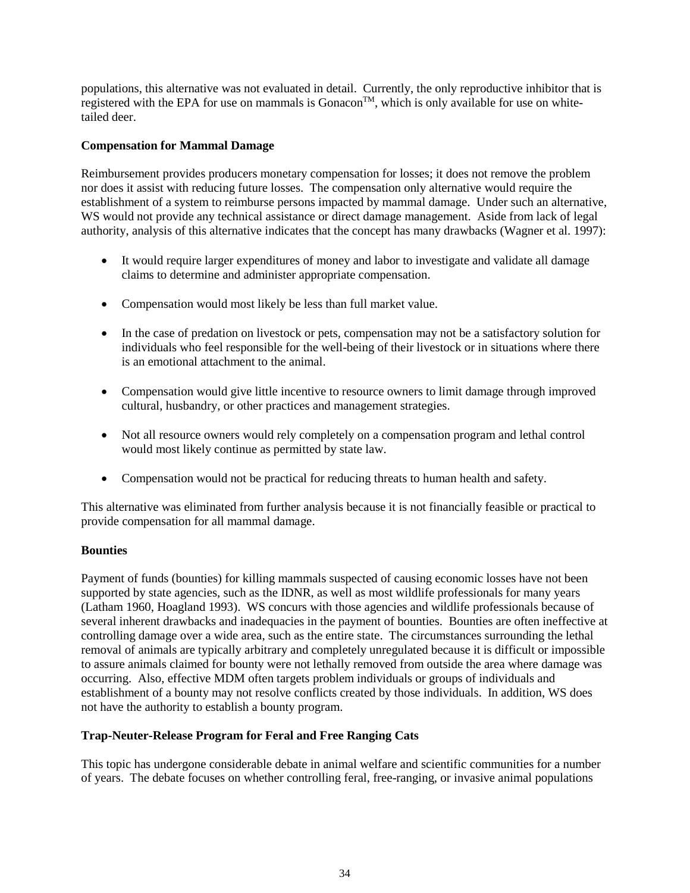populations, this alternative was not evaluated in detail. Currently, the only reproductive inhibitor that is registered with the EPA for use on mammals is Gonacon™, which is only available for use on white-tailed deer.

**Compensation for Mammal Damage**

Reimbursement provides producers monetary compensation for losses; it does not remove the problem nor does it assist with reducing future losses. The compensation only alternative would require the establishment of a system to reimburse persons impacted by mammal damage. Under such an alternative, WS would not provide any technical assistance or direct damage management. Aside from lack of legal authority, analysis of this alternative indicates that the concept has many drawbacks (Wagner et al. 1997):

- It would require larger expenditures of money and labor to investigate and validate all damage claims to determine and administer appropriate compensation.
- Compensation would most likely be less than full market value.
- In the case of predation on livestock or pets, compensation may not be a satisfactory solution for individuals who feel responsible for the well-being of their livestock or in situations where there is an emotional attachment to the animal.
- Compensation would give little incentive to resource owners to limit damage through improved cultural, husbandry, or other practices and management strategies.
- Not all resource owners would rely completely on a compensation program and lethal control would most likely continue as permitted by state law.
- Compensation would not be practical for reducing threats to human health and safety.

This alternative was eliminated from further analysis because it is not financially feasible or practical to provide compensation for all mammal damage.

**Bounties**

Payment of funds (bounties) for killing mammals suspected of causing economic losses have not been supported by state agencies, such as the IDNR, as well as most wildlife professionals for many years (Latham 1960, Hoagland 1993). WS concurs with those agencies and wildlife professionals because of several inherent drawbacks and inadequacies in the payment of bounties. Bounties are often ineffective at controlling damage over a wide area, such as the entire state. The circumstances surrounding the lethal removal of animals are typically arbitrary and completely unregulated because it is difficult or impossible to assure animals claimed for bounty were not lethally removed from outside the area where damage was occurring. Also, effective MDM often targets problem individuals or groups of individuals and establishment of a bounty may not resolve conflicts created by those individuals. In addition, WS does not have the authority to establish a bounty program.

**Trap-Neuter-Release Program for Feral and Free Ranging Cats**

This topic has undergone considerable debate in animal welfare and scientific communities for a number of years. The debate focuses on whether controlling feral, free-ranging, or invasive animal populations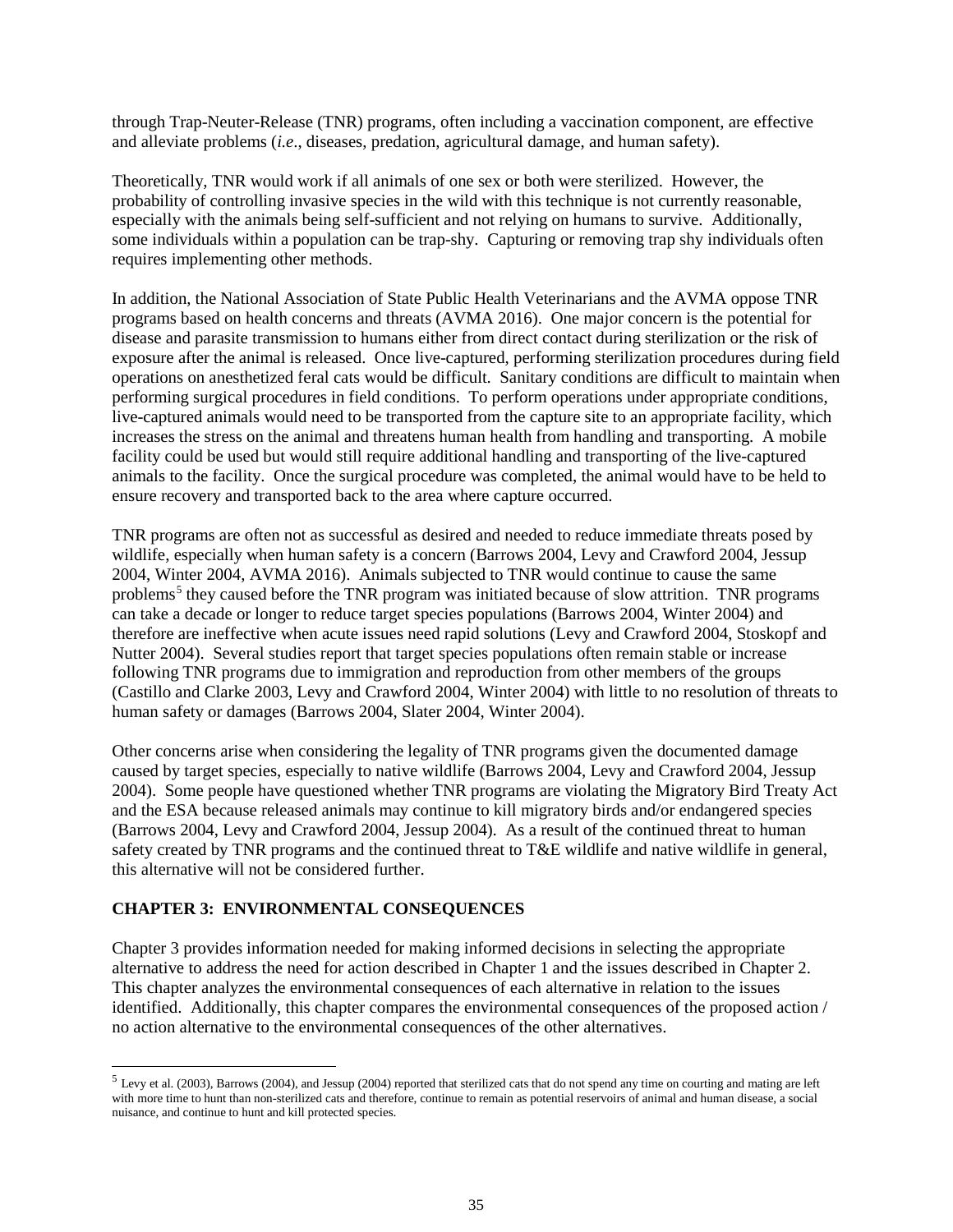through Trap-Neuter-Release (TNR) programs, often including a vaccination component, are effective and alleviate problems (*i.e*., diseases, predation, agricultural damage, and human safety).

Theoretically, TNR would work if all animals of one sex or both were sterilized. However, the probability of controlling invasive species in the wild with this technique is not currently reasonable, especially with the animals being self-sufficient and not relying on humans to survive. Additionally, some individuals within a population can be trap-shy. Capturing or removing trap shy individuals often requires implementing other methods.

In addition, the National Association of State Public Health Veterinarians and the AVMA oppose TNR programs based on health concerns and threats (AVMA 2016). One major concern is the potential for disease and parasite transmission to humans either from direct contact during sterilization or the risk of exposure after the animal is released. Once live-captured, performing sterilization procedures during field operations on anesthetized feral cats would be difficult. Sanitary conditions are difficult to maintain when performing surgical procedures in field conditions. To perform operations under appropriate conditions, live-captured animals would need to be transported from the capture site to an appropriate facility, which increases the stress on the animal and threatens human health from handling and transporting. A mobile facility could be used but would still require additional handling and transporting of the live-captured animals to the facility. Once the surgical procedure was completed, the animal would have to be held to ensure recovery and transported back to the area where capture occurred.

TNR programs are often not as successful as desired and needed to reduce immediate threats posed by wildlife, especially when human safety is a concern (Barrows 2004, Levy and Crawford 2004, Jessup 2004, Winter 2004, AVMA 2016). Animals subjected to TNR would continue to cause the same problems[5] they caused before the TNR program was initiated because of slow attrition. TNR programs can take a decade or longer to reduce target species populations (Barrows 2004, Winter 2004) and therefore are ineffective when acute issues need rapid solutions (Levy and Crawford 2004, Stoskopf and Nutter 2004). Several studies report that target species populations often remain stable or increase following TNR programs due to immigration and reproduction from other members of the groups (Castillo and Clarke 2003, Levy and Crawford 2004, Winter 2004) with little to no resolution of threats to human safety or damages (Barrows 2004, Slater 2004, Winter 2004).

Other concerns arise when considering the legality of TNR programs given the documented damage caused by target species, especially to native wildlife (Barrows 2004, Levy and Crawford 2004, Jessup 2004). Some people have questioned whether TNR programs are violating the Migratory Bird Treaty Act and the ESA because released animals may continue to kill migratory birds and/or endangered species (Barrows 2004, Levy and Crawford 2004, Jessup 2004). As a result of the continued threat to human safety created by TNR programs and the continued threat to T&E wildlife and native wildlife in general, this alternative will not be considered further.

## CHAPTER 3: ENVIRONMENTAL CONSEQUENCES

Chapter 3 provides information needed for making informed decisions in selecting the appropriate alternative to address the need for action described in Chapter 1 and the issues described in Chapter 2. This chapter analyzes the environmental consequences of each alternative in relation to the issues identified. Additionally, this chapter compares the environmental consequences of the proposed action / no action alternative to the environmental consequences of the other alternatives.

---

[5] Levy et al. (2003), Barrows (2004), and Jessup (2004) reported that sterilized cats that do not spend any time on courting and mating are left with more time to hunt than non-sterilized cats and therefore, continue to remain as potential reservoirs of animal and human disease, a social nuisance, and continue to hunt and kill protected species.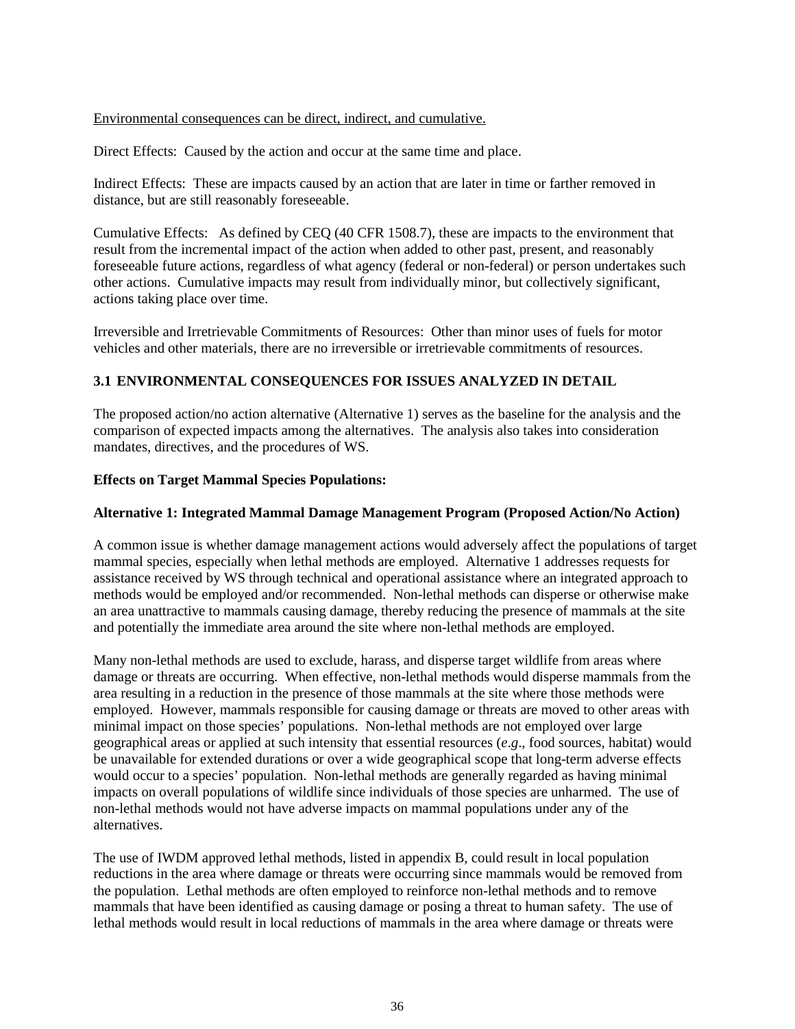Environmental consequences can be direct, indirect, and cumulative.

Direct Effects: Caused by the action and occur at the same time and place.

Indirect Effects: These are impacts caused by an action that are later in time or farther removed in distance, but are still reasonably foreseeable.

Cumulative Effects: As defined by CEQ (40 CFR 1508.7), these are impacts to the environment that result from the incremental impact of the action when added to other past, present, and reasonably foreseeable future actions, regardless of what agency (federal or non-federal) or person undertakes such other actions. Cumulative impacts may result from individually minor, but collectively significant, actions taking place over time.

Irreversible and Irretrievable Commitments of Resources: Other than minor uses of fuels for motor vehicles and other materials, there are no irreversible or irretrievable commitments of resources.

## 3.1 ENVIRONMENTAL CONSEQUENCES FOR ISSUES ANALYZED IN DETAIL

The proposed action/no action alternative (Alternative 1) serves as the baseline for the analysis and the comparison of expected impacts among the alternatives. The analysis also takes into consideration mandates, directives, and the procedures of WS.

**Effects on Target Mammal Species Populations:**

**Alternative 1: Integrated Mammal Damage Management Program (Proposed Action/No Action)**

A common issue is whether damage management actions would adversely affect the populations of target mammal species, especially when lethal methods are employed. Alternative 1 addresses requests for assistance received by WS through technical and operational assistance where an integrated approach to methods would be employed and/or recommended. Non-lethal methods can disperse or otherwise make an area unattractive to mammals causing damage, thereby reducing the presence of mammals at the site and potentially the immediate area around the site where non-lethal methods are employed.

Many non-lethal methods are used to exclude, harass, and disperse target wildlife from areas where damage or threats are occurring. When effective, non-lethal methods would disperse mammals from the area resulting in a reduction in the presence of those mammals at the site where those methods were employed. However, mammals responsible for causing damage or threats are moved to other areas with minimal impact on those species' populations. Non-lethal methods are not employed over large geographical areas or applied at such intensity that essential resources (*e.g*., food sources, habitat) would be unavailable for extended durations or over a wide geographical scope that long-term adverse effects would occur to a species' population. Non-lethal methods are generally regarded as having minimal impacts on overall populations of wildlife since individuals of those species are unharmed. The use of non-lethal methods would not have adverse impacts on mammal populations under any of the alternatives.

The use of IWDM approved lethal methods, listed in appendix B, could result in local population reductions in the area where damage or threats were occurring since mammals would be removed from the population. Lethal methods are often employed to reinforce non-lethal methods and to remove mammals that have been identified as causing damage or posing a threat to human safety. The use of lethal methods would result in local reductions of mammals in the area where damage or threats were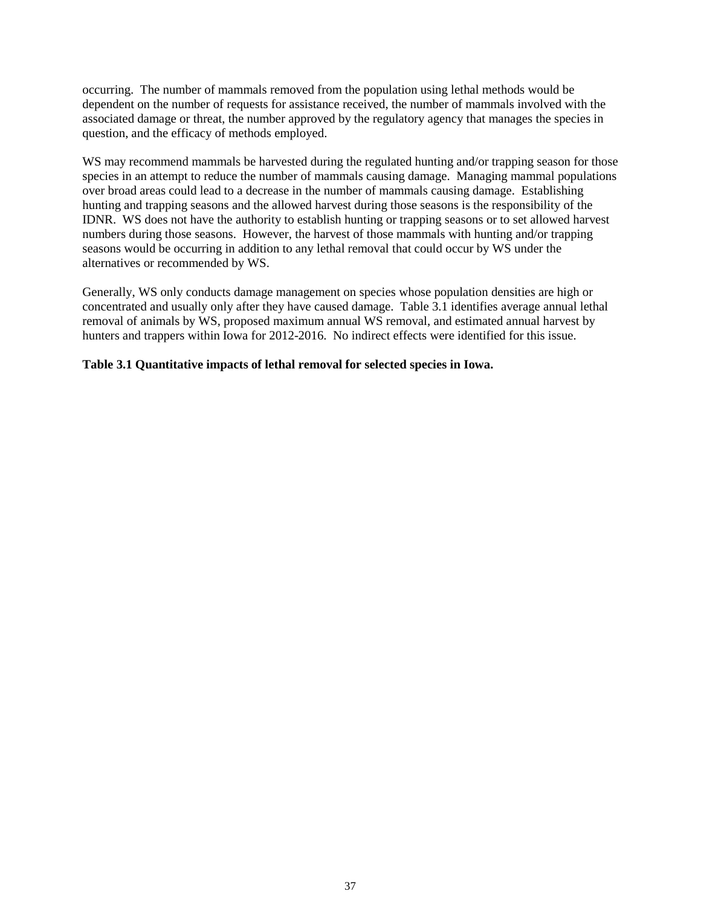occurring. The number of mammals removed from the population using lethal methods would be dependent on the number of requests for assistance received, the number of mammals involved with the associated damage or threat, the number approved by the regulatory agency that manages the species in question, and the efficacy of methods employed.

WS may recommend mammals be harvested during the regulated hunting and/or trapping season for those species in an attempt to reduce the number of mammals causing damage. Managing mammal populations over broad areas could lead to a decrease in the number of mammals causing damage. Establishing hunting and trapping seasons and the allowed harvest during those seasons is the responsibility of the IDNR. WS does not have the authority to establish hunting or trapping seasons or to set allowed harvest numbers during those seasons. However, the harvest of those mammals with hunting and/or trapping seasons would be occurring in addition to any lethal removal that could occur by WS under the alternatives or recommended by WS.

Generally, WS only conducts damage management on species whose population densities are high or concentrated and usually only after they have caused damage. Table 3.1 identifies average annual lethal removal of animals by WS, proposed maximum annual WS removal, and estimated annual harvest by hunters and trappers within Iowa for 2012-2016. No indirect effects were identified for this issue.

**Table 3.1 Quantitative impacts of lethal removal for selected species in Iowa.**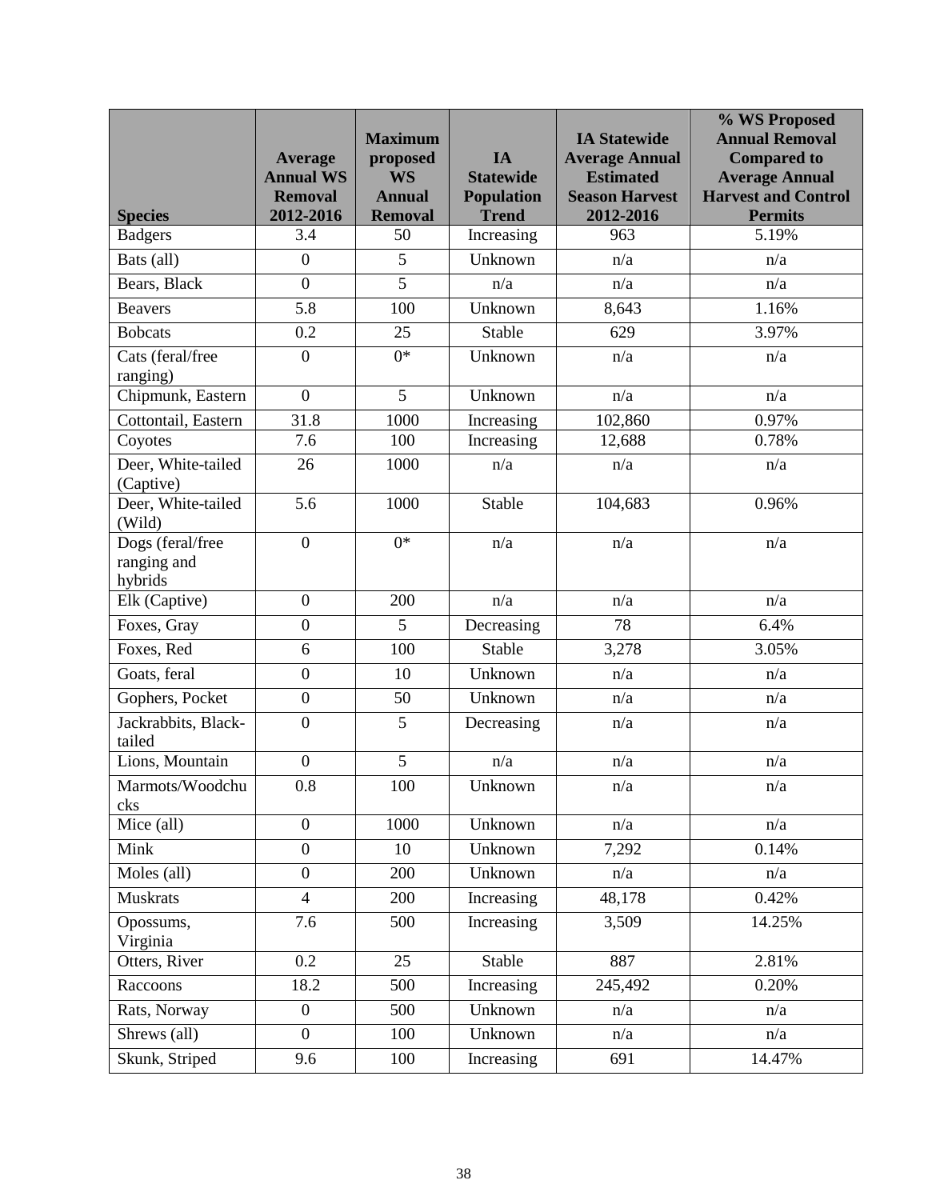| Species | Average Annual WS Removal 2012-2016 | Maximum proposed WS Annual Removal | IA Statewide Population Trend | IA Statewide Average Annual Estimated Season Harvest 2012-2016 | % WS Proposed Annual Removal Compared to Average Annual Harvest and Control Permits |
|---|---|---|---|---|---|
| Badgers | 3.4 | 50 | Increasing | 963 | 5.19% |
| Bats (all) | 0 | 5 | Unknown | n/a | n/a |
| Bears, Black | 0 | 5 | n/a | n/a | n/a |
| Beavers | 5.8 | 100 | Unknown | 8,643 | 1.16% |
| Bobcats | 0.2 | 25 | Stable | 629 | 3.97% |
| Cats (feral/free ranging) | 0 | 0* | Unknown | n/a | n/a |
| Chipmunk, Eastern | 0 | 5 | Unknown | n/a | n/a |
| Cottontail, Eastern | 31.8 | 1000 | Increasing | 102,860 | 0.97% |
| Coyotes | 7.6 | 100 | Increasing | 12,688 | 0.78% |
| Deer, White-tailed (Captive) | 26 | 1000 | n/a | n/a | n/a |
| Deer, White-tailed (Wild) | 5.6 | 1000 | Stable | 104,683 | 0.96% |
| Dogs (feral/free ranging and hybrids | 0 | 0* | n/a | n/a | n/a |
| Elk (Captive) | 0 | 200 | n/a | n/a | n/a |
| Foxes, Gray | 0 | 5 | Decreasing | 78 | 6.4% |
| Foxes, Red | 6 | 100 | Stable | 3,278 | 3.05% |
| Goats, feral | 0 | 10 | Unknown | n/a | n/a |
| Gophers, Pocket | 0 | 50 | Unknown | n/a | n/a |
| Jackrabbits, Black-tailed | 0 | 5 | Decreasing | n/a | n/a |
| Lions, Mountain | 0 | 5 | n/a | n/a | n/a |
| Marmots/Woodchucks | 0.8 | 100 | Unknown | n/a | n/a |
| Mice (all) | 0 | 1000 | Unknown | n/a | n/a |
| Mink | 0 | 10 | Unknown | 7,292 | 0.14% |
| Moles (all) | 0 | 200 | Unknown | n/a | n/a |
| Muskrats | 4 | 200 | Increasing | 48,178 | 0.42% |
| Opossums, Virginia | 7.6 | 500 | Increasing | 3,509 | 14.25% |
| Otters, River | 0.2 | 25 | Stable | 887 | 2.81% |
| Raccoons | 18.2 | 500 | Increasing | 245,492 | 0.20% |
| Rats, Norway | 0 | 500 | Unknown | n/a | n/a |
| Shrews (all) | 0 | 100 | Unknown | n/a | n/a |
| Skunk, Striped | 9.6 | 100 | Increasing | 691 | 14.47% |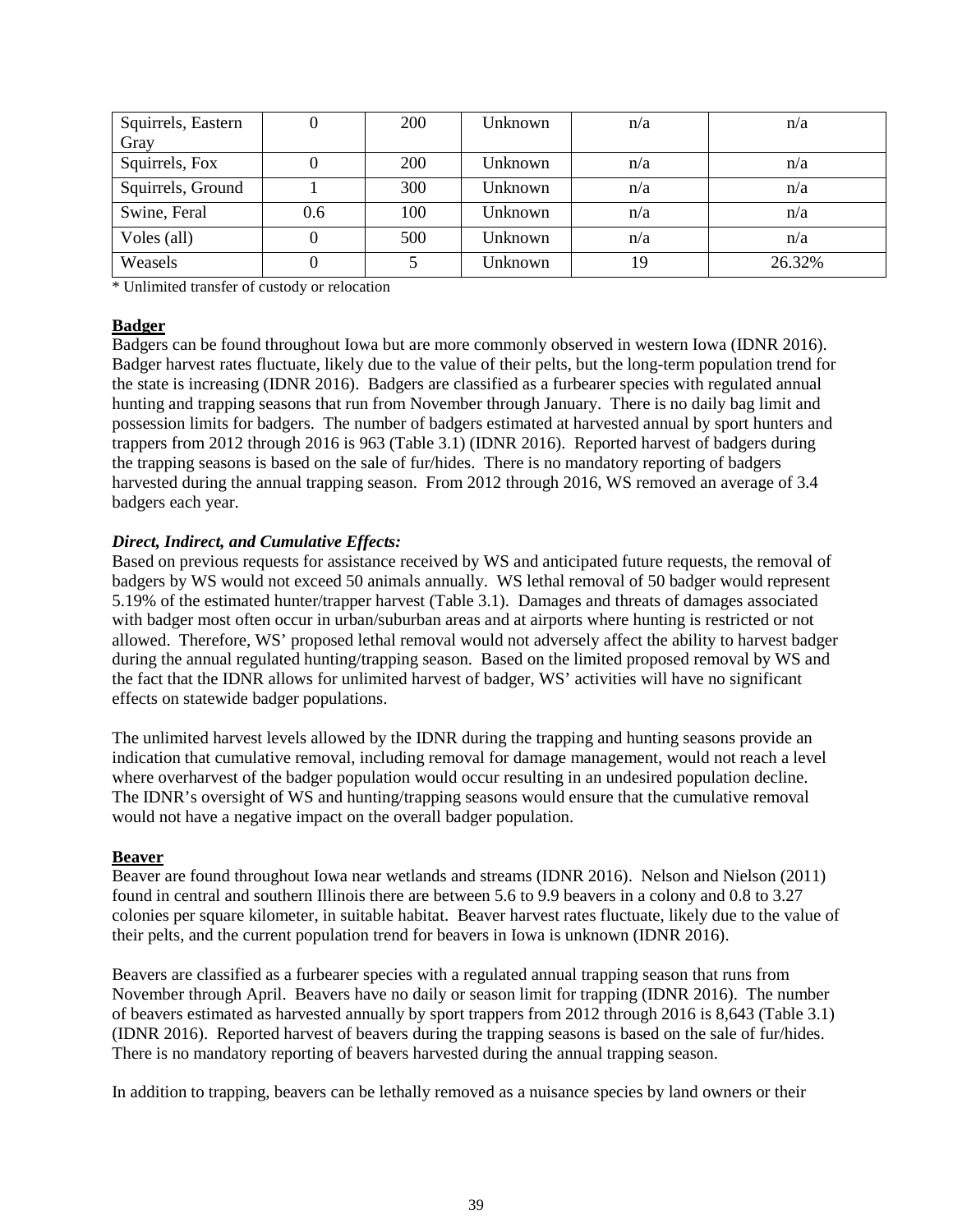| Squirrels, Eastern Gray | 0 | 200 | Unknown | n/a | n/a |
|---|---|---|---|---|---|
| Squirrels, Fox | 0 | 200 | Unknown | n/a | n/a |
| Squirrels, Ground | 1 | 300 | Unknown | n/a | n/a |
| Swine, Feral | 0.6 | 100 | Unknown | n/a | n/a |
| Voles (all) | 0 | 500 | Unknown | n/a | n/a |
| Weasels | 0 | 5 | Unknown | 19 | 26.32% |

* Unlimited transfer of custody or relocation

**Badger**

Badgers can be found throughout Iowa but are more commonly observed in western Iowa (IDNR 2016). Badger harvest rates fluctuate, likely due to the value of their pelts, but the long-term population trend for the state is increasing (IDNR 2016). Badgers are classified as a furbearer species with regulated annual hunting and trapping seasons that run from November through January. There is no daily bag limit and possession limits for badgers. The number of badgers estimated at harvested annual by sport hunters and trappers from 2012 through 2016 is 963 (Table 3.1) (IDNR 2016). Reported harvest of badgers during the trapping seasons is based on the sale of fur/hides. There is no mandatory reporting of badgers harvested during the annual trapping season. From 2012 through 2016, WS removed an average of 3.4 badgers each year.

***Direct, Indirect, and Cumulative Effects:***

Based on previous requests for assistance received by WS and anticipated future requests, the removal of badgers by WS would not exceed 50 animals annually. WS lethal removal of 50 badger would represent 5.19% of the estimated hunter/trapper harvest (Table 3.1). Damages and threats of damages associated with badger most often occur in urban/suburban areas and at airports where hunting is restricted or not allowed. Therefore, WS' proposed lethal removal would not adversely affect the ability to harvest badger during the annual regulated hunting/trapping season. Based on the limited proposed removal by WS and the fact that the IDNR allows for unlimited harvest of badger, WS' activities will have no significant effects on statewide badger populations.

The unlimited harvest levels allowed by the IDNR during the trapping and hunting seasons provide an indication that cumulative removal, including removal for damage management, would not reach a level where overharvest of the badger population would occur resulting in an undesired population decline. The IDNR's oversight of WS and hunting/trapping seasons would ensure that the cumulative removal would not have a negative impact on the overall badger population.

**Beaver**

Beaver are found throughout Iowa near wetlands and streams (IDNR 2016). Nelson and Nielson (2011) found in central and southern Illinois there are between 5.6 to 9.9 beavers in a colony and 0.8 to 3.27 colonies per square kilometer, in suitable habitat. Beaver harvest rates fluctuate, likely due to the value of their pelts, and the current population trend for beavers in Iowa is unknown (IDNR 2016).

Beavers are classified as a furbearer species with a regulated annual trapping season that runs from November through April. Beavers have no daily or season limit for trapping (IDNR 2016). The number of beavers estimated as harvested annually by sport trappers from 2012 through 2016 is 8,643 (Table 3.1) (IDNR 2016). Reported harvest of beavers during the trapping seasons is based on the sale of fur/hides. There is no mandatory reporting of beavers harvested during the annual trapping season.

In addition to trapping, beavers can be lethally removed as a nuisance species by land owners or their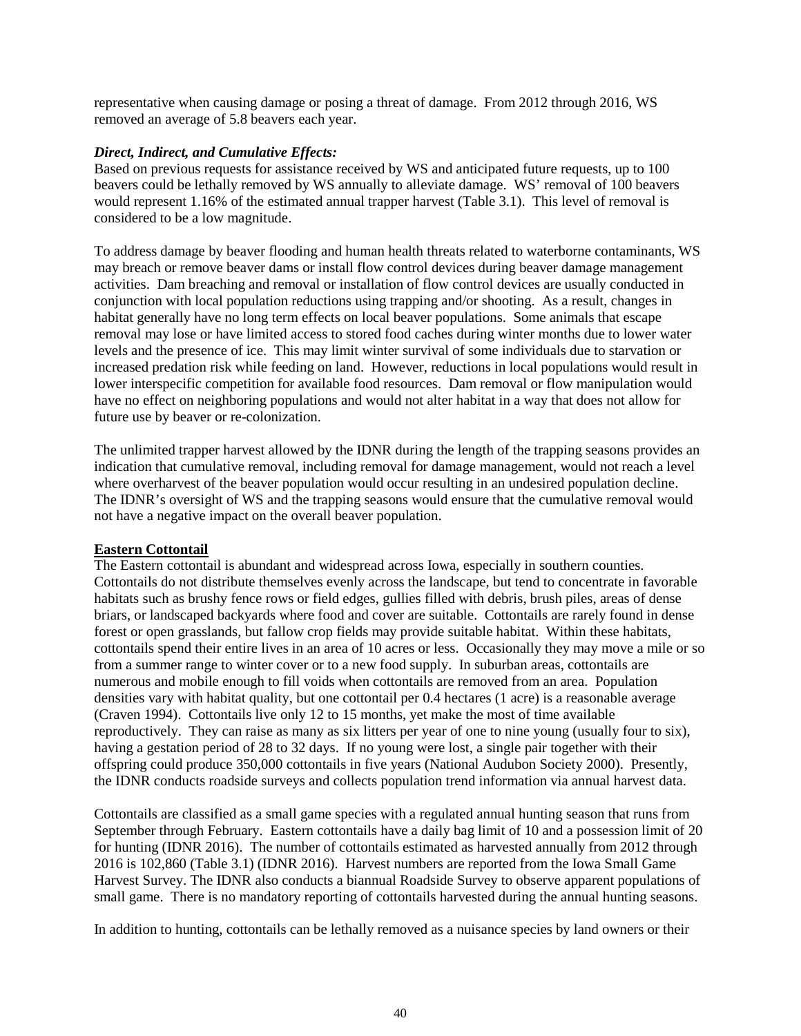representative when causing damage or posing a threat of damage. From 2012 through 2016, WS removed an average of 5.8 beavers each year.

***Direct, Indirect, and Cumulative Effects:***

Based on previous requests for assistance received by WS and anticipated future requests, up to 100 beavers could be lethally removed by WS annually to alleviate damage. WS' removal of 100 beavers would represent 1.16% of the estimated annual trapper harvest (Table 3.1). This level of removal is considered to be a low magnitude.

To address damage by beaver flooding and human health threats related to waterborne contaminants, WS may breach or remove beaver dams or install flow control devices during beaver damage management activities. Dam breaching and removal or installation of flow control devices are usually conducted in conjunction with local population reductions using trapping and/or shooting. As a result, changes in habitat generally have no long term effects on local beaver populations. Some animals that escape removal may lose or have limited access to stored food caches during winter months due to lower water levels and the presence of ice. This may limit winter survival of some individuals due to starvation or increased predation risk while feeding on land. However, reductions in local populations would result in lower interspecific competition for available food resources. Dam removal or flow manipulation would have no effect on neighboring populations and would not alter habitat in a way that does not allow for future use by beaver or re-colonization.

The unlimited trapper harvest allowed by the IDNR during the length of the trapping seasons provides an indication that cumulative removal, including removal for damage management, would not reach a level where overharvest of the beaver population would occur resulting in an undesired population decline. The IDNR's oversight of WS and the trapping seasons would ensure that the cumulative removal would not have a negative impact on the overall beaver population.

**Eastern Cottontail**

The Eastern cottontail is abundant and widespread across Iowa, especially in southern counties. Cottontails do not distribute themselves evenly across the landscape, but tend to concentrate in favorable habitats such as brushy fence rows or field edges, gullies filled with debris, brush piles, areas of dense briars, or landscaped backyards where food and cover are suitable. Cottontails are rarely found in dense forest or open grasslands, but fallow crop fields may provide suitable habitat. Within these habitats, cottontails spend their entire lives in an area of 10 acres or less. Occasionally they may move a mile or so from a summer range to winter cover or to a new food supply. In suburban areas, cottontails are numerous and mobile enough to fill voids when cottontails are removed from an area. Population densities vary with habitat quality, but one cottontail per 0.4 hectares (1 acre) is a reasonable average (Craven 1994). Cottontails live only 12 to 15 months, yet make the most of time available reproductively. They can raise as many as six litters per year of one to nine young (usually four to six), having a gestation period of 28 to 32 days. If no young were lost, a single pair together with their offspring could produce 350,000 cottontails in five years (National Audubon Society 2000). Presently, the IDNR conducts roadside surveys and collects population trend information via annual harvest data.

Cottontails are classified as a small game species with a regulated annual hunting season that runs from September through February. Eastern cottontails have a daily bag limit of 10 and a possession limit of 20 for hunting (IDNR 2016). The number of cottontails estimated as harvested annually from 2012 through 2016 is 102,860 (Table 3.1) (IDNR 2016). Harvest numbers are reported from the Iowa Small Game Harvest Survey. The IDNR also conducts a biannual Roadside Survey to observe apparent populations of small game. There is no mandatory reporting of cottontails harvested during the annual hunting seasons.

In addition to hunting, cottontails can be lethally removed as a nuisance species by land owners or their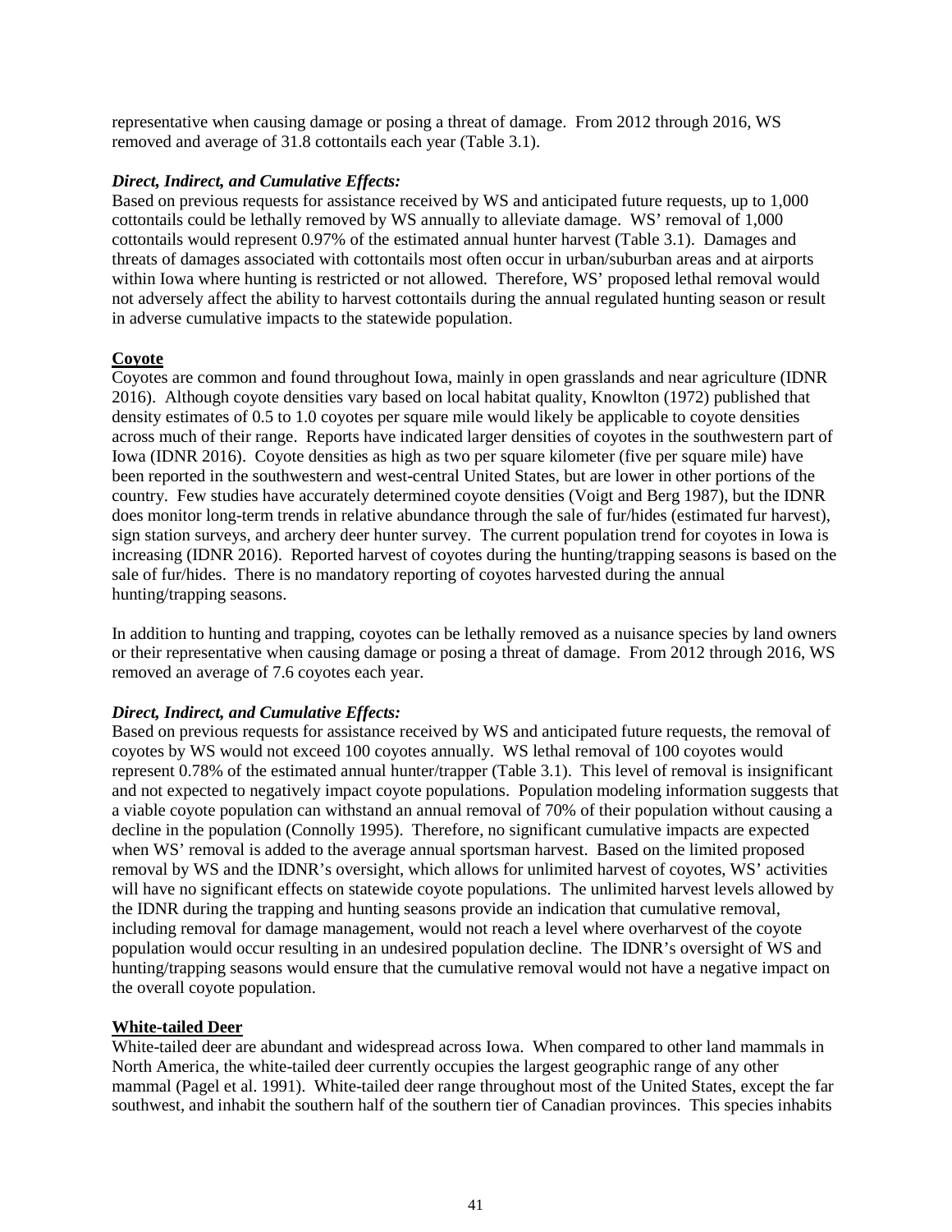representative when causing damage or posing a threat of damage. From 2012 through 2016, WS removed and average of 31.8 cottontails each year (Table 3.1).

***Direct, Indirect, and Cumulative Effects:***

Based on previous requests for assistance received by WS and anticipated future requests, up to 1,000 cottontails could be lethally removed by WS annually to alleviate damage. WS' removal of 1,000 cottontails would represent 0.97% of the estimated annual hunter harvest (Table 3.1). Damages and threats of damages associated with cottontails most often occur in urban/suburban areas and at airports within Iowa where hunting is restricted or not allowed. Therefore, WS' proposed lethal removal would not adversely affect the ability to harvest cottontails during the annual regulated hunting season or result in adverse cumulative impacts to the statewide population.

**Coyote**

Coyotes are common and found throughout Iowa, mainly in open grasslands and near agriculture (IDNR 2016). Although coyote densities vary based on local habitat quality, Knowlton (1972) published that density estimates of 0.5 to 1.0 coyotes per square mile would likely be applicable to coyote densities across much of their range. Reports have indicated larger densities of coyotes in the southwestern part of Iowa (IDNR 2016). Coyote densities as high as two per square kilometer (five per square mile) have been reported in the southwestern and west-central United States, but are lower in other portions of the country. Few studies have accurately determined coyote densities (Voigt and Berg 1987), but the IDNR does monitor long-term trends in relative abundance through the sale of fur/hides (estimated fur harvest), sign station surveys, and archery deer hunter survey. The current population trend for coyotes in Iowa is increasing (IDNR 2016). Reported harvest of coyotes during the hunting/trapping seasons is based on the sale of fur/hides. There is no mandatory reporting of coyotes harvested during the annual hunting/trapping seasons.

In addition to hunting and trapping, coyotes can be lethally removed as a nuisance species by land owners or their representative when causing damage or posing a threat of damage. From 2012 through 2016, WS removed an average of 7.6 coyotes each year.

***Direct, Indirect, and Cumulative Effects:***

Based on previous requests for assistance received by WS and anticipated future requests, the removal of coyotes by WS would not exceed 100 coyotes annually. WS lethal removal of 100 coyotes would represent 0.78% of the estimated annual hunter/trapper (Table 3.1). This level of removal is insignificant and not expected to negatively impact coyote populations. Population modeling information suggests that a viable coyote population can withstand an annual removal of 70% of their population without causing a decline in the population (Connolly 1995). Therefore, no significant cumulative impacts are expected when WS' removal is added to the average annual sportsman harvest. Based on the limited proposed removal by WS and the IDNR's oversight, which allows for unlimited harvest of coyotes, WS' activities will have no significant effects on statewide coyote populations. The unlimited harvest levels allowed by the IDNR during the trapping and hunting seasons provide an indication that cumulative removal, including removal for damage management, would not reach a level where overharvest of the coyote population would occur resulting in an undesired population decline. The IDNR's oversight of WS and hunting/trapping seasons would ensure that the cumulative removal would not have a negative impact on the overall coyote population.

**White-tailed Deer**

White-tailed deer are abundant and widespread across Iowa. When compared to other land mammals in North America, the white-tailed deer currently occupies the largest geographic range of any other mammal (Pagel et al. 1991). White-tailed deer range throughout most of the United States, except the far southwest, and inhabit the southern half of the southern tier of Canadian provinces. This species inhabits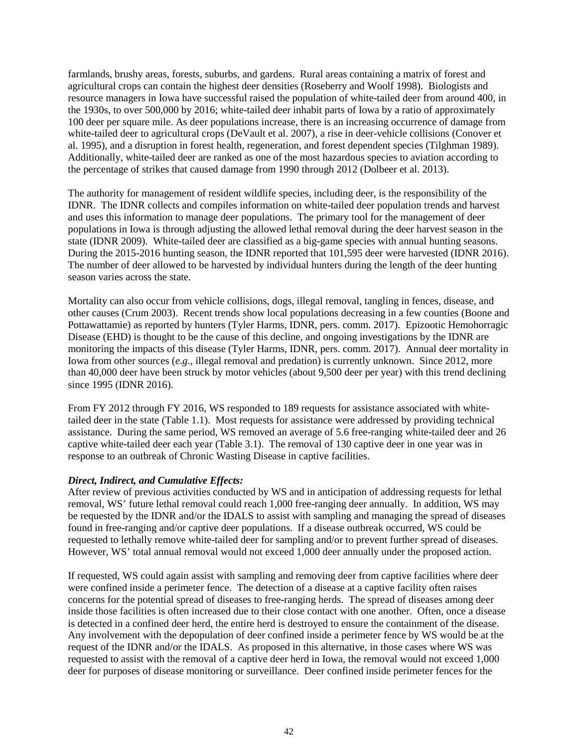farmlands, brushy areas, forests, suburbs, and gardens. Rural areas containing a matrix of forest and agricultural crops can contain the highest deer densities (Roseberry and Woolf 1998). Biologists and resource managers in Iowa have successful raised the population of white-tailed deer from around 400, in the 1930s, to over 500,000 by 2016; white-tailed deer inhabit parts of Iowa by a ratio of approximately 100 deer per square mile. As deer populations increase, there is an increasing occurrence of damage from white-tailed deer to agricultural crops (DeVault et al. 2007), a rise in deer-vehicle collisions (Conover et al. 1995), and a disruption in forest health, regeneration, and forest dependent species (Tilghman 1989). Additionally, white-tailed deer are ranked as one of the most hazardous species to aviation according to the percentage of strikes that caused damage from 1990 through 2012 (Dolbeer et al. 2013).

The authority for management of resident wildlife species, including deer, is the responsibility of the IDNR. The IDNR collects and compiles information on white-tailed deer population trends and harvest and uses this information to manage deer populations. The primary tool for the management of deer populations in Iowa is through adjusting the allowed lethal removal during the deer harvest season in the state (IDNR 2009). White-tailed deer are classified as a big-game species with annual hunting seasons. During the 2015-2016 hunting season, the IDNR reported that 101,595 deer were harvested (IDNR 2016). The number of deer allowed to be harvested by individual hunters during the length of the deer hunting season varies across the state.

Mortality can also occur from vehicle collisions, dogs, illegal removal, tangling in fences, disease, and other causes (Crum 2003). Recent trends show local populations decreasing in a few counties (Boone and Pottawattamie) as reported by hunters (Tyler Harms, IDNR, pers. comm. 2017). Epizootic Hemohorragic Disease (EHD) is thought to be the cause of this decline, and ongoing investigations by the IDNR are monitoring the impacts of this disease (Tyler Harms, IDNR, pers. comm. 2017). Annual deer mortality in Iowa from other sources (*e.g*., illegal removal and predation) is currently unknown. Since 2012, more than 40,000 deer have been struck by motor vehicles (about 9,500 deer per year) with this trend declining since 1995 (IDNR 2016).

From FY 2012 through FY 2016, WS responded to 189 requests for assistance associated with white-tailed deer in the state (Table 1.1). Most requests for assistance were addressed by providing technical assistance. During the same period, WS removed an average of 5.6 free-ranging white-tailed deer and 26 captive white-tailed deer each year (Table 3.1). The removal of 130 captive deer in one year was in response to an outbreak of Chronic Wasting Disease in captive facilities.

***Direct, Indirect, and Cumulative Effects:***

After review of previous activities conducted by WS and in anticipation of addressing requests for lethal removal, WS' future lethal removal could reach 1,000 free-ranging deer annually. In addition, WS may be requested by the IDNR and/or the IDALS to assist with sampling and managing the spread of diseases found in free-ranging and/or captive deer populations. If a disease outbreak occurred, WS could be requested to lethally remove white-tailed deer for sampling and/or to prevent further spread of diseases. However, WS' total annual removal would not exceed 1,000 deer annually under the proposed action.

If requested, WS could again assist with sampling and removing deer from captive facilities where deer were confined inside a perimeter fence. The detection of a disease at a captive facility often raises concerns for the potential spread of diseases to free-ranging herds. The spread of diseases among deer inside those facilities is often increased due to their close contact with one another. Often, once a disease is detected in a confined deer herd, the entire herd is destroyed to ensure the containment of the disease. Any involvement with the depopulation of deer confined inside a perimeter fence by WS would be at the request of the IDNR and/or the IDALS. As proposed in this alternative, in those cases where WS was requested to assist with the removal of a captive deer herd in Iowa, the removal would not exceed 1,000 deer for purposes of disease monitoring or surveillance. Deer confined inside perimeter fences for the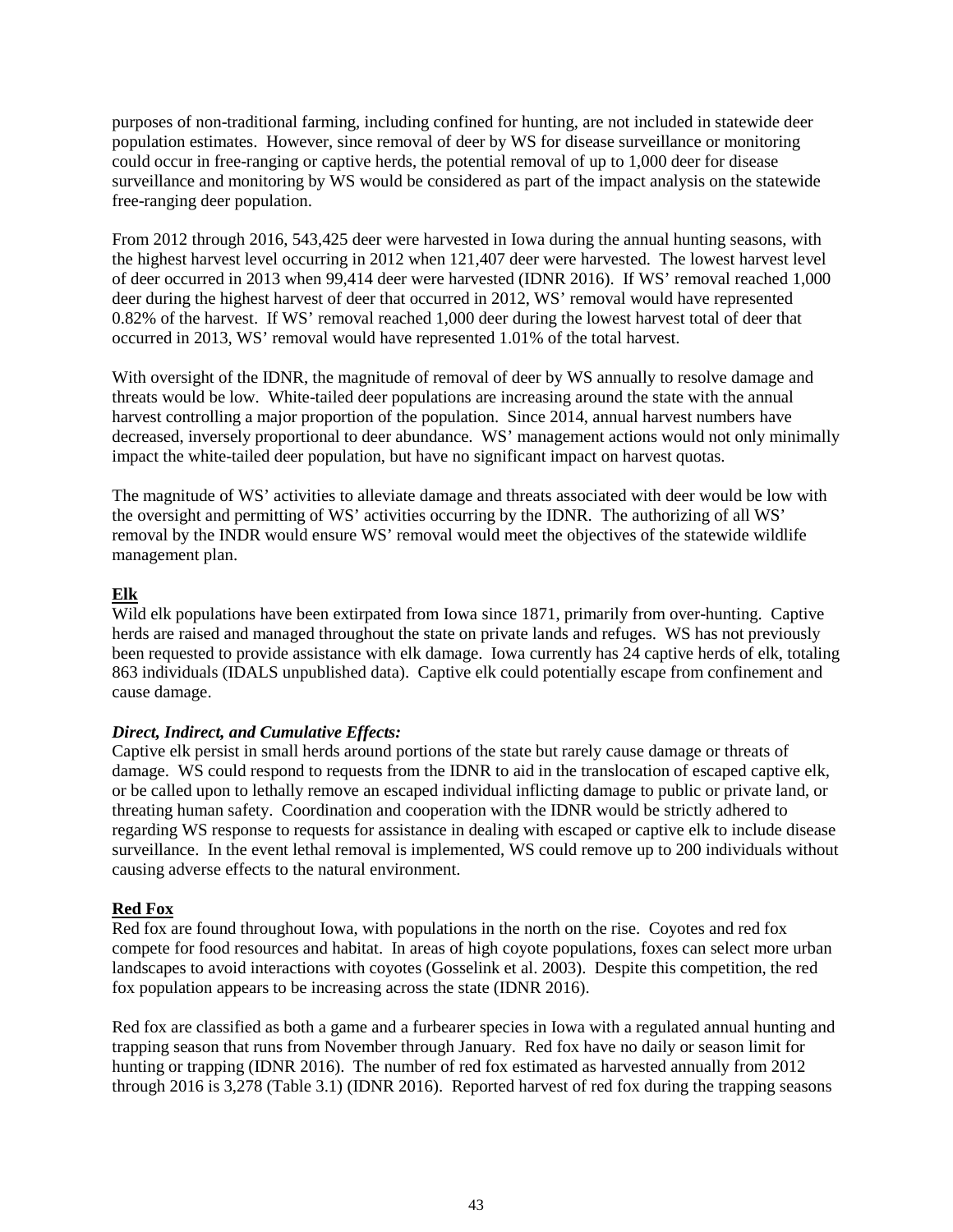purposes of non-traditional farming, including confined for hunting, are not included in statewide deer population estimates. However, since removal of deer by WS for disease surveillance or monitoring could occur in free-ranging or captive herds, the potential removal of up to 1,000 deer for disease surveillance and monitoring by WS would be considered as part of the impact analysis on the statewide free-ranging deer population.

From 2012 through 2016, 543,425 deer were harvested in Iowa during the annual hunting seasons, with the highest harvest level occurring in 2012 when 121,407 deer were harvested. The lowest harvest level of deer occurred in 2013 when 99,414 deer were harvested (IDNR 2016). If WS' removal reached 1,000 deer during the highest harvest of deer that occurred in 2012, WS' removal would have represented 0.82% of the harvest. If WS' removal reached 1,000 deer during the lowest harvest total of deer that occurred in 2013, WS' removal would have represented 1.01% of the total harvest.

With oversight of the IDNR, the magnitude of removal of deer by WS annually to resolve damage and threats would be low. White-tailed deer populations are increasing around the state with the annual harvest controlling a major proportion of the population. Since 2014, annual harvest numbers have decreased, inversely proportional to deer abundance. WS' management actions would not only minimally impact the white-tailed deer population, but have no significant impact on harvest quotas.

The magnitude of WS' activities to alleviate damage and threats associated with deer would be low with the oversight and permitting of WS' activities occurring by the IDNR. The authorizing of all WS' removal by the INDR would ensure WS' removal would meet the objectives of the statewide wildlife management plan.

**Elk**

Wild elk populations have been extirpated from Iowa since 1871, primarily from over-hunting. Captive herds are raised and managed throughout the state on private lands and refuges. WS has not previously been requested to provide assistance with elk damage. Iowa currently has 24 captive herds of elk, totaling 863 individuals (IDALS unpublished data). Captive elk could potentially escape from confinement and cause damage.

***Direct, Indirect, and Cumulative Effects:***

Captive elk persist in small herds around portions of the state but rarely cause damage or threats of damage. WS could respond to requests from the IDNR to aid in the translocation of escaped captive elk, or be called upon to lethally remove an escaped individual inflicting damage to public or private land, or threating human safety. Coordination and cooperation with the IDNR would be strictly adhered to regarding WS response to requests for assistance in dealing with escaped or captive elk to include disease surveillance. In the event lethal removal is implemented, WS could remove up to 200 individuals without causing adverse effects to the natural environment.

**Red Fox**

Red fox are found throughout Iowa, with populations in the north on the rise. Coyotes and red fox compete for food resources and habitat. In areas of high coyote populations, foxes can select more urban landscapes to avoid interactions with coyotes (Gosselink et al. 2003). Despite this competition, the red fox population appears to be increasing across the state (IDNR 2016).

Red fox are classified as both a game and a furbearer species in Iowa with a regulated annual hunting and trapping season that runs from November through January. Red fox have no daily or season limit for hunting or trapping (IDNR 2016). The number of red fox estimated as harvested annually from 2012 through 2016 is 3,278 (Table 3.1) (IDNR 2016). Reported harvest of red fox during the trapping seasons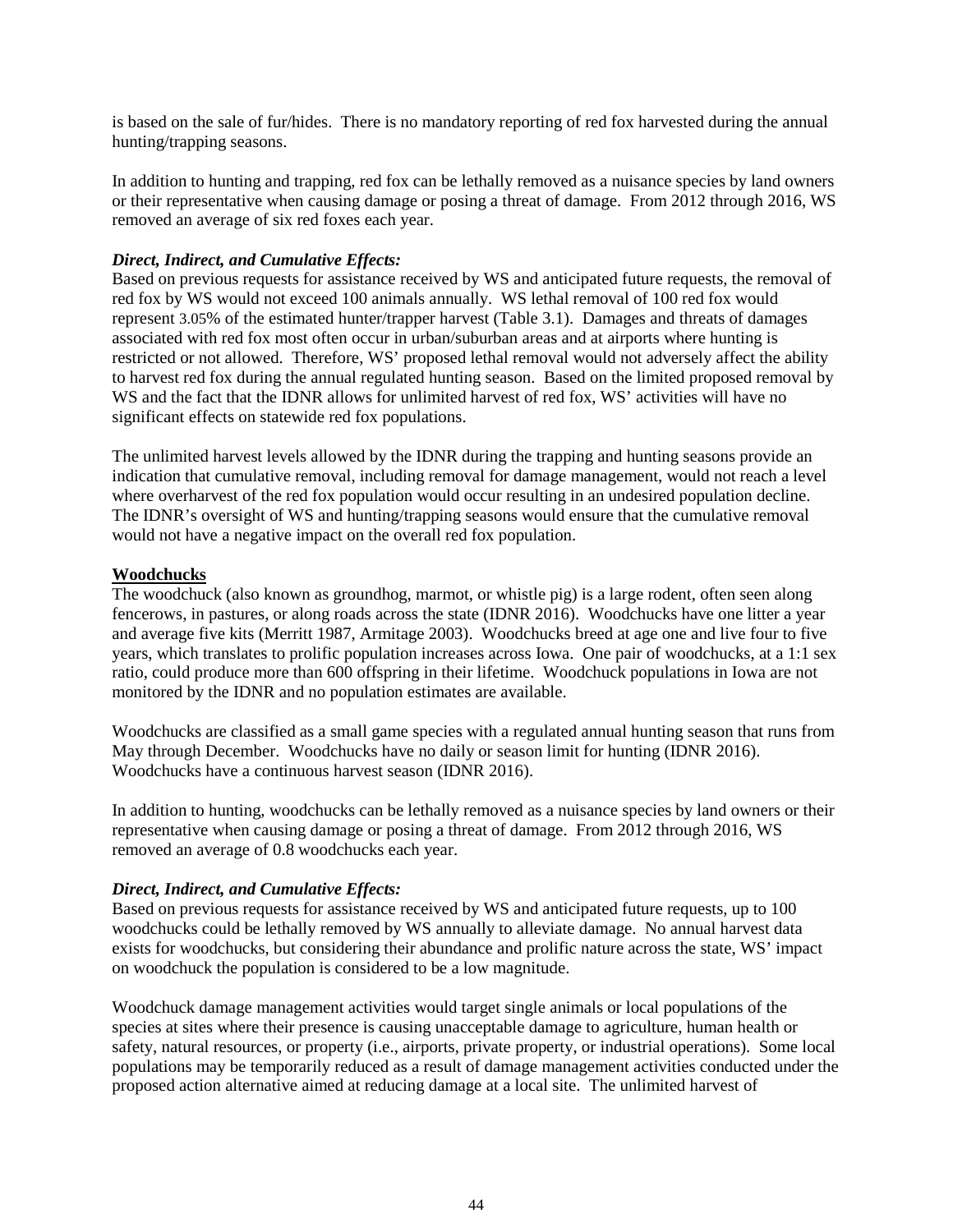is based on the sale of fur/hides. There is no mandatory reporting of red fox harvested during the annual hunting/trapping seasons.

In addition to hunting and trapping, red fox can be lethally removed as a nuisance species by land owners or their representative when causing damage or posing a threat of damage. From 2012 through 2016, WS removed an average of six red foxes each year.

***Direct, Indirect, and Cumulative Effects:***

Based on previous requests for assistance received by WS and anticipated future requests, the removal of red fox by WS would not exceed 100 animals annually. WS lethal removal of 100 red fox would represent 3.05% of the estimated hunter/trapper harvest (Table 3.1). Damages and threats of damages associated with red fox most often occur in urban/suburban areas and at airports where hunting is restricted or not allowed. Therefore, WS' proposed lethal removal would not adversely affect the ability to harvest red fox during the annual regulated hunting season. Based on the limited proposed removal by WS and the fact that the IDNR allows for unlimited harvest of red fox, WS' activities will have no significant effects on statewide red fox populations.

The unlimited harvest levels allowed by the IDNR during the trapping and hunting seasons provide an indication that cumulative removal, including removal for damage management, would not reach a level where overharvest of the red fox population would occur resulting in an undesired population decline. The IDNR's oversight of WS and hunting/trapping seasons would ensure that the cumulative removal would not have a negative impact on the overall red fox population.

**Woodchucks**

The woodchuck (also known as groundhog, marmot, or whistle pig) is a large rodent, often seen along fencerows, in pastures, or along roads across the state (IDNR 2016). Woodchucks have one litter a year and average five kits (Merritt 1987, Armitage 2003). Woodchucks breed at age one and live four to five years, which translates to prolific population increases across Iowa. One pair of woodchucks, at a 1:1 sex ratio, could produce more than 600 offspring in their lifetime. Woodchuck populations in Iowa are not monitored by the IDNR and no population estimates are available.

Woodchucks are classified as a small game species with a regulated annual hunting season that runs from May through December. Woodchucks have no daily or season limit for hunting (IDNR 2016). Woodchucks have a continuous harvest season (IDNR 2016).

In addition to hunting, woodchucks can be lethally removed as a nuisance species by land owners or their representative when causing damage or posing a threat of damage. From 2012 through 2016, WS removed an average of 0.8 woodchucks each year.

***Direct, Indirect, and Cumulative Effects:***

Based on previous requests for assistance received by WS and anticipated future requests, up to 100 woodchucks could be lethally removed by WS annually to alleviate damage. No annual harvest data exists for woodchucks, but considering their abundance and prolific nature across the state, WS' impact on woodchuck the population is considered to be a low magnitude.

Woodchuck damage management activities would target single animals or local populations of the species at sites where their presence is causing unacceptable damage to agriculture, human health or safety, natural resources, or property (i.e., airports, private property, or industrial operations). Some local populations may be temporarily reduced as a result of damage management activities conducted under the proposed action alternative aimed at reducing damage at a local site. The unlimited harvest of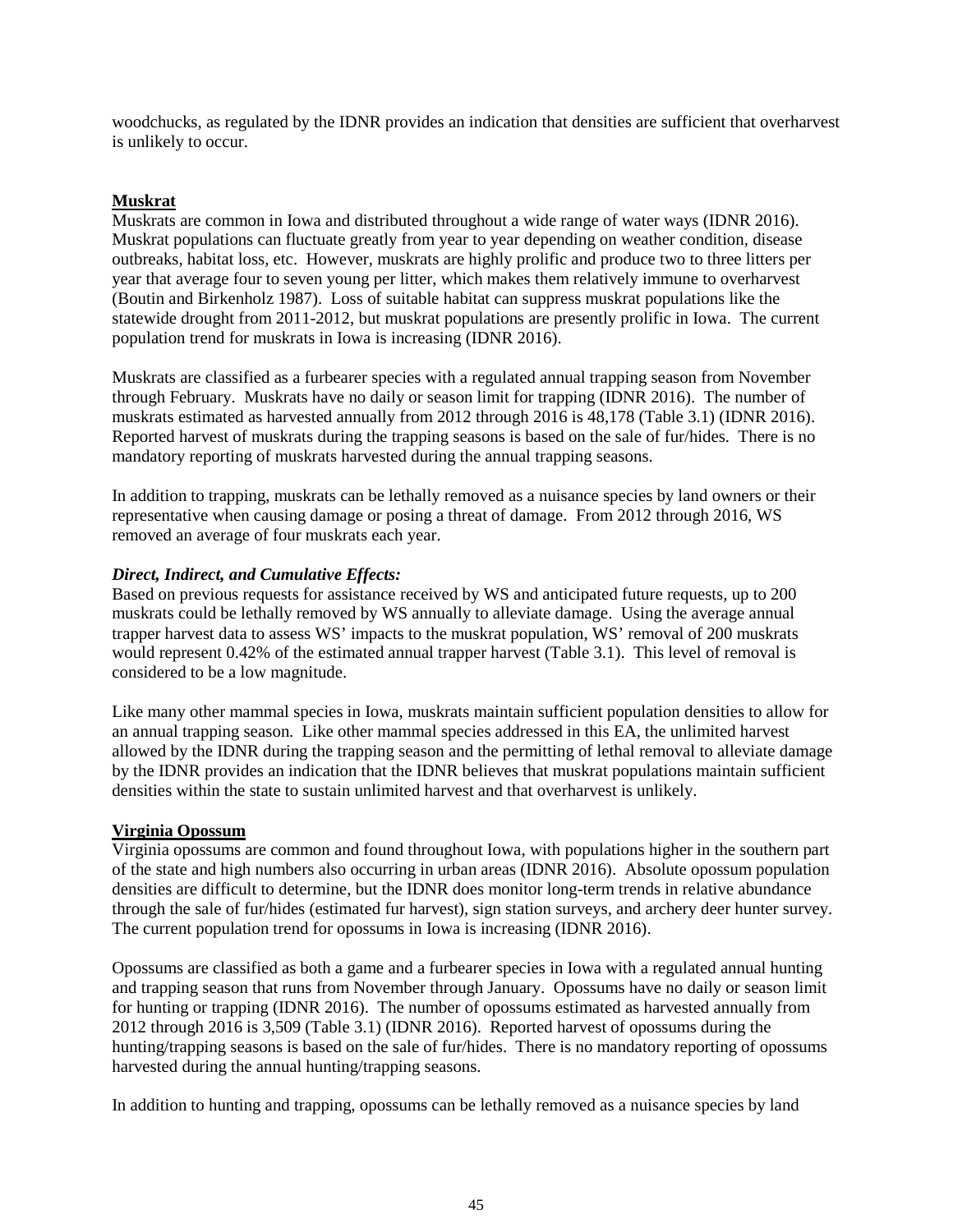woodchucks, as regulated by the IDNR provides an indication that densities are sufficient that overharvest is unlikely to occur.

**Muskrat**

Muskrats are common in Iowa and distributed throughout a wide range of water ways (IDNR 2016). Muskrat populations can fluctuate greatly from year to year depending on weather condition, disease outbreaks, habitat loss, etc. However, muskrats are highly prolific and produce two to three litters per year that average four to seven young per litter, which makes them relatively immune to overharvest (Boutin and Birkenholz 1987). Loss of suitable habitat can suppress muskrat populations like the statewide drought from 2011-2012, but muskrat populations are presently prolific in Iowa. The current population trend for muskrats in Iowa is increasing (IDNR 2016).

Muskrats are classified as a furbearer species with a regulated annual trapping season from November through February. Muskrats have no daily or season limit for trapping (IDNR 2016). The number of muskrats estimated as harvested annually from 2012 through 2016 is 48,178 (Table 3.1) (IDNR 2016). Reported harvest of muskrats during the trapping seasons is based on the sale of fur/hides. There is no mandatory reporting of muskrats harvested during the annual trapping seasons.

In addition to trapping, muskrats can be lethally removed as a nuisance species by land owners or their representative when causing damage or posing a threat of damage. From 2012 through 2016, WS removed an average of four muskrats each year.

***Direct, Indirect, and Cumulative Effects:***

Based on previous requests for assistance received by WS and anticipated future requests, up to 200 muskrats could be lethally removed by WS annually to alleviate damage. Using the average annual trapper harvest data to assess WS' impacts to the muskrat population, WS' removal of 200 muskrats would represent 0.42% of the estimated annual trapper harvest (Table 3.1). This level of removal is considered to be a low magnitude.

Like many other mammal species in Iowa, muskrats maintain sufficient population densities to allow for an annual trapping season. Like other mammal species addressed in this EA, the unlimited harvest allowed by the IDNR during the trapping season and the permitting of lethal removal to alleviate damage by the IDNR provides an indication that the IDNR believes that muskrat populations maintain sufficient densities within the state to sustain unlimited harvest and that overharvest is unlikely.

**Virginia Opossum**

Virginia opossums are common and found throughout Iowa, with populations higher in the southern part of the state and high numbers also occurring in urban areas (IDNR 2016). Absolute opossum population densities are difficult to determine, but the IDNR does monitor long-term trends in relative abundance through the sale of fur/hides (estimated fur harvest), sign station surveys, and archery deer hunter survey. The current population trend for opossums in Iowa is increasing (IDNR 2016).

Opossums are classified as both a game and a furbearer species in Iowa with a regulated annual hunting and trapping season that runs from November through January. Opossums have no daily or season limit for hunting or trapping (IDNR 2016). The number of opossums estimated as harvested annually from 2012 through 2016 is 3,509 (Table 3.1) (IDNR 2016). Reported harvest of opossums during the hunting/trapping seasons is based on the sale of fur/hides. There is no mandatory reporting of opossums harvested during the annual hunting/trapping seasons.

In addition to hunting and trapping, opossums can be lethally removed as a nuisance species by land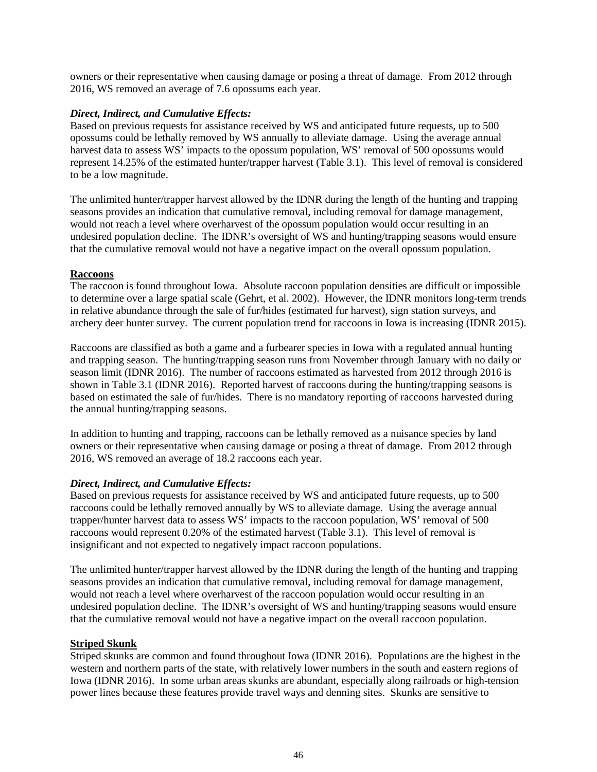owners or their representative when causing damage or posing a threat of damage. From 2012 through 2016, WS removed an average of 7.6 opossums each year.

***Direct, Indirect, and Cumulative Effects:***

Based on previous requests for assistance received by WS and anticipated future requests, up to 500 opossums could be lethally removed by WS annually to alleviate damage. Using the average annual harvest data to assess WS' impacts to the opossum population, WS' removal of 500 opossums would represent 14.25% of the estimated hunter/trapper harvest (Table 3.1). This level of removal is considered to be a low magnitude.

The unlimited hunter/trapper harvest allowed by the IDNR during the length of the hunting and trapping seasons provides an indication that cumulative removal, including removal for damage management, would not reach a level where overharvest of the opossum population would occur resulting in an undesired population decline. The IDNR's oversight of WS and hunting/trapping seasons would ensure that the cumulative removal would not have a negative impact on the overall opossum population.

**Raccoons**

The raccoon is found throughout Iowa. Absolute raccoon population densities are difficult or impossible to determine over a large spatial scale (Gehrt, et al. 2002). However, the IDNR monitors long-term trends in relative abundance through the sale of fur/hides (estimated fur harvest), sign station surveys, and archery deer hunter survey. The current population trend for raccoons in Iowa is increasing (IDNR 2015).

Raccoons are classified as both a game and a furbearer species in Iowa with a regulated annual hunting and trapping season. The hunting/trapping season runs from November through January with no daily or season limit (IDNR 2016). The number of raccoons estimated as harvested from 2012 through 2016 is shown in Table 3.1 (IDNR 2016). Reported harvest of raccoons during the hunting/trapping seasons is based on estimated the sale of fur/hides. There is no mandatory reporting of raccoons harvested during the annual hunting/trapping seasons.

In addition to hunting and trapping, raccoons can be lethally removed as a nuisance species by land owners or their representative when causing damage or posing a threat of damage. From 2012 through 2016, WS removed an average of 18.2 raccoons each year.

***Direct, Indirect, and Cumulative Effects:***

Based on previous requests for assistance received by WS and anticipated future requests, up to 500 raccoons could be lethally removed annually by WS to alleviate damage. Using the average annual trapper/hunter harvest data to assess WS' impacts to the raccoon population, WS' removal of 500 raccoons would represent 0.20% of the estimated harvest (Table 3.1). This level of removal is insignificant and not expected to negatively impact raccoon populations.

The unlimited hunter/trapper harvest allowed by the IDNR during the length of the hunting and trapping seasons provides an indication that cumulative removal, including removal for damage management, would not reach a level where overharvest of the raccoon population would occur resulting in an undesired population decline. The IDNR's oversight of WS and hunting/trapping seasons would ensure that the cumulative removal would not have a negative impact on the overall raccoon population.

**Striped Skunk**

Striped skunks are common and found throughout Iowa (IDNR 2016). Populations are the highest in the western and northern parts of the state, with relatively lower numbers in the south and eastern regions of Iowa (IDNR 2016). In some urban areas skunks are abundant, especially along railroads or high-tension power lines because these features provide travel ways and denning sites. Skunks are sensitive to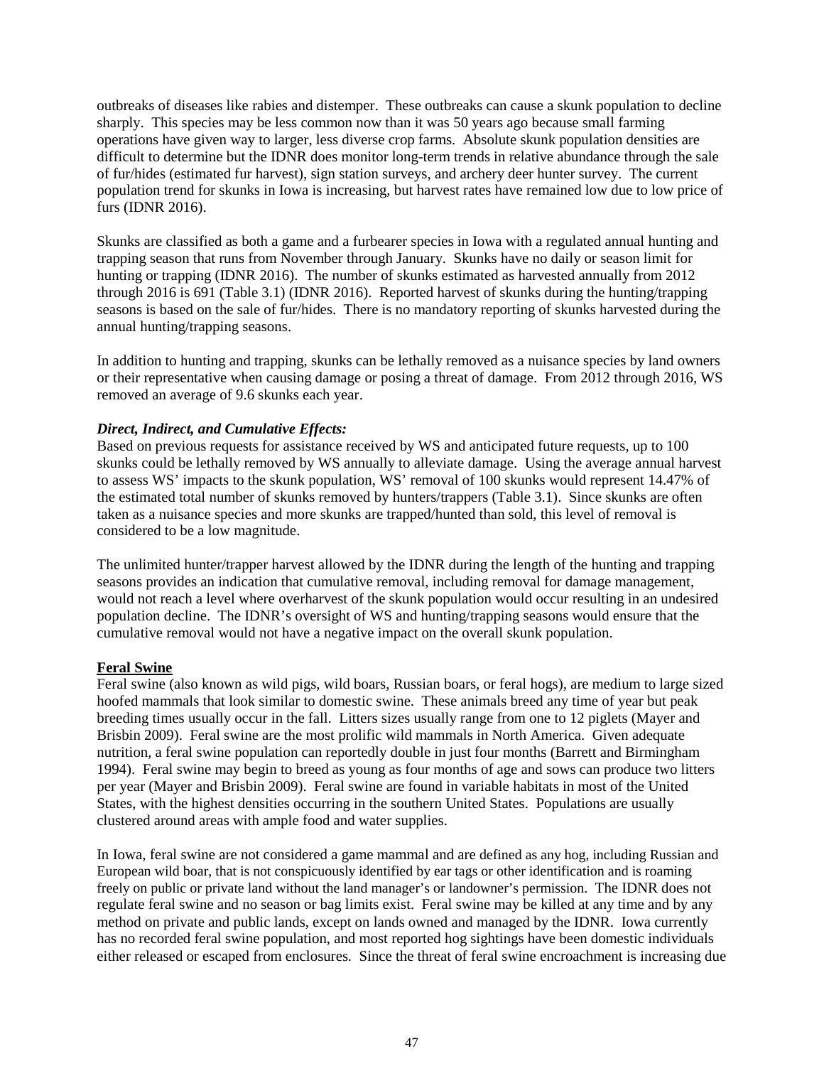outbreaks of diseases like rabies and distemper. These outbreaks can cause a skunk population to decline sharply. This species may be less common now than it was 50 years ago because small farming operations have given way to larger, less diverse crop farms. Absolute skunk population densities are difficult to determine but the IDNR does monitor long-term trends in relative abundance through the sale of fur/hides (estimated fur harvest), sign station surveys, and archery deer hunter survey. The current population trend for skunks in Iowa is increasing, but harvest rates have remained low due to low price of furs (IDNR 2016).

Skunks are classified as both a game and a furbearer species in Iowa with a regulated annual hunting and trapping season that runs from November through January. Skunks have no daily or season limit for hunting or trapping (IDNR 2016). The number of skunks estimated as harvested annually from 2012 through 2016 is 691 (Table 3.1) (IDNR 2016). Reported harvest of skunks during the hunting/trapping seasons is based on the sale of fur/hides. There is no mandatory reporting of skunks harvested during the annual hunting/trapping seasons.

In addition to hunting and trapping, skunks can be lethally removed as a nuisance species by land owners or their representative when causing damage or posing a threat of damage. From 2012 through 2016, WS removed an average of 9.6 skunks each year.

***Direct, Indirect, and Cumulative Effects:***

Based on previous requests for assistance received by WS and anticipated future requests, up to 100 skunks could be lethally removed by WS annually to alleviate damage. Using the average annual harvest to assess WS' impacts to the skunk population, WS' removal of 100 skunks would represent 14.47% of the estimated total number of skunks removed by hunters/trappers (Table 3.1). Since skunks are often taken as a nuisance species and more skunks are trapped/hunted than sold, this level of removal is considered to be a low magnitude.

The unlimited hunter/trapper harvest allowed by the IDNR during the length of the hunting and trapping seasons provides an indication that cumulative removal, including removal for damage management, would not reach a level where overharvest of the skunk population would occur resulting in an undesired population decline. The IDNR's oversight of WS and hunting/trapping seasons would ensure that the cumulative removal would not have a negative impact on the overall skunk population.

**Feral Swine**

Feral swine (also known as wild pigs, wild boars, Russian boars, or feral hogs), are medium to large sized hoofed mammals that look similar to domestic swine. These animals breed any time of year but peak breeding times usually occur in the fall. Litters sizes usually range from one to 12 piglets (Mayer and Brisbin 2009). Feral swine are the most prolific wild mammals in North America. Given adequate nutrition, a feral swine population can reportedly double in just four months (Barrett and Birmingham 1994). Feral swine may begin to breed as young as four months of age and sows can produce two litters per year (Mayer and Brisbin 2009). Feral swine are found in variable habitats in most of the United States, with the highest densities occurring in the southern United States. Populations are usually clustered around areas with ample food and water supplies.

In Iowa, feral swine are not considered a game mammal and are defined as any hog, including Russian and European wild boar, that is not conspicuously identified by ear tags or other identification and is roaming freely on public or private land without the land manager's or landowner's permission. The IDNR does not regulate feral swine and no season or bag limits exist. Feral swine may be killed at any time and by any method on private and public lands, except on lands owned and managed by the IDNR. Iowa currently has no recorded feral swine population, and most reported hog sightings have been domestic individuals either released or escaped from enclosures. Since the threat of feral swine encroachment is increasing due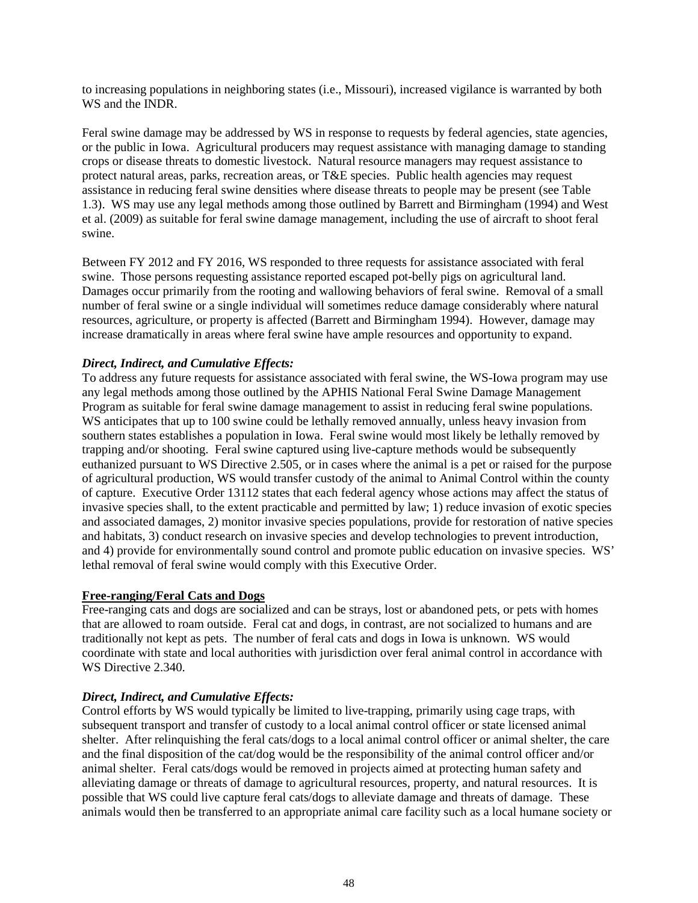to increasing populations in neighboring states (i.e., Missouri), increased vigilance is warranted by both WS and the INDR.

Feral swine damage may be addressed by WS in response to requests by federal agencies, state agencies, or the public in Iowa. Agricultural producers may request assistance with managing damage to standing crops or disease threats to domestic livestock. Natural resource managers may request assistance to protect natural areas, parks, recreation areas, or T&E species. Public health agencies may request assistance in reducing feral swine densities where disease threats to people may be present (see Table 1.3). WS may use any legal methods among those outlined by Barrett and Birmingham (1994) and West et al. (2009) as suitable for feral swine damage management, including the use of aircraft to shoot feral swine.

Between FY 2012 and FY 2016, WS responded to three requests for assistance associated with feral swine. Those persons requesting assistance reported escaped pot-belly pigs on agricultural land. Damages occur primarily from the rooting and wallowing behaviors of feral swine. Removal of a small number of feral swine or a single individual will sometimes reduce damage considerably where natural resources, agriculture, or property is affected (Barrett and Birmingham 1994). However, damage may increase dramatically in areas where feral swine have ample resources and opportunity to expand.

***Direct, Indirect, and Cumulative Effects:***

To address any future requests for assistance associated with feral swine, the WS-Iowa program may use any legal methods among those outlined by the APHIS National Feral Swine Damage Management Program as suitable for feral swine damage management to assist in reducing feral swine populations. WS anticipates that up to 100 swine could be lethally removed annually, unless heavy invasion from southern states establishes a population in Iowa. Feral swine would most likely be lethally removed by trapping and/or shooting. Feral swine captured using live-capture methods would be subsequently euthanized pursuant to WS Directive 2.505, or in cases where the animal is a pet or raised for the purpose of agricultural production, WS would transfer custody of the animal to Animal Control within the county of capture. Executive Order 13112 states that each federal agency whose actions may affect the status of invasive species shall, to the extent practicable and permitted by law; 1) reduce invasion of exotic species and associated damages, 2) monitor invasive species populations, provide for restoration of native species and habitats, 3) conduct research on invasive species and develop technologies to prevent introduction, and 4) provide for environmentally sound control and promote public education on invasive species. WS' lethal removal of feral swine would comply with this Executive Order.

**Free-ranging/Feral Cats and Dogs**

Free-ranging cats and dogs are socialized and can be strays, lost or abandoned pets, or pets with homes that are allowed to roam outside. Feral cat and dogs, in contrast, are not socialized to humans and are traditionally not kept as pets. The number of feral cats and dogs in Iowa is unknown. WS would coordinate with state and local authorities with jurisdiction over feral animal control in accordance with WS Directive 2.340.

***Direct, Indirect, and Cumulative Effects:***

Control efforts by WS would typically be limited to live-trapping, primarily using cage traps, with subsequent transport and transfer of custody to a local animal control officer or state licensed animal shelter. After relinquishing the feral cats/dogs to a local animal control officer or animal shelter, the care and the final disposition of the cat/dog would be the responsibility of the animal control officer and/or animal shelter. Feral cats/dogs would be removed in projects aimed at protecting human safety and alleviating damage or threats of damage to agricultural resources, property, and natural resources. It is possible that WS could live capture feral cats/dogs to alleviate damage and threats of damage. These animals would then be transferred to an appropriate animal care facility such as a local humane society or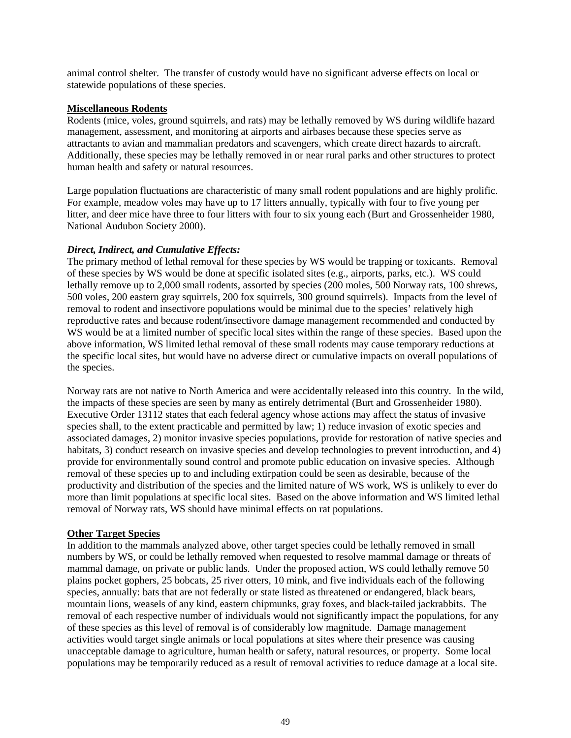animal control shelter. The transfer of custody would have no significant adverse effects on local or statewide populations of these species.

**Miscellaneous Rodents**

Rodents (mice, voles, ground squirrels, and rats) may be lethally removed by WS during wildlife hazard management, assessment, and monitoring at airports and airbases because these species serve as attractants to avian and mammalian predators and scavengers, which create direct hazards to aircraft. Additionally, these species may be lethally removed in or near rural parks and other structures to protect human health and safety or natural resources.

Large population fluctuations are characteristic of many small rodent populations and are highly prolific. For example, meadow voles may have up to 17 litters annually, typically with four to five young per litter, and deer mice have three to four litters with four to six young each (Burt and Grossenheider 1980, National Audubon Society 2000).

***Direct, Indirect, and Cumulative Effects:***

The primary method of lethal removal for these species by WS would be trapping or toxicants. Removal of these species by WS would be done at specific isolated sites (e.g., airports, parks, etc.). WS could lethally remove up to 2,000 small rodents, assorted by species (200 moles, 500 Norway rats, 100 shrews, 500 voles, 200 eastern gray squirrels, 200 fox squirrels, 300 ground squirrels). Impacts from the level of removal to rodent and insectivore populations would be minimal due to the species' relatively high reproductive rates and because rodent/insectivore damage management recommended and conducted by WS would be at a limited number of specific local sites within the range of these species. Based upon the above information, WS limited lethal removal of these small rodents may cause temporary reductions at the specific local sites, but would have no adverse direct or cumulative impacts on overall populations of the species.

Norway rats are not native to North America and were accidentally released into this country. In the wild, the impacts of these species are seen by many as entirely detrimental (Burt and Grossenheider 1980). Executive Order 13112 states that each federal agency whose actions may affect the status of invasive species shall, to the extent practicable and permitted by law; 1) reduce invasion of exotic species and associated damages, 2) monitor invasive species populations, provide for restoration of native species and habitats, 3) conduct research on invasive species and develop technologies to prevent introduction, and 4) provide for environmentally sound control and promote public education on invasive species. Although removal of these species up to and including extirpation could be seen as desirable, because of the productivity and distribution of the species and the limited nature of WS work, WS is unlikely to ever do more than limit populations at specific local sites. Based on the above information and WS limited lethal removal of Norway rats, WS should have minimal effects on rat populations.

**Other Target Species**

In addition to the mammals analyzed above, other target species could be lethally removed in small numbers by WS, or could be lethally removed when requested to resolve mammal damage or threats of mammal damage, on private or public lands. Under the proposed action, WS could lethally remove 50 plains pocket gophers, 25 bobcats, 25 river otters, 10 mink, and five individuals each of the following species, annually: bats that are not federally or state listed as threatened or endangered, black bears, mountain lions, weasels of any kind, eastern chipmunks, gray foxes, and black-tailed jackrabbits. The removal of each respective number of individuals would not significantly impact the populations, for any of these species as this level of removal is of considerably low magnitude. Damage management activities would target single animals or local populations at sites where their presence was causing unacceptable damage to agriculture, human health or safety, natural resources, or property. Some local populations may be temporarily reduced as a result of removal activities to reduce damage at a local site.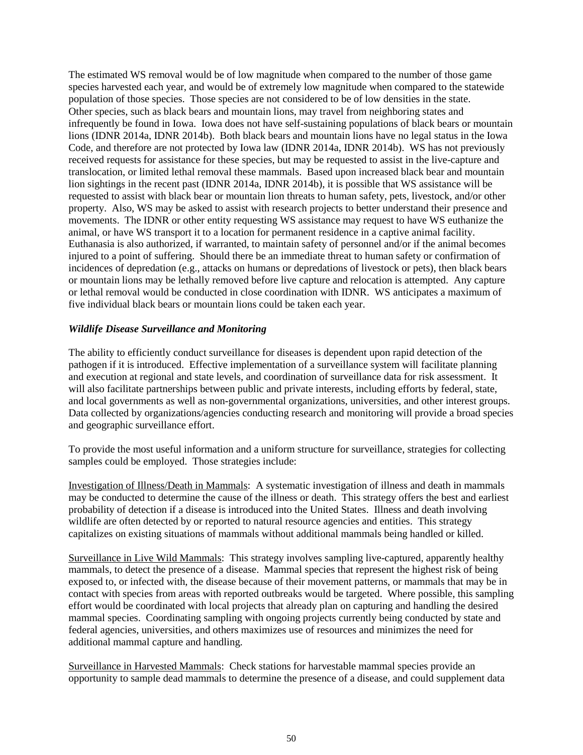The estimated WS removal would be of low magnitude when compared to the number of those game species harvested each year, and would be of extremely low magnitude when compared to the statewide population of those species. Those species are not considered to be of low densities in the state. Other species, such as black bears and mountain lions, may travel from neighboring states and infrequently be found in Iowa. Iowa does not have self-sustaining populations of black bears or mountain lions (IDNR 2014a, IDNR 2014b). Both black bears and mountain lions have no legal status in the Iowa Code, and therefore are not protected by Iowa law (IDNR 2014a, IDNR 2014b). WS has not previously received requests for assistance for these species, but may be requested to assist in the live-capture and translocation, or limited lethal removal these mammals. Based upon increased black bear and mountain lion sightings in the recent past (IDNR 2014a, IDNR 2014b), it is possible that WS assistance will be requested to assist with black bear or mountain lion threats to human safety, pets, livestock, and/or other property. Also, WS may be asked to assist with research projects to better understand their presence and movements. The IDNR or other entity requesting WS assistance may request to have WS euthanize the animal, or have WS transport it to a location for permanent residence in a captive animal facility. Euthanasia is also authorized, if warranted, to maintain safety of personnel and/or if the animal becomes injured to a point of suffering. Should there be an immediate threat to human safety or confirmation of incidences of depredation (e.g., attacks on humans or depredations of livestock or pets), then black bears or mountain lions may be lethally removed before live capture and relocation is attempted. Any capture or lethal removal would be conducted in close coordination with IDNR. WS anticipates a maximum of five individual black bears or mountain lions could be taken each year.

***Wildlife Disease Surveillance and Monitoring***

The ability to efficiently conduct surveillance for diseases is dependent upon rapid detection of the pathogen if it is introduced. Effective implementation of a surveillance system will facilitate planning and execution at regional and state levels, and coordination of surveillance data for risk assessment. It will also facilitate partnerships between public and private interests, including efforts by federal, state, and local governments as well as non-governmental organizations, universities, and other interest groups. Data collected by organizations/agencies conducting research and monitoring will provide a broad species and geographic surveillance effort.

To provide the most useful information and a uniform structure for surveillance, strategies for collecting samples could be employed. Those strategies include:

<u>Investigation of Illness/Death in Mammals</u>: A systematic investigation of illness and death in mammals may be conducted to determine the cause of the illness or death. This strategy offers the best and earliest probability of detection if a disease is introduced into the United States. Illness and death involving wildlife are often detected by or reported to natural resource agencies and entities. This strategy capitalizes on existing situations of mammals without additional mammals being handled or killed.

<u>Surveillance in Live Wild Mammals</u>: This strategy involves sampling live-captured, apparently healthy mammals, to detect the presence of a disease. Mammal species that represent the highest risk of being exposed to, or infected with, the disease because of their movement patterns, or mammals that may be in contact with species from areas with reported outbreaks would be targeted. Where possible, this sampling effort would be coordinated with local projects that already plan on capturing and handling the desired mammal species. Coordinating sampling with ongoing projects currently being conducted by state and federal agencies, universities, and others maximizes use of resources and minimizes the need for additional mammal capture and handling.

<u>Surveillance in Harvested Mammals</u>: Check stations for harvestable mammal species provide an opportunity to sample dead mammals to determine the presence of a disease, and could supplement data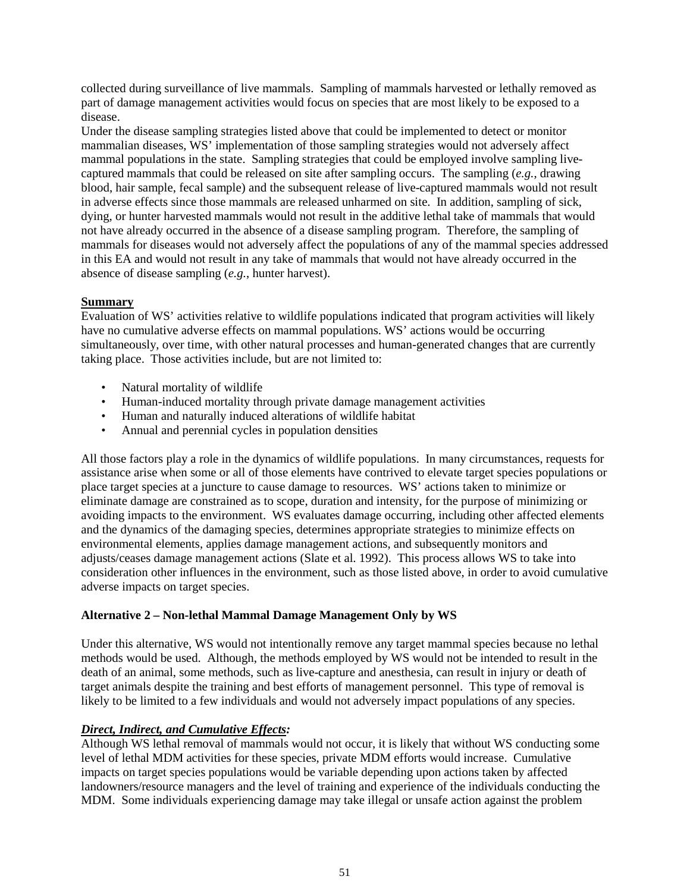collected during surveillance of live mammals. Sampling of mammals harvested or lethally removed as part of damage management activities would focus on species that are most likely to be exposed to a disease.

Under the disease sampling strategies listed above that could be implemented to detect or monitor mammalian diseases, WS' implementation of those sampling strategies would not adversely affect mammal populations in the state. Sampling strategies that could be employed involve sampling live-captured mammals that could be released on site after sampling occurs. The sampling (*e.g.*, drawing blood, hair sample, fecal sample) and the subsequent release of live-captured mammals would not result in adverse effects since those mammals are released unharmed on site. In addition, sampling of sick, dying, or hunter harvested mammals would not result in the additive lethal take of mammals that would not have already occurred in the absence of a disease sampling program. Therefore, the sampling of mammals for diseases would not adversely affect the populations of any of the mammal species addressed in this EA and would not result in any take of mammals that would not have already occurred in the absence of disease sampling (*e.g.*, hunter harvest).

**Summary**

Evaluation of WS' activities relative to wildlife populations indicated that program activities will likely have no cumulative adverse effects on mammal populations. WS' actions would be occurring simultaneously, over time, with other natural processes and human-generated changes that are currently taking place. Those activities include, but are not limited to:

- Natural mortality of wildlife
- Human-induced mortality through private damage management activities
- Human and naturally induced alterations of wildlife habitat
- Annual and perennial cycles in population densities

All those factors play a role in the dynamics of wildlife populations. In many circumstances, requests for assistance arise when some or all of those elements have contrived to elevate target species populations or place target species at a juncture to cause damage to resources. WS' actions taken to minimize or eliminate damage are constrained as to scope, duration and intensity, for the purpose of minimizing or avoiding impacts to the environment. WS evaluates damage occurring, including other affected elements and the dynamics of the damaging species, determines appropriate strategies to minimize effects on environmental elements, applies damage management actions, and subsequently monitors and adjusts/ceases damage management actions (Slate et al. 1992). This process allows WS to take into consideration other influences in the environment, such as those listed above, in order to avoid cumulative adverse impacts on target species.

**Alternative 2 – Non-lethal Mammal Damage Management Only by WS**

Under this alternative, WS would not intentionally remove any target mammal species because no lethal methods would be used. Although, the methods employed by WS would not be intended to result in the death of an animal, some methods, such as live-capture and anesthesia, can result in injury or death of target animals despite the training and best efforts of management personnel. This type of removal is likely to be limited to a few individuals and would not adversely impact populations of any species.

***Direct, Indirect, and Cumulative Effects:***

Although WS lethal removal of mammals would not occur, it is likely that without WS conducting some level of lethal MDM activities for these species, private MDM efforts would increase. Cumulative impacts on target species populations would be variable depending upon actions taken by affected landowners/resource managers and the level of training and experience of the individuals conducting the MDM. Some individuals experiencing damage may take illegal or unsafe action against the problem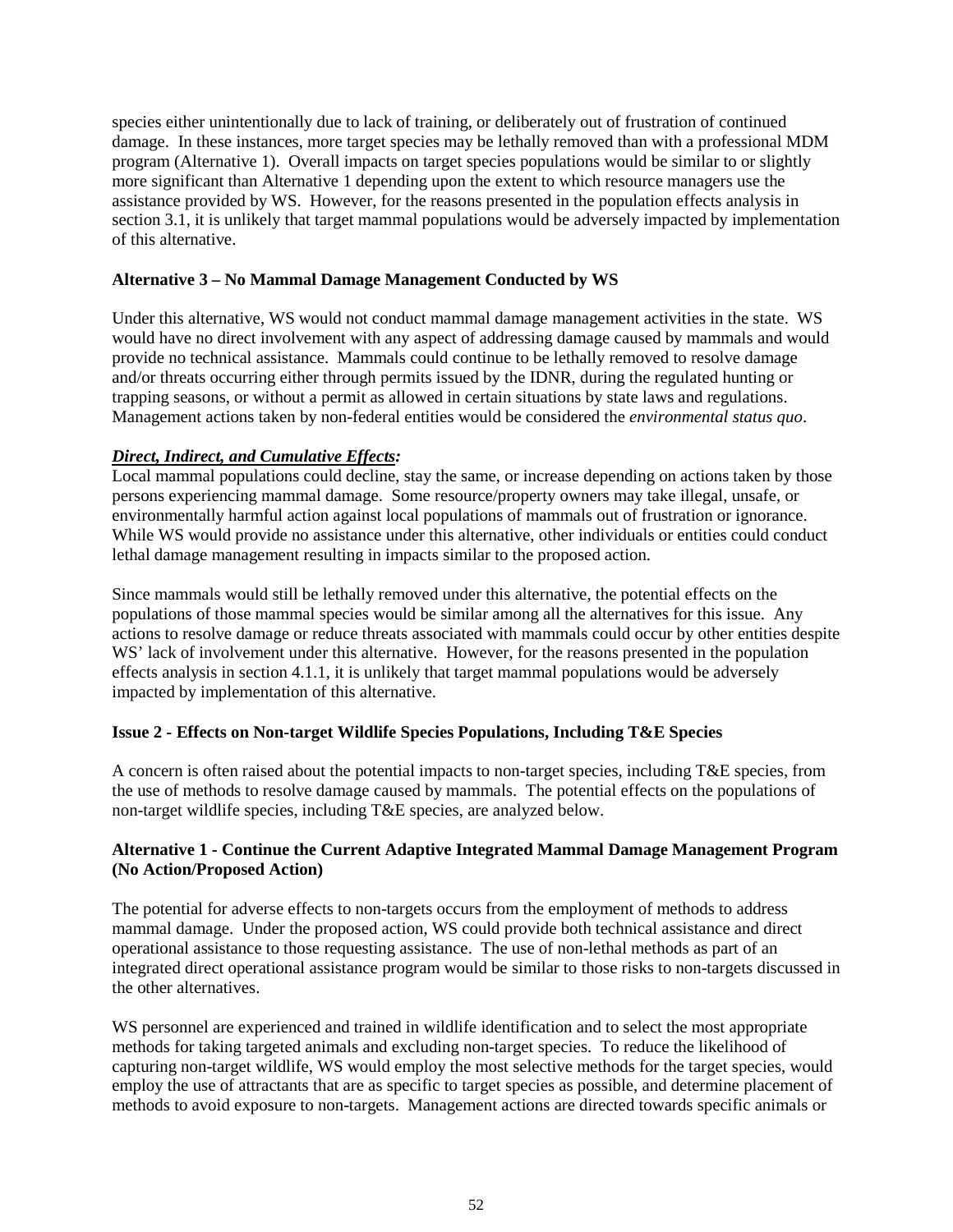species either unintentionally due to lack of training, or deliberately out of frustration of continued damage. In these instances, more target species may be lethally removed than with a professional MDM program (Alternative 1). Overall impacts on target species populations would be similar to or slightly more significant than Alternative 1 depending upon the extent to which resource managers use the assistance provided by WS. However, for the reasons presented in the population effects analysis in section 3.1, it is unlikely that target mammal populations would be adversely impacted by implementation of this alternative.

**Alternative 3 – No Mammal Damage Management Conducted by WS**

Under this alternative, WS would not conduct mammal damage management activities in the state. WS would have no direct involvement with any aspect of addressing damage caused by mammals and would provide no technical assistance. Mammals could continue to be lethally removed to resolve damage and/or threats occurring either through permits issued by the IDNR, during the regulated hunting or trapping seasons, or without a permit as allowed in certain situations by state laws and regulations. Management actions taken by non-federal entities would be considered the *environmental status quo*.

***Direct, Indirect, and Cumulative Effects:***

Local mammal populations could decline, stay the same, or increase depending on actions taken by those persons experiencing mammal damage. Some resource/property owners may take illegal, unsafe, or environmentally harmful action against local populations of mammals out of frustration or ignorance. While WS would provide no assistance under this alternative, other individuals or entities could conduct lethal damage management resulting in impacts similar to the proposed action.

Since mammals would still be lethally removed under this alternative, the potential effects on the populations of those mammal species would be similar among all the alternatives for this issue. Any actions to resolve damage or reduce threats associated with mammals could occur by other entities despite WS' lack of involvement under this alternative. However, for the reasons presented in the population effects analysis in section 4.1.1, it is unlikely that target mammal populations would be adversely impacted by implementation of this alternative.

**Issue 2 - Effects on Non-target Wildlife Species Populations, Including T&E Species**

A concern is often raised about the potential impacts to non-target species, including T&E species, from the use of methods to resolve damage caused by mammals. The potential effects on the populations of non-target wildlife species, including T&E species, are analyzed below.

**Alternative 1 - Continue the Current Adaptive Integrated Mammal Damage Management Program (No Action/Proposed Action)**

The potential for adverse effects to non-targets occurs from the employment of methods to address mammal damage. Under the proposed action, WS could provide both technical assistance and direct operational assistance to those requesting assistance. The use of non-lethal methods as part of an integrated direct operational assistance program would be similar to those risks to non-targets discussed in the other alternatives.

WS personnel are experienced and trained in wildlife identification and to select the most appropriate methods for taking targeted animals and excluding non-target species. To reduce the likelihood of capturing non-target wildlife, WS would employ the most selective methods for the target species, would employ the use of attractants that are as specific to target species as possible, and determine placement of methods to avoid exposure to non-targets. Management actions are directed towards specific animals or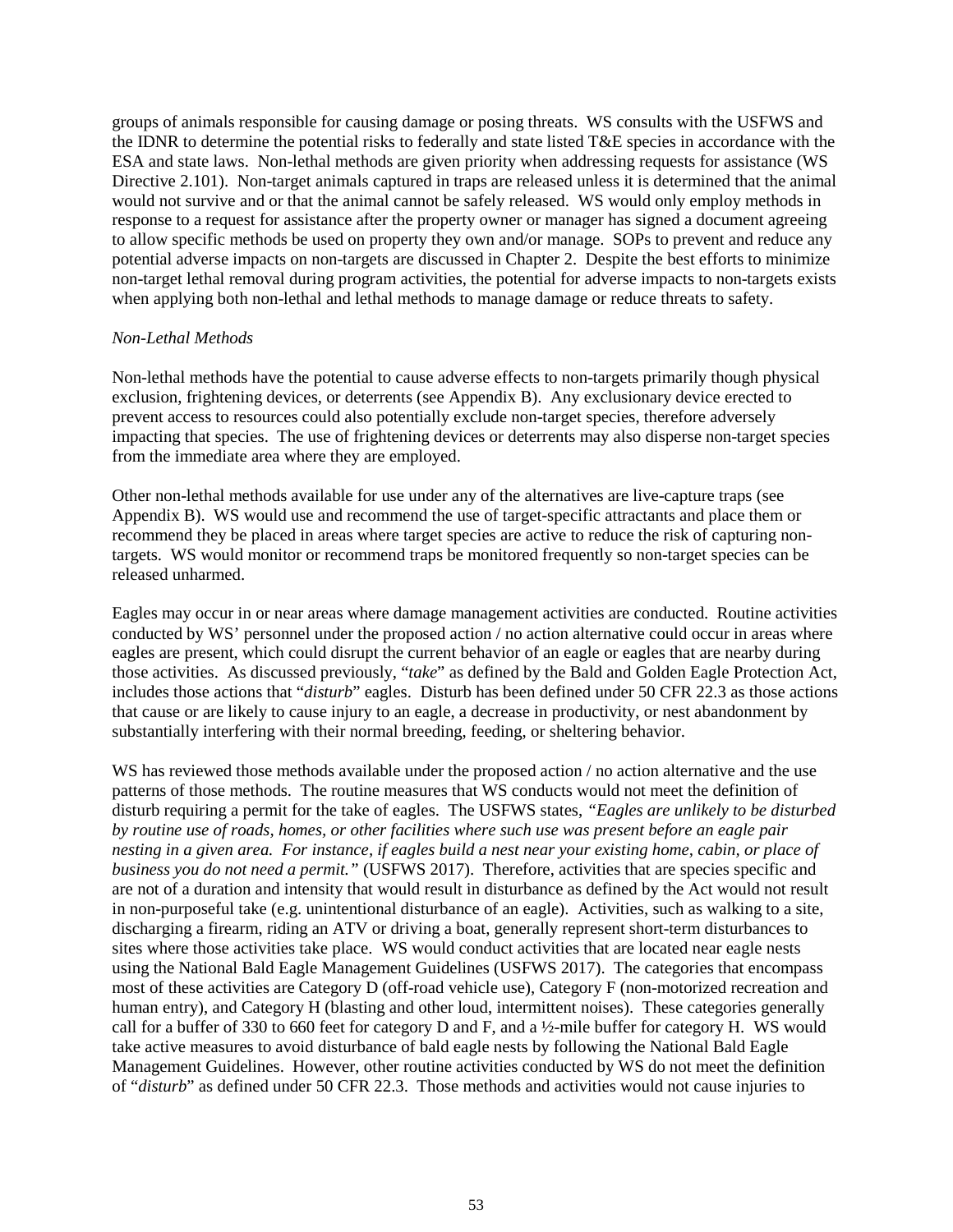groups of animals responsible for causing damage or posing threats. WS consults with the USFWS and the IDNR to determine the potential risks to federally and state listed T&E species in accordance with the ESA and state laws. Non-lethal methods are given priority when addressing requests for assistance (WS Directive 2.101). Non-target animals captured in traps are released unless it is determined that the animal would not survive and or that the animal cannot be safely released. WS would only employ methods in response to a request for assistance after the property owner or manager has signed a document agreeing to allow specific methods be used on property they own and/or manage. SOPs to prevent and reduce any potential adverse impacts on non-targets are discussed in Chapter 2. Despite the best efforts to minimize non-target lethal removal during program activities, the potential for adverse impacts to non-targets exists when applying both non-lethal and lethal methods to manage damage or reduce threats to safety.

*Non-Lethal Methods*

Non-lethal methods have the potential to cause adverse effects to non-targets primarily though physical exclusion, frightening devices, or deterrents (see Appendix B). Any exclusionary device erected to prevent access to resources could also potentially exclude non-target species, therefore adversely impacting that species. The use of frightening devices or deterrents may also disperse non-target species from the immediate area where they are employed.

Other non-lethal methods available for use under any of the alternatives are live-capture traps (see Appendix B). WS would use and recommend the use of target-specific attractants and place them or recommend they be placed in areas where target species are active to reduce the risk of capturing non-targets. WS would monitor or recommend traps be monitored frequently so non-target species can be released unharmed.

Eagles may occur in or near areas where damage management activities are conducted. Routine activities conducted by WS' personnel under the proposed action / no action alternative could occur in areas where eagles are present, which could disrupt the current behavior of an eagle or eagles that are nearby during those activities. As discussed previously, "*take*" as defined by the Bald and Golden Eagle Protection Act, includes those actions that "*disturb*" eagles. Disturb has been defined under 50 CFR 22.3 as those actions that cause or are likely to cause injury to an eagle, a decrease in productivity, or nest abandonment by substantially interfering with their normal breeding, feeding, or sheltering behavior.

WS has reviewed those methods available under the proposed action / no action alternative and the use patterns of those methods. The routine measures that WS conducts would not meet the definition of disturb requiring a permit for the take of eagles. The USFWS states, *"Eagles are unlikely to be disturbed by routine use of roads, homes, or other facilities where such use was present before an eagle pair nesting in a given area. For instance, if eagles build a nest near your existing home, cabin, or place of business you do not need a permit."* (USFWS 2017). Therefore, activities that are species specific and are not of a duration and intensity that would result in disturbance as defined by the Act would not result in non-purposeful take (e.g. unintentional disturbance of an eagle). Activities, such as walking to a site, discharging a firearm, riding an ATV or driving a boat, generally represent short-term disturbances to sites where those activities take place. WS would conduct activities that are located near eagle nests using the National Bald Eagle Management Guidelines (USFWS 2017). The categories that encompass most of these activities are Category D (off-road vehicle use), Category F (non-motorized recreation and human entry), and Category H (blasting and other loud, intermittent noises). These categories generally call for a buffer of 330 to 660 feet for category D and F, and a ½-mile buffer for category H. WS would take active measures to avoid disturbance of bald eagle nests by following the National Bald Eagle Management Guidelines. However, other routine activities conducted by WS do not meet the definition of "*disturb*" as defined under 50 CFR 22.3. Those methods and activities would not cause injuries to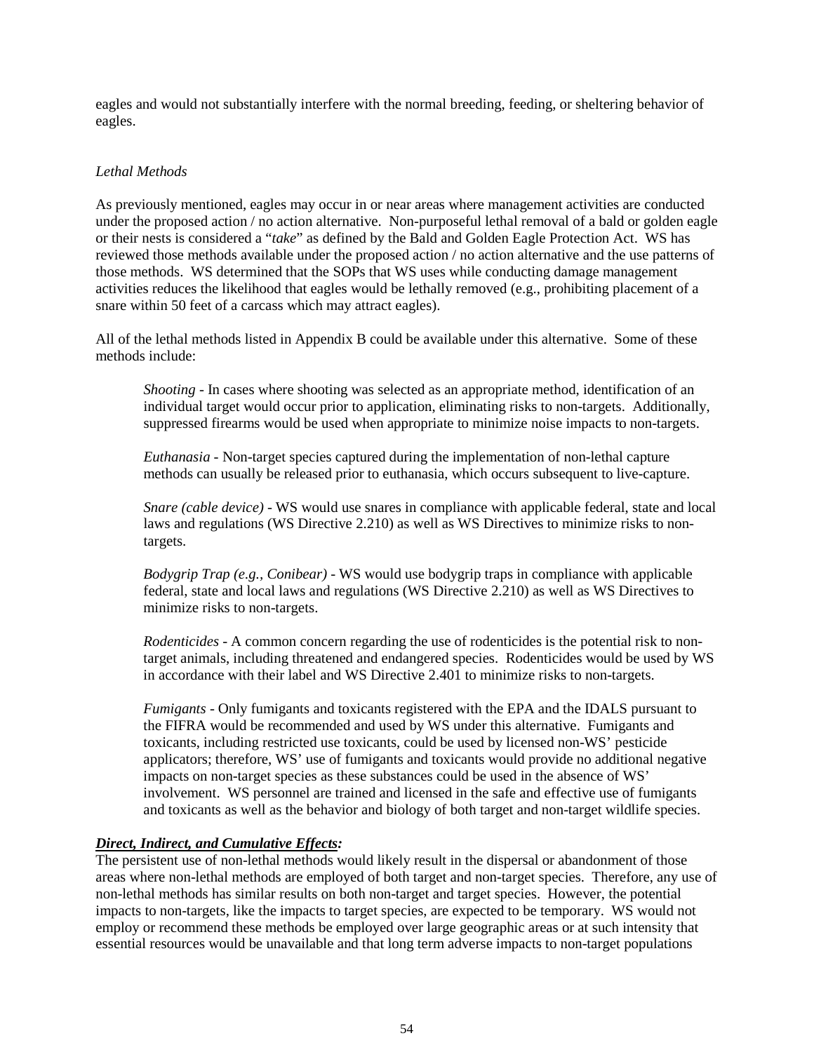eagles and would not substantially interfere with the normal breeding, feeding, or sheltering behavior of eagles.

*Lethal Methods*

As previously mentioned, eagles may occur in or near areas where management activities are conducted under the proposed action / no action alternative. Non-purposeful lethal removal of a bald or golden eagle or their nests is considered a "*take*" as defined by the Bald and Golden Eagle Protection Act. WS has reviewed those methods available under the proposed action / no action alternative and the use patterns of those methods. WS determined that the SOPs that WS uses while conducting damage management activities reduces the likelihood that eagles would be lethally removed (e.g., prohibiting placement of a snare within 50 feet of a carcass which may attract eagles).

All of the lethal methods listed in Appendix B could be available under this alternative. Some of these methods include:

> *Shooting* - In cases where shooting was selected as an appropriate method, identification of an individual target would occur prior to application, eliminating risks to non-targets. Additionally, suppressed firearms would be used when appropriate to minimize noise impacts to non-targets.
>
> *Euthanasia* - Non-target species captured during the implementation of non-lethal capture methods can usually be released prior to euthanasia, which occurs subsequent to live-capture.
>
> *Snare (cable device)* - WS would use snares in compliance with applicable federal, state and local laws and regulations (WS Directive 2.210) as well as WS Directives to minimize risks to non-targets.
>
> *Bodygrip Trap (e.g., Conibear)* - WS would use bodygrip traps in compliance with applicable federal, state and local laws and regulations (WS Directive 2.210) as well as WS Directives to minimize risks to non-targets.
>
> *Rodenticides* - A common concern regarding the use of rodenticides is the potential risk to non-target animals, including threatened and endangered species. Rodenticides would be used by WS in accordance with their label and WS Directive 2.401 to minimize risks to non-targets.
>
> *Fumigants* - Only fumigants and toxicants registered with the EPA and the IDALS pursuant to the FIFRA would be recommended and used by WS under this alternative. Fumigants and toxicants, including restricted use toxicants, could be used by licensed non-WS' pesticide applicators; therefore, WS' use of fumigants and toxicants would provide no additional negative impacts on non-target species as these substances could be used in the absence of WS' involvement. WS personnel are trained and licensed in the safe and effective use of fumigants and toxicants as well as the behavior and biology of both target and non-target wildlife species.

***Direct, Indirect, and Cumulative Effects:***

The persistent use of non-lethal methods would likely result in the dispersal or abandonment of those areas where non-lethal methods are employed of both target and non-target species. Therefore, any use of non-lethal methods has similar results on both non-target and target species. However, the potential impacts to non-targets, like the impacts to target species, are expected to be temporary. WS would not employ or recommend these methods be employed over large geographic areas or at such intensity that essential resources would be unavailable and that long term adverse impacts to non-target populations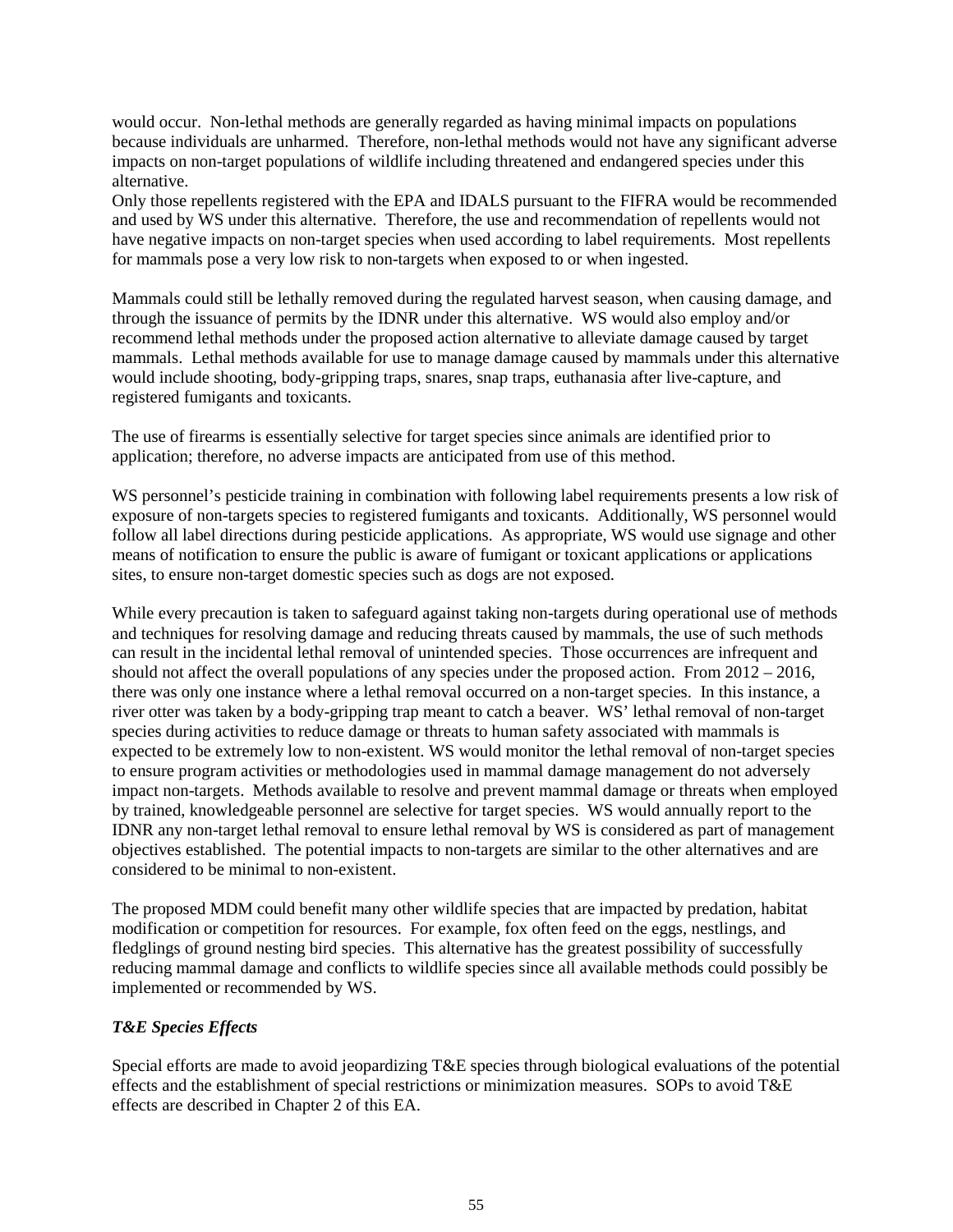would occur. Non-lethal methods are generally regarded as having minimal impacts on populations because individuals are unharmed. Therefore, non-lethal methods would not have any significant adverse impacts on non-target populations of wildlife including threatened and endangered species under this alternative.
Only those repellents registered with the EPA and IDALS pursuant to the FIFRA would be recommended and used by WS under this alternative. Therefore, the use and recommendation of repellents would not have negative impacts on non-target species when used according to label requirements. Most repellents for mammals pose a very low risk to non-targets when exposed to or when ingested.

Mammals could still be lethally removed during the regulated harvest season, when causing damage, and through the issuance of permits by the IDNR under this alternative. WS would also employ and/or recommend lethal methods under the proposed action alternative to alleviate damage caused by target mammals. Lethal methods available for use to manage damage caused by mammals under this alternative would include shooting, body-gripping traps, snares, snap traps, euthanasia after live-capture, and registered fumigants and toxicants.

The use of firearms is essentially selective for target species since animals are identified prior to application; therefore, no adverse impacts are anticipated from use of this method.

WS personnel's pesticide training in combination with following label requirements presents a low risk of exposure of non-targets species to registered fumigants and toxicants. Additionally, WS personnel would follow all label directions during pesticide applications. As appropriate, WS would use signage and other means of notification to ensure the public is aware of fumigant or toxicant applications or applications sites, to ensure non-target domestic species such as dogs are not exposed.

While every precaution is taken to safeguard against taking non-targets during operational use of methods and techniques for resolving damage and reducing threats caused by mammals, the use of such methods can result in the incidental lethal removal of unintended species. Those occurrences are infrequent and should not affect the overall populations of any species under the proposed action. From 2012 – 2016, there was only one instance where a lethal removal occurred on a non-target species. In this instance, a river otter was taken by a body-gripping trap meant to catch a beaver. WS' lethal removal of non-target species during activities to reduce damage or threats to human safety associated with mammals is expected to be extremely low to non-existent. WS would monitor the lethal removal of non-target species to ensure program activities or methodologies used in mammal damage management do not adversely impact non-targets. Methods available to resolve and prevent mammal damage or threats when employed by trained, knowledgeable personnel are selective for target species. WS would annually report to the IDNR any non-target lethal removal to ensure lethal removal by WS is considered as part of management objectives established. The potential impacts to non-targets are similar to the other alternatives and are considered to be minimal to non-existent.

The proposed MDM could benefit many other wildlife species that are impacted by predation, habitat modification or competition for resources. For example, fox often feed on the eggs, nestlings, and fledglings of ground nesting bird species. This alternative has the greatest possibility of successfully reducing mammal damage and conflicts to wildlife species since all available methods could possibly be implemented or recommended by WS.

### *T&E Species Effects*

Special efforts are made to avoid jeopardizing T&E species through biological evaluations of the potential effects and the establishment of special restrictions or minimization measures. SOPs to avoid T&E effects are described in Chapter 2 of this EA.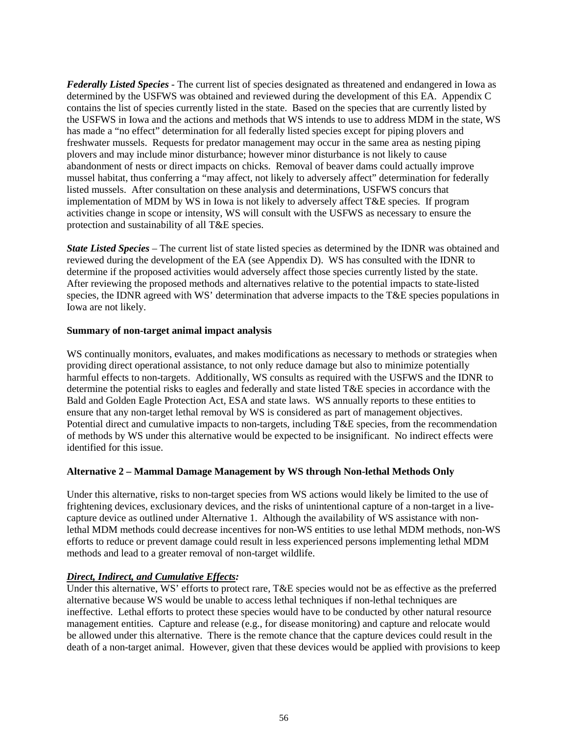***Federally Listed Species*** - The current list of species designated as threatened and endangered in Iowa as determined by the USFWS was obtained and reviewed during the development of this EA. Appendix C contains the list of species currently listed in the state. Based on the species that are currently listed by the USFWS in Iowa and the actions and methods that WS intends to use to address MDM in the state, WS has made a "no effect" determination for all federally listed species except for piping plovers and freshwater mussels. Requests for predator management may occur in the same area as nesting piping plovers and may include minor disturbance; however minor disturbance is not likely to cause abandonment of nests or direct impacts on chicks. Removal of beaver dams could actually improve mussel habitat, thus conferring a "may affect, not likely to adversely affect" determination for federally listed mussels. After consultation on these analysis and determinations, USFWS concurs that implementation of MDM by WS in Iowa is not likely to adversely affect T&E species. If program activities change in scope or intensity, WS will consult with the USFWS as necessary to ensure the protection and sustainability of all T&E species.

***State Listed Species*** – The current list of state listed species as determined by the IDNR was obtained and reviewed during the development of the EA (see Appendix D). WS has consulted with the IDNR to determine if the proposed activities would adversely affect those species currently listed by the state. After reviewing the proposed methods and alternatives relative to the potential impacts to state-listed species, the IDNR agreed with WS' determination that adverse impacts to the T&E species populations in Iowa are not likely.

**Summary of non-target animal impact analysis**

WS continually monitors, evaluates, and makes modifications as necessary to methods or strategies when providing direct operational assistance, to not only reduce damage but also to minimize potentially harmful effects to non-targets. Additionally, WS consults as required with the USFWS and the IDNR to determine the potential risks to eagles and federally and state listed T&E species in accordance with the Bald and Golden Eagle Protection Act, ESA and state laws. WS annually reports to these entities to ensure that any non-target lethal removal by WS is considered as part of management objectives. Potential direct and cumulative impacts to non-targets, including T&E species, from the recommendation of methods by WS under this alternative would be expected to be insignificant. No indirect effects were identified for this issue.

**Alternative 2 – Mammal Damage Management by WS through Non-lethal Methods Only**

Under this alternative, risks to non-target species from WS actions would likely be limited to the use of frightening devices, exclusionary devices, and the risks of unintentional capture of a non-target in a live-capture device as outlined under Alternative 1. Although the availability of WS assistance with non-lethal MDM methods could decrease incentives for non-WS entities to use lethal MDM methods, non-WS efforts to reduce or prevent damage could result in less experienced persons implementing lethal MDM methods and lead to a greater removal of non-target wildlife.

***<u>Direct, Indirect, and Cumulative Effects</u>:***
Under this alternative, WS' efforts to protect rare, T&E species would not be as effective as the preferred alternative because WS would be unable to access lethal techniques if non-lethal techniques are ineffective. Lethal efforts to protect these species would have to be conducted by other natural resource management entities. Capture and release (e.g., for disease monitoring) and capture and relocate would be allowed under this alternative. There is the remote chance that the capture devices could result in the death of a non-target animal. However, given that these devices would be applied with provisions to keep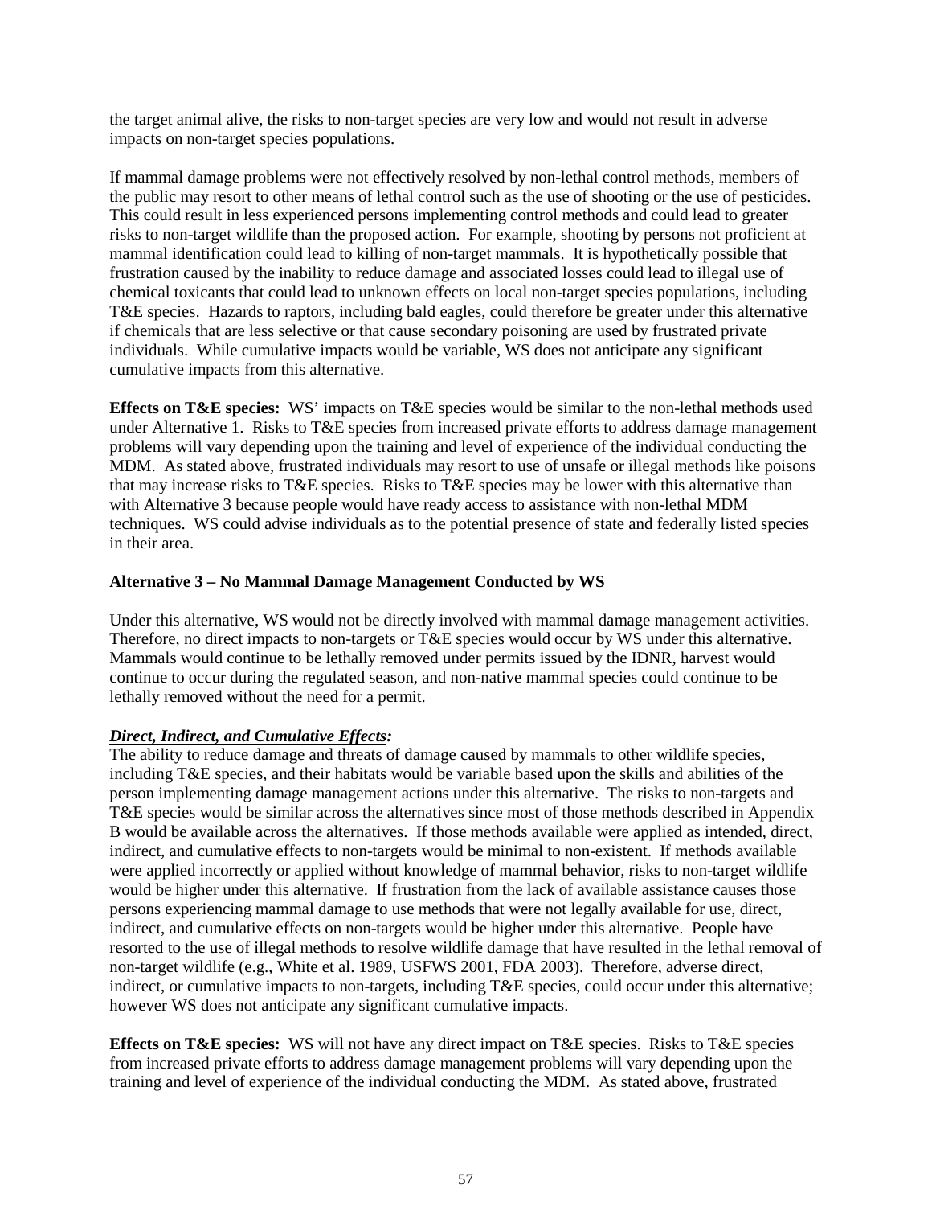the target animal alive, the risks to non-target species are very low and would not result in adverse impacts on non-target species populations.

If mammal damage problems were not effectively resolved by non-lethal control methods, members of the public may resort to other means of lethal control such as the use of shooting or the use of pesticides. This could result in less experienced persons implementing control methods and could lead to greater risks to non-target wildlife than the proposed action. For example, shooting by persons not proficient at mammal identification could lead to killing of non-target mammals. It is hypothetically possible that frustration caused by the inability to reduce damage and associated losses could lead to illegal use of chemical toxicants that could lead to unknown effects on local non-target species populations, including T&E species. Hazards to raptors, including bald eagles, could therefore be greater under this alternative if chemicals that are less selective or that cause secondary poisoning are used by frustrated private individuals. While cumulative impacts would be variable, WS does not anticipate any significant cumulative impacts from this alternative.

**Effects on T&E species:** WS' impacts on T&E species would be similar to the non-lethal methods used under Alternative 1. Risks to T&E species from increased private efforts to address damage management problems will vary depending upon the training and level of experience of the individual conducting the MDM. As stated above, frustrated individuals may resort to use of unsafe or illegal methods like poisons that may increase risks to T&E species. Risks to T&E species may be lower with this alternative than with Alternative 3 because people would have ready access to assistance with non-lethal MDM techniques. WS could advise individuals as to the potential presence of state and federally listed species in their area.

**Alternative 3 – No Mammal Damage Management Conducted by WS**

Under this alternative, WS would not be directly involved with mammal damage management activities. Therefore, no direct impacts to non-targets or T&E species would occur by WS under this alternative. Mammals would continue to be lethally removed under permits issued by the IDNR, harvest would continue to occur during the regulated season, and non-native mammal species could continue to be lethally removed without the need for a permit.

***Direct, Indirect, and Cumulative Effects:***

The ability to reduce damage and threats of damage caused by mammals to other wildlife species, including T&E species, and their habitats would be variable based upon the skills and abilities of the person implementing damage management actions under this alternative. The risks to non-targets and T&E species would be similar across the alternatives since most of those methods described in Appendix B would be available across the alternatives. If those methods available were applied as intended, direct, indirect, and cumulative effects to non-targets would be minimal to non-existent. If methods available were applied incorrectly or applied without knowledge of mammal behavior, risks to non-target wildlife would be higher under this alternative. If frustration from the lack of available assistance causes those persons experiencing mammal damage to use methods that were not legally available for use, direct, indirect, and cumulative effects on non-targets would be higher under this alternative. People have resorted to the use of illegal methods to resolve wildlife damage that have resulted in the lethal removal of non-target wildlife (e.g., White et al. 1989, USFWS 2001, FDA 2003). Therefore, adverse direct, indirect, or cumulative impacts to non-targets, including T&E species, could occur under this alternative; however WS does not anticipate any significant cumulative impacts.

**Effects on T&E species:** WS will not have any direct impact on T&E species. Risks to T&E species from increased private efforts to address damage management problems will vary depending upon the training and level of experience of the individual conducting the MDM. As stated above, frustrated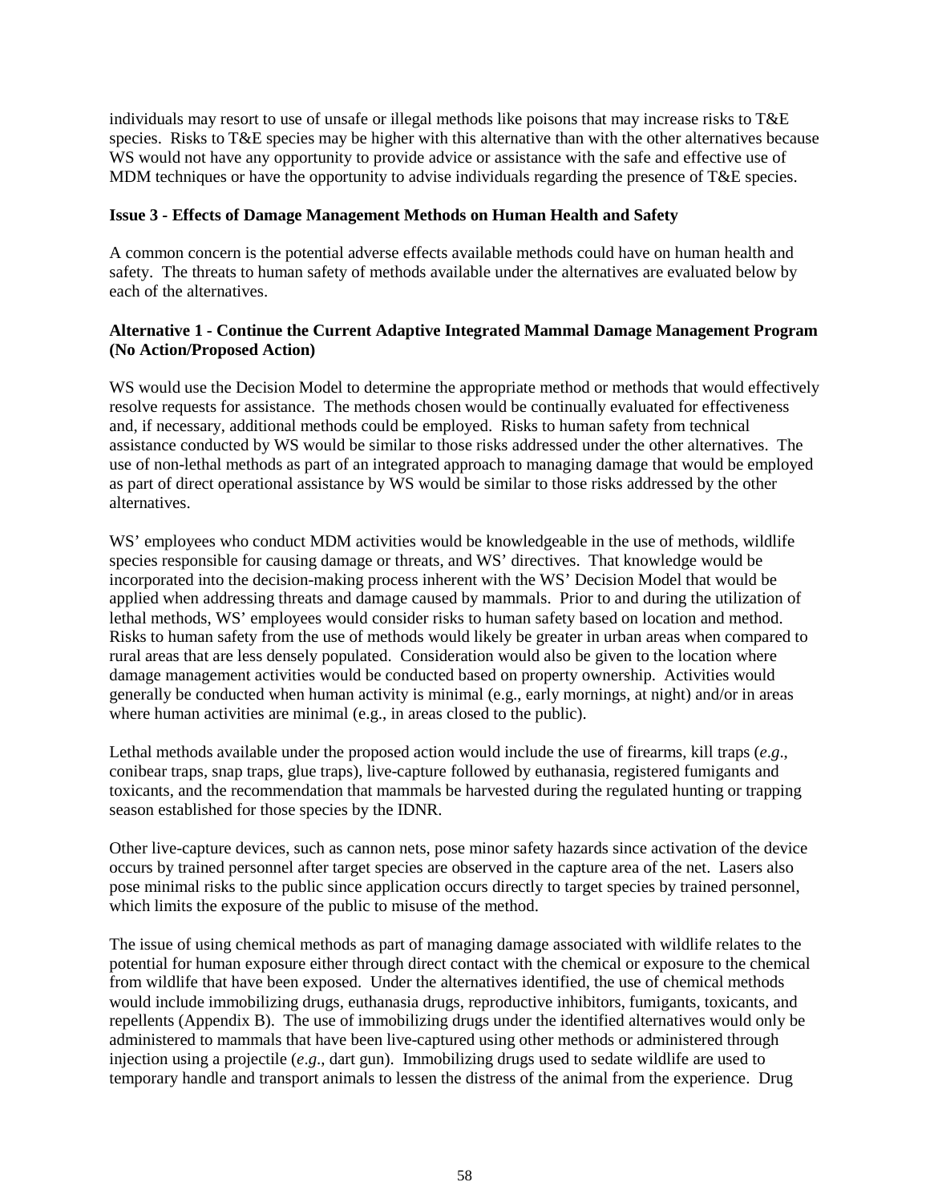individuals may resort to use of unsafe or illegal methods like poisons that may increase risks to T&E species. Risks to T&E species may be higher with this alternative than with the other alternatives because WS would not have any opportunity to provide advice or assistance with the safe and effective use of MDM techniques or have the opportunity to advise individuals regarding the presence of T&E species.

**Issue 3 - Effects of Damage Management Methods on Human Health and Safety**

A common concern is the potential adverse effects available methods could have on human health and safety. The threats to human safety of methods available under the alternatives are evaluated below by each of the alternatives.

**Alternative 1 - Continue the Current Adaptive Integrated Mammal Damage Management Program (No Action/Proposed Action)**

WS would use the Decision Model to determine the appropriate method or methods that would effectively resolve requests for assistance. The methods chosen would be continually evaluated for effectiveness and, if necessary, additional methods could be employed. Risks to human safety from technical assistance conducted by WS would be similar to those risks addressed under the other alternatives. The use of non-lethal methods as part of an integrated approach to managing damage that would be employed as part of direct operational assistance by WS would be similar to those risks addressed by the other alternatives.

WS' employees who conduct MDM activities would be knowledgeable in the use of methods, wildlife species responsible for causing damage or threats, and WS' directives. That knowledge would be incorporated into the decision-making process inherent with the WS' Decision Model that would be applied when addressing threats and damage caused by mammals. Prior to and during the utilization of lethal methods, WS' employees would consider risks to human safety based on location and method. Risks to human safety from the use of methods would likely be greater in urban areas when compared to rural areas that are less densely populated. Consideration would also be given to the location where damage management activities would be conducted based on property ownership. Activities would generally be conducted when human activity is minimal (e.g., early mornings, at night) and/or in areas where human activities are minimal (e.g., in areas closed to the public).

Lethal methods available under the proposed action would include the use of firearms, kill traps (*e.g*., conibear traps, snap traps, glue traps), live-capture followed by euthanasia, registered fumigants and toxicants, and the recommendation that mammals be harvested during the regulated hunting or trapping season established for those species by the IDNR.

Other live-capture devices, such as cannon nets, pose minor safety hazards since activation of the device occurs by trained personnel after target species are observed in the capture area of the net. Lasers also pose minimal risks to the public since application occurs directly to target species by trained personnel, which limits the exposure of the public to misuse of the method.

The issue of using chemical methods as part of managing damage associated with wildlife relates to the potential for human exposure either through direct contact with the chemical or exposure to the chemical from wildlife that have been exposed. Under the alternatives identified, the use of chemical methods would include immobilizing drugs, euthanasia drugs, reproductive inhibitors, fumigants, toxicants, and repellents (Appendix B). The use of immobilizing drugs under the identified alternatives would only be administered to mammals that have been live-captured using other methods or administered through injection using a projectile (*e.g*., dart gun). Immobilizing drugs used to sedate wildlife are used to temporary handle and transport animals to lessen the distress of the animal from the experience. Drug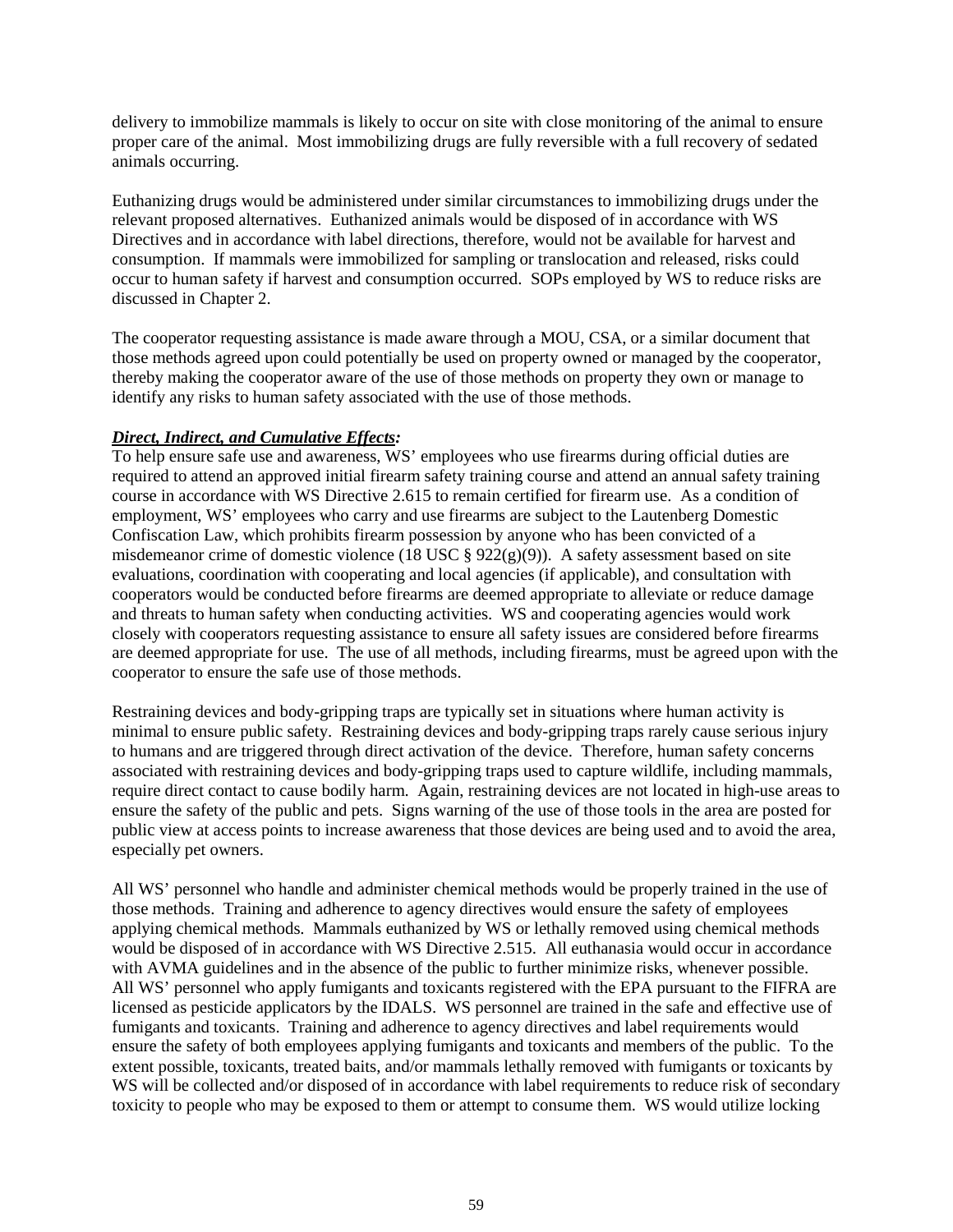delivery to immobilize mammals is likely to occur on site with close monitoring of the animal to ensure proper care of the animal. Most immobilizing drugs are fully reversible with a full recovery of sedated animals occurring.

Euthanizing drugs would be administered under similar circumstances to immobilizing drugs under the relevant proposed alternatives. Euthanized animals would be disposed of in accordance with WS Directives and in accordance with label directions, therefore, would not be available for harvest and consumption. If mammals were immobilized for sampling or translocation and released, risks could occur to human safety if harvest and consumption occurred. SOPs employed by WS to reduce risks are discussed in Chapter 2.

The cooperator requesting assistance is made aware through a MOU, CSA, or a similar document that those methods agreed upon could potentially be used on property owned or managed by the cooperator, thereby making the cooperator aware of the use of those methods on property they own or manage to identify any risks to human safety associated with the use of those methods.

***Direct, Indirect, and Cumulative Effects:***

To help ensure safe use and awareness, WS' employees who use firearms during official duties are required to attend an approved initial firearm safety training course and attend an annual safety training course in accordance with WS Directive 2.615 to remain certified for firearm use. As a condition of employment, WS' employees who carry and use firearms are subject to the Lautenberg Domestic Confiscation Law, which prohibits firearm possession by anyone who has been convicted of a misdemeanor crime of domestic violence (18 USC § 922(g)(9)). A safety assessment based on site evaluations, coordination with cooperating and local agencies (if applicable), and consultation with cooperators would be conducted before firearms are deemed appropriate to alleviate or reduce damage and threats to human safety when conducting activities. WS and cooperating agencies would work closely with cooperators requesting assistance to ensure all safety issues are considered before firearms are deemed appropriate for use. The use of all methods, including firearms, must be agreed upon with the cooperator to ensure the safe use of those methods.

Restraining devices and body-gripping traps are typically set in situations where human activity is minimal to ensure public safety. Restraining devices and body-gripping traps rarely cause serious injury to humans and are triggered through direct activation of the device. Therefore, human safety concerns associated with restraining devices and body-gripping traps used to capture wildlife, including mammals, require direct contact to cause bodily harm. Again, restraining devices are not located in high-use areas to ensure the safety of the public and pets. Signs warning of the use of those tools in the area are posted for public view at access points to increase awareness that those devices are being used and to avoid the area, especially pet owners.

All WS' personnel who handle and administer chemical methods would be properly trained in the use of those methods. Training and adherence to agency directives would ensure the safety of employees applying chemical methods. Mammals euthanized by WS or lethally removed using chemical methods would be disposed of in accordance with WS Directive 2.515. All euthanasia would occur in accordance with AVMA guidelines and in the absence of the public to further minimize risks, whenever possible. All WS' personnel who apply fumigants and toxicants registered with the EPA pursuant to the FIFRA are licensed as pesticide applicators by the IDALS. WS personnel are trained in the safe and effective use of fumigants and toxicants. Training and adherence to agency directives and label requirements would ensure the safety of both employees applying fumigants and toxicants and members of the public. To the extent possible, toxicants, treated baits, and/or mammals lethally removed with fumigants or toxicants by WS will be collected and/or disposed of in accordance with label requirements to reduce risk of secondary toxicity to people who may be exposed to them or attempt to consume them. WS would utilize locking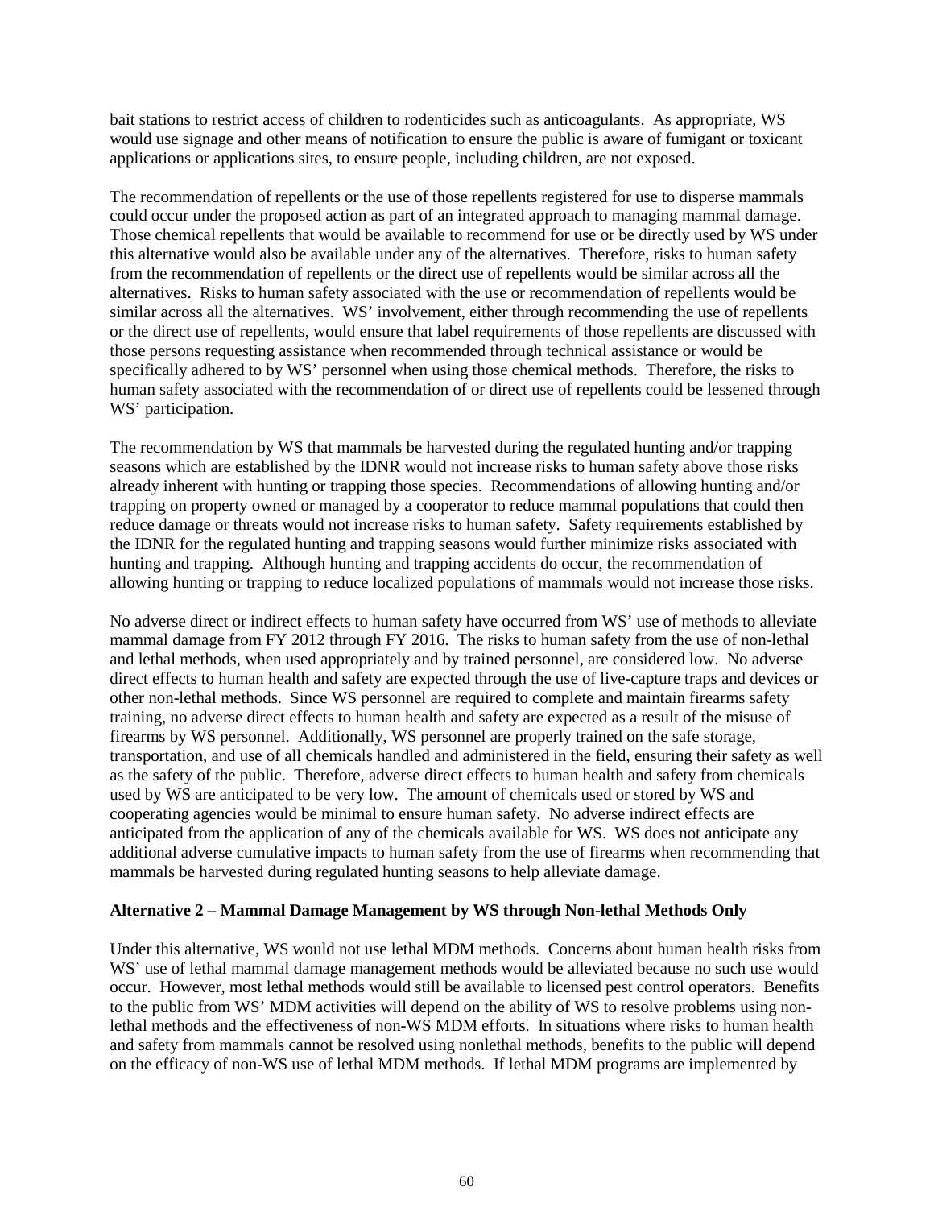bait stations to restrict access of children to rodenticides such as anticoagulants. As appropriate, WS would use signage and other means of notification to ensure the public is aware of fumigant or toxicant applications or applications sites, to ensure people, including children, are not exposed.

The recommendation of repellents or the use of those repellents registered for use to disperse mammals could occur under the proposed action as part of an integrated approach to managing mammal damage. Those chemical repellents that would be available to recommend for use or be directly used by WS under this alternative would also be available under any of the alternatives. Therefore, risks to human safety from the recommendation of repellents or the direct use of repellents would be similar across all the alternatives. Risks to human safety associated with the use or recommendation of repellents would be similar across all the alternatives. WS' involvement, either through recommending the use of repellents or the direct use of repellents, would ensure that label requirements of those repellents are discussed with those persons requesting assistance when recommended through technical assistance or would be specifically adhered to by WS' personnel when using those chemical methods. Therefore, the risks to human safety associated with the recommendation of or direct use of repellents could be lessened through WS' participation.

The recommendation by WS that mammals be harvested during the regulated hunting and/or trapping seasons which are established by the IDNR would not increase risks to human safety above those risks already inherent with hunting or trapping those species. Recommendations of allowing hunting and/or trapping on property owned or managed by a cooperator to reduce mammal populations that could then reduce damage or threats would not increase risks to human safety. Safety requirements established by the IDNR for the regulated hunting and trapping seasons would further minimize risks associated with hunting and trapping. Although hunting and trapping accidents do occur, the recommendation of allowing hunting or trapping to reduce localized populations of mammals would not increase those risks.

No adverse direct or indirect effects to human safety have occurred from WS' use of methods to alleviate mammal damage from FY 2012 through FY 2016. The risks to human safety from the use of non-lethal and lethal methods, when used appropriately and by trained personnel, are considered low. No adverse direct effects to human health and safety are expected through the use of live-capture traps and devices or other non-lethal methods. Since WS personnel are required to complete and maintain firearms safety training, no adverse direct effects to human health and safety are expected as a result of the misuse of firearms by WS personnel. Additionally, WS personnel are properly trained on the safe storage, transportation, and use of all chemicals handled and administered in the field, ensuring their safety as well as the safety of the public. Therefore, adverse direct effects to human health and safety from chemicals used by WS are anticipated to be very low. The amount of chemicals used or stored by WS and cooperating agencies would be minimal to ensure human safety. No adverse indirect effects are anticipated from the application of any of the chemicals available for WS. WS does not anticipate any additional adverse cumulative impacts to human safety from the use of firearms when recommending that mammals be harvested during regulated hunting seasons to help alleviate damage.

**Alternative 2 – Mammal Damage Management by WS through Non-lethal Methods Only**

Under this alternative, WS would not use lethal MDM methods. Concerns about human health risks from WS' use of lethal mammal damage management methods would be alleviated because no such use would occur. However, most lethal methods would still be available to licensed pest control operators. Benefits to the public from WS' MDM activities will depend on the ability of WS to resolve problems using non-lethal methods and the effectiveness of non-WS MDM efforts. In situations where risks to human health and safety from mammals cannot be resolved using nonlethal methods, benefits to the public will depend on the efficacy of non-WS use of lethal MDM methods. If lethal MDM programs are implemented by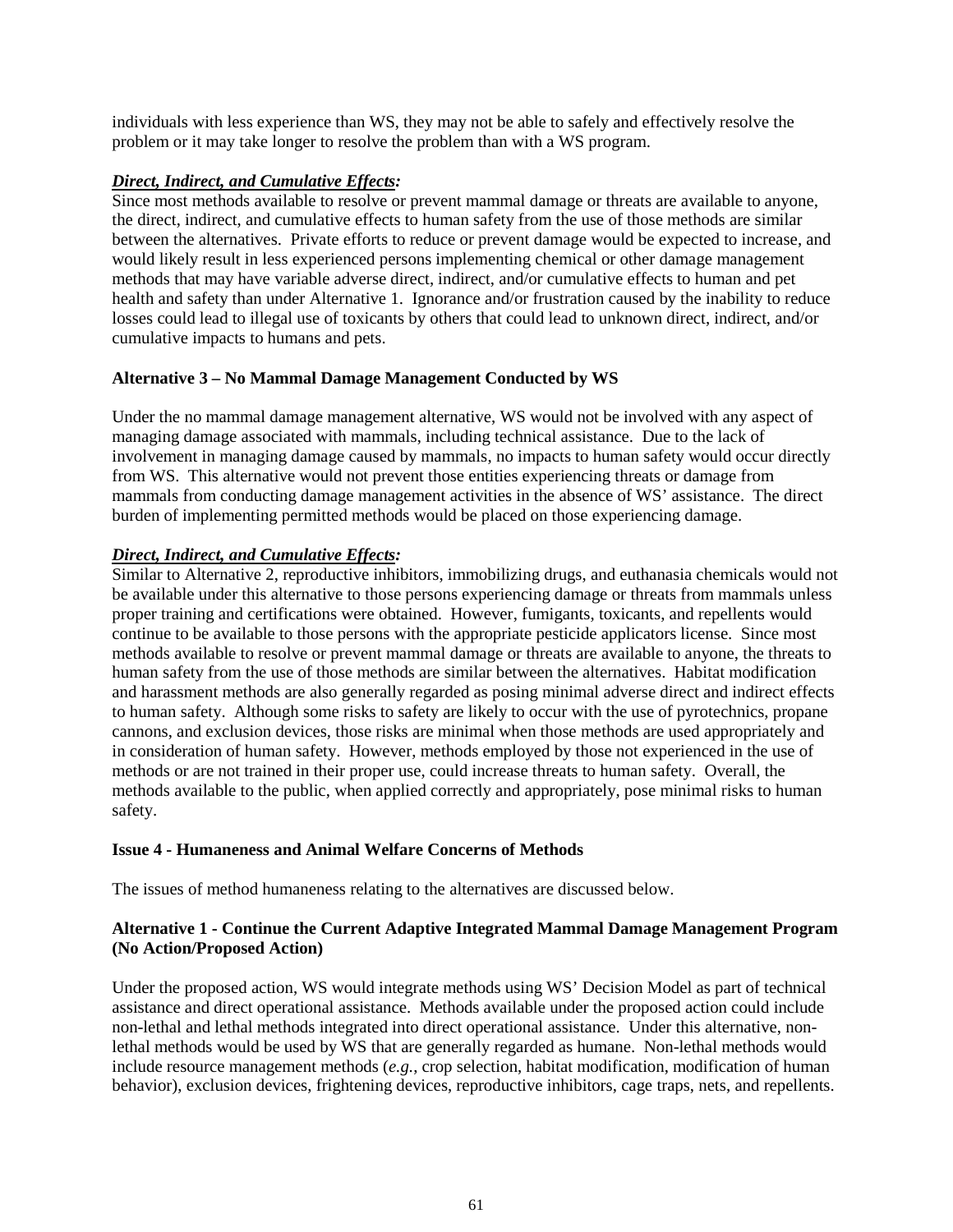individuals with less experience than WS, they may not be able to safely and effectively resolve the problem or it may take longer to resolve the problem than with a WS program.

***Direct, Indirect, and Cumulative Effects:***

Since most methods available to resolve or prevent mammal damage or threats are available to anyone, the direct, indirect, and cumulative effects to human safety from the use of those methods are similar between the alternatives. Private efforts to reduce or prevent damage would be expected to increase, and would likely result in less experienced persons implementing chemical or other damage management methods that may have variable adverse direct, indirect, and/or cumulative effects to human and pet health and safety than under Alternative 1. Ignorance and/or frustration caused by the inability to reduce losses could lead to illegal use of toxicants by others that could lead to unknown direct, indirect, and/or cumulative impacts to humans and pets.

**Alternative 3 – No Mammal Damage Management Conducted by WS**

Under the no mammal damage management alternative, WS would not be involved with any aspect of managing damage associated with mammals, including technical assistance. Due to the lack of involvement in managing damage caused by mammals, no impacts to human safety would occur directly from WS. This alternative would not prevent those entities experiencing threats or damage from mammals from conducting damage management activities in the absence of WS' assistance. The direct burden of implementing permitted methods would be placed on those experiencing damage.

***Direct, Indirect, and Cumulative Effects:***

Similar to Alternative 2, reproductive inhibitors, immobilizing drugs, and euthanasia chemicals would not be available under this alternative to those persons experiencing damage or threats from mammals unless proper training and certifications were obtained. However, fumigants, toxicants, and repellents would continue to be available to those persons with the appropriate pesticide applicators license. Since most methods available to resolve or prevent mammal damage or threats are available to anyone, the threats to human safety from the use of those methods are similar between the alternatives. Habitat modification and harassment methods are also generally regarded as posing minimal adverse direct and indirect effects to human safety. Although some risks to safety are likely to occur with the use of pyrotechnics, propane cannons, and exclusion devices, those risks are minimal when those methods are used appropriately and in consideration of human safety. However, methods employed by those not experienced in the use of methods or are not trained in their proper use, could increase threats to human safety. Overall, the methods available to the public, when applied correctly and appropriately, pose minimal risks to human safety.

**Issue 4 - Humaneness and Animal Welfare Concerns of Methods**

The issues of method humaneness relating to the alternatives are discussed below.

**Alternative 1 - Continue the Current Adaptive Integrated Mammal Damage Management Program (No Action/Proposed Action)**

Under the proposed action, WS would integrate methods using WS' Decision Model as part of technical assistance and direct operational assistance. Methods available under the proposed action could include non-lethal and lethal methods integrated into direct operational assistance. Under this alternative, non-lethal methods would be used by WS that are generally regarded as humane. Non-lethal methods would include resource management methods (*e.g.*, crop selection, habitat modification, modification of human behavior), exclusion devices, frightening devices, reproductive inhibitors, cage traps, nets, and repellents.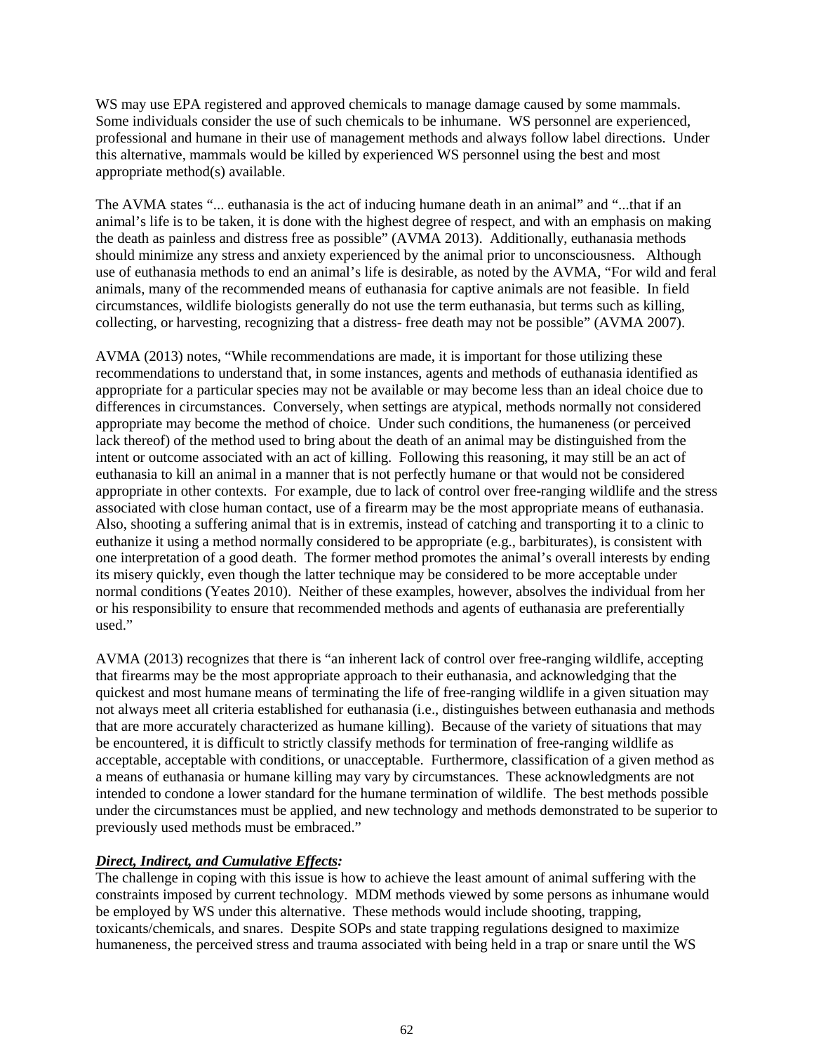WS may use EPA registered and approved chemicals to manage damage caused by some mammals. Some individuals consider the use of such chemicals to be inhumane. WS personnel are experienced, professional and humane in their use of management methods and always follow label directions. Under this alternative, mammals would be killed by experienced WS personnel using the best and most appropriate method(s) available.

The AVMA states "... euthanasia is the act of inducing humane death in an animal" and "...that if an animal's life is to be taken, it is done with the highest degree of respect, and with an emphasis on making the death as painless and distress free as possible" (AVMA 2013). Additionally, euthanasia methods should minimize any stress and anxiety experienced by the animal prior to unconsciousness. Although use of euthanasia methods to end an animal's life is desirable, as noted by the AVMA, "For wild and feral animals, many of the recommended means of euthanasia for captive animals are not feasible. In field circumstances, wildlife biologists generally do not use the term euthanasia, but terms such as killing, collecting, or harvesting, recognizing that a distress- free death may not be possible" (AVMA 2007).

AVMA (2013) notes, "While recommendations are made, it is important for those utilizing these recommendations to understand that, in some instances, agents and methods of euthanasia identified as appropriate for a particular species may not be available or may become less than an ideal choice due to differences in circumstances. Conversely, when settings are atypical, methods normally not considered appropriate may become the method of choice. Under such conditions, the humaneness (or perceived lack thereof) of the method used to bring about the death of an animal may be distinguished from the intent or outcome associated with an act of killing. Following this reasoning, it may still be an act of euthanasia to kill an animal in a manner that is not perfectly humane or that would not be considered appropriate in other contexts. For example, due to lack of control over free-ranging wildlife and the stress associated with close human contact, use of a firearm may be the most appropriate means of euthanasia. Also, shooting a suffering animal that is in extremis, instead of catching and transporting it to a clinic to euthanize it using a method normally considered to be appropriate (e.g., barbiturates), is consistent with one interpretation of a good death. The former method promotes the animal's overall interests by ending its misery quickly, even though the latter technique may be considered to be more acceptable under normal conditions (Yeates 2010). Neither of these examples, however, absolves the individual from her or his responsibility to ensure that recommended methods and agents of euthanasia are preferentially used."

AVMA (2013) recognizes that there is "an inherent lack of control over free-ranging wildlife, accepting that firearms may be the most appropriate approach to their euthanasia, and acknowledging that the quickest and most humane means of terminating the life of free-ranging wildlife in a given situation may not always meet all criteria established for euthanasia (i.e., distinguishes between euthanasia and methods that are more accurately characterized as humane killing). Because of the variety of situations that may be encountered, it is difficult to strictly classify methods for termination of free-ranging wildlife as acceptable, acceptable with conditions, or unacceptable. Furthermore, classification of a given method as a means of euthanasia or humane killing may vary by circumstances. These acknowledgments are not intended to condone a lower standard for the humane termination of wildlife. The best methods possible under the circumstances must be applied, and new technology and methods demonstrated to be superior to previously used methods must be embraced."

***Direct, Indirect, and Cumulative Effects:***

The challenge in coping with this issue is how to achieve the least amount of animal suffering with the constraints imposed by current technology. MDM methods viewed by some persons as inhumane would be employed by WS under this alternative. These methods would include shooting, trapping, toxicants/chemicals, and snares. Despite SOPs and state trapping regulations designed to maximize humaneness, the perceived stress and trauma associated with being held in a trap or snare until the WS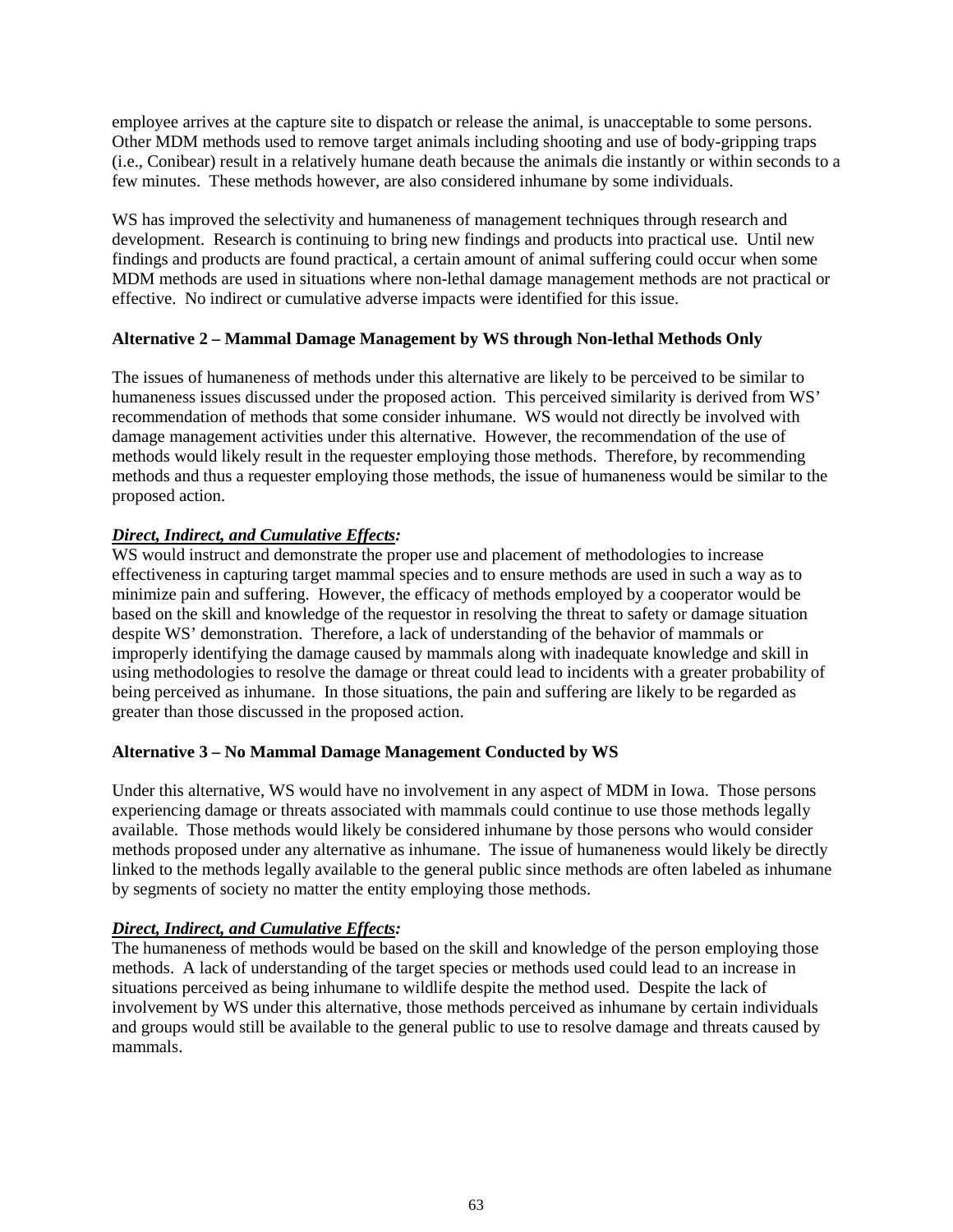employee arrives at the capture site to dispatch or release the animal, is unacceptable to some persons. Other MDM methods used to remove target animals including shooting and use of body-gripping traps (i.e., Conibear) result in a relatively humane death because the animals die instantly or within seconds to a few minutes. These methods however, are also considered inhumane by some individuals.

WS has improved the selectivity and humaneness of management techniques through research and development. Research is continuing to bring new findings and products into practical use. Until new findings and products are found practical, a certain amount of animal suffering could occur when some MDM methods are used in situations where non-lethal damage management methods are not practical or effective. No indirect or cumulative adverse impacts were identified for this issue.

**Alternative 2 – Mammal Damage Management by WS through Non-lethal Methods Only**

The issues of humaneness of methods under this alternative are likely to be perceived to be similar to humaneness issues discussed under the proposed action. This perceived similarity is derived from WS' recommendation of methods that some consider inhumane. WS would not directly be involved with damage management activities under this alternative. However, the recommendation of the use of methods would likely result in the requester employing those methods. Therefore, by recommending methods and thus a requester employing those methods, the issue of humaneness would be similar to the proposed action.

***Direct, Indirect, and Cumulative Effects:***

WS would instruct and demonstrate the proper use and placement of methodologies to increase effectiveness in capturing target mammal species and to ensure methods are used in such a way as to minimize pain and suffering. However, the efficacy of methods employed by a cooperator would be based on the skill and knowledge of the requestor in resolving the threat to safety or damage situation despite WS' demonstration. Therefore, a lack of understanding of the behavior of mammals or improperly identifying the damage caused by mammals along with inadequate knowledge and skill in using methodologies to resolve the damage or threat could lead to incidents with a greater probability of being perceived as inhumane. In those situations, the pain and suffering are likely to be regarded as greater than those discussed in the proposed action.

**Alternative 3 – No Mammal Damage Management Conducted by WS**

Under this alternative, WS would have no involvement in any aspect of MDM in Iowa. Those persons experiencing damage or threats associated with mammals could continue to use those methods legally available. Those methods would likely be considered inhumane by those persons who would consider methods proposed under any alternative as inhumane. The issue of humaneness would likely be directly linked to the methods legally available to the general public since methods are often labeled as inhumane by segments of society no matter the entity employing those methods.

***Direct, Indirect, and Cumulative Effects:***

The humaneness of methods would be based on the skill and knowledge of the person employing those methods. A lack of understanding of the target species or methods used could lead to an increase in situations perceived as being inhumane to wildlife despite the method used. Despite the lack of involvement by WS under this alternative, those methods perceived as inhumane by certain individuals and groups would still be available to the general public to use to resolve damage and threats caused by mammals.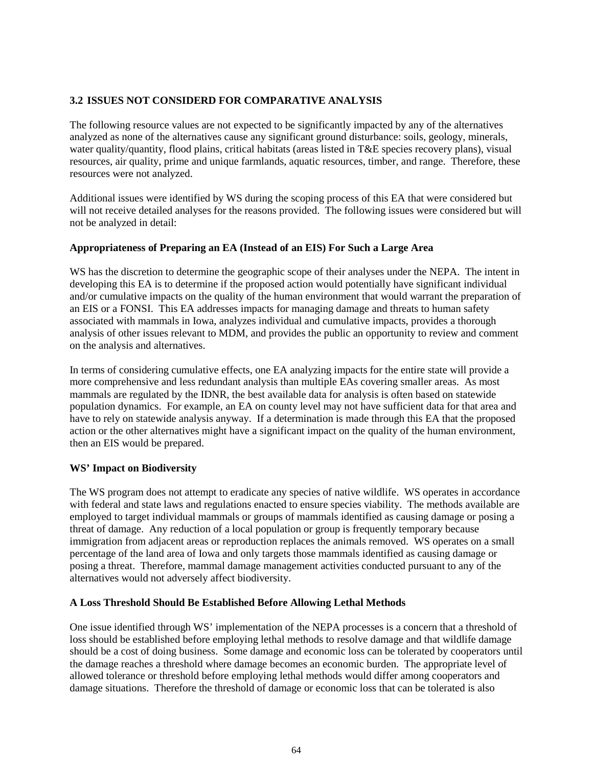### 3.2 ISSUES NOT CONSIDERD FOR COMPARATIVE ANALYSIS

The following resource values are not expected to be significantly impacted by any of the alternatives analyzed as none of the alternatives cause any significant ground disturbance: soils, geology, minerals, water quality/quantity, flood plains, critical habitats (areas listed in T&E species recovery plans), visual resources, air quality, prime and unique farmlands, aquatic resources, timber, and range. Therefore, these resources were not analyzed.

Additional issues were identified by WS during the scoping process of this EA that were considered but will not receive detailed analyses for the reasons provided. The following issues were considered but will not be analyzed in detail:

**Appropriateness of Preparing an EA (Instead of an EIS) For Such a Large Area**

WS has the discretion to determine the geographic scope of their analyses under the NEPA. The intent in developing this EA is to determine if the proposed action would potentially have significant individual and/or cumulative impacts on the quality of the human environment that would warrant the preparation of an EIS or a FONSI. This EA addresses impacts for managing damage and threats to human safety associated with mammals in Iowa, analyzes individual and cumulative impacts, provides a thorough analysis of other issues relevant to MDM, and provides the public an opportunity to review and comment on the analysis and alternatives.

In terms of considering cumulative effects, one EA analyzing impacts for the entire state will provide a more comprehensive and less redundant analysis than multiple EAs covering smaller areas. As most mammals are regulated by the IDNR, the best available data for analysis is often based on statewide population dynamics. For example, an EA on county level may not have sufficient data for that area and have to rely on statewide analysis anyway. If a determination is made through this EA that the proposed action or the other alternatives might have a significant impact on the quality of the human environment, then an EIS would be prepared.

**WS' Impact on Biodiversity**

The WS program does not attempt to eradicate any species of native wildlife. WS operates in accordance with federal and state laws and regulations enacted to ensure species viability. The methods available are employed to target individual mammals or groups of mammals identified as causing damage or posing a threat of damage. Any reduction of a local population or group is frequently temporary because immigration from adjacent areas or reproduction replaces the animals removed. WS operates on a small percentage of the land area of Iowa and only targets those mammals identified as causing damage or posing a threat. Therefore, mammal damage management activities conducted pursuant to any of the alternatives would not adversely affect biodiversity.

**A Loss Threshold Should Be Established Before Allowing Lethal Methods**

One issue identified through WS' implementation of the NEPA processes is a concern that a threshold of loss should be established before employing lethal methods to resolve damage and that wildlife damage should be a cost of doing business. Some damage and economic loss can be tolerated by cooperators until the damage reaches a threshold where damage becomes an economic burden. The appropriate level of allowed tolerance or threshold before employing lethal methods would differ among cooperators and damage situations. Therefore the threshold of damage or economic loss that can be tolerated is also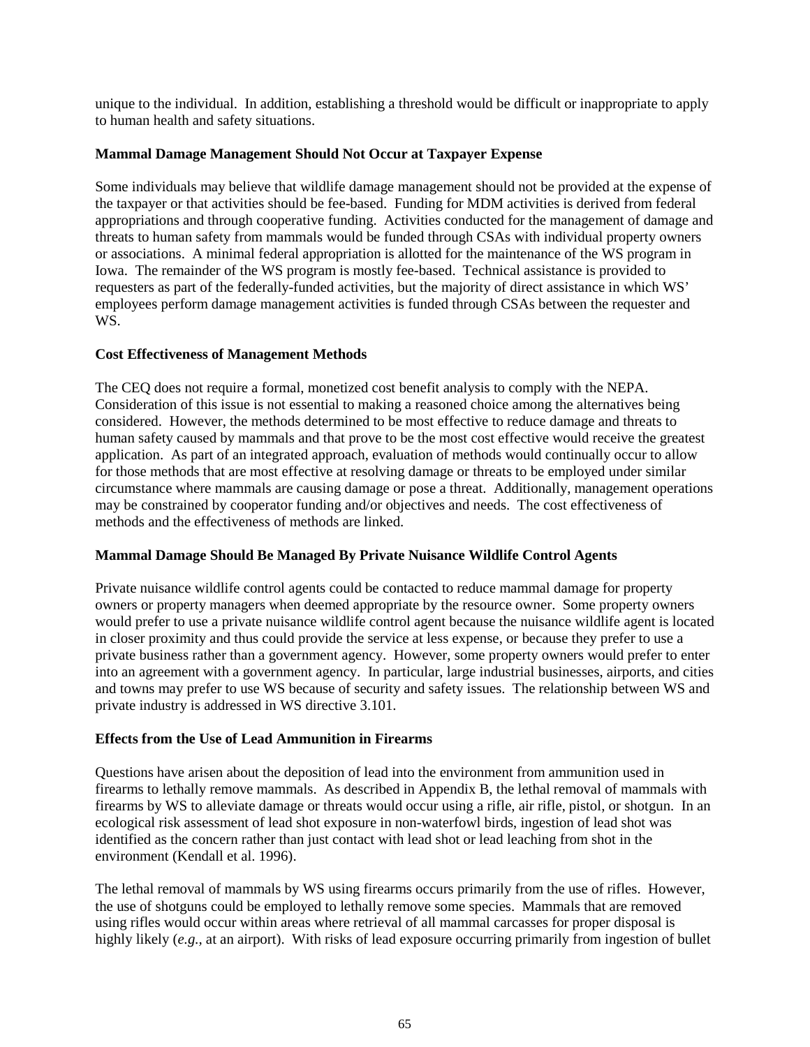unique to the individual. In addition, establishing a threshold would be difficult or inappropriate to apply to human health and safety situations.

**Mammal Damage Management Should Not Occur at Taxpayer Expense**

Some individuals may believe that wildlife damage management should not be provided at the expense of the taxpayer or that activities should be fee-based. Funding for MDM activities is derived from federal appropriations and through cooperative funding. Activities conducted for the management of damage and threats to human safety from mammals would be funded through CSAs with individual property owners or associations. A minimal federal appropriation is allotted for the maintenance of the WS program in Iowa. The remainder of the WS program is mostly fee-based. Technical assistance is provided to requesters as part of the federally-funded activities, but the majority of direct assistance in which WS' employees perform damage management activities is funded through CSAs between the requester and WS.

**Cost Effectiveness of Management Methods**

The CEQ does not require a formal, monetized cost benefit analysis to comply with the NEPA. Consideration of this issue is not essential to making a reasoned choice among the alternatives being considered. However, the methods determined to be most effective to reduce damage and threats to human safety caused by mammals and that prove to be the most cost effective would receive the greatest application. As part of an integrated approach, evaluation of methods would continually occur to allow for those methods that are most effective at resolving damage or threats to be employed under similar circumstance where mammals are causing damage or pose a threat. Additionally, management operations may be constrained by cooperator funding and/or objectives and needs. The cost effectiveness of methods and the effectiveness of methods are linked.

**Mammal Damage Should Be Managed By Private Nuisance Wildlife Control Agents**

Private nuisance wildlife control agents could be contacted to reduce mammal damage for property owners or property managers when deemed appropriate by the resource owner. Some property owners would prefer to use a private nuisance wildlife control agent because the nuisance wildlife agent is located in closer proximity and thus could provide the service at less expense, or because they prefer to use a private business rather than a government agency. However, some property owners would prefer to enter into an agreement with a government agency. In particular, large industrial businesses, airports, and cities and towns may prefer to use WS because of security and safety issues. The relationship between WS and private industry is addressed in WS directive 3.101.

**Effects from the Use of Lead Ammunition in Firearms**

Questions have arisen about the deposition of lead into the environment from ammunition used in firearms to lethally remove mammals. As described in Appendix B, the lethal removal of mammals with firearms by WS to alleviate damage or threats would occur using a rifle, air rifle, pistol, or shotgun. In an ecological risk assessment of lead shot exposure in non-waterfowl birds, ingestion of lead shot was identified as the concern rather than just contact with lead shot or lead leaching from shot in the environment (Kendall et al. 1996).

The lethal removal of mammals by WS using firearms occurs primarily from the use of rifles. However, the use of shotguns could be employed to lethally remove some species. Mammals that are removed using rifles would occur within areas where retrieval of all mammal carcasses for proper disposal is highly likely (*e.g.,* at an airport). With risks of lead exposure occurring primarily from ingestion of bullet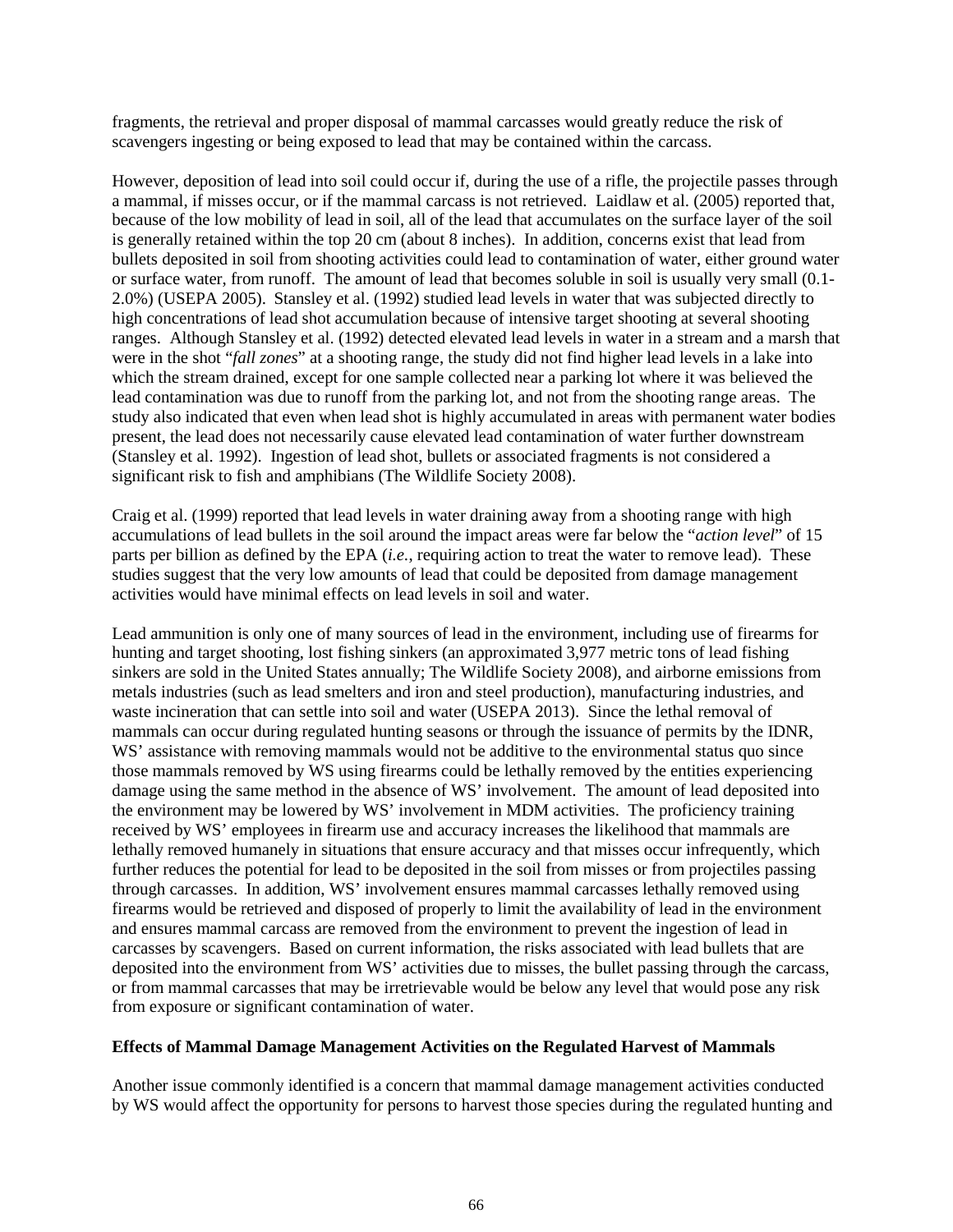fragments, the retrieval and proper disposal of mammal carcasses would greatly reduce the risk of scavengers ingesting or being exposed to lead that may be contained within the carcass.

However, deposition of lead into soil could occur if, during the use of a rifle, the projectile passes through a mammal, if misses occur, or if the mammal carcass is not retrieved. Laidlaw et al. (2005) reported that, because of the low mobility of lead in soil, all of the lead that accumulates on the surface layer of the soil is generally retained within the top 20 cm (about 8 inches). In addition, concerns exist that lead from bullets deposited in soil from shooting activities could lead to contamination of water, either ground water or surface water, from runoff. The amount of lead that becomes soluble in soil is usually very small (0.1-2.0%) (USEPA 2005). Stansley et al. (1992) studied lead levels in water that was subjected directly to high concentrations of lead shot accumulation because of intensive target shooting at several shooting ranges. Although Stansley et al. (1992) detected elevated lead levels in water in a stream and a marsh that were in the shot "*fall zones*" at a shooting range, the study did not find higher lead levels in a lake into which the stream drained, except for one sample collected near a parking lot where it was believed the lead contamination was due to runoff from the parking lot, and not from the shooting range areas. The study also indicated that even when lead shot is highly accumulated in areas with permanent water bodies present, the lead does not necessarily cause elevated lead contamination of water further downstream (Stansley et al. 1992). Ingestion of lead shot, bullets or associated fragments is not considered a significant risk to fish and amphibians (The Wildlife Society 2008).

Craig et al. (1999) reported that lead levels in water draining away from a shooting range with high accumulations of lead bullets in the soil around the impact areas were far below the "*action level*" of 15 parts per billion as defined by the EPA (*i.e.*, requiring action to treat the water to remove lead). These studies suggest that the very low amounts of lead that could be deposited from damage management activities would have minimal effects on lead levels in soil and water.

Lead ammunition is only one of many sources of lead in the environment, including use of firearms for hunting and target shooting, lost fishing sinkers (an approximated 3,977 metric tons of lead fishing sinkers are sold in the United States annually; The Wildlife Society 2008), and airborne emissions from metals industries (such as lead smelters and iron and steel production), manufacturing industries, and waste incineration that can settle into soil and water (USEPA 2013). Since the lethal removal of mammals can occur during regulated hunting seasons or through the issuance of permits by the IDNR, WS' assistance with removing mammals would not be additive to the environmental status quo since those mammals removed by WS using firearms could be lethally removed by the entities experiencing damage using the same method in the absence of WS' involvement. The amount of lead deposited into the environment may be lowered by WS' involvement in MDM activities. The proficiency training received by WS' employees in firearm use and accuracy increases the likelihood that mammals are lethally removed humanely in situations that ensure accuracy and that misses occur infrequently, which further reduces the potential for lead to be deposited in the soil from misses or from projectiles passing through carcasses. In addition, WS' involvement ensures mammal carcasses lethally removed using firearms would be retrieved and disposed of properly to limit the availability of lead in the environment and ensures mammal carcass are removed from the environment to prevent the ingestion of lead in carcasses by scavengers. Based on current information, the risks associated with lead bullets that are deposited into the environment from WS' activities due to misses, the bullet passing through the carcass, or from mammal carcasses that may be irretrievable would be below any level that would pose any risk from exposure or significant contamination of water.

**Effects of Mammal Damage Management Activities on the Regulated Harvest of Mammals**

Another issue commonly identified is a concern that mammal damage management activities conducted by WS would affect the opportunity for persons to harvest those species during the regulated hunting and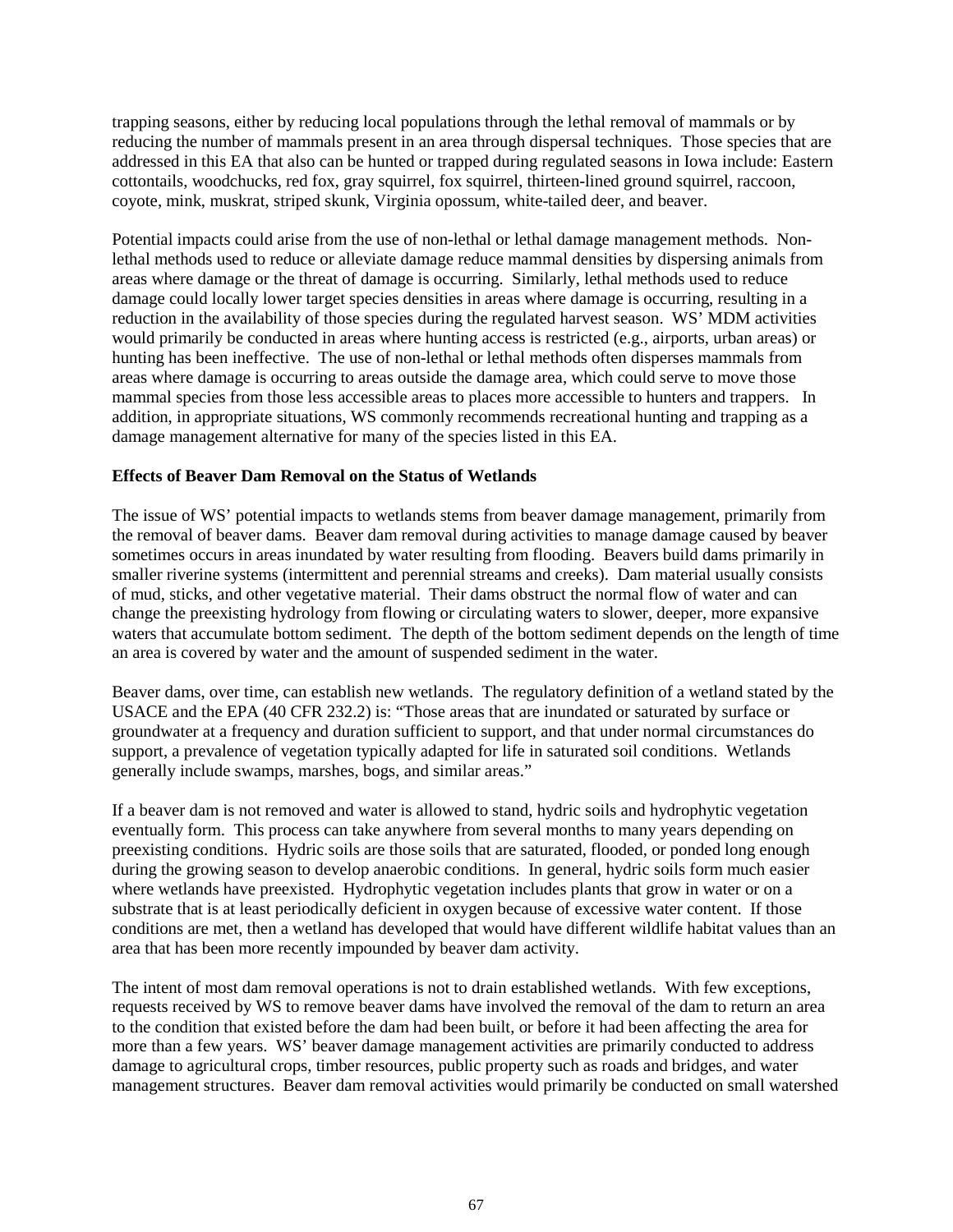trapping seasons, either by reducing local populations through the lethal removal of mammals or by reducing the number of mammals present in an area through dispersal techniques. Those species that are addressed in this EA that also can be hunted or trapped during regulated seasons in Iowa include: Eastern cottontails, woodchucks, red fox, gray squirrel, fox squirrel, thirteen-lined ground squirrel, raccoon, coyote, mink, muskrat, striped skunk, Virginia opossum, white-tailed deer, and beaver.

Potential impacts could arise from the use of non-lethal or lethal damage management methods. Non-lethal methods used to reduce or alleviate damage reduce mammal densities by dispersing animals from areas where damage or the threat of damage is occurring. Similarly, lethal methods used to reduce damage could locally lower target species densities in areas where damage is occurring, resulting in a reduction in the availability of those species during the regulated harvest season. WS' MDM activities would primarily be conducted in areas where hunting access is restricted (e.g., airports, urban areas) or hunting has been ineffective. The use of non-lethal or lethal methods often disperses mammals from areas where damage is occurring to areas outside the damage area, which could serve to move those mammal species from those less accessible areas to places more accessible to hunters and trappers. In addition, in appropriate situations, WS commonly recommends recreational hunting and trapping as a damage management alternative for many of the species listed in this EA.

**Effects of Beaver Dam Removal on the Status of Wetlands**

The issue of WS' potential impacts to wetlands stems from beaver damage management, primarily from the removal of beaver dams. Beaver dam removal during activities to manage damage caused by beaver sometimes occurs in areas inundated by water resulting from flooding. Beavers build dams primarily in smaller riverine systems (intermittent and perennial streams and creeks). Dam material usually consists of mud, sticks, and other vegetative material. Their dams obstruct the normal flow of water and can change the preexisting hydrology from flowing or circulating waters to slower, deeper, more expansive waters that accumulate bottom sediment. The depth of the bottom sediment depends on the length of time an area is covered by water and the amount of suspended sediment in the water.

Beaver dams, over time, can establish new wetlands. The regulatory definition of a wetland stated by the USACE and the EPA (40 CFR 232.2) is: "Those areas that are inundated or saturated by surface or groundwater at a frequency and duration sufficient to support, and that under normal circumstances do support, a prevalence of vegetation typically adapted for life in saturated soil conditions. Wetlands generally include swamps, marshes, bogs, and similar areas."

If a beaver dam is not removed and water is allowed to stand, hydric soils and hydrophytic vegetation eventually form. This process can take anywhere from several months to many years depending on preexisting conditions. Hydric soils are those soils that are saturated, flooded, or ponded long enough during the growing season to develop anaerobic conditions. In general, hydric soils form much easier where wetlands have preexisted. Hydrophytic vegetation includes plants that grow in water or on a substrate that is at least periodically deficient in oxygen because of excessive water content. If those conditions are met, then a wetland has developed that would have different wildlife habitat values than an area that has been more recently impounded by beaver dam activity.

The intent of most dam removal operations is not to drain established wetlands. With few exceptions, requests received by WS to remove beaver dams have involved the removal of the dam to return an area to the condition that existed before the dam had been built, or before it had been affecting the area for more than a few years. WS' beaver damage management activities are primarily conducted to address damage to agricultural crops, timber resources, public property such as roads and bridges, and water management structures. Beaver dam removal activities would primarily be conducted on small watershed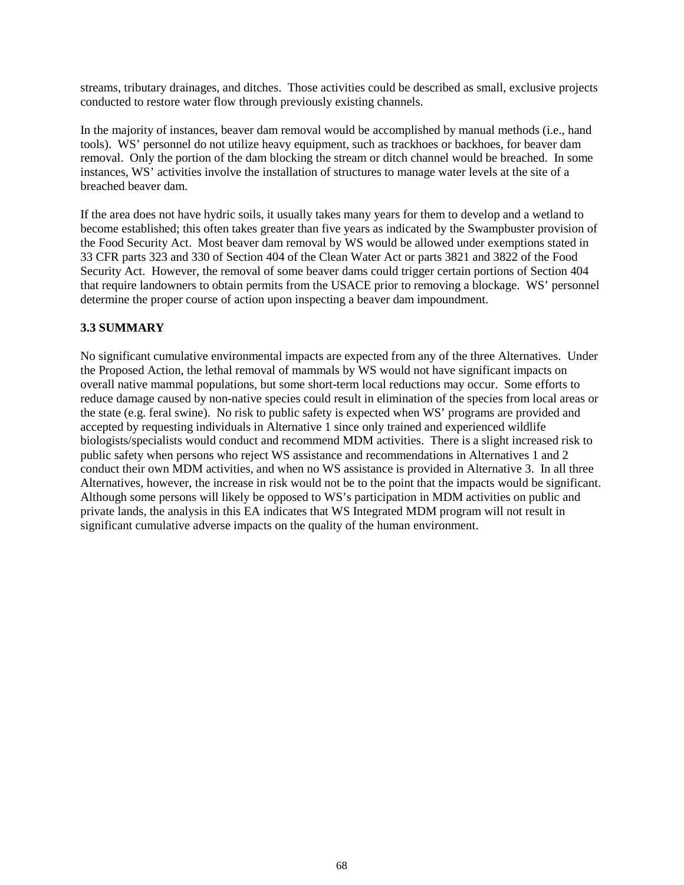streams, tributary drainages, and ditches. Those activities could be described as small, exclusive projects conducted to restore water flow through previously existing channels.

In the majority of instances, beaver dam removal would be accomplished by manual methods (i.e., hand tools). WS' personnel do not utilize heavy equipment, such as trackhoes or backhoes, for beaver dam removal. Only the portion of the dam blocking the stream or ditch channel would be breached. In some instances, WS' activities involve the installation of structures to manage water levels at the site of a breached beaver dam.

If the area does not have hydric soils, it usually takes many years for them to develop and a wetland to become established; this often takes greater than five years as indicated by the Swampbuster provision of the Food Security Act. Most beaver dam removal by WS would be allowed under exemptions stated in 33 CFR parts 323 and 330 of Section 404 of the Clean Water Act or parts 3821 and 3822 of the Food Security Act. However, the removal of some beaver dams could trigger certain portions of Section 404 that require landowners to obtain permits from the USACE prior to removing a blockage. WS' personnel determine the proper course of action upon inspecting a beaver dam impoundment.

### 3.3 SUMMARY

No significant cumulative environmental impacts are expected from any of the three Alternatives. Under the Proposed Action, the lethal removal of mammals by WS would not have significant impacts on overall native mammal populations, but some short-term local reductions may occur. Some efforts to reduce damage caused by non-native species could result in elimination of the species from local areas or the state (e.g. feral swine). No risk to public safety is expected when WS' programs are provided and accepted by requesting individuals in Alternative 1 since only trained and experienced wildlife biologists/specialists would conduct and recommend MDM activities. There is a slight increased risk to public safety when persons who reject WS assistance and recommendations in Alternatives 1 and 2 conduct their own MDM activities, and when no WS assistance is provided in Alternative 3. In all three Alternatives, however, the increase in risk would not be to the point that the impacts would be significant. Although some persons will likely be opposed to WS's participation in MDM activities on public and private lands, the analysis in this EA indicates that WS Integrated MDM program will not result in significant cumulative adverse impacts on the quality of the human environment.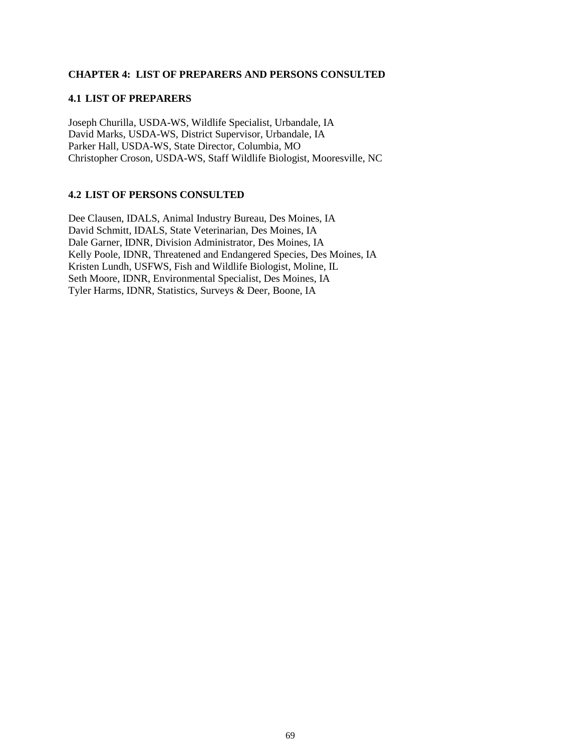# CHAPTER 4: LIST OF PREPARERS AND PERSONS CONSULTED

## 4.1 LIST OF PREPARERS

Joseph Churilla, USDA-WS, Wildlife Specialist, Urbandale, IA
David Marks, USDA-WS, District Supervisor, Urbandale, IA
Parker Hall, USDA-WS, State Director, Columbia, MO
Christopher Croson, USDA-WS, Staff Wildlife Biologist, Mooresville, NC

## 4.2 LIST OF PERSONS CONSULTED

Dee Clausen, IDALS, Animal Industry Bureau, Des Moines, IA
David Schmitt, IDALS, State Veterinarian, Des Moines, IA
Dale Garner, IDNR, Division Administrator, Des Moines, IA
Kelly Poole, IDNR, Threatened and Endangered Species, Des Moines, IA
Kristen Lundh, USFWS, Fish and Wildlife Biologist, Moline, IL
Seth Moore, IDNR, Environmental Specialist, Des Moines, IA
Tyler Harms, IDNR, Statistics, Surveys & Deer, Boone, IA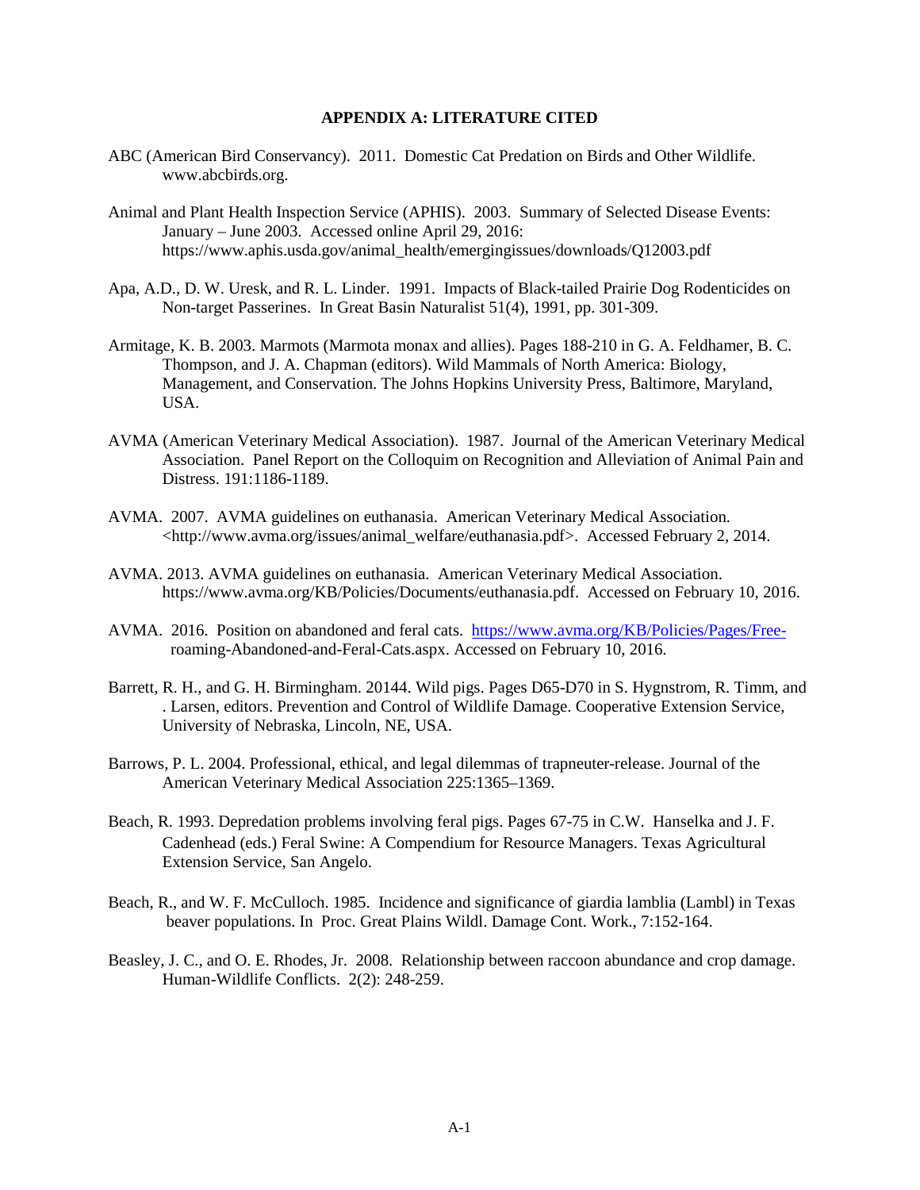## APPENDIX A: LITERATURE CITED

ABC (American Bird Conservancy). 2011. Domestic Cat Predation on Birds and Other Wildlife. www.abcbirds.org.

Animal and Plant Health Inspection Service (APHIS). 2003. Summary of Selected Disease Events: January – June 2003. Accessed online April 29, 2016: https://www.aphis.usda.gov/animal_health/emergingissues/downloads/Q12003.pdf

Apa, A.D., D. W. Uresk, and R. L. Linder. 1991. Impacts of Black-tailed Prairie Dog Rodenticides on Non-target Passerines. In Great Basin Naturalist 51(4), 1991, pp. 301-309.

Armitage, K. B. 2003. Marmots (Marmota monax and allies). Pages 188-210 in G. A. Feldhamer, B. C. Thompson, and J. A. Chapman (editors). Wild Mammals of North America: Biology, Management, and Conservation. The Johns Hopkins University Press, Baltimore, Maryland, USA.

AVMA (American Veterinary Medical Association). 1987. Journal of the American Veterinary Medical Association. Panel Report on the Colloquim on Recognition and Alleviation of Animal Pain and Distress. 191:1186-1189.

AVMA. 2007. AVMA guidelines on euthanasia. American Veterinary Medical Association. <http://www.avma.org/issues/animal_welfare/euthanasia.pdf>. Accessed February 2, 2014.

AVMA. 2013. AVMA guidelines on euthanasia. American Veterinary Medical Association. https://www.avma.org/KB/Policies/Documents/euthanasia.pdf. Accessed on February 10, 2016.

AVMA. 2016. Position on abandoned and feral cats. https://www.avma.org/KB/Policies/Pages/Free-roaming-Abandoned-and-Feral-Cats.aspx. Accessed on February 10, 2016.

Barrett, R. H., and G. H. Birmingham. 20144. Wild pigs. Pages D65-D70 in S. Hygnstrom, R. Timm, and . Larsen, editors. Prevention and Control of Wildlife Damage. Cooperative Extension Service, University of Nebraska, Lincoln, NE, USA.

Barrows, P. L. 2004. Professional, ethical, and legal dilemmas of trapneuter-release. Journal of the American Veterinary Medical Association 225:1365–1369.

Beach, R. 1993. Depredation problems involving feral pigs. Pages 67-75 in C.W. Hanselka and J. F. Cadenhead (eds.) Feral Swine: A Compendium for Resource Managers. Texas Agricultural Extension Service, San Angelo.

Beach, R., and W. F. McCulloch. 1985. Incidence and significance of giardia lamblia (Lambl) in Texas beaver populations. In Proc. Great Plains Wildl. Damage Cont. Work., 7:152-164.

Beasley, J. C., and O. E. Rhodes, Jr. 2008. Relationship between raccoon abundance and crop damage. Human-Wildlife Conflicts. 2(2): 248-259.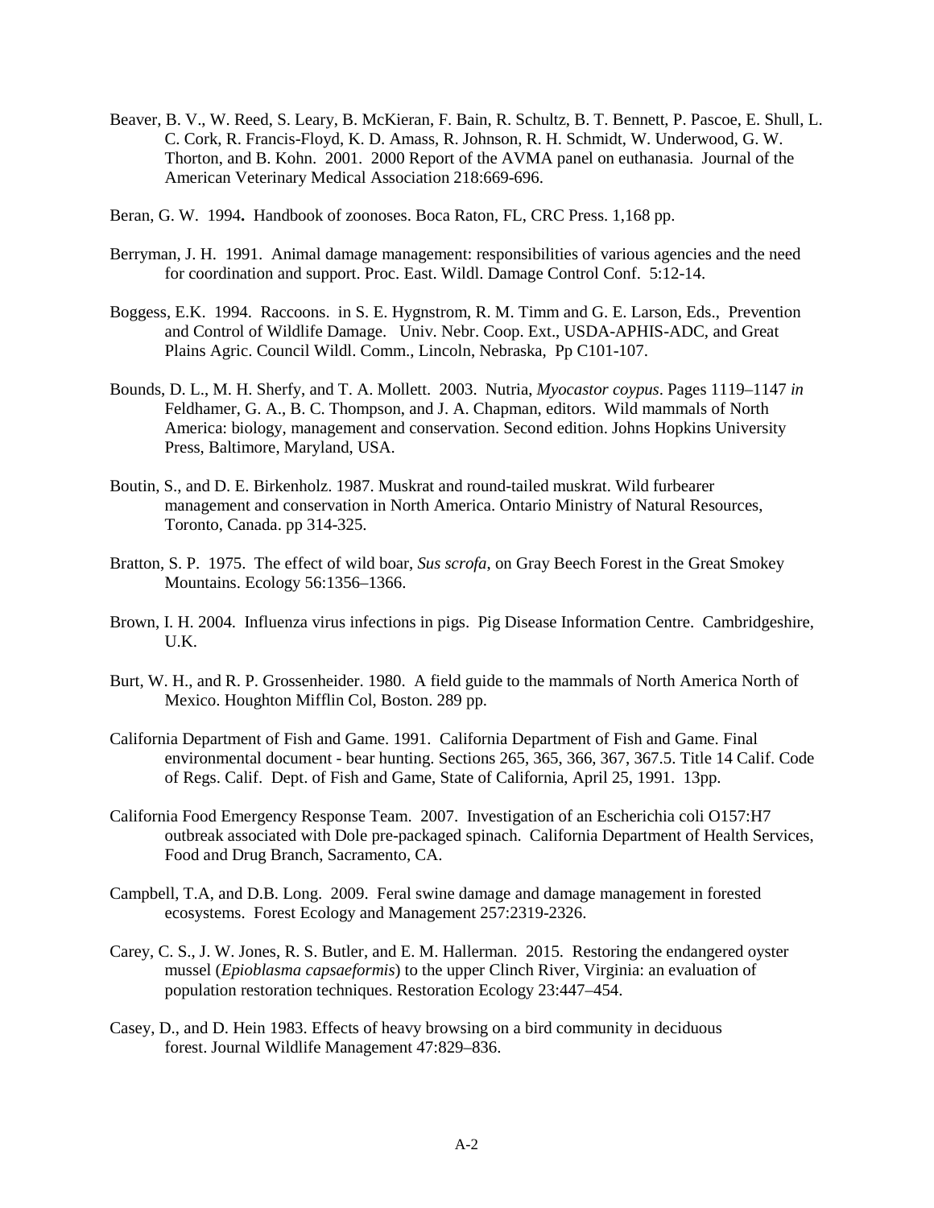Beaver, B. V., W. Reed, S. Leary, B. McKieran, F. Bain, R. Schultz, B. T. Bennett, P. Pascoe, E. Shull, L. C. Cork, R. Francis-Floyd, K. D. Amass, R. Johnson, R. H. Schmidt, W. Underwood, G. W. Thorton, and B. Kohn. 2001. 2000 Report of the AVMA panel on euthanasia. Journal of the American Veterinary Medical Association 218:669-696.

Beran, G. W. 1994**.** Handbook of zoonoses. Boca Raton, FL, CRC Press. 1,168 pp.

Berryman, J. H. 1991. Animal damage management: responsibilities of various agencies and the need for coordination and support. Proc. East. Wildl. Damage Control Conf. 5:12-14.

Boggess, E.K. 1994. Raccoons. in S. E. Hygnstrom, R. M. Timm and G. E. Larson, Eds., Prevention and Control of Wildlife Damage. Univ. Nebr. Coop. Ext., USDA-APHIS-ADC, and Great Plains Agric. Council Wildl. Comm., Lincoln, Nebraska, Pp C101-107.

Bounds, D. L., M. H. Sherfy, and T. A. Mollett. 2003. Nutria, *Myocastor coypus*. Pages 1119–1147 *in* Feldhamer, G. A., B. C. Thompson, and J. A. Chapman, editors. Wild mammals of North America: biology, management and conservation. Second edition. Johns Hopkins University Press, Baltimore, Maryland, USA.

Boutin, S., and D. E. Birkenholz. 1987. Muskrat and round-tailed muskrat. Wild furbearer management and conservation in North America. Ontario Ministry of Natural Resources, Toronto, Canada. pp 314-325.

Bratton, S. P. 1975. The effect of wild boar, *Sus scrofa*, on Gray Beech Forest in the Great Smokey Mountains. Ecology 56:1356–1366.

Brown, I. H. 2004. Influenza virus infections in pigs. Pig Disease Information Centre. Cambridgeshire, U.K.

Burt, W. H., and R. P. Grossenheider. 1980. A field guide to the mammals of North America North of Mexico. Houghton Mifflin Col, Boston. 289 pp.

California Department of Fish and Game. 1991. California Department of Fish and Game. Final environmental document - bear hunting. Sections 265, 365, 366, 367, 367.5. Title 14 Calif. Code of Regs. Calif. Dept. of Fish and Game, State of California, April 25, 1991. 13pp.

California Food Emergency Response Team. 2007. Investigation of an Escherichia coli O157:H7 outbreak associated with Dole pre-packaged spinach. California Department of Health Services, Food and Drug Branch, Sacramento, CA.

Campbell, T.A, and D.B. Long. 2009. Feral swine damage and damage management in forested ecosystems. Forest Ecology and Management 257:2319-2326.

Carey, C. S., J. W. Jones, R. S. Butler, and E. M. Hallerman. 2015. Restoring the endangered oyster mussel (*Epioblasma capsaeformis*) to the upper Clinch River, Virginia: an evaluation of population restoration techniques. Restoration Ecology 23:447–454.

Casey, D., and D. Hein 1983. Effects of heavy browsing on a bird community in deciduous forest. Journal Wildlife Management 47:829–836.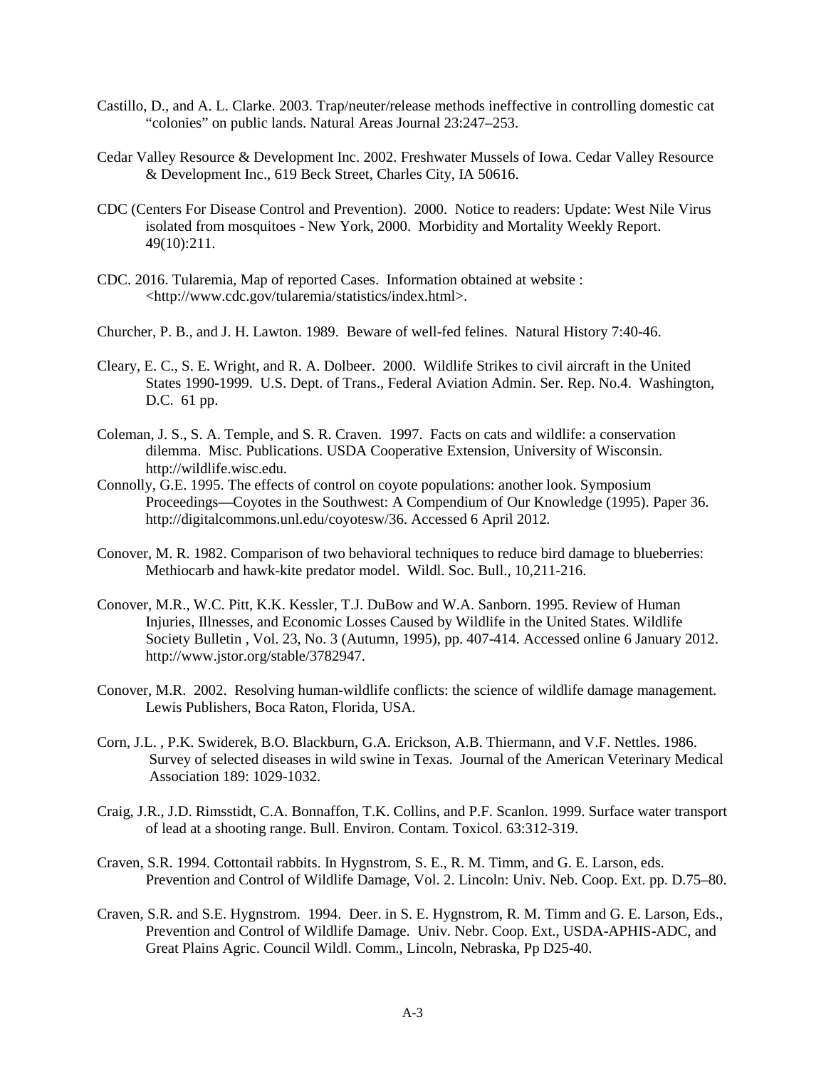Castillo, D., and A. L. Clarke. 2003. Trap/neuter/release methods ineffective in controlling domestic cat "colonies" on public lands. Natural Areas Journal 23:247–253.

Cedar Valley Resource & Development Inc. 2002. Freshwater Mussels of Iowa. Cedar Valley Resource & Development Inc., 619 Beck Street, Charles City, IA 50616.

CDC (Centers For Disease Control and Prevention). 2000. Notice to readers: Update: West Nile Virus isolated from mosquitoes - New York, 2000. Morbidity and Mortality Weekly Report. 49(10):211.

CDC. 2016. Tularemia, Map of reported Cases. Information obtained at website : <http://www.cdc.gov/tularemia/statistics/index.html>.

Churcher, P. B., and J. H. Lawton. 1989. Beware of well-fed felines. Natural History 7:40-46.

Cleary, E. C., S. E. Wright, and R. A. Dolbeer. 2000. Wildlife Strikes to civil aircraft in the United States 1990-1999. U.S. Dept. of Trans., Federal Aviation Admin. Ser. Rep. No.4. Washington, D.C. 61 pp.

Coleman, J. S., S. A. Temple, and S. R. Craven. 1997. Facts on cats and wildlife: a conservation dilemma. Misc. Publications. USDA Cooperative Extension, University of Wisconsin. http://wildlife.wisc.edu.

Connolly, G.E. 1995. The effects of control on coyote populations: another look. Symposium Proceedings—Coyotes in the Southwest: A Compendium of Our Knowledge (1995). Paper 36. http://digitalcommons.unl.edu/coyotesw/36. Accessed 6 April 2012.

Conover, M. R. 1982. Comparison of two behavioral techniques to reduce bird damage to blueberries: Methiocarb and hawk-kite predator model. Wildl. Soc. Bull., 10,211-216.

Conover, M.R., W.C. Pitt, K.K. Kessler, T.J. DuBow and W.A. Sanborn. 1995. Review of Human Injuries, Illnesses, and Economic Losses Caused by Wildlife in the United States. Wildlife Society Bulletin , Vol. 23, No. 3 (Autumn, 1995), pp. 407-414. Accessed online 6 January 2012. http://www.jstor.org/stable/3782947.

Conover, M.R. 2002. Resolving human-wildlife conflicts: the science of wildlife damage management. Lewis Publishers, Boca Raton, Florida, USA.

Corn, J.L. , P.K. Swiderek, B.O. Blackburn, G.A. Erickson, A.B. Thiermann, and V.F. Nettles. 1986. Survey of selected diseases in wild swine in Texas. Journal of the American Veterinary Medical Association 189: 1029-1032.

Craig, J.R., J.D. Rimsstidt, C.A. Bonnaffon, T.K. Collins, and P.F. Scanlon. 1999. Surface water transport of lead at a shooting range. Bull. Environ. Contam. Toxicol. 63:312-319.

Craven, S.R. 1994. Cottontail rabbits. In Hygnstrom, S. E., R. M. Timm, and G. E. Larson, eds. Prevention and Control of Wildlife Damage, Vol. 2. Lincoln: Univ. Neb. Coop. Ext. pp. D.75–80.

Craven, S.R. and S.E. Hygnstrom. 1994. Deer. in S. E. Hygnstrom, R. M. Timm and G. E. Larson, Eds., Prevention and Control of Wildlife Damage. Univ. Nebr. Coop. Ext., USDA-APHIS-ADC, and Great Plains Agric. Council Wildl. Comm., Lincoln, Nebraska, Pp D25-40.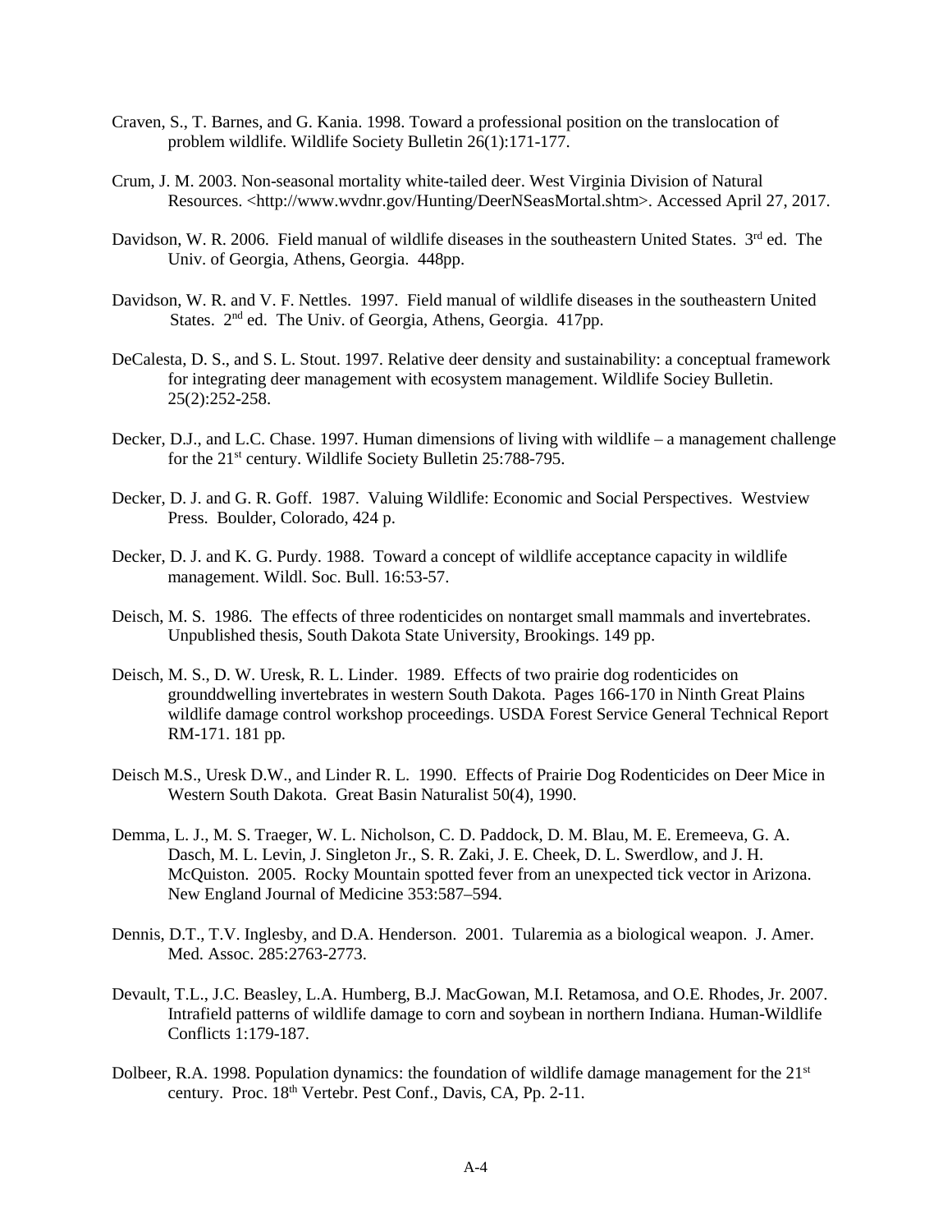Craven, S., T. Barnes, and G. Kania. 1998. Toward a professional position on the translocation of problem wildlife. Wildlife Society Bulletin 26(1):171-177.

Crum, J. M. 2003. Non-seasonal mortality white-tailed deer. West Virginia Division of Natural Resources. <http://www.wvdnr.gov/Hunting/DeerNSeasMortal.shtm>. Accessed April 27, 2017.

Davidson, W. R. 2006. Field manual of wildlife diseases in the southeastern United States. 3rd ed. The Univ. of Georgia, Athens, Georgia. 448pp.

Davidson, W. R. and V. F. Nettles. 1997. Field manual of wildlife diseases in the southeastern United States. 2nd ed. The Univ. of Georgia, Athens, Georgia. 417pp.

DeCalesta, D. S., and S. L. Stout. 1997. Relative deer density and sustainability: a conceptual framework for integrating deer management with ecosystem management. Wildlife Sociey Bulletin. 25(2):252-258.

Decker, D.J., and L.C. Chase. 1997. Human dimensions of living with wildlife – a management challenge for the 21st century. Wildlife Society Bulletin 25:788-795.

Decker, D. J. and G. R. Goff. 1987. Valuing Wildlife: Economic and Social Perspectives. Westview Press. Boulder, Colorado, 424 p.

Decker, D. J. and K. G. Purdy. 1988. Toward a concept of wildlife acceptance capacity in wildlife management. Wildl. Soc. Bull. 16:53-57.

Deisch, M. S. 1986. The effects of three rodenticides on nontarget small mammals and invertebrates. Unpublished thesis, South Dakota State University, Brookings. 149 pp.

Deisch, M. S., D. W. Uresk, R. L. Linder. 1989. Effects of two prairie dog rodenticides on grounddwelling invertebrates in western South Dakota. Pages 166-170 in Ninth Great Plains wildlife damage control workshop proceedings. USDA Forest Service General Technical Report RM-171. 181 pp.

Deisch M.S., Uresk D.W., and Linder R. L. 1990. Effects of Prairie Dog Rodenticides on Deer Mice in Western South Dakota. Great Basin Naturalist 50(4), 1990.

Demma, L. J., M. S. Traeger, W. L. Nicholson, C. D. Paddock, D. M. Blau, M. E. Eremeeva, G. A. Dasch, M. L. Levin, J. Singleton Jr., S. R. Zaki, J. E. Cheek, D. L. Swerdlow, and J. H. McQuiston. 2005. Rocky Mountain spotted fever from an unexpected tick vector in Arizona. New England Journal of Medicine 353:587–594.

Dennis, D.T., T.V. Inglesby, and D.A. Henderson. 2001. Tularemia as a biological weapon. J. Amer. Med. Assoc. 285:2763-2773.

Devault, T.L., J.C. Beasley, L.A. Humberg, B.J. MacGowan, M.I. Retamosa, and O.E. Rhodes, Jr. 2007. Intrafield patterns of wildlife damage to corn and soybean in northern Indiana. Human-Wildlife Conflicts 1:179-187.

Dolbeer, R.A. 1998. Population dynamics: the foundation of wildlife damage management for the 21st century. Proc. 18th Vertebr. Pest Conf., Davis, CA, Pp. 2-11.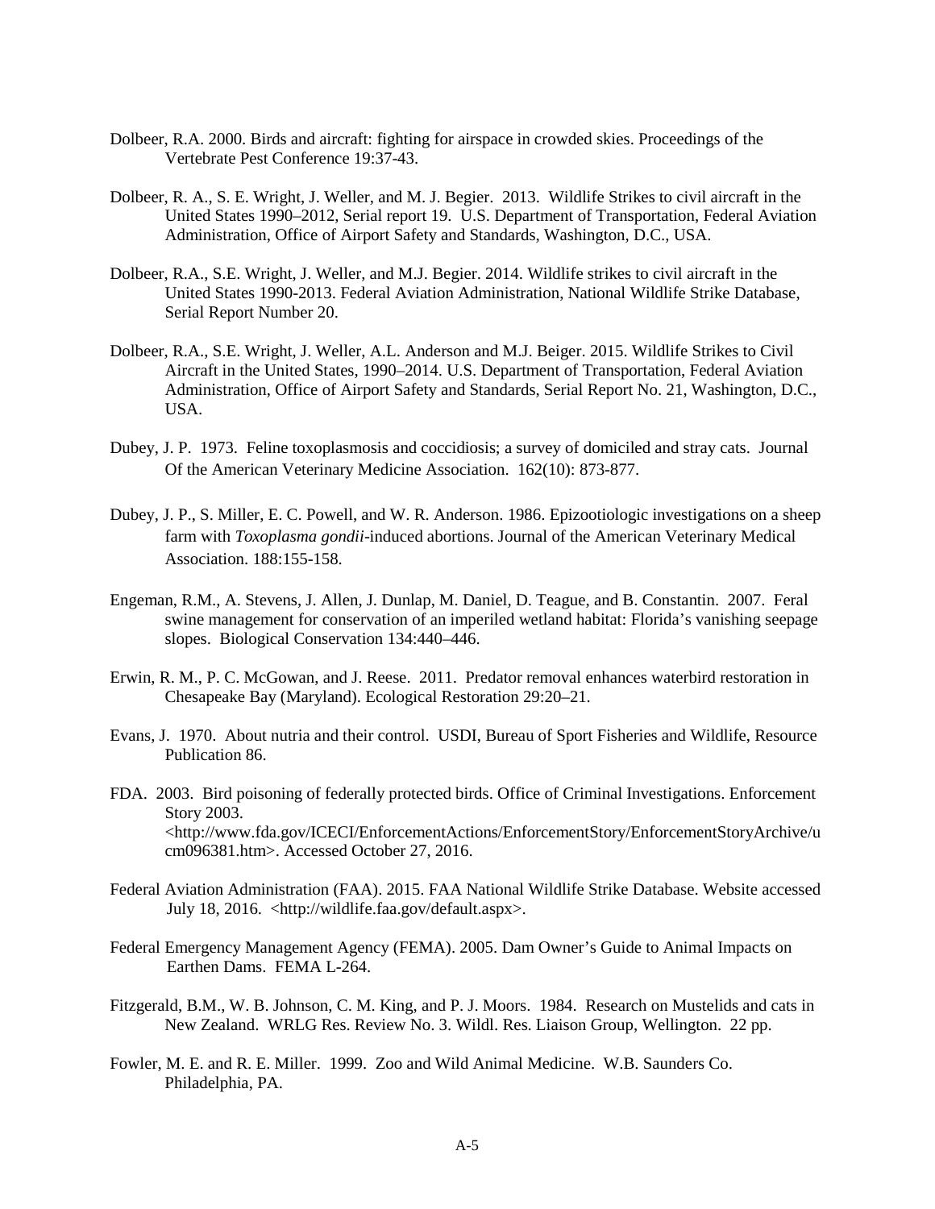Dolbeer, R.A. 2000. Birds and aircraft: fighting for airspace in crowded skies. Proceedings of the Vertebrate Pest Conference 19:37-43.

Dolbeer, R. A., S. E. Wright, J. Weller, and M. J. Begier. 2013. Wildlife Strikes to civil aircraft in the United States 1990–2012, Serial report 19. U.S. Department of Transportation, Federal Aviation Administration, Office of Airport Safety and Standards, Washington, D.C., USA.

Dolbeer, R.A., S.E. Wright, J. Weller, and M.J. Begier. 2014. Wildlife strikes to civil aircraft in the United States 1990-2013. Federal Aviation Administration, National Wildlife Strike Database, Serial Report Number 20.

Dolbeer, R.A., S.E. Wright, J. Weller, A.L. Anderson and M.J. Beiger. 2015. Wildlife Strikes to Civil Aircraft in the United States, 1990–2014. U.S. Department of Transportation, Federal Aviation Administration, Office of Airport Safety and Standards, Serial Report No. 21, Washington, D.C., USA.

Dubey, J. P. 1973. Feline toxoplasmosis and coccidiosis; a survey of domiciled and stray cats. Journal Of the American Veterinary Medicine Association. 162(10): 873-877.

Dubey, J. P., S. Miller, E. C. Powell, and W. R. Anderson. 1986. Epizootiologic investigations on a sheep farm with *Toxoplasma gondii*-induced abortions. Journal of the American Veterinary Medical Association. 188:155-158.

Engeman, R.M., A. Stevens, J. Allen, J. Dunlap, M. Daniel, D. Teague, and B. Constantin. 2007. Feral swine management for conservation of an imperiled wetland habitat: Florida's vanishing seepage slopes. Biological Conservation 134:440–446.

Erwin, R. M., P. C. McGowan, and J. Reese. 2011. Predator removal enhances waterbird restoration in Chesapeake Bay (Maryland). Ecological Restoration 29:20–21.

Evans, J. 1970. About nutria and their control. USDI, Bureau of Sport Fisheries and Wildlife, Resource Publication 86.

FDA. 2003. Bird poisoning of federally protected birds. Office of Criminal Investigations. Enforcement Story 2003. <http://www.fda.gov/ICECI/EnforcementActions/EnforcementStory/EnforcementStoryArchive/ucm096381.htm>. Accessed October 27, 2016.

Federal Aviation Administration (FAA). 2015. FAA National Wildlife Strike Database. Website accessed July 18, 2016. <http://wildlife.faa.gov/default.aspx>.

Federal Emergency Management Agency (FEMA). 2005. Dam Owner's Guide to Animal Impacts on Earthen Dams. FEMA L-264.

Fitzgerald, B.M., W. B. Johnson, C. M. King, and P. J. Moors. 1984. Research on Mustelids and cats in New Zealand. WRLG Res. Review No. 3. Wildl. Res. Liaison Group, Wellington. 22 pp.

Fowler, M. E. and R. E. Miller. 1999. Zoo and Wild Animal Medicine. W.B. Saunders Co. Philadelphia, PA.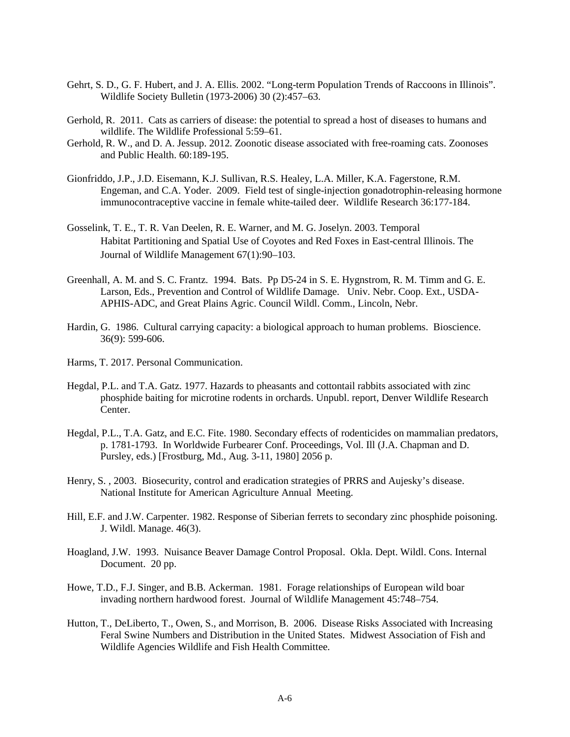Gehrt, S. D., G. F. Hubert, and J. A. Ellis. 2002. "Long-term Population Trends of Raccoons in Illinois". Wildlife Society Bulletin (1973-2006) 30 (2):457–63.

Gerhold, R. 2011. Cats as carriers of disease: the potential to spread a host of diseases to humans and wildlife. The Wildlife Professional 5:59–61.

Gerhold, R. W., and D. A. Jessup. 2012. Zoonotic disease associated with free-roaming cats. Zoonoses and Public Health. 60:189-195.

Gionfriddo, J.P., J.D. Eisemann, K.J. Sullivan, R.S. Healey, L.A. Miller, K.A. Fagerstone, R.M. Engeman, and C.A. Yoder. 2009. Field test of single-injection gonadotrophin-releasing hormone immunocontraceptive vaccine in female white-tailed deer. Wildlife Research 36:177-184.

Gosselink, T. E., T. R. Van Deelen, R. E. Warner, and M. G. Joselyn. 2003. Temporal Habitat Partitioning and Spatial Use of Coyotes and Red Foxes in East-central Illinois. The Journal of Wildlife Management 67(1):90–103.

Greenhall, A. M. and S. C. Frantz. 1994. Bats. Pp D5-24 in S. E. Hygnstrom, R. M. Timm and G. E. Larson, Eds., Prevention and Control of Wildlife Damage. Univ. Nebr. Coop. Ext., USDA-APHIS-ADC, and Great Plains Agric. Council Wildl. Comm., Lincoln, Nebr.

Hardin, G. 1986. Cultural carrying capacity: a biological approach to human problems. Bioscience. 36(9): 599-606.

Harms, T. 2017. Personal Communication.

Hegdal, P.L. and T.A. Gatz. 1977. Hazards to pheasants and cottontail rabbits associated with zinc phosphide baiting for microtine rodents in orchards. Unpubl. report, Denver Wildlife Research Center.

Hegdal, P.L., T.A. Gatz, and E.C. Fite. 1980. Secondary effects of rodenticides on mammalian predators, p. 1781-1793. In Worldwide Furbearer Conf. Proceedings, Vol. Ill (J.A. Chapman and D. Pursley, eds.) [Frostburg, Md., Aug. 3-11, 1980] 2056 p.

Henry, S. , 2003. Biosecurity, control and eradication strategies of PRRS and Aujesky's disease. National Institute for American Agriculture Annual Meeting.

Hill, E.F. and J.W. Carpenter. 1982. Response of Siberian ferrets to secondary zinc phosphide poisoning. J. Wildl. Manage. 46(3).

Hoagland, J.W. 1993. Nuisance Beaver Damage Control Proposal. Okla. Dept. Wildl. Cons. Internal Document. 20 pp.

Howe, T.D., F.J. Singer, and B.B. Ackerman. 1981. Forage relationships of European wild boar invading northern hardwood forest. Journal of Wildlife Management 45:748–754.

Hutton, T., DeLiberto, T., Owen, S., and Morrison, B. 2006. Disease Risks Associated with Increasing Feral Swine Numbers and Distribution in the United States. Midwest Association of Fish and Wildlife Agencies Wildlife and Fish Health Committee.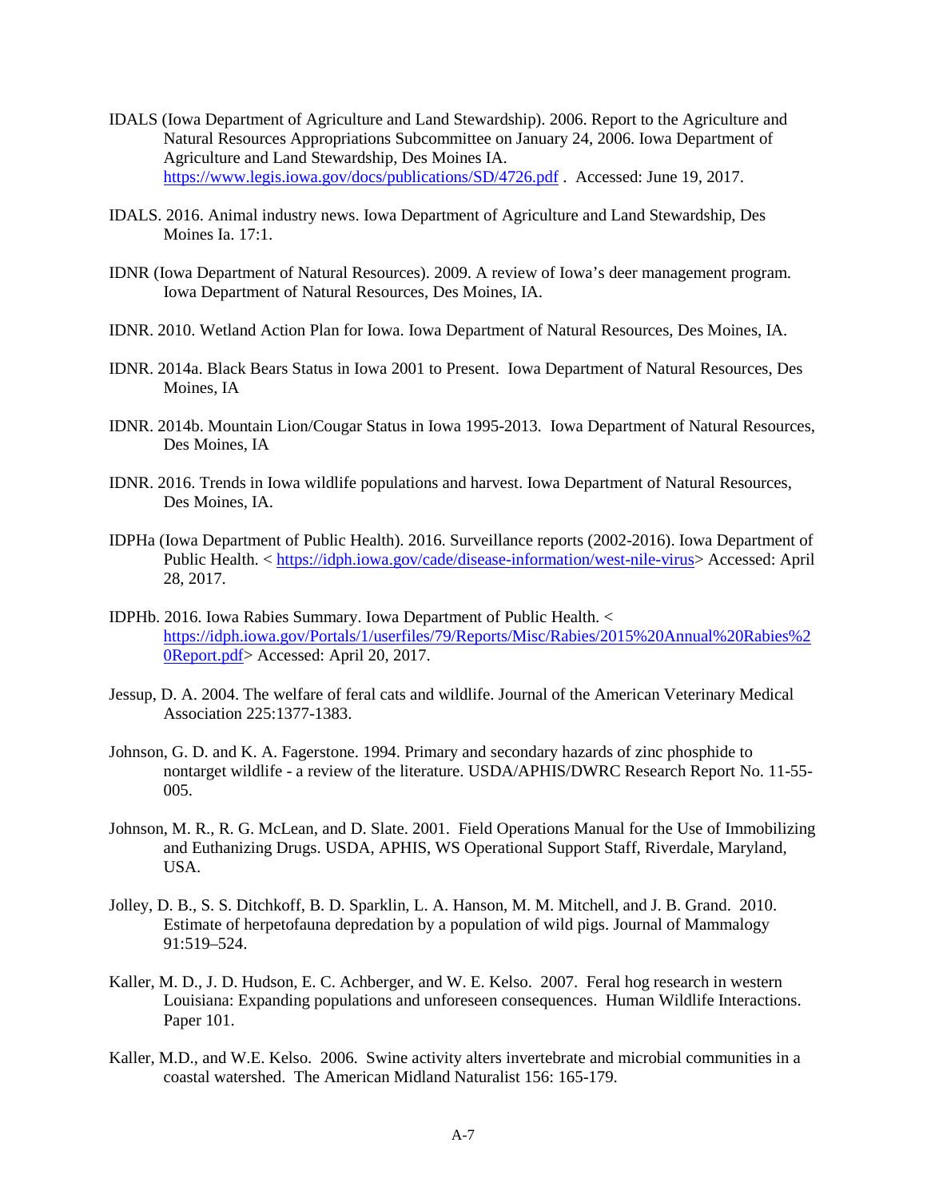IDALS (Iowa Department of Agriculture and Land Stewardship). 2006. Report to the Agriculture and Natural Resources Appropriations Subcommittee on January 24, 2006. Iowa Department of Agriculture and Land Stewardship, Des Moines IA. https://www.legis.iowa.gov/docs/publications/SD/4726.pdf . Accessed: June 19, 2017.

IDALS. 2016. Animal industry news. Iowa Department of Agriculture and Land Stewardship, Des Moines Ia. 17:1.

IDNR (Iowa Department of Natural Resources). 2009. A review of Iowa's deer management program. Iowa Department of Natural Resources, Des Moines, IA.

IDNR. 2010. Wetland Action Plan for Iowa. Iowa Department of Natural Resources, Des Moines, IA.

IDNR. 2014a. Black Bears Status in Iowa 2001 to Present. Iowa Department of Natural Resources, Des Moines, IA

IDNR. 2014b. Mountain Lion/Cougar Status in Iowa 1995-2013. Iowa Department of Natural Resources, Des Moines, IA

IDNR. 2016. Trends in Iowa wildlife populations and harvest. Iowa Department of Natural Resources, Des Moines, IA.

IDPHa (Iowa Department of Public Health). 2016. Surveillance reports (2002-2016). Iowa Department of Public Health. < https://idph.iowa.gov/cade/disease-information/west-nile-virus> Accessed: April 28, 2017.

IDPHb. 2016. Iowa Rabies Summary. Iowa Department of Public Health. < https://idph.iowa.gov/Portals/1/userfiles/79/Reports/Misc/Rabies/2015%20Annual%20Rabies%20Report.pdf> Accessed: April 20, 2017.

Jessup, D. A. 2004. The welfare of feral cats and wildlife. Journal of the American Veterinary Medical Association 225:1377-1383.

Johnson, G. D. and K. A. Fagerstone. 1994. Primary and secondary hazards of zinc phosphide to nontarget wildlife - a review of the literature. USDA/APHIS/DWRC Research Report No. 11-55-005.

Johnson, M. R., R. G. McLean, and D. Slate. 2001. Field Operations Manual for the Use of Immobilizing and Euthanizing Drugs. USDA, APHIS, WS Operational Support Staff, Riverdale, Maryland, USA.

Jolley, D. B., S. S. Ditchkoff, B. D. Sparklin, L. A. Hanson, M. M. Mitchell, and J. B. Grand. 2010. Estimate of herpetofauna depredation by a population of wild pigs. Journal of Mammalogy 91:519–524.

Kaller, M. D., J. D. Hudson, E. C. Achberger, and W. E. Kelso. 2007. Feral hog research in western Louisiana: Expanding populations and unforeseen consequences. Human Wildlife Interactions. Paper 101.

Kaller, M.D., and W.E. Kelso. 2006. Swine activity alters invertebrate and microbial communities in a coastal watershed. The American Midland Naturalist 156: 165-179.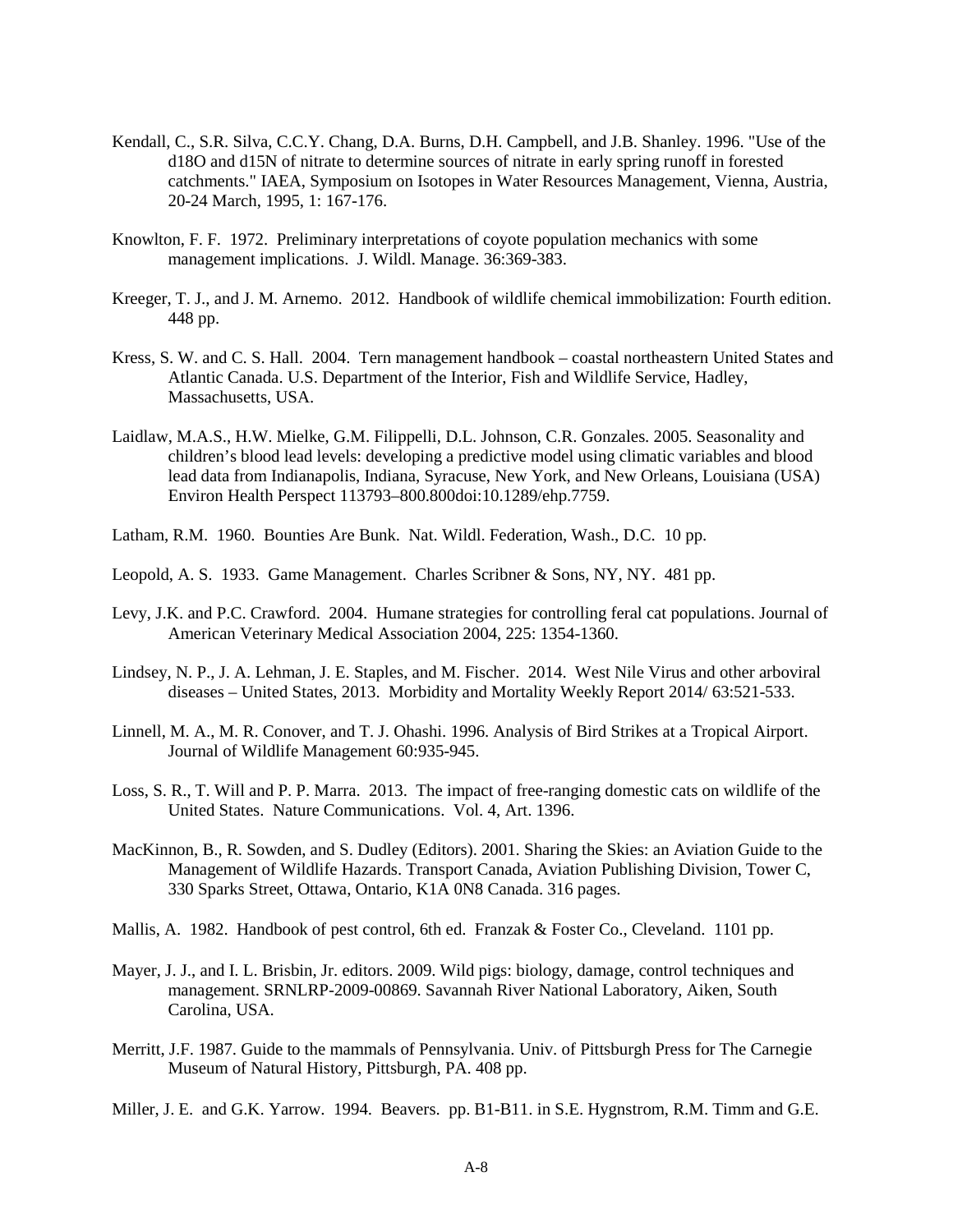Kendall, C., S.R. Silva, C.C.Y. Chang, D.A. Burns, D.H. Campbell, and J.B. Shanley. 1996. "Use of the d18O and d15N of nitrate to determine sources of nitrate in early spring runoff in forested catchments." IAEA, Symposium on Isotopes in Water Resources Management, Vienna, Austria, 20-24 March, 1995, 1: 167-176.

Knowlton, F. F. 1972. Preliminary interpretations of coyote population mechanics with some management implications. J. Wildl. Manage. 36:369-383.

Kreeger, T. J., and J. M. Arnemo. 2012. Handbook of wildlife chemical immobilization: Fourth edition. 448 pp.

Kress, S. W. and C. S. Hall. 2004. Tern management handbook – coastal northeastern United States and Atlantic Canada. U.S. Department of the Interior, Fish and Wildlife Service, Hadley, Massachusetts, USA.

Laidlaw, M.A.S., H.W. Mielke, G.M. Filippelli, D.L. Johnson, C.R. Gonzales. 2005. Seasonality and children's blood lead levels: developing a predictive model using climatic variables and blood lead data from Indianapolis, Indiana, Syracuse, New York, and New Orleans, Louisiana (USA) Environ Health Perspect 113793–800.800doi:10.1289/ehp.7759.

Latham, R.M. 1960. Bounties Are Bunk. Nat. Wildl. Federation, Wash., D.C. 10 pp.

Leopold, A. S. 1933. Game Management. Charles Scribner & Sons, NY, NY. 481 pp.

Levy, J.K. and P.C. Crawford. 2004. Humane strategies for controlling feral cat populations. Journal of American Veterinary Medical Association 2004, 225: 1354-1360.

Lindsey, N. P., J. A. Lehman, J. E. Staples, and M. Fischer. 2014. West Nile Virus and other arboviral diseases – United States, 2013. Morbidity and Mortality Weekly Report 2014/ 63:521-533.

Linnell, M. A., M. R. Conover, and T. J. Ohashi. 1996. Analysis of Bird Strikes at a Tropical Airport. Journal of Wildlife Management 60:935-945.

Loss, S. R., T. Will and P. P. Marra. 2013. The impact of free-ranging domestic cats on wildlife of the United States. Nature Communications. Vol. 4, Art. 1396.

MacKinnon, B., R. Sowden, and S. Dudley (Editors). 2001. Sharing the Skies: an Aviation Guide to the Management of Wildlife Hazards. Transport Canada, Aviation Publishing Division, Tower C, 330 Sparks Street, Ottawa, Ontario, K1A 0N8 Canada. 316 pages.

Mallis, A. 1982. Handbook of pest control, 6th ed. Franzak & Foster Co., Cleveland. 1101 pp.

Mayer, J. J., and I. L. Brisbin, Jr. editors. 2009. Wild pigs: biology, damage, control techniques and management. SRNLRP-2009-00869. Savannah River National Laboratory, Aiken, South Carolina, USA.

Merritt, J.F. 1987. Guide to the mammals of Pennsylvania. Univ. of Pittsburgh Press for The Carnegie Museum of Natural History, Pittsburgh, PA. 408 pp.

Miller, J. E. and G.K. Yarrow. 1994. Beavers. pp. B1-B11. in S.E. Hygnstrom, R.M. Timm and G.E.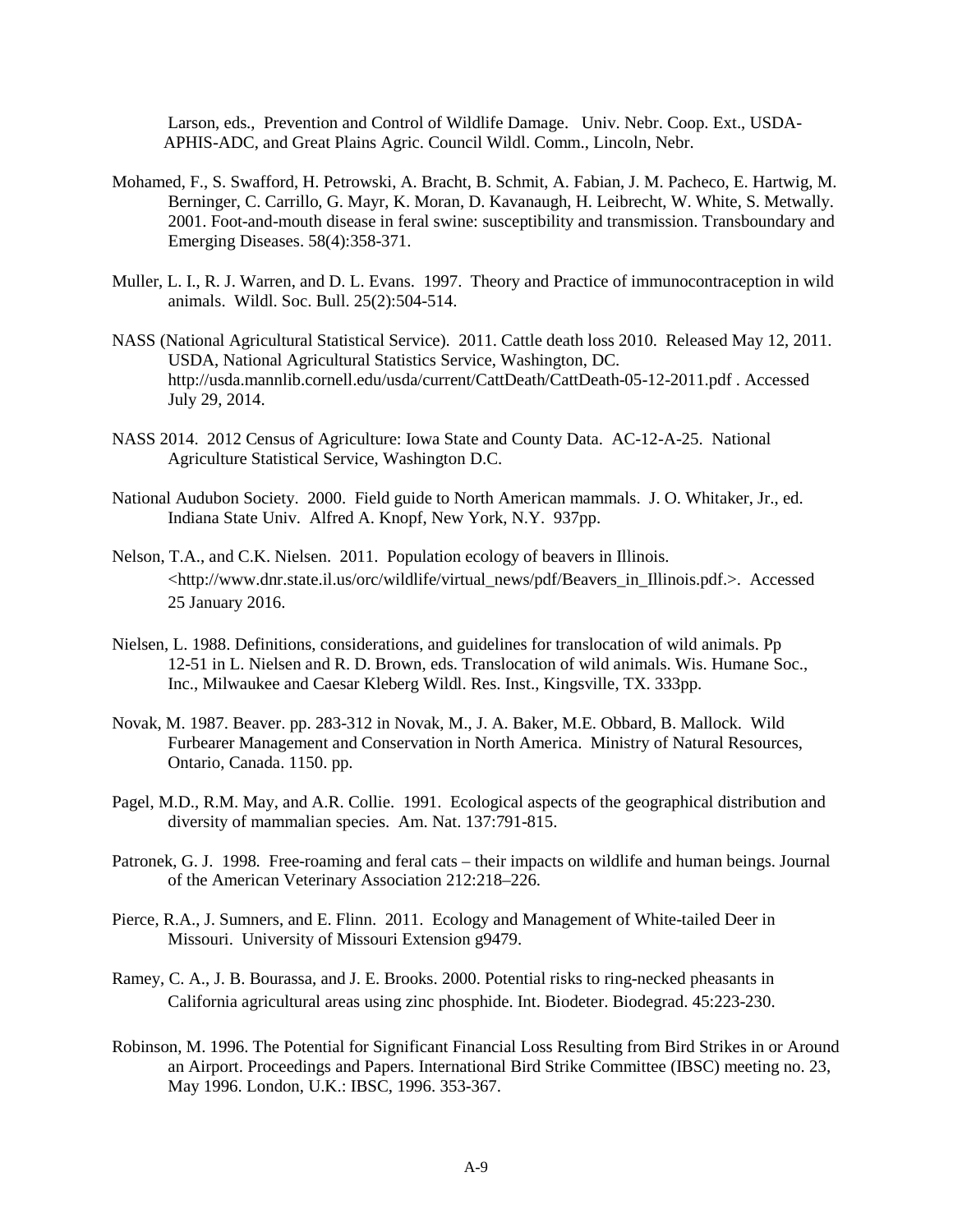Larson, eds., Prevention and Control of Wildlife Damage. Univ. Nebr. Coop. Ext., USDA-APHIS-ADC, and Great Plains Agric. Council Wildl. Comm., Lincoln, Nebr.

Mohamed, F., S. Swafford, H. Petrowski, A. Bracht, B. Schmit, A. Fabian, J. M. Pacheco, E. Hartwig, M. Berninger, C. Carrillo, G. Mayr, K. Moran, D. Kavanaugh, H. Leibrecht, W. White, S. Metwally. 2001. Foot-and-mouth disease in feral swine: susceptibility and transmission. Transboundary and Emerging Diseases. 58(4):358-371.

Muller, L. I., R. J. Warren, and D. L. Evans. 1997. Theory and Practice of immunocontraception in wild animals. Wildl. Soc. Bull. 25(2):504-514.

NASS (National Agricultural Statistical Service). 2011. Cattle death loss 2010. Released May 12, 2011. USDA, National Agricultural Statistics Service, Washington, DC. http://usda.mannlib.cornell.edu/usda/current/CattDeath/CattDeath-05-12-2011.pdf . Accessed July 29, 2014.

NASS 2014. 2012 Census of Agriculture: Iowa State and County Data. AC-12-A-25. National Agriculture Statistical Service, Washington D.C.

National Audubon Society. 2000. Field guide to North American mammals. J. O. Whitaker, Jr., ed. Indiana State Univ. Alfred A. Knopf, New York, N.Y. 937pp.

Nelson, T.A., and C.K. Nielsen. 2011. Population ecology of beavers in Illinois. <http://www.dnr.state.il.us/orc/wildlife/virtual_news/pdf/Beavers_in_Illinois.pdf.>. Accessed 25 January 2016.

Nielsen, L. 1988. Definitions, considerations, and guidelines for translocation of wild animals. Pp 12-51 in L. Nielsen and R. D. Brown, eds. Translocation of wild animals. Wis. Humane Soc., Inc., Milwaukee and Caesar Kleberg Wildl. Res. Inst., Kingsville, TX. 333pp.

Novak, M. 1987. Beaver. pp. 283-312 in Novak, M., J. A. Baker, M.E. Obbard, B. Mallock. Wild Furbearer Management and Conservation in North America. Ministry of Natural Resources, Ontario, Canada. 1150. pp.

Pagel, M.D., R.M. May, and A.R. Collie. 1991. Ecological aspects of the geographical distribution and diversity of mammalian species. Am. Nat. 137:791-815.

Patronek, G. J. 1998. Free-roaming and feral cats – their impacts on wildlife and human beings. Journal of the American Veterinary Association 212:218–226.

Pierce, R.A., J. Sumners, and E. Flinn. 2011. Ecology and Management of White-tailed Deer in Missouri. University of Missouri Extension g9479.

Ramey, C. A., J. B. Bourassa, and J. E. Brooks. 2000. Potential risks to ring-necked pheasants in California agricultural areas using zinc phosphide. Int. Biodeter. Biodegrad. 45:223-230.

Robinson, M. 1996. The Potential for Significant Financial Loss Resulting from Bird Strikes in or Around an Airport. Proceedings and Papers. International Bird Strike Committee (IBSC) meeting no. 23, May 1996. London, U.K.: IBSC, 1996. 353-367.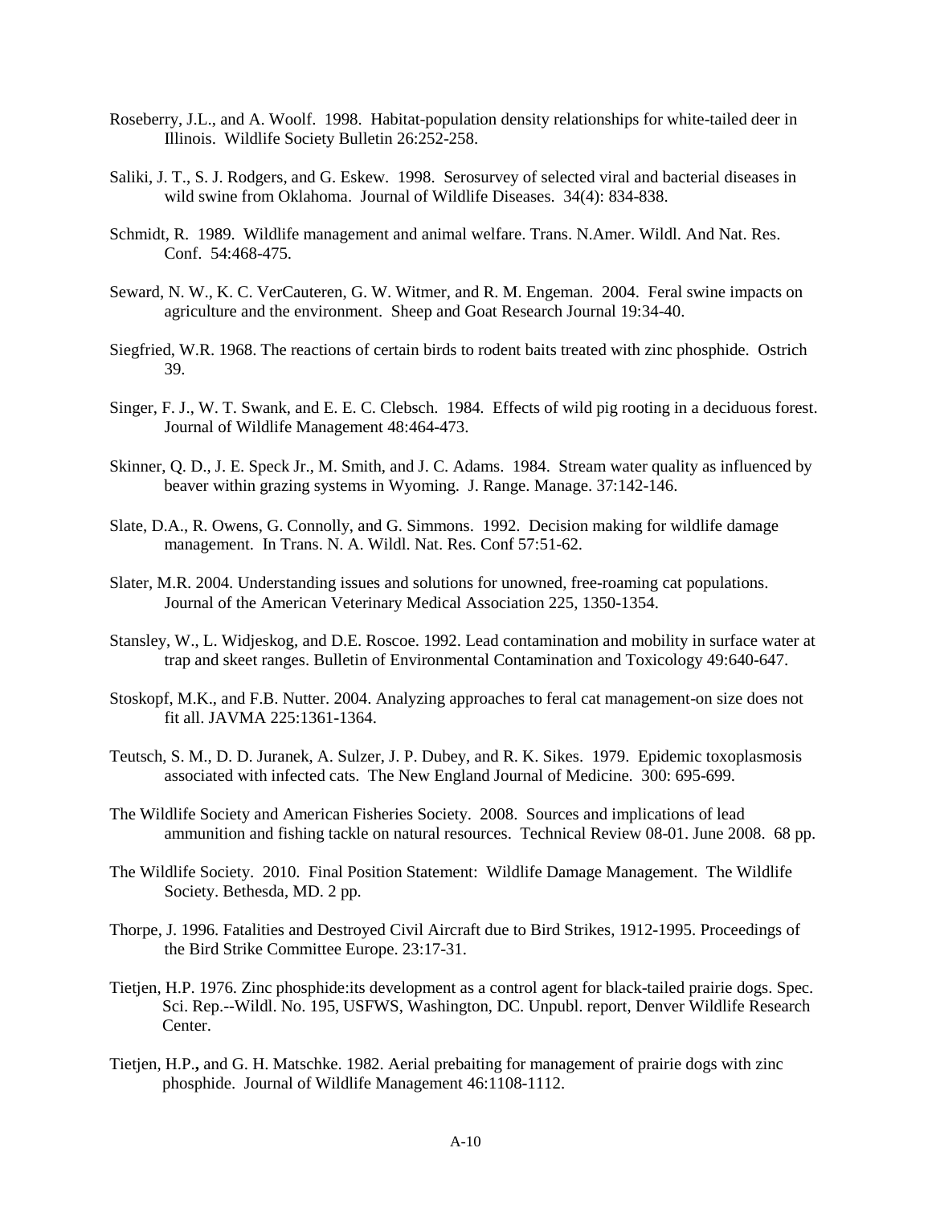Roseberry, J.L., and A. Woolf. 1998. Habitat-population density relationships for white-tailed deer in Illinois. Wildlife Society Bulletin 26:252-258.

Saliki, J. T., S. J. Rodgers, and G. Eskew. 1998. Serosurvey of selected viral and bacterial diseases in wild swine from Oklahoma. Journal of Wildlife Diseases. 34(4): 834-838.

Schmidt, R. 1989. Wildlife management and animal welfare. Trans. N.Amer. Wildl. And Nat. Res. Conf. 54:468-475.

Seward, N. W., K. C. VerCauteren, G. W. Witmer, and R. M. Engeman. 2004. Feral swine impacts on agriculture and the environment. Sheep and Goat Research Journal 19:34-40.

Siegfried, W.R. 1968. The reactions of certain birds to rodent baits treated with zinc phosphide. Ostrich 39.

Singer, F. J., W. T. Swank, and E. E. C. Clebsch. 1984. Effects of wild pig rooting in a deciduous forest. Journal of Wildlife Management 48:464-473.

Skinner, Q. D., J. E. Speck Jr., M. Smith, and J. C. Adams. 1984. Stream water quality as influenced by beaver within grazing systems in Wyoming. J. Range. Manage. 37:142-146.

Slate, D.A., R. Owens, G. Connolly, and G. Simmons. 1992. Decision making for wildlife damage management. In Trans. N. A. Wildl. Nat. Res. Conf 57:51-62.

Slater, M.R. 2004. Understanding issues and solutions for unowned, free-roaming cat populations. Journal of the American Veterinary Medical Association 225, 1350-1354.

Stansley, W., L. Widjeskog, and D.E. Roscoe. 1992. Lead contamination and mobility in surface water at trap and skeet ranges. Bulletin of Environmental Contamination and Toxicology 49:640-647.

Stoskopf, M.K., and F.B. Nutter. 2004. Analyzing approaches to feral cat management-on size does not fit all. JAVMA 225:1361-1364.

Teutsch, S. M., D. D. Juranek, A. Sulzer, J. P. Dubey, and R. K. Sikes. 1979. Epidemic toxoplasmosis associated with infected cats. The New England Journal of Medicine. 300: 695-699.

The Wildlife Society and American Fisheries Society. 2008. Sources and implications of lead ammunition and fishing tackle on natural resources. Technical Review 08-01. June 2008. 68 pp.

The Wildlife Society. 2010. Final Position Statement: Wildlife Damage Management. The Wildlife Society. Bethesda, MD. 2 pp.

Thorpe, J. 1996. Fatalities and Destroyed Civil Aircraft due to Bird Strikes, 1912-1995. Proceedings of the Bird Strike Committee Europe. 23:17-31.

Tietjen, H.P. 1976. Zinc phosphide:its development as a control agent for black-tailed prairie dogs. Spec. Sci. Rep.--Wildl. No. 195, USFWS, Washington, DC. Unpubl. report, Denver Wildlife Research Center.

Tietjen, H.P., and G. H. Matschke. 1982. Aerial prebaiting for management of prairie dogs with zinc phosphide. Journal of Wildlife Management 46:1108-1112.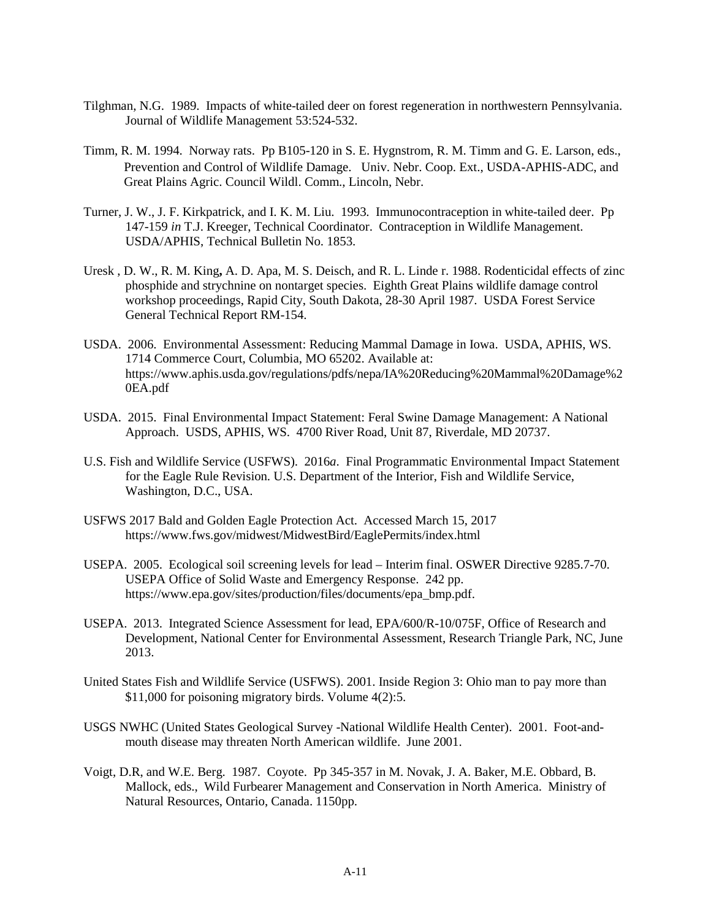Tilghman, N.G. 1989. Impacts of white-tailed deer on forest regeneration in northwestern Pennsylvania. Journal of Wildlife Management 53:524-532.

Timm, R. M. 1994. Norway rats. Pp B105-120 in S. E. Hygnstrom, R. M. Timm and G. E. Larson, eds., Prevention and Control of Wildlife Damage. Univ. Nebr. Coop. Ext., USDA-APHIS-ADC, and Great Plains Agric. Council Wildl. Comm., Lincoln, Nebr.

Turner, J. W., J. F. Kirkpatrick, and I. K. M. Liu. 1993. Immunocontraception in white-tailed deer. Pp 147-159 *in* T.J. Kreeger, Technical Coordinator. Contraception in Wildlife Management. USDA/APHIS, Technical Bulletin No. 1853.

Uresk , D. W., R. M. King**,** A. D. Apa, M. S. Deisch, and R. L. Linde r. 1988. Rodenticidal effects of zinc phosphide and strychnine on nontarget species. Eighth Great Plains wildlife damage control workshop proceedings, Rapid City, South Dakota, 28-30 April 1987. USDA Forest Service General Technical Report RM-154.

USDA. 2006. Environmental Assessment: Reducing Mammal Damage in Iowa. USDA, APHIS, WS. 1714 Commerce Court, Columbia, MO 65202. Available at: https://www.aphis.usda.gov/regulations/pdfs/nepa/IA%20Reducing%20Mammal%20Damage%20EA.pdf

USDA. 2015. Final Environmental Impact Statement: Feral Swine Damage Management: A National Approach. USDS, APHIS, WS. 4700 River Road, Unit 87, Riverdale, MD 20737.

U.S. Fish and Wildlife Service (USFWS). 2016*a*. Final Programmatic Environmental Impact Statement for the Eagle Rule Revision. U.S. Department of the Interior, Fish and Wildlife Service, Washington, D.C., USA.

USFWS 2017 Bald and Golden Eagle Protection Act. Accessed March 15, 2017 https://www.fws.gov/midwest/MidwestBird/EaglePermits/index.html

USEPA. 2005. Ecological soil screening levels for lead – Interim final. OSWER Directive 9285.7-70. USEPA Office of Solid Waste and Emergency Response. 242 pp. https://www.epa.gov/sites/production/files/documents/epa_bmp.pdf.

USEPA. 2013. Integrated Science Assessment for lead, EPA/600/R-10/075F, Office of Research and Development, National Center for Environmental Assessment, Research Triangle Park, NC, June 2013.

United States Fish and Wildlife Service (USFWS). 2001. Inside Region 3: Ohio man to pay more than $11,000 for poisoning migratory birds. Volume 4(2):5.

USGS NWHC (United States Geological Survey -National Wildlife Health Center). 2001. Foot-and-mouth disease may threaten North American wildlife. June 2001.

Voigt, D.R, and W.E. Berg. 1987. Coyote. Pp 345-357 in M. Novak, J. A. Baker, M.E. Obbard, B. Mallock, eds., Wild Furbearer Management and Conservation in North America. Ministry of Natural Resources, Ontario, Canada. 1150pp.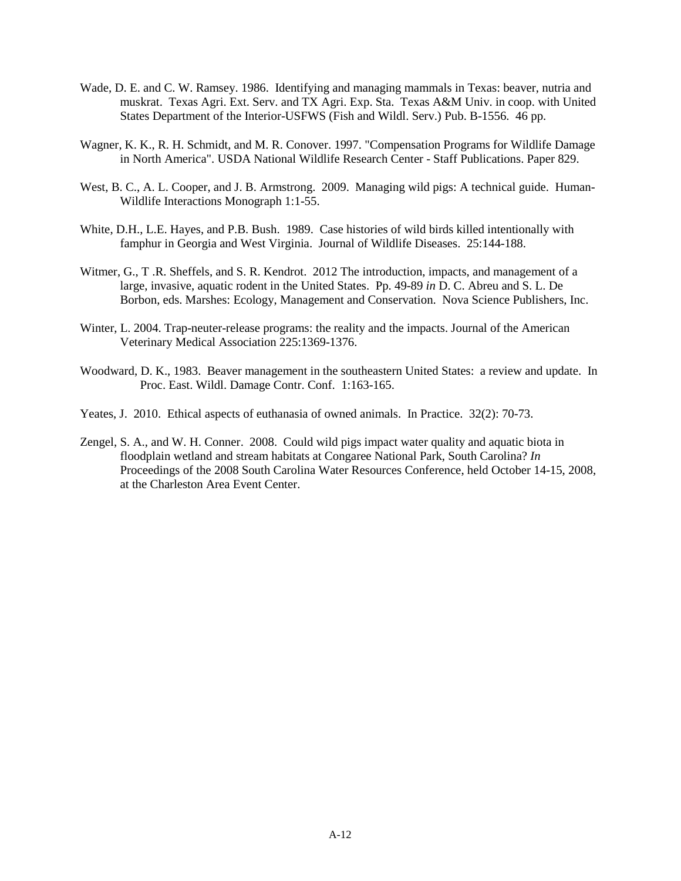Wade, D. E. and C. W. Ramsey. 1986. Identifying and managing mammals in Texas: beaver, nutria and muskrat. Texas Agri. Ext. Serv. and TX Agri. Exp. Sta. Texas A&M Univ. in coop. with United States Department of the Interior-USFWS (Fish and Wildl. Serv.) Pub. B-1556. 46 pp.

Wagner, K. K., R. H. Schmidt, and M. R. Conover. 1997. "Compensation Programs for Wildlife Damage in North America". USDA National Wildlife Research Center - Staff Publications. Paper 829.

West, B. C., A. L. Cooper, and J. B. Armstrong. 2009. Managing wild pigs: A technical guide. Human-Wildlife Interactions Monograph 1:1-55.

White, D.H., L.E. Hayes, and P.B. Bush. 1989. Case histories of wild birds killed intentionally with famphur in Georgia and West Virginia. Journal of Wildlife Diseases. 25:144-188.

Witmer, G., T .R. Sheffels, and S. R. Kendrot. 2012 The introduction, impacts, and management of a large, invasive, aquatic rodent in the United States. Pp. 49-89 *in* D. C. Abreu and S. L. De Borbon, eds. Marshes: Ecology, Management and Conservation. Nova Science Publishers, Inc.

Winter, L. 2004. Trap-neuter-release programs: the reality and the impacts. Journal of the American Veterinary Medical Association 225:1369-1376.

Woodward, D. K., 1983. Beaver management in the southeastern United States: a review and update. In Proc. East. Wildl. Damage Contr. Conf. 1:163-165.

Yeates, J. 2010. Ethical aspects of euthanasia of owned animals. In Practice. 32(2): 70-73.

Zengel, S. A., and W. H. Conner. 2008. Could wild pigs impact water quality and aquatic biota in floodplain wetland and stream habitats at Congaree National Park, South Carolina? *In* Proceedings of the 2008 South Carolina Water Resources Conference, held October 14-15, 2008, at the Charleston Area Event Center.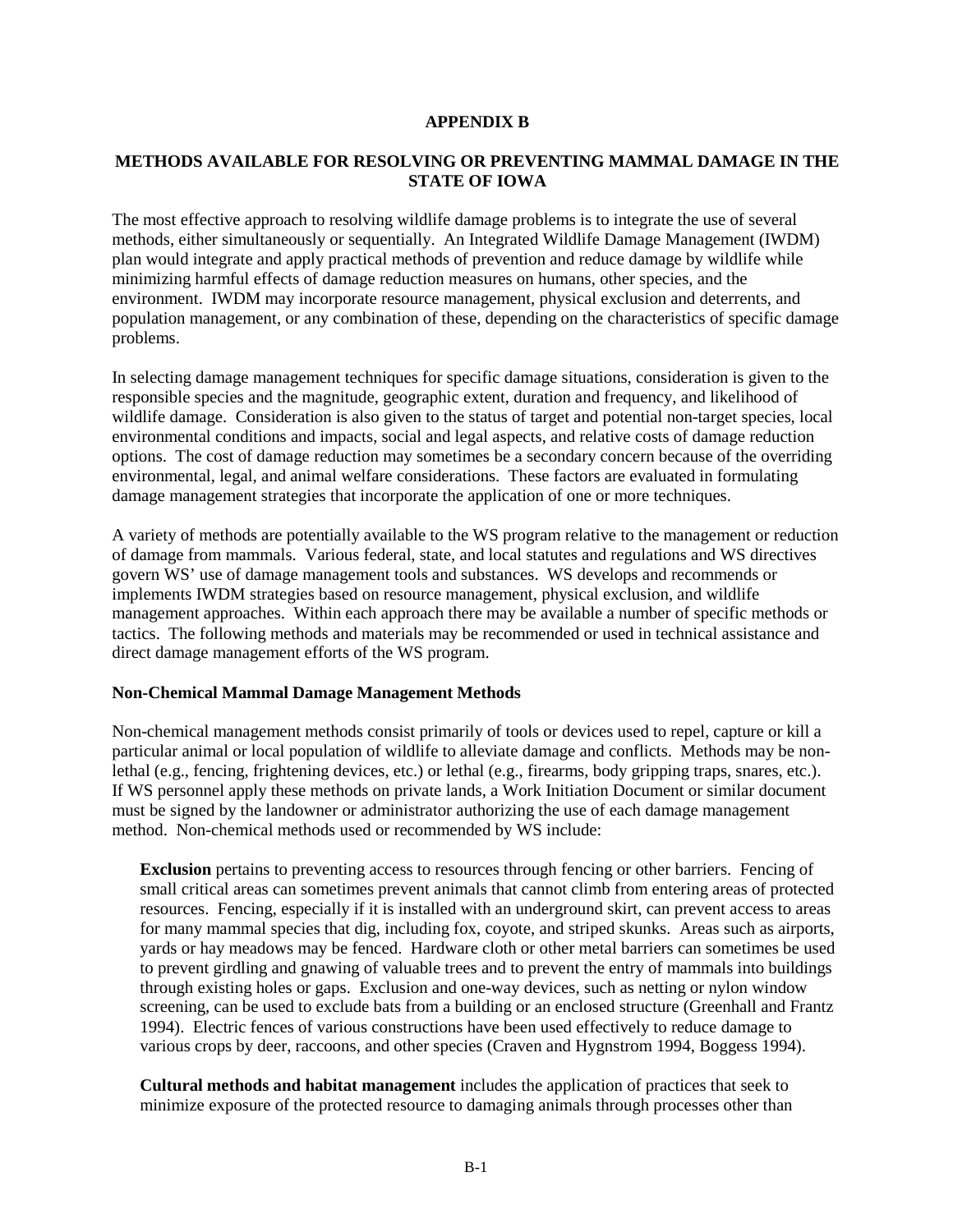**APPENDIX B**

**METHODS AVAILABLE FOR RESOLVING OR PREVENTING MAMMAL DAMAGE IN THE STATE OF IOWA**

The most effective approach to resolving wildlife damage problems is to integrate the use of several methods, either simultaneously or sequentially. An Integrated Wildlife Damage Management (IWDM) plan would integrate and apply practical methods of prevention and reduce damage by wildlife while minimizing harmful effects of damage reduction measures on humans, other species, and the environment. IWDM may incorporate resource management, physical exclusion and deterrents, and population management, or any combination of these, depending on the characteristics of specific damage problems.

In selecting damage management techniques for specific damage situations, consideration is given to the responsible species and the magnitude, geographic extent, duration and frequency, and likelihood of wildlife damage. Consideration is also given to the status of target and potential non-target species, local environmental conditions and impacts, social and legal aspects, and relative costs of damage reduction options. The cost of damage reduction may sometimes be a secondary concern because of the overriding environmental, legal, and animal welfare considerations. These factors are evaluated in formulating damage management strategies that incorporate the application of one or more techniques.

A variety of methods are potentially available to the WS program relative to the management or reduction of damage from mammals. Various federal, state, and local statutes and regulations and WS directives govern WS' use of damage management tools and substances. WS develops and recommends or implements IWDM strategies based on resource management, physical exclusion, and wildlife management approaches. Within each approach there may be available a number of specific methods or tactics. The following methods and materials may be recommended or used in technical assistance and direct damage management efforts of the WS program.

**Non-Chemical Mammal Damage Management Methods**

Non-chemical management methods consist primarily of tools or devices used to repel, capture or kill a particular animal or local population of wildlife to alleviate damage and conflicts. Methods may be non-lethal (e.g., fencing, frightening devices, etc.) or lethal (e.g., firearms, body gripping traps, snares, etc.). If WS personnel apply these methods on private lands, a Work Initiation Document or similar document must be signed by the landowner or administrator authorizing the use of each damage management method. Non-chemical methods used or recommended by WS include:

**Exclusion** pertains to preventing access to resources through fencing or other barriers. Fencing of small critical areas can sometimes prevent animals that cannot climb from entering areas of protected resources. Fencing, especially if it is installed with an underground skirt, can prevent access to areas for many mammal species that dig, including fox, coyote, and striped skunks. Areas such as airports, yards or hay meadows may be fenced. Hardware cloth or other metal barriers can sometimes be used to prevent girdling and gnawing of valuable trees and to prevent the entry of mammals into buildings through existing holes or gaps. Exclusion and one-way devices, such as netting or nylon window screening, can be used to exclude bats from a building or an enclosed structure (Greenhall and Frantz 1994). Electric fences of various constructions have been used effectively to reduce damage to various crops by deer, raccoons, and other species (Craven and Hygnstrom 1994, Boggess 1994).

**Cultural methods and habitat management** includes the application of practices that seek to minimize exposure of the protected resource to damaging animals through processes other than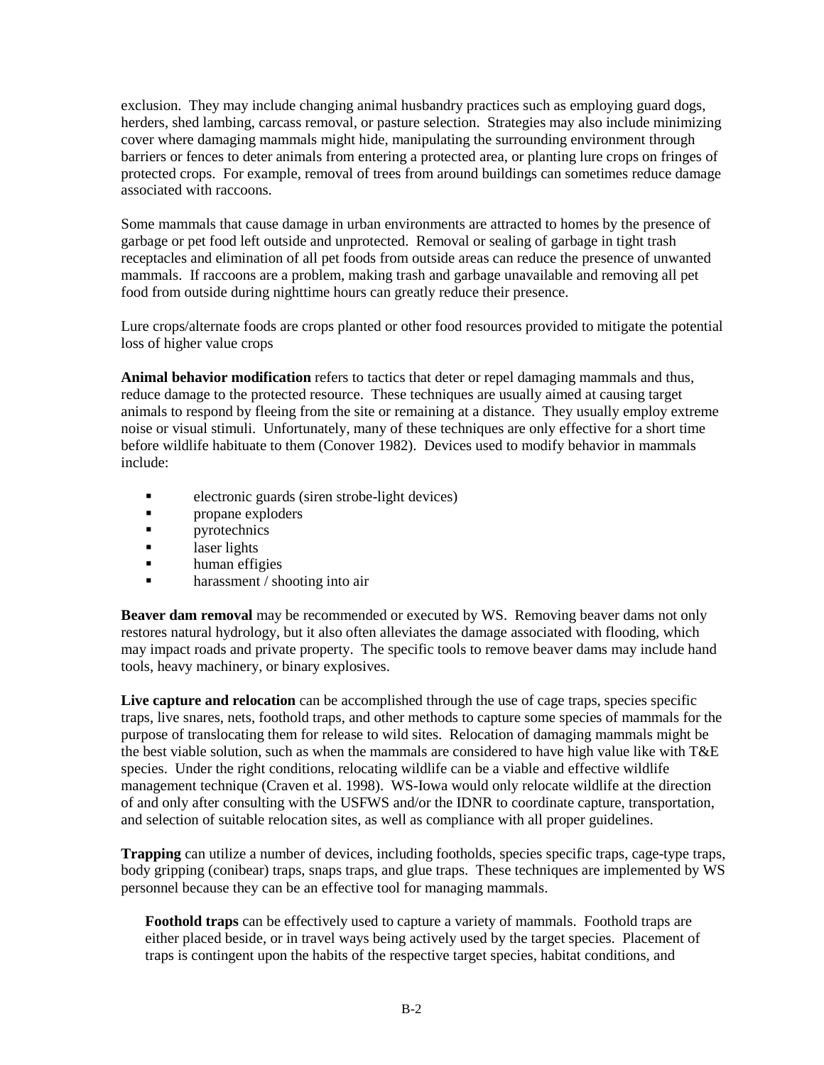exclusion. They may include changing animal husbandry practices such as employing guard dogs, herders, shed lambing, carcass removal, or pasture selection. Strategies may also include minimizing cover where damaging mammals might hide, manipulating the surrounding environment through barriers or fences to deter animals from entering a protected area, or planting lure crops on fringes of protected crops. For example, removal of trees from around buildings can sometimes reduce damage associated with raccoons.

Some mammals that cause damage in urban environments are attracted to homes by the presence of garbage or pet food left outside and unprotected. Removal or sealing of garbage in tight trash receptacles and elimination of all pet foods from outside areas can reduce the presence of unwanted mammals. If raccoons are a problem, making trash and garbage unavailable and removing all pet food from outside during nighttime hours can greatly reduce their presence.

Lure crops/alternate foods are crops planted or other food resources provided to mitigate the potential loss of higher value crops

**Animal behavior modification** refers to tactics that deter or repel damaging mammals and thus, reduce damage to the protected resource. These techniques are usually aimed at causing target animals to respond by fleeing from the site or remaining at a distance. They usually employ extreme noise or visual stimuli. Unfortunately, many of these techniques are only effective for a short time before wildlife habituate to them (Conover 1982). Devices used to modify behavior in mammals include:

- electronic guards (siren strobe-light devices)
- propane exploders
- pyrotechnics
- laser lights
- human effigies
- harassment / shooting into air

**Beaver dam removal** may be recommended or executed by WS. Removing beaver dams not only restores natural hydrology, but it also often alleviates the damage associated with flooding, which may impact roads and private property. The specific tools to remove beaver dams may include hand tools, heavy machinery, or binary explosives.

**Live capture and relocation** can be accomplished through the use of cage traps, species specific traps, live snares, nets, foothold traps, and other methods to capture some species of mammals for the purpose of translocating them for release to wild sites. Relocation of damaging mammals might be the best viable solution, such as when the mammals are considered to have high value like with T&E species. Under the right conditions, relocating wildlife can be a viable and effective wildlife management technique (Craven et al. 1998). WS-Iowa would only relocate wildlife at the direction of and only after consulting with the USFWS and/or the IDNR to coordinate capture, transportation, and selection of suitable relocation sites, as well as compliance with all proper guidelines.

**Trapping** can utilize a number of devices, including footholds, species specific traps, cage-type traps, body gripping (conibear) traps, snaps traps, and glue traps. These techniques are implemented by WS personnel because they can be an effective tool for managing mammals.

**Foothold traps** can be effectively used to capture a variety of mammals. Foothold traps are either placed beside, or in travel ways being actively used by the target species. Placement of traps is contingent upon the habits of the respective target species, habitat conditions, and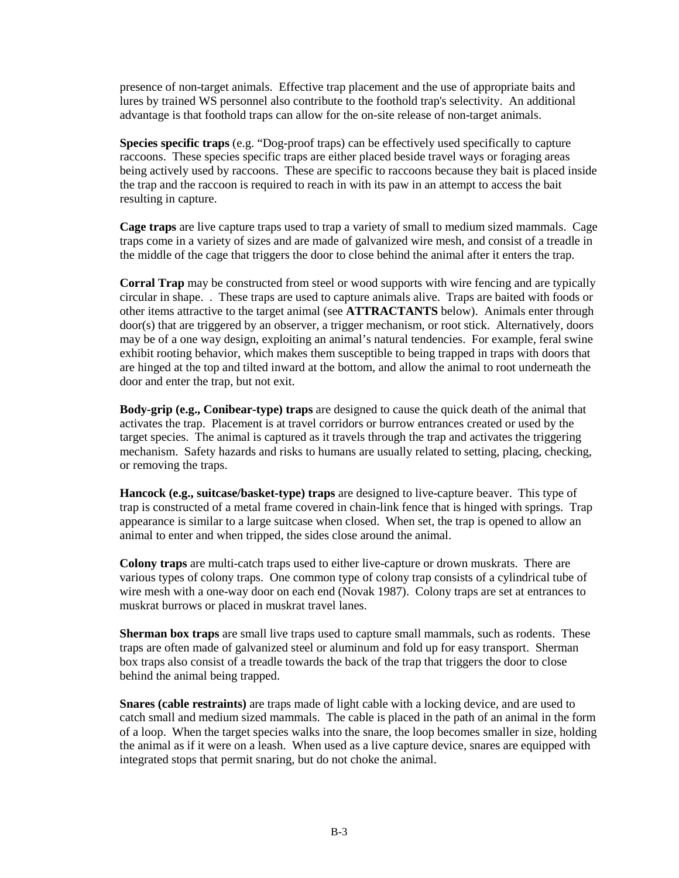presence of non-target animals. Effective trap placement and the use of appropriate baits and lures by trained WS personnel also contribute to the foothold trap's selectivity. An additional advantage is that foothold traps can allow for the on-site release of non-target animals.

**Species specific traps** (e.g. "Dog-proof traps) can be effectively used specifically to capture raccoons. These species specific traps are either placed beside travel ways or foraging areas being actively used by raccoons. These are specific to raccoons because they bait is placed inside the trap and the raccoon is required to reach in with its paw in an attempt to access the bait resulting in capture.

**Cage traps** are live capture traps used to trap a variety of small to medium sized mammals. Cage traps come in a variety of sizes and are made of galvanized wire mesh, and consist of a treadle in the middle of the cage that triggers the door to close behind the animal after it enters the trap.

**Corral Trap** may be constructed from steel or wood supports with wire fencing and are typically circular in shape. . These traps are used to capture animals alive. Traps are baited with foods or other items attractive to the target animal (see **ATTRACTANTS** below). Animals enter through door(s) that are triggered by an observer, a trigger mechanism, or root stick. Alternatively, doors may be of a one way design, exploiting an animal's natural tendencies. For example, feral swine exhibit rooting behavior, which makes them susceptible to being trapped in traps with doors that are hinged at the top and tilted inward at the bottom, and allow the animal to root underneath the door and enter the trap, but not exit.

**Body-grip (e.g., Conibear-type) traps** are designed to cause the quick death of the animal that activates the trap. Placement is at travel corridors or burrow entrances created or used by the target species. The animal is captured as it travels through the trap and activates the triggering mechanism. Safety hazards and risks to humans are usually related to setting, placing, checking, or removing the traps.

**Hancock (e.g., suitcase/basket-type) traps** are designed to live-capture beaver. This type of trap is constructed of a metal frame covered in chain-link fence that is hinged with springs. Trap appearance is similar to a large suitcase when closed. When set, the trap is opened to allow an animal to enter and when tripped, the sides close around the animal.

**Colony traps** are multi-catch traps used to either live-capture or drown muskrats. There are various types of colony traps. One common type of colony trap consists of a cylindrical tube of wire mesh with a one-way door on each end (Novak 1987). Colony traps are set at entrances to muskrat burrows or placed in muskrat travel lanes.

**Sherman box traps** are small live traps used to capture small mammals, such as rodents. These traps are often made of galvanized steel or aluminum and fold up for easy transport. Sherman box traps also consist of a treadle towards the back of the trap that triggers the door to close behind the animal being trapped.

**Snares (cable restraints)** are traps made of light cable with a locking device, and are used to catch small and medium sized mammals. The cable is placed in the path of an animal in the form of a loop. When the target species walks into the snare, the loop becomes smaller in size, holding the animal as if it were on a leash. When used as a live capture device, snares are equipped with integrated stops that permit snaring, but do not choke the animal.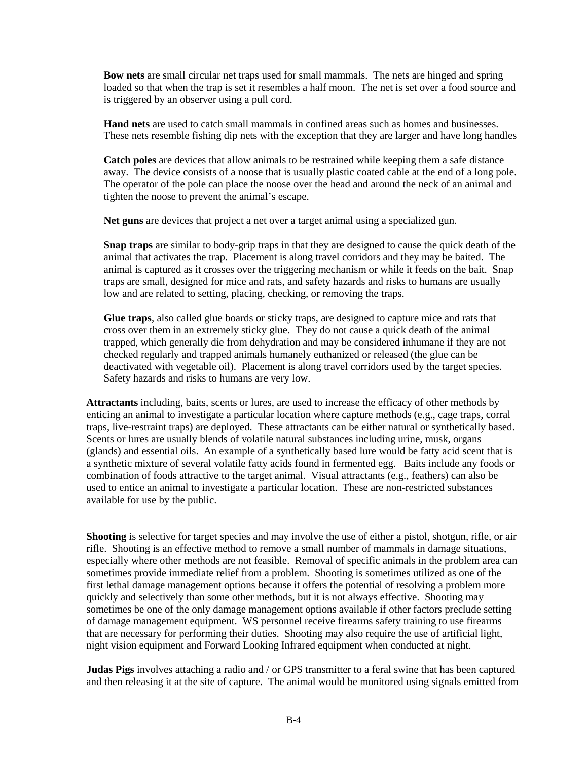**Bow nets** are small circular net traps used for small mammals. The nets are hinged and spring loaded so that when the trap is set it resembles a half moon. The net is set over a food source and is triggered by an observer using a pull cord.

**Hand nets** are used to catch small mammals in confined areas such as homes and businesses. These nets resemble fishing dip nets with the exception that they are larger and have long handles

**Catch poles** are devices that allow animals to be restrained while keeping them a safe distance away. The device consists of a noose that is usually plastic coated cable at the end of a long pole. The operator of the pole can place the noose over the head and around the neck of an animal and tighten the noose to prevent the animal's escape.

**Net guns** are devices that project a net over a target animal using a specialized gun.

**Snap traps** are similar to body-grip traps in that they are designed to cause the quick death of the animal that activates the trap. Placement is along travel corridors and they may be baited. The animal is captured as it crosses over the triggering mechanism or while it feeds on the bait. Snap traps are small, designed for mice and rats, and safety hazards and risks to humans are usually low and are related to setting, placing, checking, or removing the traps.

**Glue traps**, also called glue boards or sticky traps, are designed to capture mice and rats that cross over them in an extremely sticky glue. They do not cause a quick death of the animal trapped, which generally die from dehydration and may be considered inhumane if they are not checked regularly and trapped animals humanely euthanized or released (the glue can be deactivated with vegetable oil). Placement is along travel corridors used by the target species. Safety hazards and risks to humans are very low.

**Attractants** including, baits, scents or lures, are used to increase the efficacy of other methods by enticing an animal to investigate a particular location where capture methods (e.g., cage traps, corral traps, live-restraint traps) are deployed. These attractants can be either natural or synthetically based. Scents or lures are usually blends of volatile natural substances including urine, musk, organs (glands) and essential oils. An example of a synthetically based lure would be fatty acid scent that is a synthetic mixture of several volatile fatty acids found in fermented egg. Baits include any foods or combination of foods attractive to the target animal. Visual attractants (e.g., feathers) can also be used to entice an animal to investigate a particular location. These are non-restricted substances available for use by the public.

**Shooting** is selective for target species and may involve the use of either a pistol, shotgun, rifle, or air rifle. Shooting is an effective method to remove a small number of mammals in damage situations, especially where other methods are not feasible. Removal of specific animals in the problem area can sometimes provide immediate relief from a problem. Shooting is sometimes utilized as one of the first lethal damage management options because it offers the potential of resolving a problem more quickly and selectively than some other methods, but it is not always effective. Shooting may sometimes be one of the only damage management options available if other factors preclude setting of damage management equipment. WS personnel receive firearms safety training to use firearms that are necessary for performing their duties. Shooting may also require the use of artificial light, night vision equipment and Forward Looking Infrared equipment when conducted at night.

**Judas Pigs** involves attaching a radio and / or GPS transmitter to a feral swine that has been captured and then releasing it at the site of capture. The animal would be monitored using signals emitted from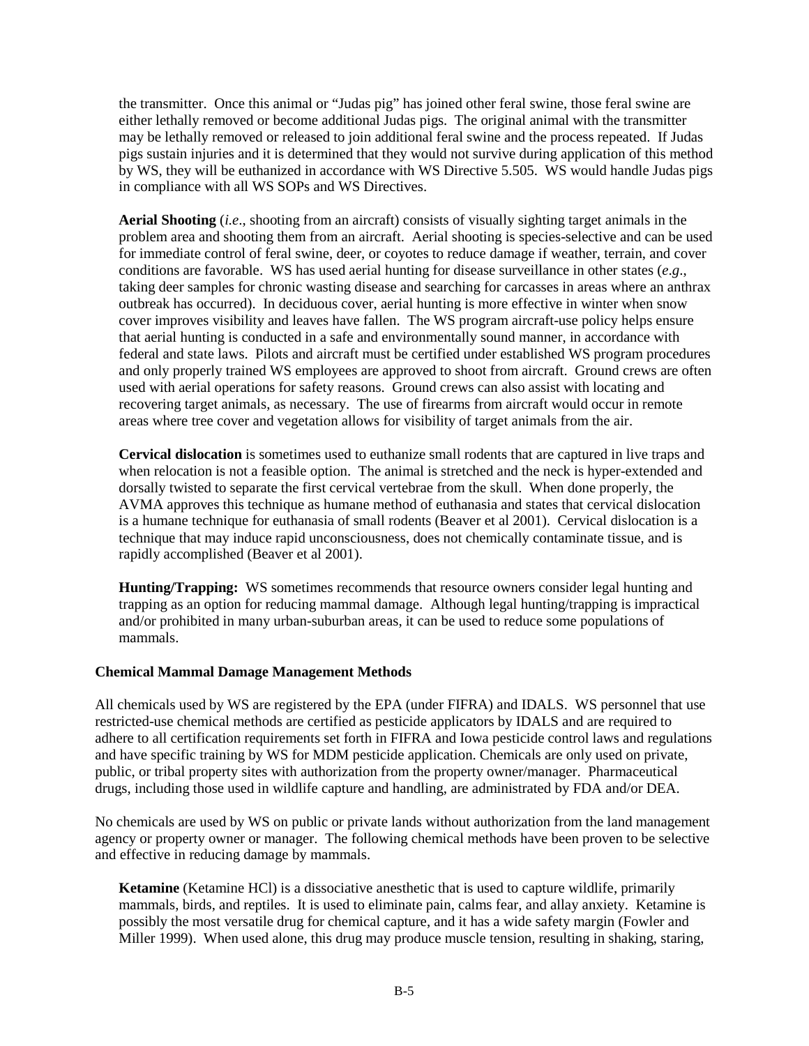the transmitter. Once this animal or "Judas pig" has joined other feral swine, those feral swine are either lethally removed or become additional Judas pigs. The original animal with the transmitter may be lethally removed or released to join additional feral swine and the process repeated. If Judas pigs sustain injuries and it is determined that they would not survive during application of this method by WS, they will be euthanized in accordance with WS Directive 5.505. WS would handle Judas pigs in compliance with all WS SOPs and WS Directives.

**Aerial Shooting** (*i.e*., shooting from an aircraft) consists of visually sighting target animals in the problem area and shooting them from an aircraft. Aerial shooting is species-selective and can be used for immediate control of feral swine, deer, or coyotes to reduce damage if weather, terrain, and cover conditions are favorable. WS has used aerial hunting for disease surveillance in other states (*e.g*., taking deer samples for chronic wasting disease and searching for carcasses in areas where an anthrax outbreak has occurred). In deciduous cover, aerial hunting is more effective in winter when snow cover improves visibility and leaves have fallen. The WS program aircraft-use policy helps ensure that aerial hunting is conducted in a safe and environmentally sound manner, in accordance with federal and state laws. Pilots and aircraft must be certified under established WS program procedures and only properly trained WS employees are approved to shoot from aircraft. Ground crews are often used with aerial operations for safety reasons. Ground crews can also assist with locating and recovering target animals, as necessary. The use of firearms from aircraft would occur in remote areas where tree cover and vegetation allows for visibility of target animals from the air.

**Cervical dislocation** is sometimes used to euthanize small rodents that are captured in live traps and when relocation is not a feasible option. The animal is stretched and the neck is hyper-extended and dorsally twisted to separate the first cervical vertebrae from the skull. When done properly, the AVMA approves this technique as humane method of euthanasia and states that cervical dislocation is a humane technique for euthanasia of small rodents (Beaver et al 2001). Cervical dislocation is a technique that may induce rapid unconsciousness, does not chemically contaminate tissue, and is rapidly accomplished (Beaver et al 2001).

**Hunting/Trapping:** WS sometimes recommends that resource owners consider legal hunting and trapping as an option for reducing mammal damage. Although legal hunting/trapping is impractical and/or prohibited in many urban-suburban areas, it can be used to reduce some populations of mammals.

**Chemical Mammal Damage Management Methods**

All chemicals used by WS are registered by the EPA (under FIFRA) and IDALS. WS personnel that use restricted-use chemical methods are certified as pesticide applicators by IDALS and are required to adhere to all certification requirements set forth in FIFRA and Iowa pesticide control laws and regulations and have specific training by WS for MDM pesticide application. Chemicals are only used on private, public, or tribal property sites with authorization from the property owner/manager. Pharmaceutical drugs, including those used in wildlife capture and handling, are administrated by FDA and/or DEA.

No chemicals are used by WS on public or private lands without authorization from the land management agency or property owner or manager. The following chemical methods have been proven to be selective and effective in reducing damage by mammals.

**Ketamine** (Ketamine HCl) is a dissociative anesthetic that is used to capture wildlife, primarily mammals, birds, and reptiles. It is used to eliminate pain, calms fear, and allay anxiety. Ketamine is possibly the most versatile drug for chemical capture, and it has a wide safety margin (Fowler and Miller 1999). When used alone, this drug may produce muscle tension, resulting in shaking, staring,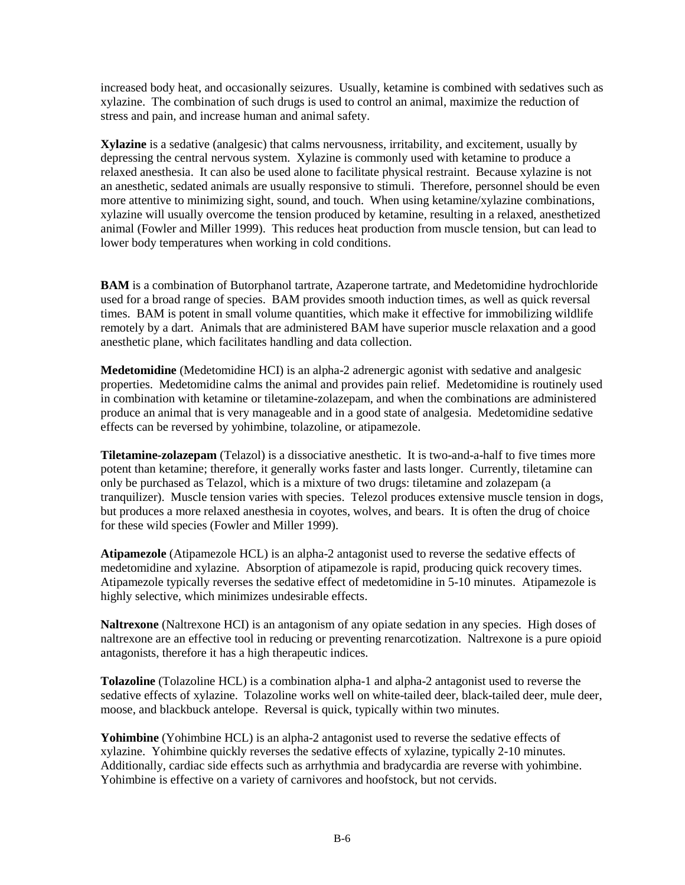increased body heat, and occasionally seizures. Usually, ketamine is combined with sedatives such as xylazine. The combination of such drugs is used to control an animal, maximize the reduction of stress and pain, and increase human and animal safety.

**Xylazine** is a sedative (analgesic) that calms nervousness, irritability, and excitement, usually by depressing the central nervous system. Xylazine is commonly used with ketamine to produce a relaxed anesthesia. It can also be used alone to facilitate physical restraint. Because xylazine is not an anesthetic, sedated animals are usually responsive to stimuli. Therefore, personnel should be even more attentive to minimizing sight, sound, and touch. When using ketamine/xylazine combinations, xylazine will usually overcome the tension produced by ketamine, resulting in a relaxed, anesthetized animal (Fowler and Miller 1999). This reduces heat production from muscle tension, but can lead to lower body temperatures when working in cold conditions.

**BAM** is a combination of Butorphanol tartrate, Azaperone tartrate, and Medetomidine hydrochloride used for a broad range of species. BAM provides smooth induction times, as well as quick reversal times. BAM is potent in small volume quantities, which make it effective for immobilizing wildlife remotely by a dart. Animals that are administered BAM have superior muscle relaxation and a good anesthetic plane, which facilitates handling and data collection.

**Medetomidine** (Medetomidine HCI) is an alpha-2 adrenergic agonist with sedative and analgesic properties. Medetomidine calms the animal and provides pain relief. Medetomidine is routinely used in combination with ketamine or tiletamine-zolazepam, and when the combinations are administered produce an animal that is very manageable and in a good state of analgesia. Medetomidine sedative effects can be reversed by yohimbine, tolazoline, or atipamezole.

**Tiletamine-zolazepam** (Telazol) is a dissociative anesthetic. It is two-and-a-half to five times more potent than ketamine; therefore, it generally works faster and lasts longer. Currently, tiletamine can only be purchased as Telazol, which is a mixture of two drugs: tiletamine and zolazepam (a tranquilizer). Muscle tension varies with species. Telezol produces extensive muscle tension in dogs, but produces a more relaxed anesthesia in coyotes, wolves, and bears. It is often the drug of choice for these wild species (Fowler and Miller 1999).

**Atipamezole** (Atipamezole HCL) is an alpha-2 antagonist used to reverse the sedative effects of medetomidine and xylazine. Absorption of atipamezole is rapid, producing quick recovery times. Atipamezole typically reverses the sedative effect of medetomidine in 5-10 minutes. Atipamezole is highly selective, which minimizes undesirable effects.

**Naltrexone** (Naltrexone HCI) is an antagonism of any opiate sedation in any species. High doses of naltrexone are an effective tool in reducing or preventing renarcotization. Naltrexone is a pure opioid antagonists, therefore it has a high therapeutic indices.

**Tolazoline** (Tolazoline HCL) is a combination alpha-1 and alpha-2 antagonist used to reverse the sedative effects of xylazine. Tolazoline works well on white-tailed deer, black-tailed deer, mule deer, moose, and blackbuck antelope. Reversal is quick, typically within two minutes.

**Yohimbine** (Yohimbine HCL) is an alpha-2 antagonist used to reverse the sedative effects of xylazine. Yohimbine quickly reverses the sedative effects of xylazine, typically 2-10 minutes. Additionally, cardiac side effects such as arrhythmia and bradycardia are reverse with yohimbine. Yohimbine is effective on a variety of carnivores and hoofstock, but not cervids.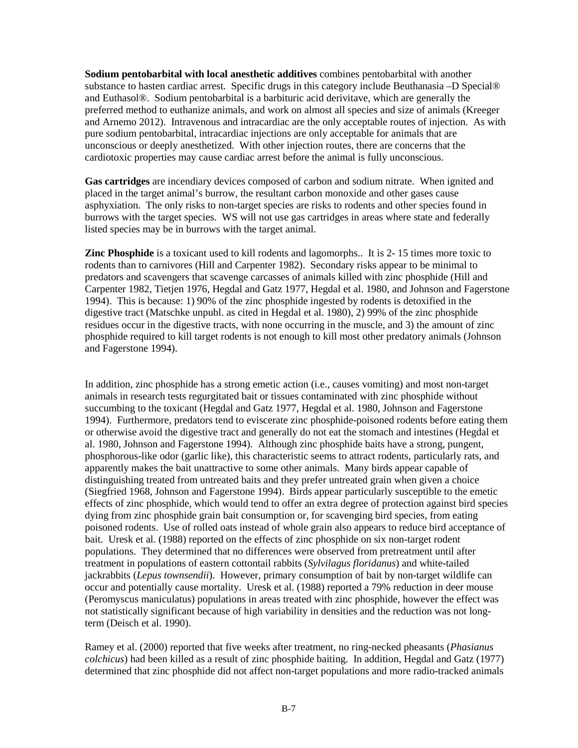**Sodium pentobarbital with local anesthetic additives** combines pentobarbital with another substance to hasten cardiac arrest. Specific drugs in this category include Beuthanasia –D Special® and Euthasol®. Sodium pentobarbital is a barbituric acid derivitave, which are generally the preferred method to euthanize animals, and work on almost all species and size of animals (Kreeger and Arnemo 2012). Intravenous and intracardiac are the only acceptable routes of injection. As with pure sodium pentobarbital, intracardiac injections are only acceptable for animals that are unconscious or deeply anesthetized. With other injection routes, there are concerns that the cardiotoxic properties may cause cardiac arrest before the animal is fully unconscious.

**Gas cartridges** are incendiary devices composed of carbon and sodium nitrate. When ignited and placed in the target animal's burrow, the resultant carbon monoxide and other gases cause asphyxiation. The only risks to non-target species are risks to rodents and other species found in burrows with the target species. WS will not use gas cartridges in areas where state and federally listed species may be in burrows with the target animal.

**Zinc Phosphide** is a toxicant used to kill rodents and lagomorphs.. It is 2- 15 times more toxic to rodents than to carnivores (Hill and Carpenter 1982). Secondary risks appear to be minimal to predators and scavengers that scavenge carcasses of animals killed with zinc phosphide (Hill and Carpenter 1982, Tietjen 1976, Hegdal and Gatz 1977, Hegdal et al. 1980, and Johnson and Fagerstone 1994). This is because: 1) 90% of the zinc phosphide ingested by rodents is detoxified in the digestive tract (Matschke unpubl. as cited in Hegdal et al. 1980), 2) 99% of the zinc phosphide residues occur in the digestive tracts, with none occurring in the muscle, and 3) the amount of zinc phosphide required to kill target rodents is not enough to kill most other predatory animals (Johnson and Fagerstone 1994).

In addition, zinc phosphide has a strong emetic action (i.e., causes vomiting) and most non-target animals in research tests regurgitated bait or tissues contaminated with zinc phosphide without succumbing to the toxicant (Hegdal and Gatz 1977, Hegdal et al. 1980, Johnson and Fagerstone 1994). Furthermore, predators tend to eviscerate zinc phosphide-poisoned rodents before eating them or otherwise avoid the digestive tract and generally do not eat the stomach and intestines (Hegdal et al. 1980, Johnson and Fagerstone 1994). Although zinc phosphide baits have a strong, pungent, phosphorous-like odor (garlic like), this characteristic seems to attract rodents, particularly rats, and apparently makes the bait unattractive to some other animals. Many birds appear capable of distinguishing treated from untreated baits and they prefer untreated grain when given a choice (Siegfried 1968, Johnson and Fagerstone 1994). Birds appear particularly susceptible to the emetic effects of zinc phosphide, which would tend to offer an extra degree of protection against bird species dying from zinc phosphide grain bait consumption or, for scavenging bird species, from eating poisoned rodents. Use of rolled oats instead of whole grain also appears to reduce bird acceptance of bait. Uresk et al. (1988) reported on the effects of zinc phosphide on six non-target rodent populations. They determined that no differences were observed from pretreatment until after treatment in populations of eastern cottontail rabbits (*Sylvilagus floridanus*) and white-tailed jackrabbits (*Lepus townsendii*). However, primary consumption of bait by non-target wildlife can occur and potentially cause mortality. Uresk et al. (1988) reported a 79% reduction in deer mouse (Peromyscus maniculatus) populations in areas treated with zinc phosphide, however the effect was not statistically significant because of high variability in densities and the reduction was not long-term (Deisch et al. 1990).

Ramey et al. (2000) reported that five weeks after treatment, no ring-necked pheasants (*Phasianus colchicus*) had been killed as a result of zinc phosphide baiting. In addition, Hegdal and Gatz (1977) determined that zinc phosphide did not affect non-target populations and more radio-tracked animals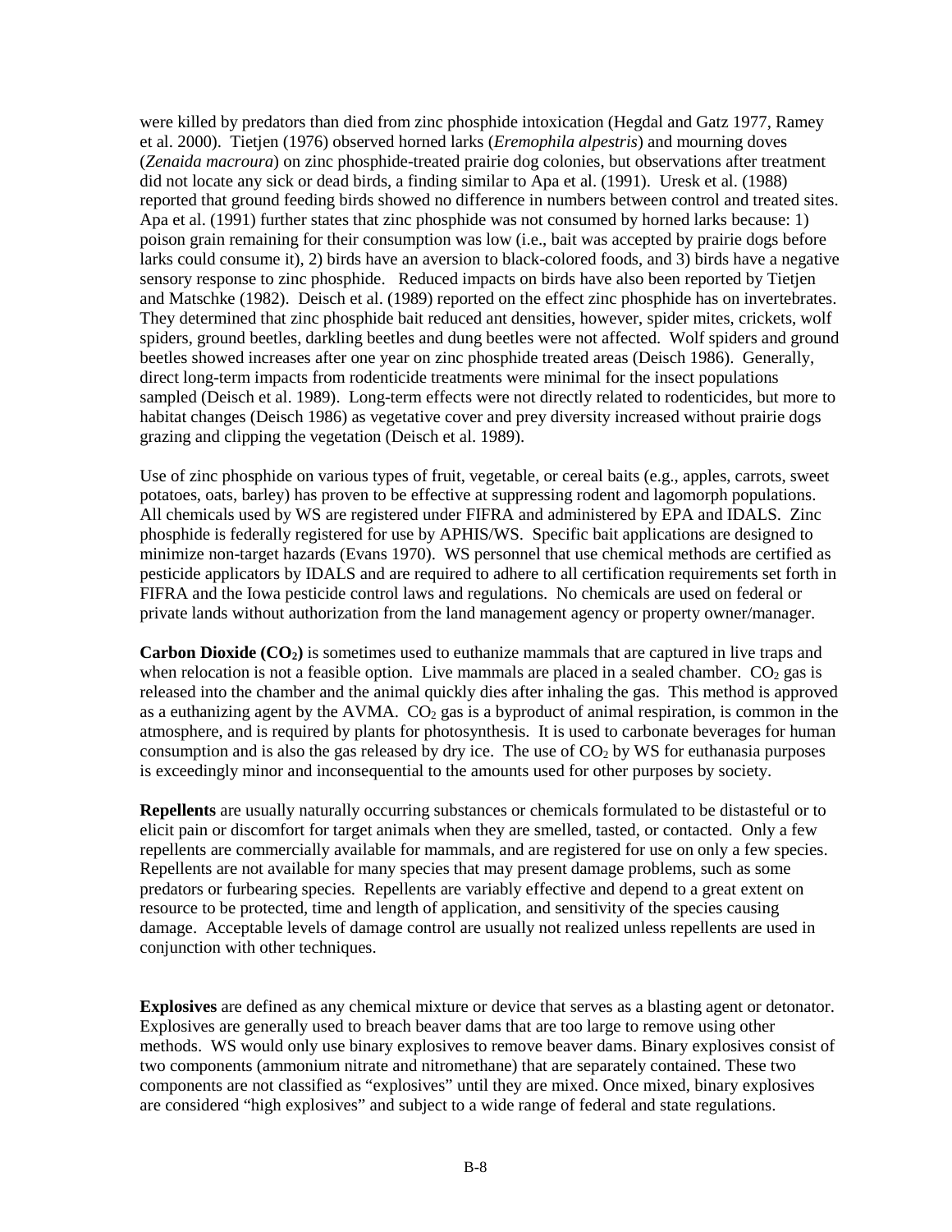were killed by predators than died from zinc phosphide intoxication (Hegdal and Gatz 1977, Ramey et al. 2000). Tietjen (1976) observed horned larks (*Eremophila alpestris*) and mourning doves (*Zenaida macroura*) on zinc phosphide-treated prairie dog colonies, but observations after treatment did not locate any sick or dead birds, a finding similar to Apa et al. (1991). Uresk et al. (1988) reported that ground feeding birds showed no difference in numbers between control and treated sites. Apa et al. (1991) further states that zinc phosphide was not consumed by horned larks because: 1) poison grain remaining for their consumption was low (i.e., bait was accepted by prairie dogs before larks could consume it), 2) birds have an aversion to black-colored foods, and 3) birds have a negative sensory response to zinc phosphide. Reduced impacts on birds have also been reported by Tietjen and Matschke (1982). Deisch et al. (1989) reported on the effect zinc phosphide has on invertebrates. They determined that zinc phosphide bait reduced ant densities, however, spider mites, crickets, wolf spiders, ground beetles, darkling beetles and dung beetles were not affected. Wolf spiders and ground beetles showed increases after one year on zinc phosphide treated areas (Deisch 1986). Generally, direct long-term impacts from rodenticide treatments were minimal for the insect populations sampled (Deisch et al. 1989). Long-term effects were not directly related to rodenticides, but more to habitat changes (Deisch 1986) as vegetative cover and prey diversity increased without prairie dogs grazing and clipping the vegetation (Deisch et al. 1989).

Use of zinc phosphide on various types of fruit, vegetable, or cereal baits (e.g., apples, carrots, sweet potatoes, oats, barley) has proven to be effective at suppressing rodent and lagomorph populations. All chemicals used by WS are registered under FIFRA and administered by EPA and IDALS. Zinc phosphide is federally registered for use by APHIS/WS. Specific bait applications are designed to minimize non-target hazards (Evans 1970). WS personnel that use chemical methods are certified as pesticide applicators by IDALS and are required to adhere to all certification requirements set forth in FIFRA and the Iowa pesticide control laws and regulations. No chemicals are used on federal or private lands without authorization from the land management agency or property owner/manager.

**Carbon Dioxide ($CO_2$)** is sometimes used to euthanize mammals that are captured in live traps and when relocation is not a feasible option. Live mammals are placed in a sealed chamber. $CO_2$ gas is released into the chamber and the animal quickly dies after inhaling the gas. This method is approved as a euthanizing agent by the AVMA. $CO_2$ gas is a byproduct of animal respiration, is common in the atmosphere, and is required by plants for photosynthesis. It is used to carbonate beverages for human consumption and is also the gas released by dry ice. The use of $CO_2$ by WS for euthanasia purposes is exceedingly minor and inconsequential to the amounts used for other purposes by society.

**Repellents** are usually naturally occurring substances or chemicals formulated to be distasteful or to elicit pain or discomfort for target animals when they are smelled, tasted, or contacted. Only a few repellents are commercially available for mammals, and are registered for use on only a few species. Repellents are not available for many species that may present damage problems, such as some predators or furbearing species. Repellents are variably effective and depend to a great extent on resource to be protected, time and length of application, and sensitivity of the species causing damage. Acceptable levels of damage control are usually not realized unless repellents are used in conjunction with other techniques.

**Explosives** are defined as any chemical mixture or device that serves as a blasting agent or detonator. Explosives are generally used to breach beaver dams that are too large to remove using other methods. WS would only use binary explosives to remove beaver dams. Binary explosives consist of two components (ammonium nitrate and nitromethane) that are separately contained. These two components are not classified as "explosives" until they are mixed. Once mixed, binary explosives are considered "high explosives" and subject to a wide range of federal and state regulations.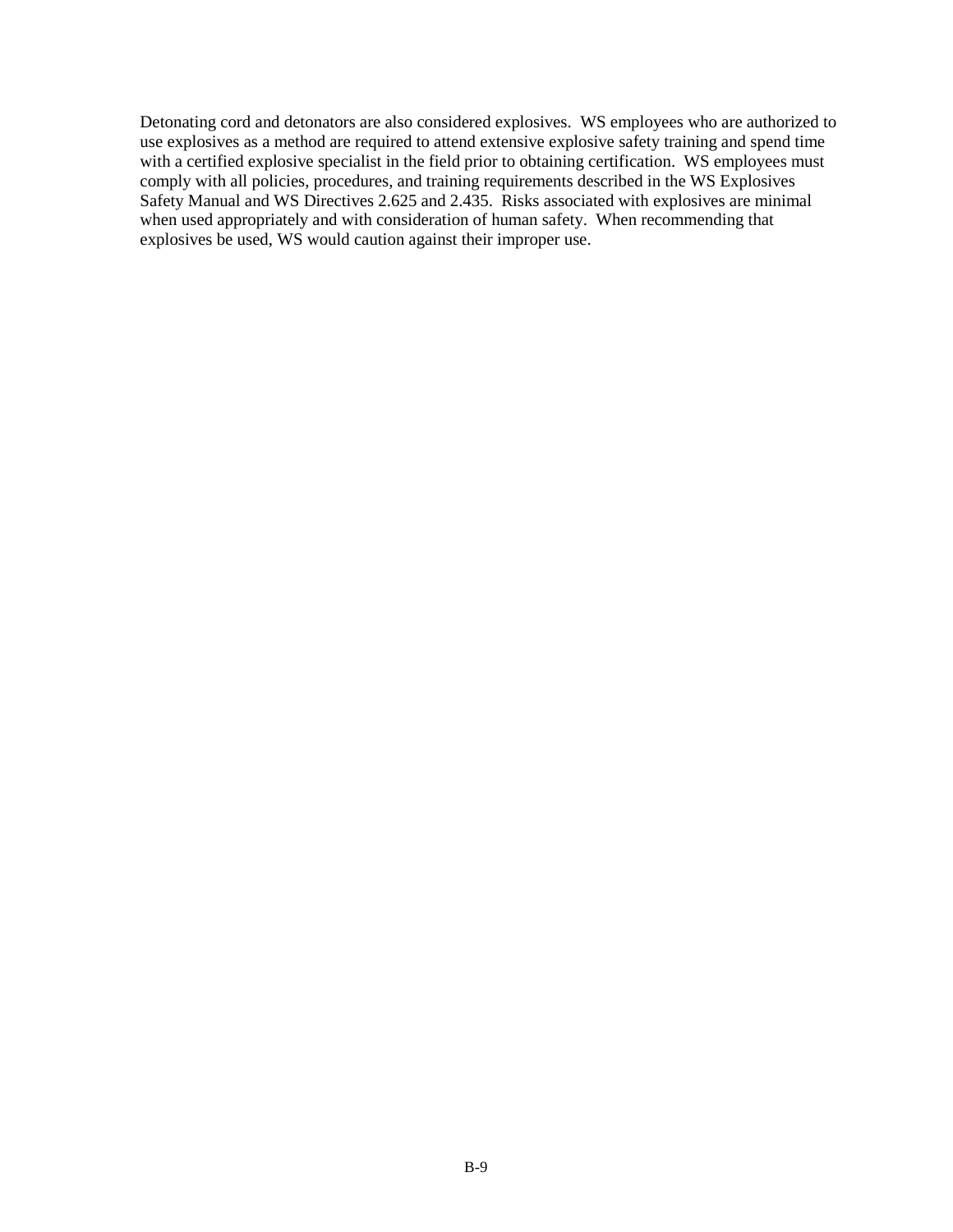Detonating cord and detonators are also considered explosives. WS employees who are authorized to use explosives as a method are required to attend extensive explosive safety training and spend time with a certified explosive specialist in the field prior to obtaining certification. WS employees must comply with all policies, procedures, and training requirements described in the WS Explosives Safety Manual and WS Directives 2.625 and 2.435. Risks associated with explosives are minimal when used appropriately and with consideration of human safety. When recommending that explosives be used, WS would caution against their improper use.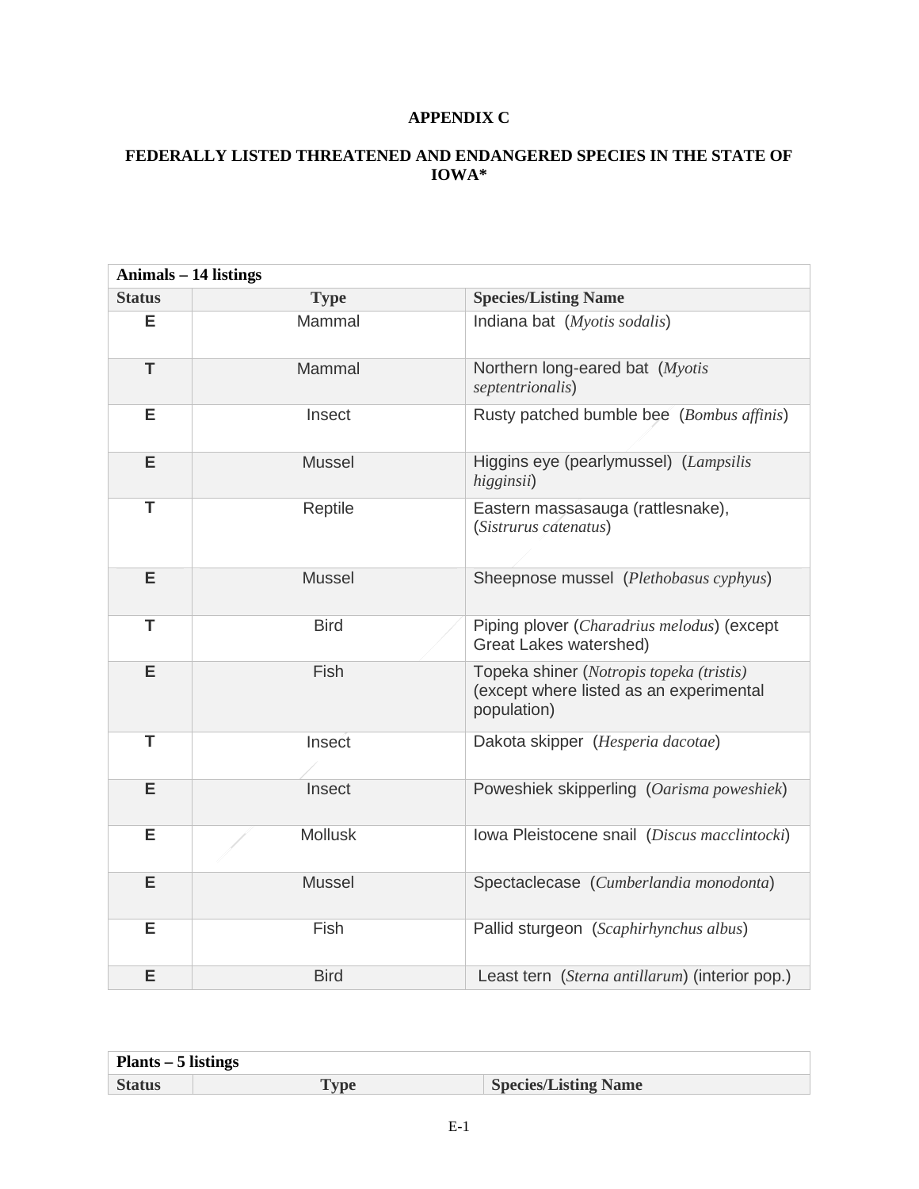**APPENDIX C**

**FEDERALLY LISTED THREATENED AND ENDANGERED SPECIES IN THE STATE OF IOWA***

| **Animals – 14 listings** | | |
|---|---|---|
| **Status** | **Type** | **Species/Listing Name** |
| E | Mammal | Indiana bat (*Myotis sodalis*) |
| T | Mammal | Northern long-eared bat (*Myotis septentrionalis*) |
| E | Insect | Rusty patched bumble bee (*Bombus affinis*) |
| E | Mussel | Higgins eye (pearlymussel) (*Lampsilis higginsii*) |
| T | Reptile | Eastern massasauga (rattlesnake), (*Sistrurus catenatus*) |
| E | Mussel | Sheepnose mussel (*Plethobasus cyphyus*) |
| T | Bird | Piping plover (*Charadrius melodus*) (except Great Lakes watershed) |
| E | Fish | Topeka shiner (*Notropis topeka (tristis)* (except where listed as an experimental population) |
| T | Insect | Dakota skipper (*Hesperia dacotae*) |
| E | Insect | Poweshiek skipperling (*Oarisma poweshiek*) |
| E | Mollusk | Iowa Pleistocene snail (*Discus macclintocki*) |
| E | Mussel | Spectaclecase (*Cumberlandia monodonta*) |
| E | Fish | Pallid sturgeon (*Scaphirhynchus albus*) |
| E | Bird | Least tern (*Sterna antillarum*) (interior pop.) |

| **Plants – 5 listings** | | |
|---|---|---|
| **Status** | **Type** | **Species/Listing Name** |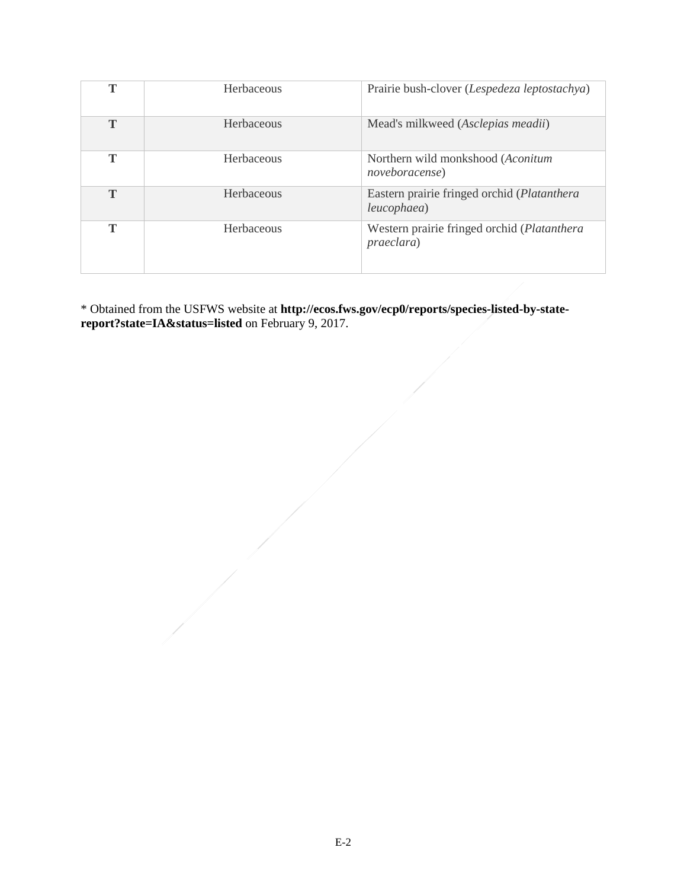| T | Herbaceous | Prairie bush-clover (*Lespedeza leptostachya*) |
|---|---|---|
| T | Herbaceous | Mead's milkweed (*Asclepias meadii*) |
| T | Herbaceous | Northern wild monkshood (*Aconitum noveboracense*) |
| T | Herbaceous | Eastern prairie fringed orchid (*Platanthera leucophaea*) |
| T | Herbaceous | Western prairie fringed orchid (*Platanthera praeclara*) |

* Obtained from the USFWS website at **http://ecos.fws.gov/ecp0/reports/species-listed-by-state-report?state=IA&status=listed** on February 9, 2017.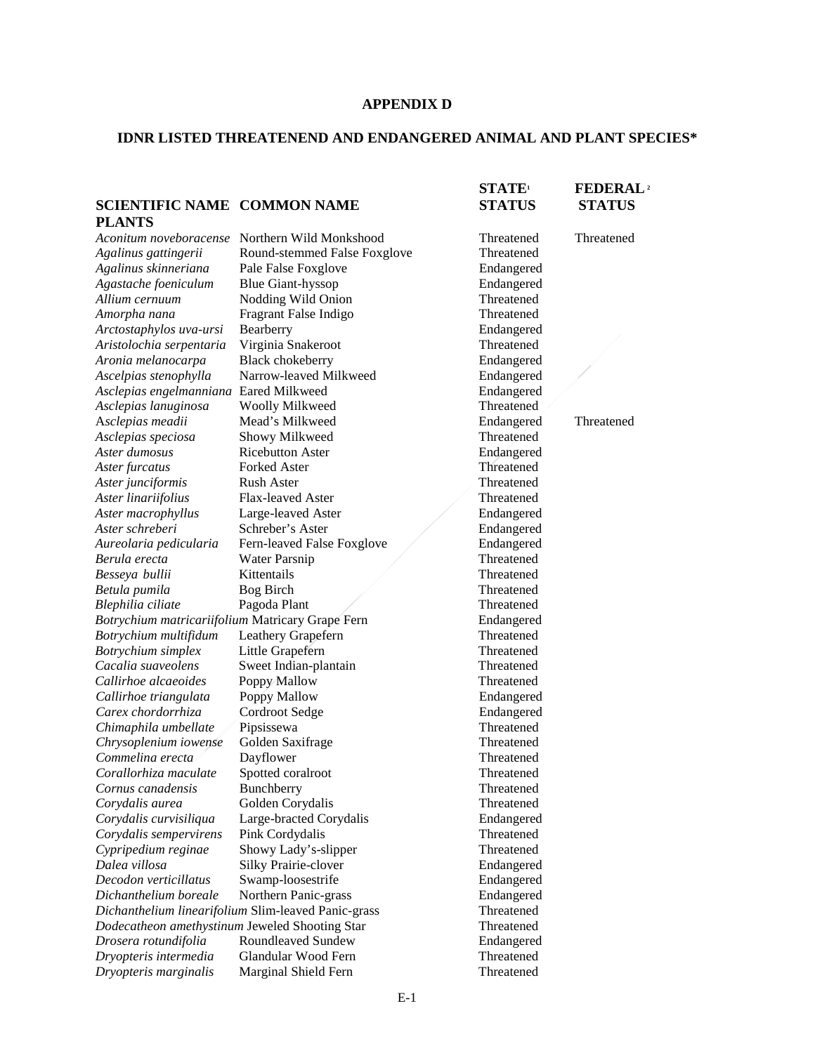**APPENDIX D**

**IDNR LISTED THREATENEND AND ENDANGERED ANIMAL AND PLANT SPECIES***

| SCIENTIFIC NAME | COMMON NAME | STATE[1] STATUS | FEDERAL[2] STATUS |
|---|---|---|---|
| **PLANTS** | | | |
| *Aconitum noveboracense* | Northern Wild Monkshood | Threatened | Threatened |
| *Agalinus gattingerii* | Round-stemmed False Foxglove | Threatened | |
| *Agalinus skinneriana* | Pale False Foxglove | Endangered | |
| *Agastache foeniculum* | Blue Giant-hyssop | Endangered | |
| *Allium cernuum* | Nodding Wild Onion | Threatened | |
| *Amorpha nana* | Fragrant False Indigo | Threatened | |
| *Arctostaphylos uva-ursi* | Bearberry | Endangered | |
| *Aristolochia serpentaria* | Virginia Snakeroot | Threatened | |
| *Aronia melanocarpa* | Black chokeberry | Endangered | |
| *Ascelpias stenophylla* | Narrow-leaved Milkweed | Endangered | |
| *Asclepias engelmanniana* | Eared Milkweed | Endangered | |
| *Asclepias lanuginosa* | Woolly Milkweed | Threatened | |
| *Asclepias meadii* | Mead's Milkweed | Endangered | Threatened |
| *Asclepias speciosa* | Showy Milkweed | Threatened | |
| *Aster dumosus* | Ricebutton Aster | Endangered | |
| *Aster furcatus* | Forked Aster | Threatened | |
| *Aster junciformis* | Rush Aster | Threatened | |
| *Aster linariifolius* | Flax-leaved Aster | Threatened | |
| *Aster macrophyllus* | Large-leaved Aster | Endangered | |
| *Aster schreberi* | Schreber's Aster | Endangered | |
| *Aureolaria pedicularia* | Fern-leaved False Foxglove | Endangered | |
| *Berula erecta* | Water Parsnip | Threatened | |
| *Besseya bullii* | Kittentails | Threatened | |
| *Betula pumila* | Bog Birch | Threatened | |
| *Blephilia ciliate* | Pagoda Plant | Threatened | |
| *Botrychium matricariifolium* | Matricary Grape Fern | Endangered | |
| *Botrychium multifidum* | Leathery Grapefern | Threatened | |
| *Botrychium simplex* | Little Grapefern | Threatened | |
| *Cacalia suaveolens* | Sweet Indian-plantain | Threatened | |
| *Callirhoe alcaeoides* | Poppy Mallow | Threatened | |
| *Callirhoe triangulata* | Poppy Mallow | Endangered | |
| *Carex chordorrhiza* | Cordroot Sedge | Endangered | |
| *Chimaphila umbellate* | Pipsissewa | Threatened | |
| *Chrysoplenium iowense* | Golden Saxifrage | Threatened | |
| *Commelina erecta* | Dayflower | Threatened | |
| *Corallorhiza maculate* | Spotted coralroot | Threatened | |
| *Cornus canadensis* | Bunchberry | Threatened | |
| *Corydalis aurea* | Golden Corydalis | Threatened | |
| *Corydalis curvisiliqua* | Large-bracted Corydalis | Endangered | |
| *Corydalis sempervirens* | Pink Cordydalis | Threatened | |
| *Cypripedium reginae* | Showy Lady's-slipper | Threatened | |
| *Dalea villosa* | Silky Prairie-clover | Endangered | |
| *Decodon verticillatus* | Swamp-loosestrife | Endangered | |
| *Dichanthelium boreale* | Northern Panic-grass | Endangered | |
| *Dichanthelium linearifolium* | Slim-leaved Panic-grass | Threatened | |
| *Dodecatheon amethystinum* | Jeweled Shooting Star | Threatened | |
| *Drosera rotundifolia* | Roundleaved Sundew | Endangered | |
| *Dryopteris intermedia* | Glandular Wood Fern | Threatened | |
| *Dryopteris marginalis* | Marginal Shield Fern | Threatened | |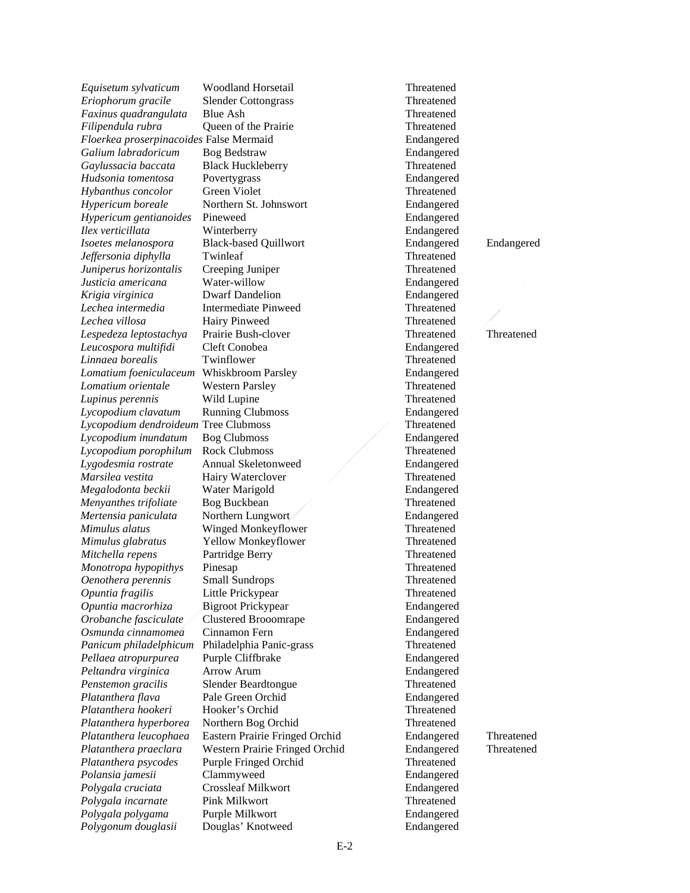| | | | |
|---|---|---|---|
| *Equisetum sylvaticum* | Woodland Horsetail | Threatened | |
| *Eriophorum gracile* | Slender Cottongrass | Threatened | |
| *Faxinus quadrangulata* | Blue Ash | Threatened | |
| *Filipendula rubra* | Queen of the Prairie | Threatened | |
| *Floerkea proserpinacoides* | False Mermaid | Endangered | |
| *Galium labradoricum* | Bog Bedstraw | Endangered | |
| *Gaylussacia baccata* | Black Huckleberry | Threatened | |
| *Hudsonia tomentosa* | Povertygrass | Endangered | |
| *Hybanthus concolor* | Green Violet | Threatened | |
| *Hypericum boreale* | Northern St. Johnswort | Endangered | |
| *Hypericum gentianoides* | Pineweed | Endangered | |
| *Ilex verticillata* | Winterberry | Endangered | |
| *Isoetes melanospora* | Black-based Quillwort | Endangered | Endangered |
| *Jeffersonia diphylla* | Twinleaf | Threatened | |
| *Juniperus horizontalis* | Creeping Juniper | Threatened | |
| *Justicia americana* | Water-willow | Endangered | |
| *Krigia virginica* | Dwarf Dandelion | Endangered | |
| *Lechea intermedia* | Intermediate Pinweed | Threatened | |
| *Lechea villosa* | Hairy Pinweed | Threatened | |
| *Lespedeza leptostachya* | Prairie Bush-clover | Threatened | Threatened |
| *Leucospora multifidi* | Cleft Conobea | Endangered | |
| *Linnaea borealis* | Twinflower | Threatened | |
| *Lomatium foeniculaceum* | Whiskbroom Parsley | Endangered | |
| *Lomatium orientale* | Western Parsley | Threatened | |
| *Lupinus perennis* | Wild Lupine | Threatened | |
| *Lycopodium clavatum* | Running Clubmoss | Endangered | |
| *Lycopodium dendroideum* | Tree Clubmoss | Threatened | |
| *Lycopodium inundatum* | Bog Clubmoss | Endangered | |
| *Lycopodium porophilum* | Rock Clubmoss | Threatened | |
| *Lygodesmia rostrate* | Annual Skeletonweed | Endangered | |
| *Marsilea vestita* | Hairy Waterclover | Threatened | |
| *Megalodonta beckii* | Water Marigold | Endangered | |
| *Menyanthes trifoliate* | Bog Buckbean | Threatened | |
| *Mertensia paniculata* | Northern Lungwort | Endangered | |
| *Mimulus alatus* | Winged Monkeyflower | Threatened | |
| *Mimulus glabratus* | Yellow Monkeyflower | Threatened | |
| *Mitchella repens* | Partridge Berry | Threatened | |
| *Monotropa hypopithys* | Pinesap | Threatened | |
| *Oenothera perennis* | Small Sundrops | Threatened | |
| *Opuntia fragilis* | Little Prickypear | Threatened | |
| *Opuntia macrorhiza* | Bigroot Prickypear | Endangered | |
| *Orobanche fasciculate* | Clustered Brooomrape | Endangered | |
| *Osmunda cinnamomea* | Cinnamon Fern | Endangered | |
| *Panicum philadelphicum* | Philadelphia Panic-grass | Threatened | |
| *Pellaea atropurpurea* | Purple Cliffbrake | Endangered | |
| *Peltandra virginica* | Arrow Arum | Endangered | |
| *Penstemon gracilis* | Slender Beardtongue | Threatened | |
| *Platanthera flava* | Pale Green Orchid | Endangered | |
| *Platanthera hookeri* | Hooker's Orchid | Threatened | |
| *Platanthera hyperborea* | Northern Bog Orchid | Threatened | |
| *Platanthera leucophaea* | Eastern Prairie Fringed Orchid | Endangered | Threatened |
| *Platanthera praeclara* | Western Prairie Fringed Orchid | Endangered | Threatened |
| *Platanthera psycodes* | Purple Fringed Orchid | Threatened | |
| *Polansia jamesii* | Clammyweed | Endangered | |
| *Polygala cruciata* | Crossleaf Milkwort | Endangered | |
| *Polygala incarnate* | Pink Milkwort | Threatened | |
| *Polygala polygama* | Purple Milkwort | Endangered | |
| *Polygonum douglasii* | Douglas' Knotweed | Endangered | |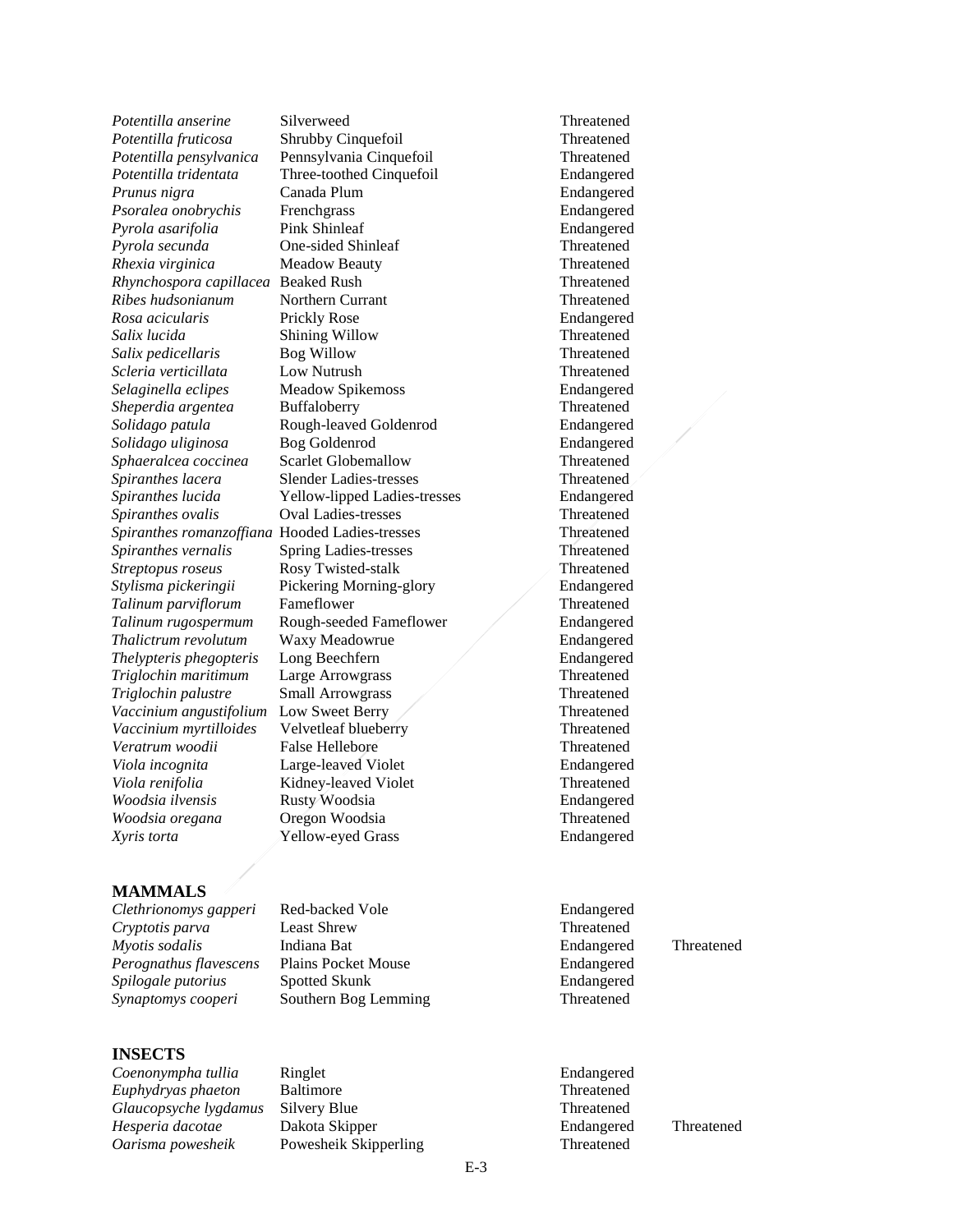| | | | |
|---|---|---|---|
| *Potentilla anserine* | Silverweed | Threatened | |
| *Potentilla fruticosa* | Shrubby Cinquefoil | Threatened | |
| *Potentilla pensylvanica* | Pennsylvania Cinquefoil | Threatened | |
| *Potentilla tridentata* | Three-toothed Cinquefoil | Endangered | |
| *Psunus nigra* | Canada Plum | Endangered | |
| *Psoralea onobrychis* | Frenchgrass | Endangered | |
| *Pyrola asarifolia* | Pink Shinleaf | Endangered | |
| *Pyrola secunda* | One-sided Shinleaf | Threatened | |
| *Rhexia virginica* | Meadow Beauty | Threatened | |
| *Rhynchospora capillacea* | Beaked Rush | Threatened | |
| *Ribes hudsonianum* | Northern Currant | Threatened | |
| *Rosa acicularis* | Prickly Rose | Endangered | |
| *Salix lucida* | Shining Willow | Threatened | |
| *Salix pedicellaris* | Bog Willow | Threatened | |
| *Scleria verticillata* | Low Nutrush | Threatened | |
| *Selaginella eclipes* | Meadow Spikemoss | Endangered | |
| *Sheperdia argentea* | Buffaloberry | Threatened | |
| *Solidago patula* | Rough-leaved Goldenrod | Endangered | |
| *Solidago uliginosa* | Bog Goldenrod | Endangered | |
| *Sphaeralcea coccinea* | Scarlet Globemallow | Threatened | |
| *Spiranthes lacera* | Slender Ladies-tresses | Threatened | |
| *Spiranthes lucida* | Yellow-lipped Ladies-tresses | Endangered | |
| *Spiranthes ovalis* | Oval Ladies-tresses | Threatened | |
| *Spiranthes romanzoffiana* | Hooded Ladies-tresses | Threatened | |
| *Spiranthes vernalis* | Spring Ladies-tresses | Threatened | |
| *Streptopus roseus* | Rosy Twisted-stalk | Threatened | |
| *Stylisma pickeringii* | Pickering Morning-glory | Endangered | |
| *Talinum parviflorum* | Fameflower | Threatened | |
| *Talinum rugospermum* | Rough-seeded Fameflower | Endangered | |
| *Thalictrum revolutum* | Waxy Meadowrue | Endangered | |
| *Thelypteris phegopteris* | Long Beechfern | Endangered | |
| *Triglochin maritimum* | Large Arrowgrass | Threatened | |
| *Triglochin palustre* | Small Arrowgrass | Threatened | |
| *Vaccinium angustifolium* | Low Sweet Berry | Threatened | |
| *Vaccinium myrtilloides* | Velvetleaf blueberry | Threatened | |
| *Veratrum woodii* | False Hellebore | Threatened | |
| *Viola incognita* | Large-leaved Violet | Endangered | |
| *Viola renifolia* | Kidney-leaved Violet | Threatened | |
| *Woodsia ilvensis* | Rusty Woodsia | Endangered | |
| *Woodsia oregana* | Oregon Woodsia | Threatened | |
| *Xyris torta* | Yellow-eyed Grass | Endangered | |

## MAMMALS

| | | | |
|---|---|---|---|
| *Clethrionomys gapperi* | Red-backed Vole | Endangered | |
| *Cryptotis parva* | Least Shrew | Threatened | |
| *Myotis sodalis* | Indiana Bat | Endangered | Threatened |
| *Perognathus flavescens* | Plains Pocket Mouse | Endangered | |
| *Spilogale putorius* | Spotted Skunk | Endangered | |
| *Synaptomys cooperi* | Southern Bog Lemming | Threatened | |

## INSECTS

| | | | |
|---|---|---|---|
| *Coenonympha tullia* | Ringlet | Endangered | |
| *Euphydryas phaeton* | Baltimore | Threatened | |
| *Glaucopsyche lygdamus* | Silvery Blue | Threatened | |
| *Hesperia dacotae* | Dakota Skipper | Endangered | Threatened |
| *Oarisma powesheik* | Powesheik Skipperling | Threatened | |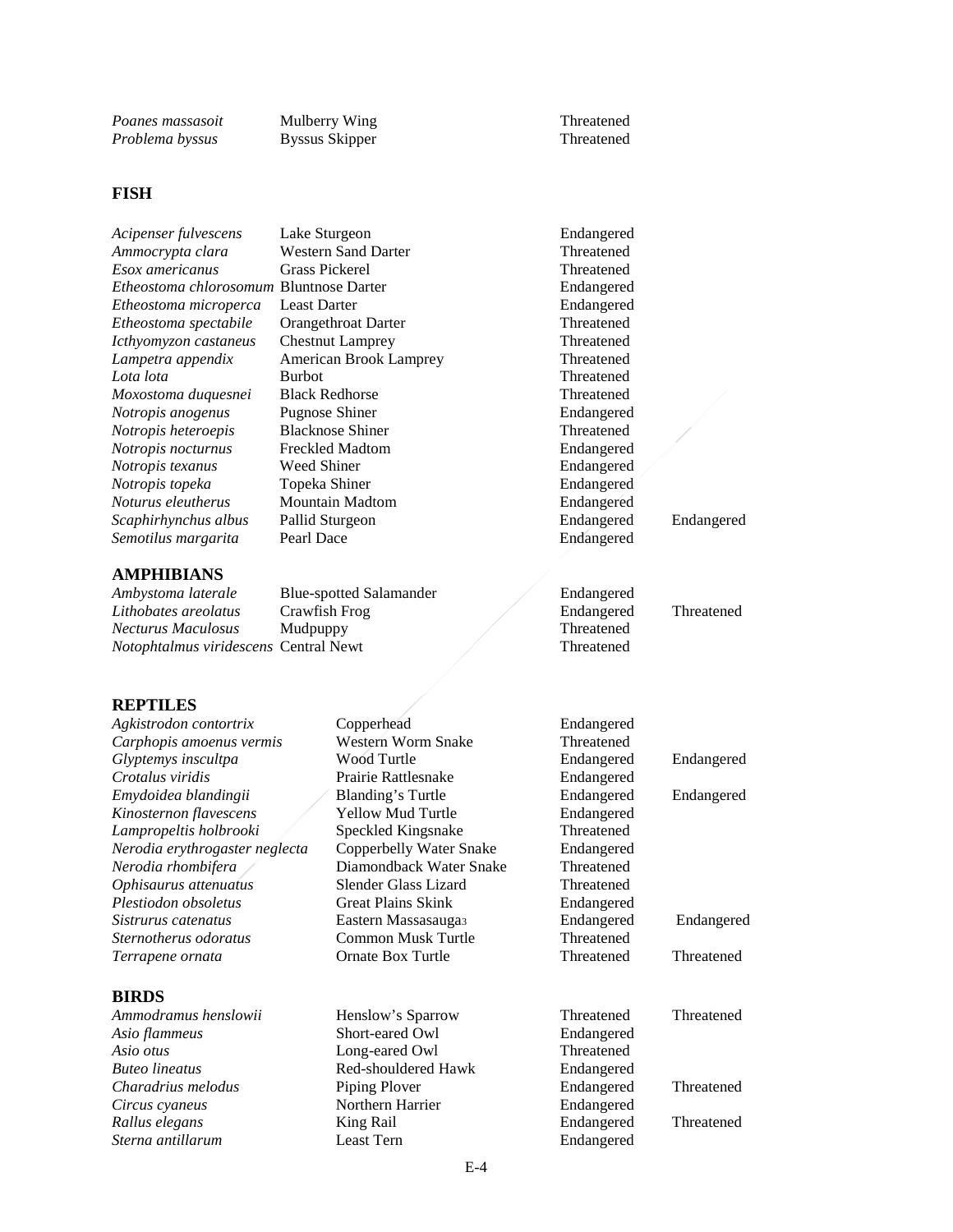| | | | |
|---|---|---|---|
| *Poanes massasoit* | Mulberry Wing | Threatened | |
| *Problema byssus* | Byssus Skipper | Threatened | |

## FISH

| | | | |
|---|---|---|---|
| *Acipenser fulvescens* | Lake Sturgeon | Endangered | |
| *Ammocrypta clara* | Western Sand Darter | Threatened | |
| *Esox americanus* | Grass Pickerel | Threatened | |
| *Etheostoma chlorosomum* | Bluntnose Darter | Endangered | |
| *Etheostoma microperca* | Least Darter | Endangered | |
| *Etheostoma spectabile* | Orangethroat Darter | Threatened | |
| *Icthyomyzon castaneus* | Chestnut Lamprey | Threatened | |
| *Lampetra appendix* | American Brook Lamprey | Threatened | |
| *Lota lota* | Burbot | Threatened | |
| *Moxostoma duquesnei* | Black Redhorse | Threatened | |
| *Notropis anogenus* | Pugnose Shiner | Endangered | |
| *Notropis heteroepis* | Blacknose Shiner | Threatened | |
| *Notropis nocturnus* | Freckled Madtom | Endangered | |
| *Notropis texanus* | Weed Shiner | Endangered | |
| *Notropis topeka* | Topeka Shiner | Endangered | |
| *Noturus eleutherus* | Mountain Madtom | Endangered | |
| *Scaphirhynchus albus* | Pallid Sturgeon | Endangered | Endangered |
| *Semotilus margarita* | Pearl Dace | Endangered | |

## AMPHIBIANS

| | | | |
|---|---|---|---|
| *Ambystoma laterale* | Blue-spotted Salamander | Endangered | |
| *Lithobates areolatus* | Crawfish Frog | Endangered | Threatened |
| *Necturus Maculosus* | Mudpuppy | Threatened | |
| *Notophtalmus viridescens* | Central Newt | Threatened | |

## REPTILES

| | | | |
|---|---|---|---|
| *Agkistrodon contortrix* | Copperhead | Endangered | |
| *Carphopis amoenus vermis* | Western Worm Snake | Threatened | |
| *Glyptemys inscultpa* | Wood Turtle | Endangered | Endangered |
| *Crotalus viridis* | Prairie Rattlesnake | Endangered | |
| *Emydoidea blandingii* | Blanding's Turtle | Endangered | Endangered |
| *Kinosternon flavescens* | Yellow Mud Turtle | Endangered | |
| *Lampropeltis holbrooki* | Speckled Kingsnake | Threatened | |
| *Nerodia erythrogaster neglecta* | Copperbelly Water Snake | Endangered | |
| *Nerodia rhombifera* | Diamondback Water Snake | Threatened | |
| *Ophisaurus attenuatus* | Slender Glass Lizard | Threatened | |
| *Plestiodon obsoletus* | Great Plains Skink | Endangered | |
| *Sistrurus catenatus* | Eastern Massasauga[3] | Endangered | Endangered |
| *Sternotherus odoratus* | Common Musk Turtle | Threatened | |
| *Terrapene ornata* | Ornate Box Turtle | Threatened | Threatened |

## BIRDS

| | | | |
|---|---|---|---|
| *Ammodramus henslowii* | Henslow's Sparrow | Threatened | Threatened |
| *Asio flammeus* | Short-eared Owl | Endangered | |
| *Asio otus* | Long-eared Owl | Threatened | |
| *Buteo lineatus* | Red-shouldered Hawk | Endangered | |
| *Charadrius melodus* | Piping Plover | Endangered | Threatened |
| *Circus cyaneus* | Northern Harrier | Endangered | |
| *Rallus elegans* | King Rail | Endangered | Threatened |
| *Sterna antillarum* | Least Tern | Endangered | |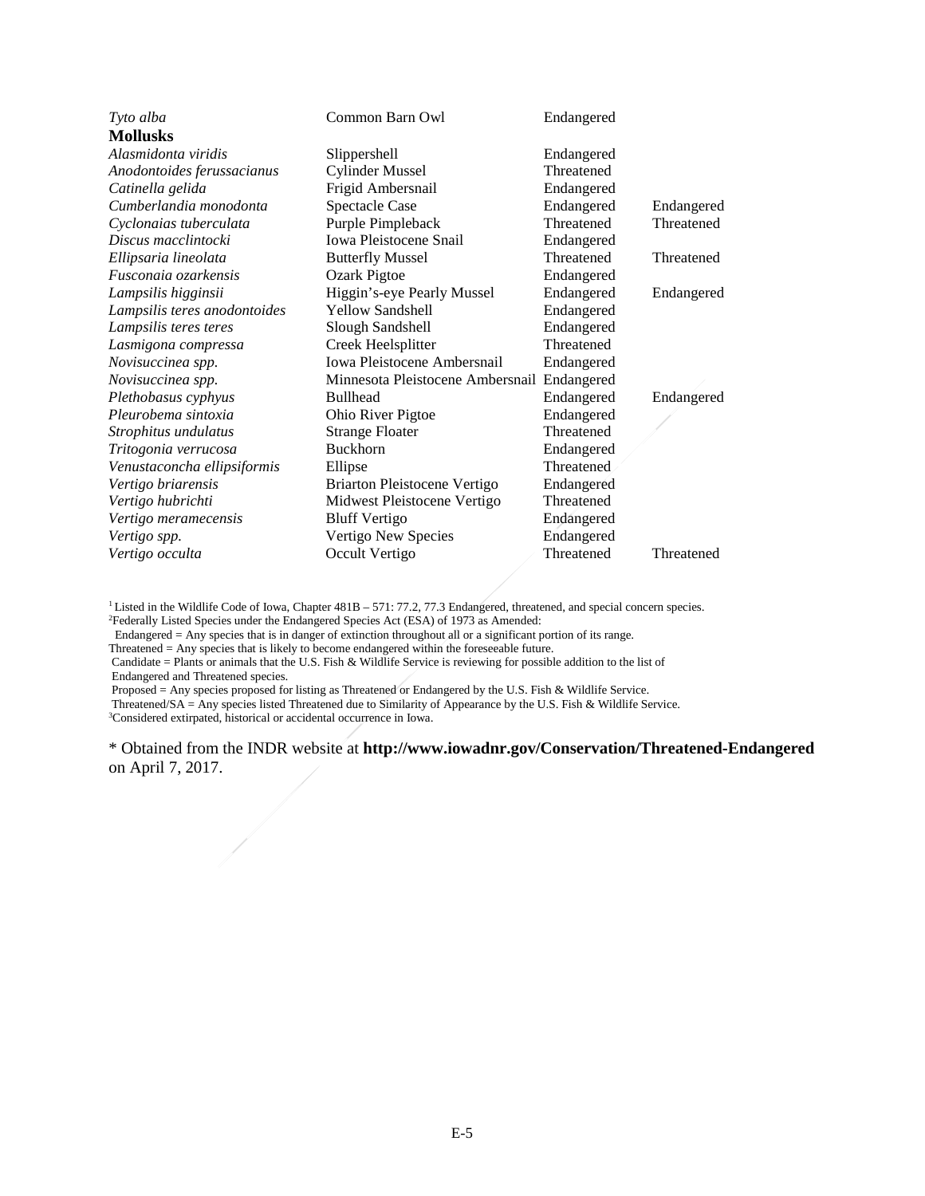| | | | |
|---|---|---|---|
| *Tyto alba* | Common Barn Owl | Endangered | |
| **Mollusks** | | | |
| *Alasmidonta viridis* | Slippershell | Endangered | |
| *Anodontoides ferussacianus* | Cylinder Mussel | Threatened | |
| *Catinella gelida* | Frigid Ambersnail | Endangered | |
| *Cumberlandia monodonta* | Spectacle Case | Endangered | Endangered |
| *Cyclonaias tuberculata* | Purple Pimpleback | Threatened | Threatened |
| *Discus macclintocki* | Iowa Pleistocene Snail | Endangered | |
| *Ellipsaria lineolata* | Butterfly Mussel | Threatened | Threatened |
| *Fusconaia ozarkensis* | Ozark Pigtoe | Endangered | |
| *Lampsilis higginsii* | Higgin's-eye Pearly Mussel | Endangered | Endangered |
| *Lampsilis teres anodontoides* | Yellow Sandshell | Endangered | |
| *Lampsilis teres teres* | Slough Sandshell | Endangered | |
| *Lasmigona compressa* | Creek Heelsplitter | Threatened | |
| *Novisuccinea spp.* | Iowa Pleistocene Ambersnail | Endangered | |
| *Novisuccinea spp.* | Minnesota Pleistocene Ambersnail | Endangered | |
| *Plethobasus cyphyus* | Bullhead | Endangered | Endangered |
| *Pleurobema sintoxia* | Ohio River Pigtoe | Endangered | |
| *Strophitus undulatus* | Strange Floater | Threatened | |
| *Tritogonia verrucosa* | Buckhorn | Endangered | |
| *Venustaconcha ellipsiformis* | Ellipse | Threatened | |
| *Vertigo briarensis* | Briarton Pleistocene Vertigo | Endangered | |
| *Vertigo hubrichti* | Midwest Pleistocene Vertigo | Threatened | |
| *Vertigo meramecensis* | Bluff Vertigo | Endangered | |
| *Vertigo spp.* | Vertigo New Species | Endangered | |
| *Vertigo occulta* | Occult Vertigo | Threatened | Threatened |

[1] Listed in the Wildlife Code of Iowa, Chapter 481B – 571: 77.2, 77.3 Endangered, threatened, and special concern species.
[2] Federally Listed Species under the Endangered Species Act (ESA) of 1973 as Amended:
Endangered = Any species that is in danger of extinction throughout all or a significant portion of its range.
Threatened = Any species that is likely to become endangered within the foreseeable future.
Candidate = Plants or animals that the U.S. Fish & Wildlife Service is reviewing for possible addition to the list of Endangered and Threatened species.
Proposed = Any species proposed for listing as Threatened or Endangered by the U.S. Fish & Wildlife Service.
Threatened/SA = Any species listed Threatened due to Similarity of Appearance by the U.S. Fish & Wildlife Service.
[3] Considered extirpated, historical or accidental occurrence in Iowa.

* Obtained from the INDR website at **http://www.iowadnr.gov/Conservation/Threatened-Endangered** on April 7, 2017.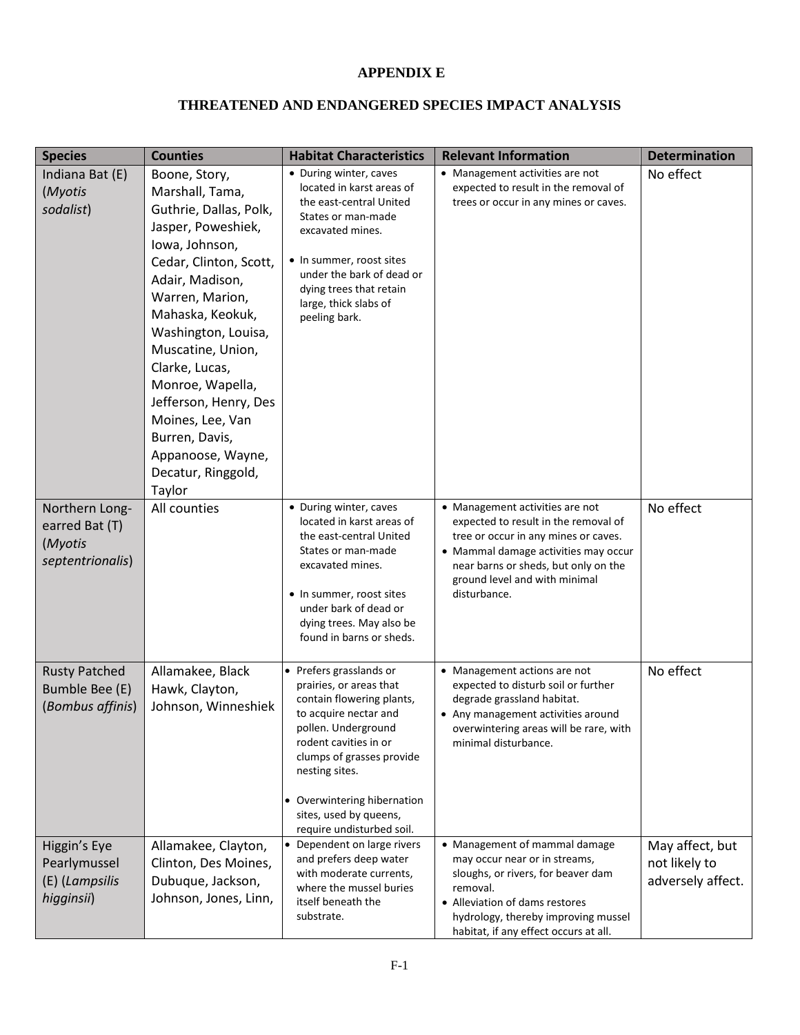# APPENDIX E

## THREATENED AND ENDANGERED SPECIES IMPACT ANALYSIS

| Species | Counties | Habitat Characteristics | Relevant Information | Determination |
|---|---|---|---|---|
| Indiana Bat (E) (*Myotis sodalist*) | Boone, Story, Marshall, Tama, Guthrie, Dallas, Polk, Jasper, Poweshiek, Iowa, Johnson, Cedar, Clinton, Scott, Adair, Madison, Warren, Marion, Mahaska, Keokuk, Washington, Louisa, Muscatine, Union, Clarke, Lucas, Monroe, Wapella, Jefferson, Henry, Des Moines, Lee, Van Burren, Davis, Appanoose, Wayne, Decatur, Ringgold, Taylor | • During winter, caves located in karst areas of the east-central United States or man-made excavated mines.<br>• In summer, roost sites under the bark of dead or dying trees that retain large, thick slabs of peeling bark. | • Management activities are not expected to result in the removal of trees or occur in any mines or caves. | No effect |
| Northern Long-eared Bat (T) (*Myotis septentrionalis*) | All counties | • During winter, caves located in karst areas of the east-central United States or man-made excavated mines.<br>• In summer, roost sites under bark of dead or dying trees. May also be found in barns or sheds. | • Management activities are not expected to result in the removal of tree or occur in any mines or caves.<br>• Mammal damage activities may occur near barns or sheds, but only on the ground level and with minimal disturbance. | No effect |
| Rusty Patched Bumble Bee (E) (*Bombus affinis*) | Allamakee, Black Hawk, Clayton, Johnson, Winneshiek | • Prefers grasslands or prairies, or areas that contain flowering plants, to acquire nectar and pollen. Underground rodent cavities in or clumps of grasses provide nesting sites.<br>• Overwintering hibernation sites, used by queens, require undisturbed soil. | • Management actions are not expected to disturb soil or further degrade grassland habitat.<br>• Any management activities around overwintering areas will be rare, with minimal disturbance. | No effect |
| Higgin's Eye Pearlymussel (E) (*Lampsilis higginsii*) | Allamakee, Clayton, Clinton, Des Moines, Dubuque, Jackson, Johnson, Jones, Linn, | • Dependent on large rivers and prefers deep water with moderate currents, where the mussel buries itself beneath the substrate. | • Management of mammal damage may occur near or in streams, sloughs, or rivers, for beaver dam removal.<br>• Alleviation of dams restores hydrology, thereby improving mussel habitat, if any effect occurs at all. | May affect, but not likely to adversely affect. |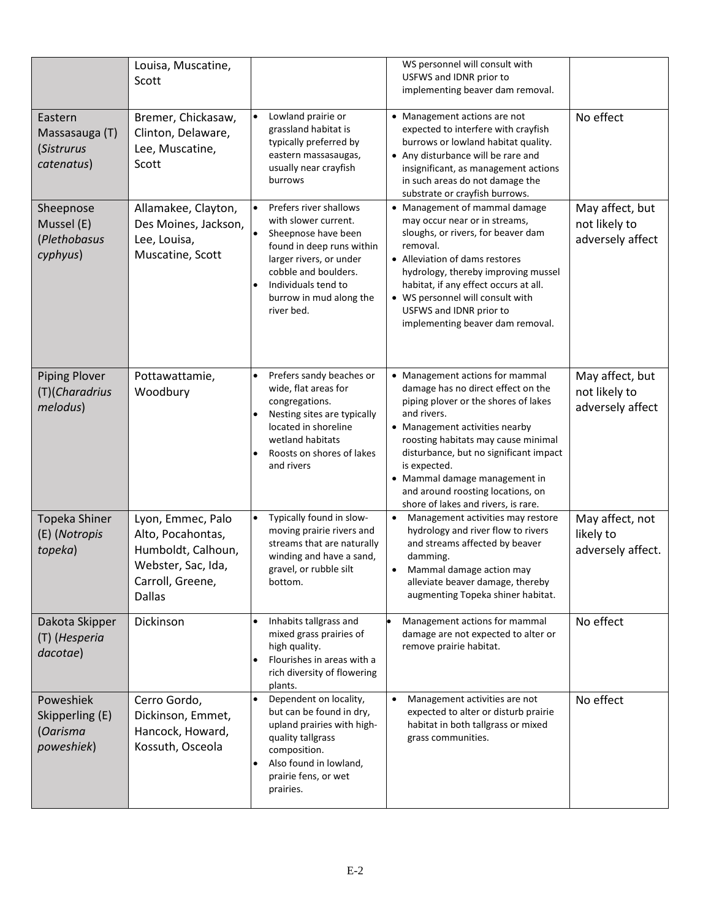| | | | | |
|---|---|---|---|---|
| | Louisa, Muscatine, Scott | | WS personnel will consult with USFWS and IDNR prior to implementing beaver dam removal. | |
| Eastern Massasauga (T) (*Sistrurus catenatus*) | Bremer, Chickasaw, Clinton, Delaware, Lee, Muscatine, Scott | • Lowland prairie or grassland habitat is typically preferred by eastern massasaugas, usually near crayfish burrows | • Management actions are not expected to interfere with crayfish burrows or lowland habitat quality.<br>• Any disturbance will be rare and insignificant, as management actions in such areas do not damage the substrate or crayfish burrows. | No effect |
| Sheepnose Mussel (E) (*Plethobasus cyphyus*) | Allamakee, Clayton, Des Moines, Jackson, Lee, Louisa, Muscatine, Scott | • Prefers river shallows with slower current.<br>• Sheepnose have been found in deep runs within larger rivers, or under cobble and boulders.<br>• Individuals tend to burrow in mud along the river bed. | • Management of mammal damage may occur near or in streams, sloughs, or rivers, for beaver dam removal.<br>• Alleviation of dams restores hydrology, thereby improving mussel habitat, if any effect occurs at all.<br>• WS personnel will consult with USFWS and IDNR prior to implementing beaver dam removal. | May affect, but not likely to adversely affect |
| Piping Plover (T)(*Charadrius melodus*) | Pottawattamie, Woodbury | • Prefers sandy beaches or wide, flat areas for congregations.<br>• Nesting sites are typically located in shoreline wetland habitats<br>• Roosts on shores of lakes and rivers | • Management actions for mammal damage has no direct effect on the piping plover or the shores of lakes and rivers.<br>• Management activities nearby roosting habitats may cause minimal disturbance, but no significant impact is expected.<br>• Mammal damage management in and around roosting locations, on shore of lakes and rivers, is rare. | May affect, but not likely to adversely affect |
| Topeka Shiner (E) (*Notropis topeka*) | Lyon, Emmec, Palo Alto, Pocahontas, Humboldt, Calhoun, Webster, Sac, Ida, Carroll, Greene, Dallas | • Typically found in slow-moving prairie rivers and streams that are naturally winding and have a sand, gravel, or rubble silt bottom. | • Management activities may restore hydrology and river flow to rivers and streams affected by beaver damming.<br>• Mammal damage action may alleviate beaver damage, thereby augmenting Topeka shiner habitat. | May affect, not likely to adversely affect. |
| Dakota Skipper (T) (*Hesperia dacotae*) | Dickinson | • Inhabits tallgrass and mixed grass prairies of high quality.<br>• Flourishes in areas with a rich diversity of flowering plants. | • Management actions for mammal damage are not expected to alter or remove prairie habitat. | No effect |
| Poweshiek Skipperling (E) (*Oarisma poweshiek*) | Cerro Gordo, Dickinson, Emmet, Hancock, Howard, Kossuth, Osceola | • Dependent on locality, but can be found in dry, upland prairies with high-quality tallgrass composition.<br>• Also found in lowland, prairie fens, or wet prairies. | • Management activities are not expected to alter or disturb prairie habitat in both tallgrass or mixed grass communities. | No effect |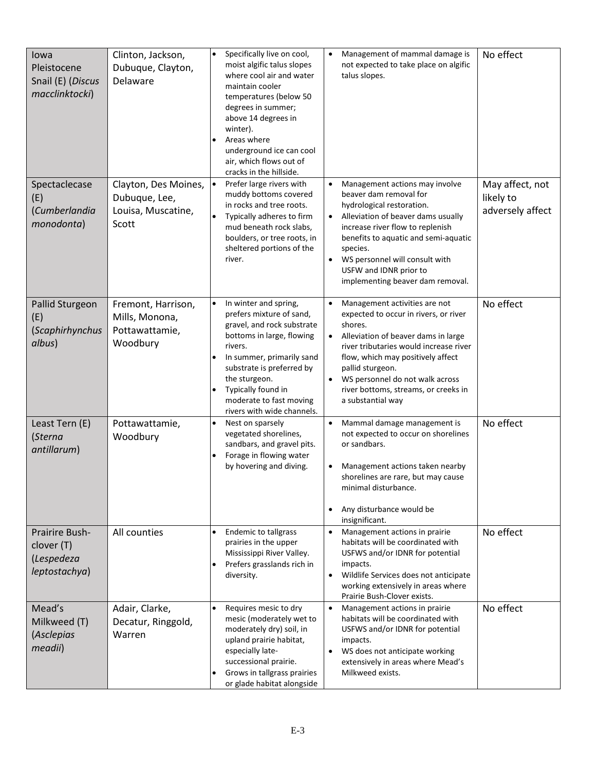| | | | | |
|---|---|---|---|---|
| Iowa Pleistocene Snail (E) (*Discus macclinktocki*) | Clinton, Jackson, Dubuque, Clayton, Delaware | • Specifically live on cool, moist algific talus slopes where cool air and water maintain cooler temperatures (below 50 degrees in summer; above 14 degrees in winter).<br>• Areas where underground ice can cool air, which flows out of cracks in the hillside. | • Management of mammal damage is not expected to take place on algific talus slopes. | No effect |
| Spectaclecase (E) (*Cumberlandia monodonta*) | Clayton, Des Moines, Dubuque, Lee, Louisa, Muscatine, Scott | • Prefer large rivers with muddy bottoms covered in rocks and tree roots.<br>• Typically adheres to firm mud beneath rock slabs, boulders, or tree roots, in sheltered portions of the river. | • Management actions may involve beaver dam removal for hydrological restoration.<br>• Alleviation of beaver dams usually increase river flow to replenish benefits to aquatic and semi-aquatic species.<br>• WS personnel will consult with USFW and IDNR prior to implementing beaver dam removal. | May affect, not likely to adversely affect |
| Pallid Sturgeon (E) (*Scaphirhynchus albus*) | Fremont, Harrison, Mills, Monona, Pottawattamie, Woodbury | • In winter and spring, prefers mixture of sand, gravel, and rock substrate bottoms in large, flowing rivers.<br>• In summer, primarily sand substrate is preferred by the sturgeon.<br>• Typically found in moderate to fast moving rivers with wide channels. | • Management activities are not expected to occur in rivers, or river shores.<br>• Alleviation of beaver dams in large river tributaries would increase river flow, which may positively affect pallid sturgeon.<br>• WS personnel do not walk across river bottoms, streams, or creeks in a substantial way | No effect |
| Least Tern (E) (*Sterna antillarum*) | Pottawattamie, Woodbury | • Nest on sparsely vegetated shorelines, sandbars, and gravel pits.<br>• Forage in flowing water by hovering and diving. | • Mammal damage management is not expected to occur on shorelines or sandbars.<br>• Management actions taken nearby shorelines are rare, but may cause minimal disturbance.<br>• Any disturbance would be insignificant. | No effect |
| Prairire Bush-clover (T) (*Lespedeza leptostachya*) | All counties | • Endemic to tallgrass prairies in the upper Mississippi River Valley.<br>• Prefers grasslands rich in diversity. | • Management actions in prairie habitats will be coordinated with USFWS and/or IDNR for potential impacts.<br>• Wildlife Services does not anticipate working extensively in areas where Prairie Bush-Clover exists. | No effect |
| Mead's Milkweed (T) (*Asclepias meadii*) | Adair, Clarke, Decatur, Ringgold, Warren | • Requires mesic to dry mesic (moderately wet to moderately dry) soil, in upland prairie habitat, especially late-successional prairie.<br>• Grows in tallgrass prairies or glade habitat alongside | • Management actions in prairie habitats will be coordinated with USFWS and/or IDNR for potential impacts.<br>• WS does not anticipate working extensively in areas where Mead's Milkweed exists. | No effect |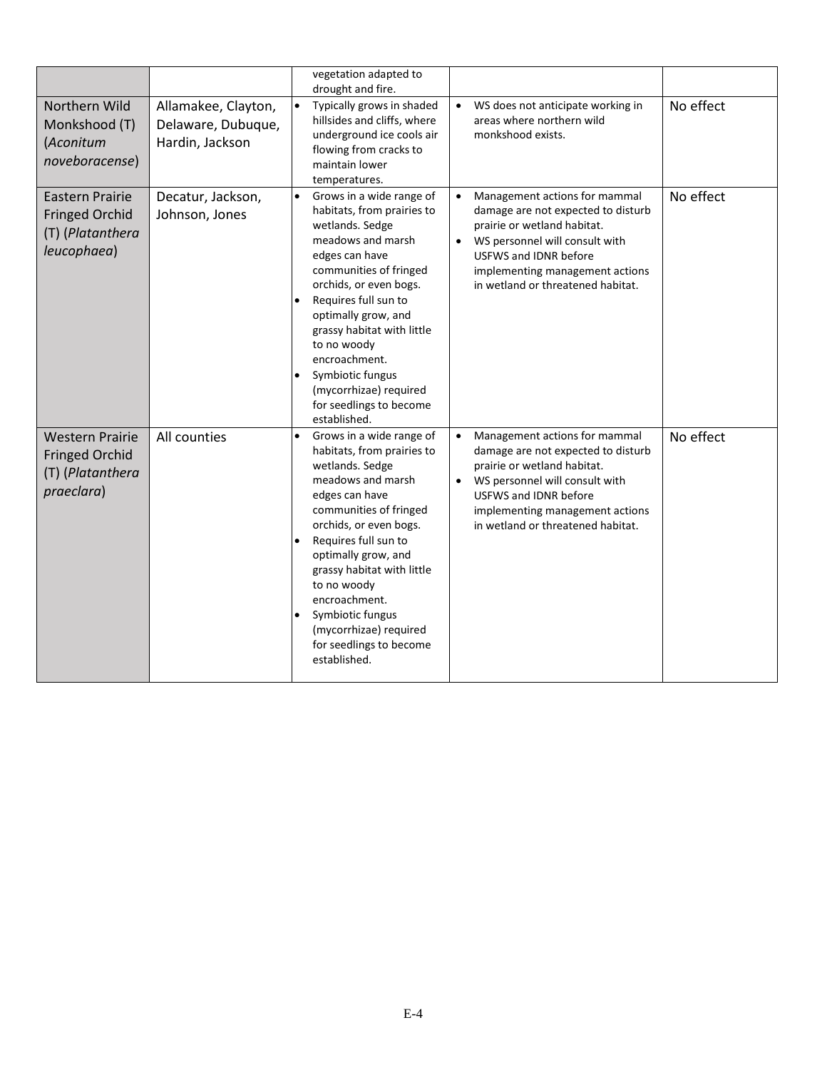| | | | | |
|---|---|---|---|---|
| | | vegetation adapted to drought and fire. | | |
| Northern Wild Monkshood (T) (*Aconitum noveboracense*) | Allamakee, Clayton, Delaware, Dubuque, Hardin, Jackson | • Typically grows in shaded hillsides and cliffs, where underground ice cools air flowing from cracks to maintain lower temperatures. | • WS does not anticipate working in areas where northern wild monkshood exists. | No effect |
| Eastern Prairie Fringed Orchid (T) (*Platanthera leucophaea*) | Decatur, Jackson, Johnson, Jones | • Grows in a wide range of habitats, from prairies to wetlands. Sedge meadows and marsh edges can have communities of fringed orchids, or even bogs.<br>• Requires full sun to optimally grow, and grassy habitat with little to no woody encroachment.<br>• Symbiotic fungus (mycorrhizae) required for seedlings to become established. | • Management actions for mammal damage are not expected to disturb prairie or wetland habitat.<br>• WS personnel will consult with USFWS and IDNR before implementing management actions in wetland or threatened habitat. | No effect |
| Western Prairie Fringed Orchid (T) (*Platanthera praeclara*) | All counties | • Grows in a wide range of habitats, from prairies to wetlands. Sedge meadows and marsh edges can have communities of fringed orchids, or even bogs.<br>• Requires full sun to optimally grow, and grassy habitat with little to no woody encroachment.<br>• Symbiotic fungus (mycorrhizae) required for seedlings to become established. | • Management actions for mammal damage are not expected to disturb prairie or wetland habitat.<br>• WS personnel will consult with USFWS and IDNR before implementing management actions in wetland or threatened habitat. | No effect |